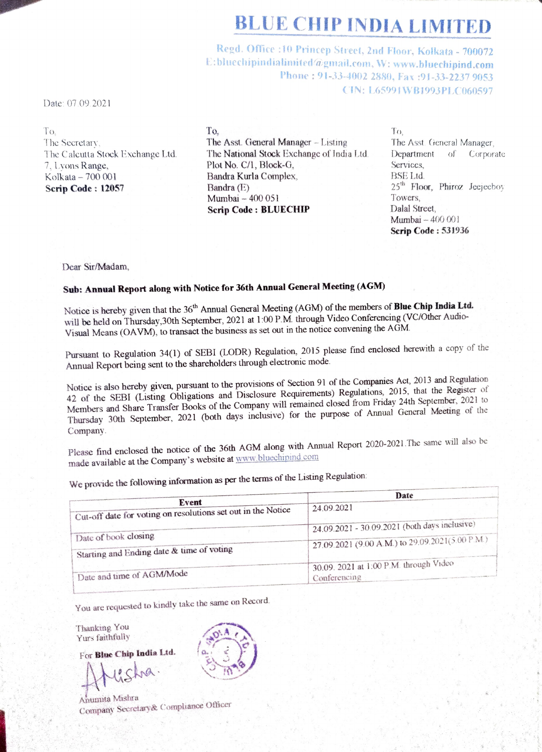# BLUE CHIP INDIA LIMITED

Regd. Office :10 Princep Street, 2nd Floor, Kolkata - 700072
E:bluechipindialimited@gmail.com, W: www.bluechipind.com
Phone : 91-33-4002 2880, Fax :91-33-2237 9053
CIN: L65991WB1993PLC060597

Date: 07.09.2021

To,
The Secretary,
The Calcutta Stock Exchange Ltd.
7, Lyons Range,
Kolkata – 700 001
**Scrip Code : 12057**

To,
The Asst. General Manager – Listing
The National Stock Exchange of India Ltd.
Plot No. C/1, Block-G,
Bandra Kurla Complex,
Bandra (E)
Mumbai – 400 051
**Scrip Code : BLUECHIP**

To,
The Asst. General Manager,
Department of Corporate Services,
BSE Ltd.
25th Floor, Phiroz Jeejeeboy Towers,
Dalal Street,
Mumbai – 400 001
**Scrip Code : 531936**

Dear Sir/Madam,

**Sub: Annual Report along with Notice for 36th Annual General Meeting (AGM)**

Notice is hereby given that the 36th Annual General Meeting (AGM) of the members of **Blue Chip India Ltd.** will be held on Thursday,30th September, 2021 at 1:00 P.M. through Video Conferencing (VC/Other Audio-Visual Means (OAVM), to transact the business as set out in the notice convening the AGM.

Pursuant to Regulation 34(1) of SEBI (LODR) Regulation, 2015 please find enclosed herewith a copy of the Annual Report being sent to the shareholders through electronic mode.

Notice is also hereby given, pursuant to the provisions of Section 91 of the Companies Act, 2013 and Regulation 42 of the SEBI (Listing Obligations and Disclosure Requirements) Regulations, 2015, that the Register of Members and Share Transfer Books of the Company will remained closed from Friday 24th September, 2021 to Thursday 30th September, 2021 (both days inclusive) for the purpose of Annual General Meeting of the Company.

Please find enclosed the notice of the 36th AGM along with Annual Report 2020-2021.The same will also be made available at the Company's website at www.bluechipind.com

We provide the following information as per the terms of the Listing Regulation:

| Event | Date |
|---|---|
| Cut-off date for voting on resolutions set out in the Notice | 24.09.2021 |
| Date of book closing | 24.09.2021 - 30.09.2021 (both days inclusive) |
| Starting and Ending date & time of voting | 27.09.2021 (9.00 A.M.) to 29.09.2021(5.00 P.M.) |
| Date and time of AGM/Mode | 30.09. 2021 at 1:00 P.M. through Video Conferencing |

You are requested to kindly take the same on Record.

Thanking You
Yurs faithfully

For **Blue Chip India Ltd.**

Anumita Mishra
Company Secretary& Compliance Officer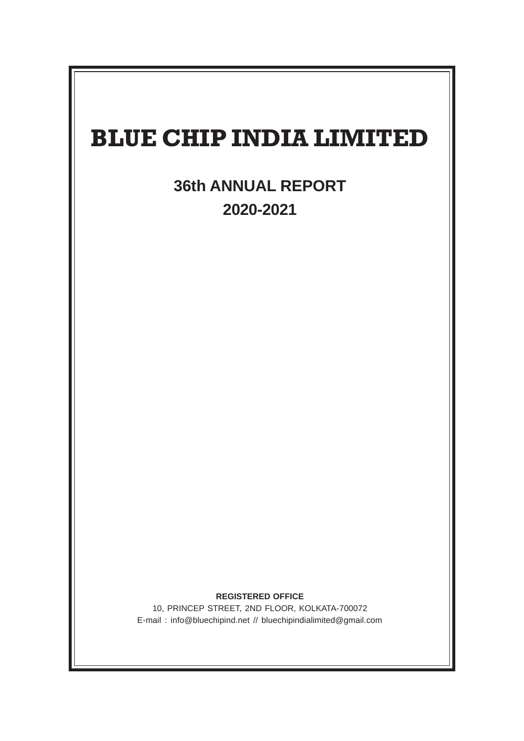# BLUE CHIP INDIA LIMITED

## 36th ANNUAL REPORT

## 2020-2021

**REGISTERED OFFICE**

10, PRINCEP STREET, 2ND FLOOR, KOLKATA-700072

E-mail : info@bluechipind.net // bluechipindialimited@gmail.com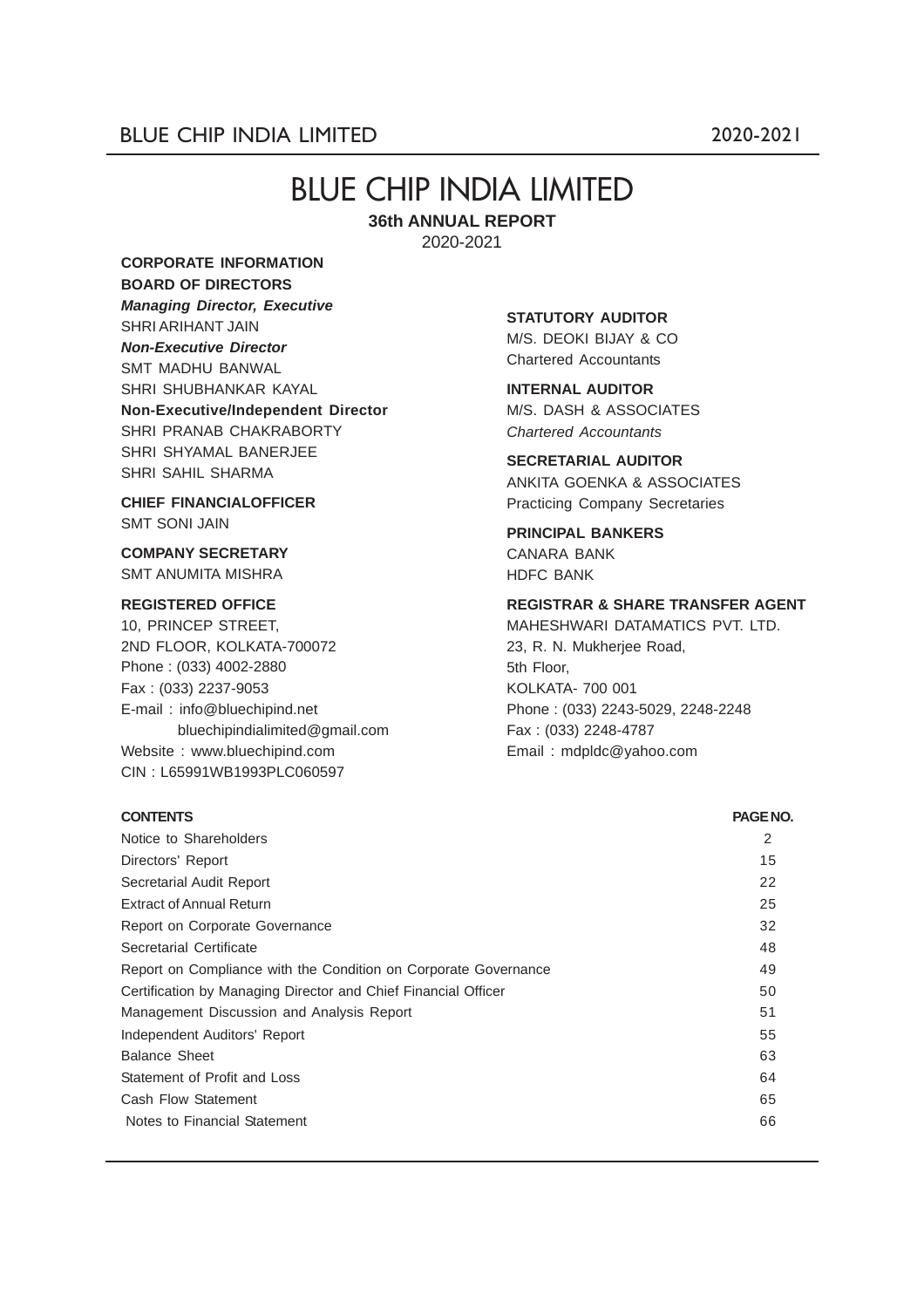# BLUE CHIP INDIA LIMITED

**36th ANNUAL REPORT**

2020-2021

**CORPORATE INFORMATION**

**BOARD OF DIRECTORS**

***Managing Director, Executive***

SHRI ARIHANT JAIN

***Non-Executive Director***

SMT MADHU BANWAL

SHRI SHUBHANKAR KAYAL

**Non-Executive/Independent Director**

SHRI PRANAB CHAKRABORTY

SHRI SHYAMAL BANERJEE

SHRI SAHIL SHARMA

**CHIEF FINANCIALOFFICER**

SMT SONI JAIN

**COMPANY SECRETARY**

SMT ANUMITA MISHRA

**REGISTERED OFFICE**

10, PRINCEP STREET,
2ND FLOOR, KOLKATA-700072
Phone : (033) 4002-2880
Fax : (033) 2237-9053
E-mail : info@bluechipind.net
bluechipindialimited@gmail.com
Website : www.bluechipind.com
CIN : L65991WB1993PLC060597

**STATUTORY AUDITOR**

M/S. DEOKI BIJAY & CO
Chartered Accountants

**INTERNAL AUDITOR**

M/S. DASH & ASSOCIATES
*Chartered Accountants*

**SECRETARIAL AUDITOR**

ANKITA GOENKA & ASSOCIATES
Practicing Company Secretaries

**PRINCIPAL BANKERS**

CANARA BANK
HDFC BANK

**REGISTRAR & SHARE TRANSFER AGENT**

MAHESHWARI DATAMATICS PVT. LTD.
23, R. N. Mukherjee Road,
5th Floor,
KOLKATA- 700 001
Phone : (033) 2243-5029, 2248-2248
Fax : (033) 2248-4787
Email : mdpldc@yahoo.com

| CONTENTS | PAGE NO. |
|---|---|
| Notice to Shareholders | 2 |
| Directors' Report | 15 |
| Secretarial Audit Report | 22 |
| Extract of Annual Return | 25 |
| Report on Corporate Governance | 32 |
| Secretarial Certificate | 48 |
| Report on Compliance with the Condition on Corporate Governance | 49 |
| Certification by Managing Director and Chief Financial Officer | 50 |
| Management Discussion and Analysis Report | 51 |
| Independent Auditors' Report | 55 |
| Balance Sheet | 63 |
| Statement of Profit and Loss | 64 |
| Cash Flow Statement | 65 |
| Notes to Financial Statement | 66 |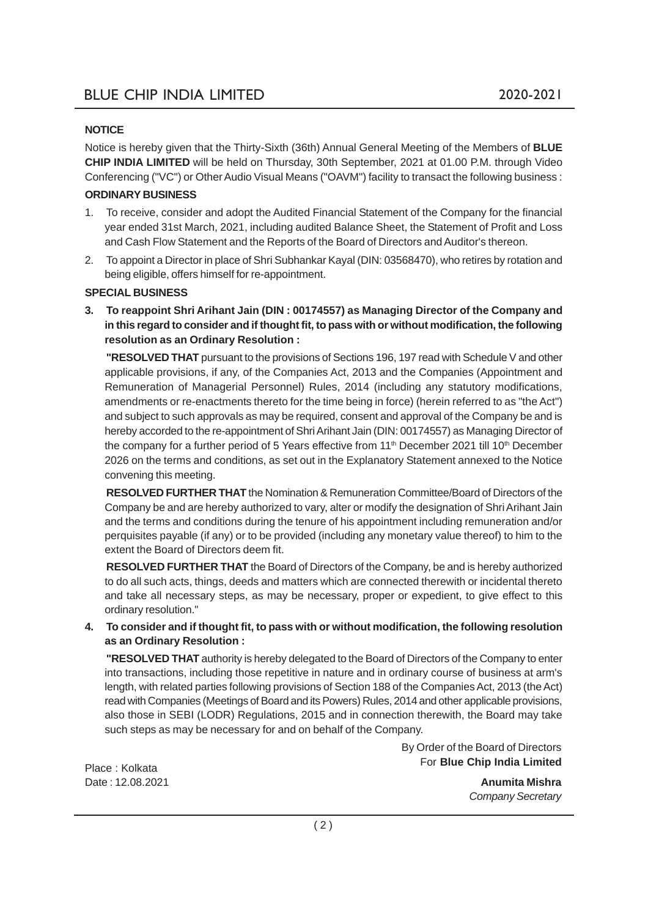## NOTICE

Notice is hereby given that the Thirty-Sixth (36th) Annual General Meeting of the Members of **BLUE CHIP INDIA LIMITED** will be held on Thursday, 30th September, 2021 at 01.00 P.M. through Video Conferencing ("VC") or Other Audio Visual Means ("OAVM") facility to transact the following business :

### ORDINARY BUSINESS

1. To receive, consider and adopt the Audited Financial Statement of the Company for the financial year ended 31st March, 2021, including audited Balance Sheet, the Statement of Profit and Loss and Cash Flow Statement and the Reports of the Board of Directors and Auditor's thereon.
2. To appoint a Director in place of Shri Subhankar Kayal (DIN: 03568470), who retires by rotation and being eligible, offers himself for re-appointment.

### SPECIAL BUSINESS

**3. To reappoint Shri Arihant Jain (DIN : 00174557) as Managing Director of the Company and in this regard to consider and if thought fit, to pass with or without modification, the following resolution as an Ordinary Resolution :**

**"RESOLVED THAT** pursuant to the provisions of Sections 196, 197 read with Schedule V and other applicable provisions, if any, of the Companies Act, 2013 and the Companies (Appointment and Remuneration of Managerial Personnel) Rules, 2014 (including any statutory modifications, amendments or re-enactments thereto for the time being in force) (herein referred to as "the Act") and subject to such approvals as may be required, consent and approval of the Company be and is hereby accorded to the re-appointment of Shri Arihant Jain (DIN: 00174557) as Managing Director of the company for a further period of 5 Years effective from 11th December 2021 till 10th December 2026 on the terms and conditions, as set out in the Explanatory Statement annexed to the Notice convening this meeting.

**RESOLVED FURTHER THAT** the Nomination & Remuneration Committee/Board of Directors of the Company be and are hereby authorized to vary, alter or modify the designation of Shri Arihant Jain and the terms and conditions during the tenure of his appointment including remuneration and/or perquisites payable (if any) or to be provided (including any monetary value thereof) to him to the extent the Board of Directors deem fit.

**RESOLVED FURTHER THAT** the Board of Directors of the Company, be and is hereby authorized to do all such acts, things, deeds and matters which are connected therewith or incidental thereto and take all necessary steps, as may be necessary, proper or expedient, to give effect to this ordinary resolution."

**4. To consider and if thought fit, to pass with or without modification, the following resolution as an Ordinary Resolution :**

**"RESOLVED THAT** authority is hereby delegated to the Board of Directors of the Company to enter into transactions, including those repetitive in nature and in ordinary course of business at arm's length, with related parties following provisions of Section 188 of the Companies Act, 2013 (the Act) read with Companies (Meetings of Board and its Powers) Rules, 2014 and other applicable provisions, also those in SEBI (LODR) Regulations, 2015 and in connection therewith, the Board may take such steps as may be necessary for and on behalf of the Company.

By Order of the Board of Directors
For **Blue Chip India Limited**

Place : Kolkata
Date : 12.08.2021

**Anumita Mishra**
*Company Secretary*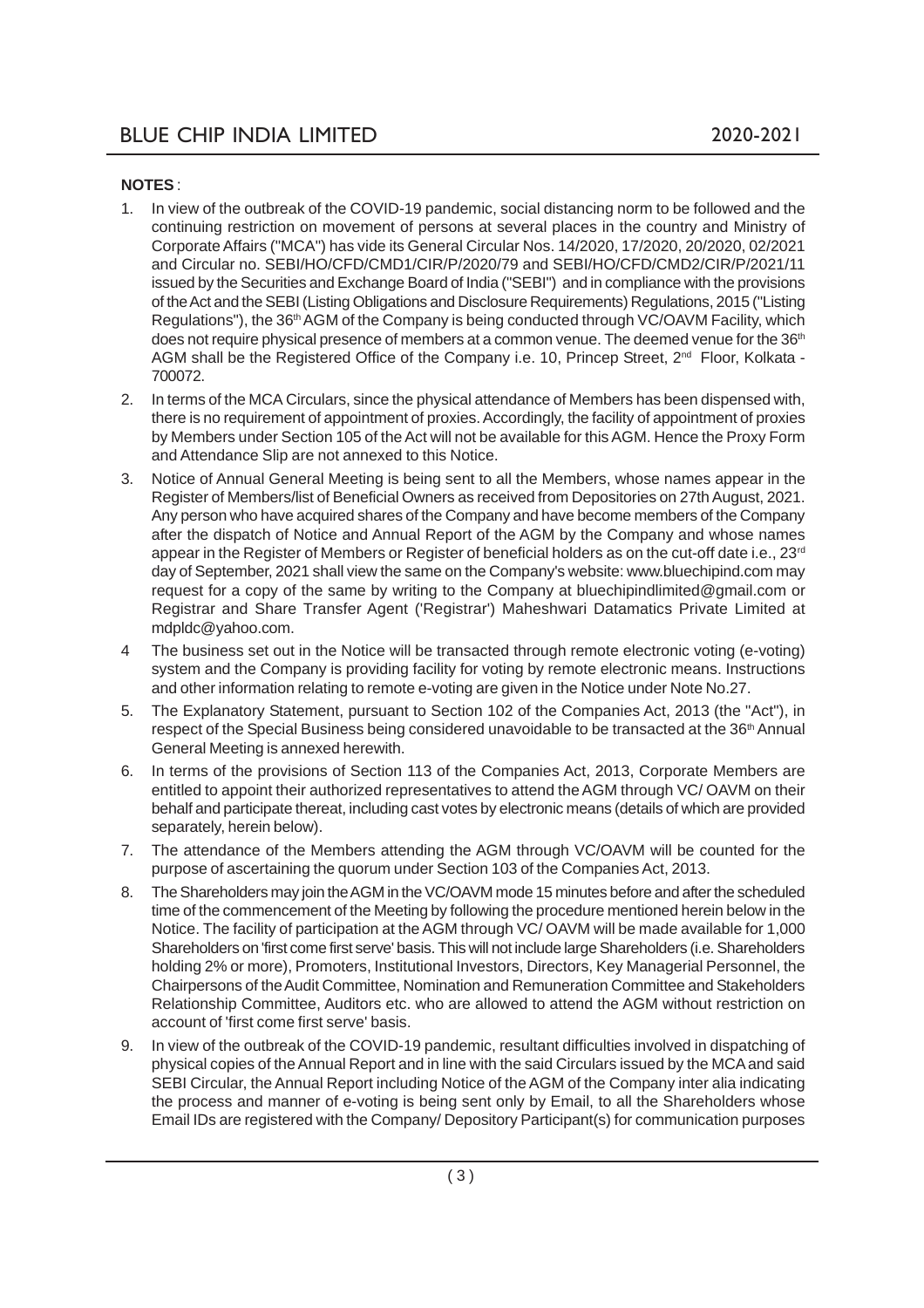**NOTES** :

1. In view of the outbreak of the COVID-19 pandemic, social distancing norm to be followed and the continuing restriction on movement of persons at several places in the country and Ministry of Corporate Affairs ("MCA") has vide its General Circular Nos. 14/2020, 17/2020, 20/2020, 02/2021 and Circular no. SEBI/HO/CFD/CMD1/CIR/P/2020/79 and SEBI/HO/CFD/CMD2/CIR/P/2021/11 issued by the Securities and Exchange Board of India ("SEBI") and in compliance with the provisions of the Act and the SEBI (Listing Obligations and Disclosure Requirements) Regulations, 2015 ("Listing Regulations"), the 36th AGM of the Company is being conducted through VC/OAVM Facility, which does not require physical presence of members at a common venue. The deemed venue for the 36th AGM shall be the Registered Office of the Company i.e. 10, Princep Street, 2nd Floor, Kolkata - 700072.
2. In terms of the MCA Circulars, since the physical attendance of Members has been dispensed with, there is no requirement of appointment of proxies. Accordingly, the facility of appointment of proxies by Members under Section 105 of the Act will not be available for this AGM. Hence the Proxy Form and Attendance Slip are not annexed to this Notice.
3. Notice of Annual General Meeting is being sent to all the Members, whose names appear in the Register of Members/list of Beneficial Owners as received from Depositories on 27th August, 2021. Any person who have acquired shares of the Company and have become members of the Company after the dispatch of Notice and Annual Report of the AGM by the Company and whose names appear in the Register of Members or Register of beneficial holders as on the cut-off date i.e., 23rd day of September, 2021 shall view the same on the Company's website: www.bluechipind.com may request for a copy of the same by writing to the Company at bluechipindlimited@gmail.com or Registrar and Share Transfer Agent ('Registrar') Maheshwari Datamatics Private Limited at mdpldc@yahoo.com.
4. The business set out in the Notice will be transacted through remote electronic voting (e-voting) system and the Company is providing facility for voting by remote electronic means. Instructions and other information relating to remote e-voting are given in the Notice under Note No.27.
5. The Explanatory Statement, pursuant to Section 102 of the Companies Act, 2013 (the "Act"), in respect of the Special Business being considered unavoidable to be transacted at the 36th Annual General Meeting is annexed herewith.
6. In terms of the provisions of Section 113 of the Companies Act, 2013, Corporate Members are entitled to appoint their authorized representatives to attend the AGM through VC/ OAVM on their behalf and participate thereat, including cast votes by electronic means (details of which are provided separately, herein below).
7. The attendance of the Members attending the AGM through VC/OAVM will be counted for the purpose of ascertaining the quorum under Section 103 of the Companies Act, 2013.
8. The Shareholders may join the AGM in the VC/OAVM mode 15 minutes before and after the scheduled time of the commencement of the Meeting by following the procedure mentioned herein below in the Notice. The facility of participation at the AGM through VC/ OAVM will be made available for 1,000 Shareholders on 'first come first serve' basis. This will not include large Shareholders (i.e. Shareholders holding 2% or more), Promoters, Institutional Investors, Directors, Key Managerial Personnel, the Chairpersons of the Audit Committee, Nomination and Remuneration Committee and Stakeholders Relationship Committee, Auditors etc. who are allowed to attend the AGM without restriction on account of 'first come first serve' basis.
9. In view of the outbreak of the COVID-19 pandemic, resultant difficulties involved in dispatching of physical copies of the Annual Report and in line with the said Circulars issued by the MCA and said SEBI Circular, the Annual Report including Notice of the AGM of the Company inter alia indicating the process and manner of e-voting is being sent only by Email, to all the Shareholders whose Email IDs are registered with the Company/ Depository Participant(s) for communication purposes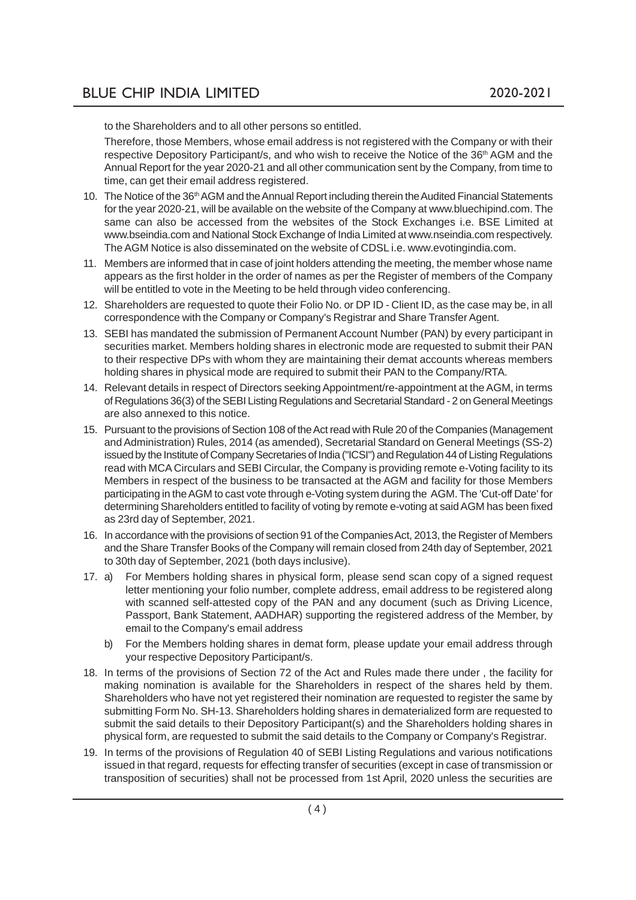to the Shareholders and to all other persons so entitled.

Therefore, those Members, whose email address is not registered with the Company or with their respective Depository Participant/s, and who wish to receive the Notice of the 36th AGM and the Annual Report for the year 2020-21 and all other communication sent by the Company, from time to time, can get their email address registered.

10. The Notice of the 36th AGM and the Annual Report including therein the Audited Financial Statements for the year 2020-21, will be available on the website of the Company at www.bluechipind.com. The same can also be accessed from the websites of the Stock Exchanges i.e. BSE Limited at www.bseindia.com and National Stock Exchange of India Limited at www.nseindia.com respectively. The AGM Notice is also disseminated on the website of CDSL i.e. www.evotingindia.com.

11. Members are informed that in case of joint holders attending the meeting, the member whose name appears as the first holder in the order of names as per the Register of members of the Company will be entitled to vote in the Meeting to be held through video conferencing.

12. Shareholders are requested to quote their Folio No. or DP ID - Client ID, as the case may be, in all correspondence with the Company or Company's Registrar and Share Transfer Agent.

13. SEBI has mandated the submission of Permanent Account Number (PAN) by every participant in securities market. Members holding shares in electronic mode are requested to submit their PAN to their respective DPs with whom they are maintaining their demat accounts whereas members holding shares in physical mode are required to submit their PAN to the Company/RTA.

14. Relevant details in respect of Directors seeking Appointment/re-appointment at the AGM, in terms of Regulations 36(3) of the SEBI Listing Regulations and Secretarial Standard - 2 on General Meetings are also annexed to this notice.

15. Pursuant to the provisions of Section 108 of the Act read with Rule 20 of the Companies (Management and Administration) Rules, 2014 (as amended), Secretarial Standard on General Meetings (SS-2) issued by the Institute of Company Secretaries of India ("ICSI") and Regulation 44 of Listing Regulations read with MCA Circulars and SEBI Circular, the Company is providing remote e-Voting facility to its Members in respect of the business to be transacted at the AGM and facility for those Members participating in the AGM to cast vote through e-Voting system during the AGM. The 'Cut-off Date' for determining Shareholders entitled to facility of voting by remote e-voting at said AGM has been fixed as 23rd day of September, 2021.

16. In accordance with the provisions of section 91 of the Companies Act, 2013, the Register of Members and the Share Transfer Books of the Company will remain closed from 24th day of September, 2021 to 30th day of September, 2021 (both days inclusive).

17. a) For Members holding shares in physical form, please send scan copy of a signed request letter mentioning your folio number, complete address, email address to be registered along with scanned self-attested copy of the PAN and any document (such as Driving Licence, Passport, Bank Statement, AADHAR) supporting the registered address of the Member, by email to the Company's email address

    b) For the Members holding shares in demat form, please update your email address through your respective Depository Participant/s.

18. In terms of the provisions of Section 72 of the Act and Rules made there under , the facility for making nomination is available for the Shareholders in respect of the shares held by them. Shareholders who have not yet registered their nomination are requested to register the same by submitting Form No. SH-13. Shareholders holding shares in dematerialized form are requested to submit the said details to their Depository Participant(s) and the Shareholders holding shares in physical form, are requested to submit the said details to the Company or Company's Registrar.

19. In terms of the provisions of Regulation 40 of SEBI Listing Regulations and various notifications issued in that regard, requests for effecting transfer of securities (except in case of transmission or transposition of securities) shall not be processed from 1st April, 2020 unless the securities are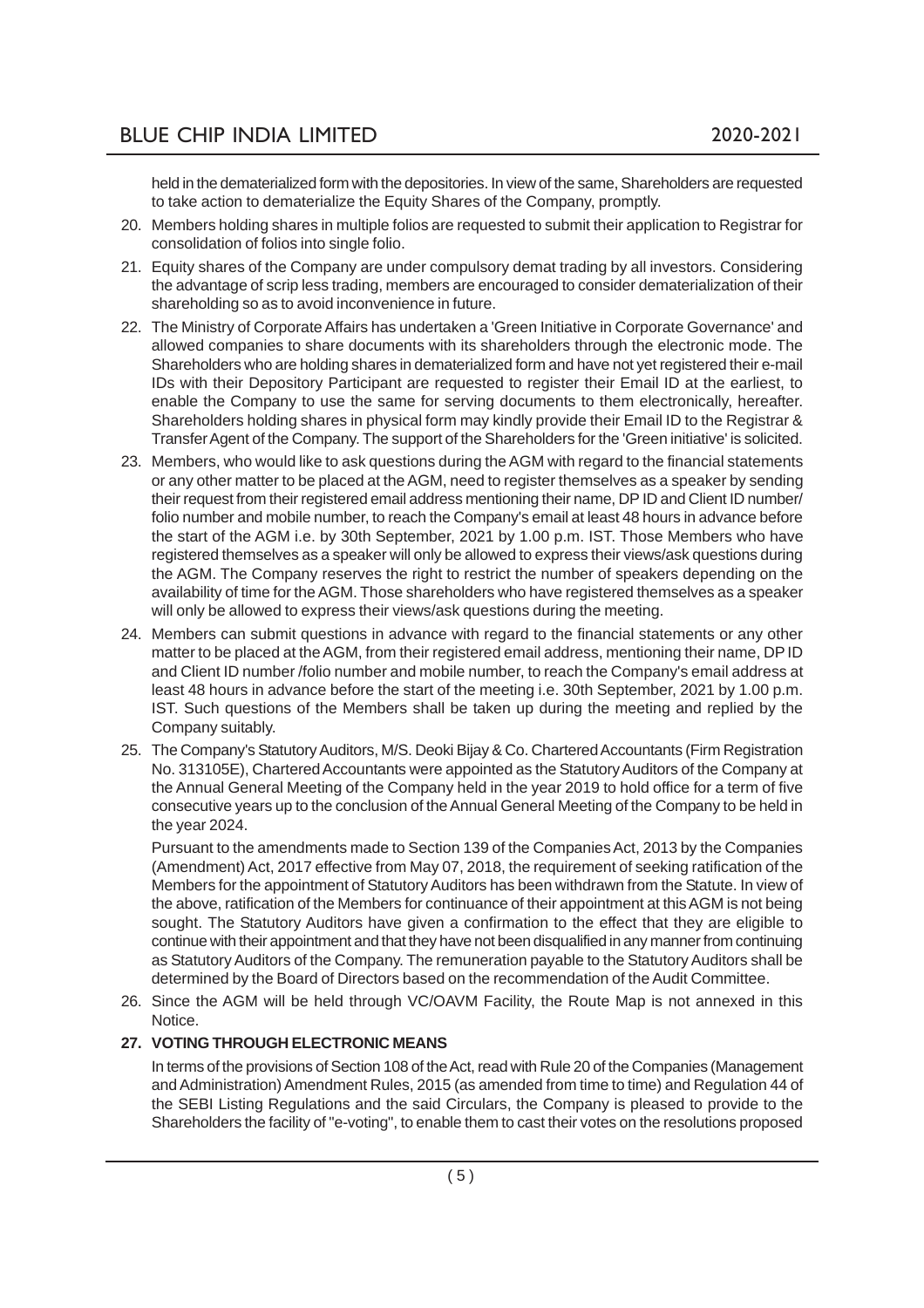held in the dematerialized form with the depositories. In view of the same, Shareholders are requested to take action to dematerialize the Equity Shares of the Company, promptly.

20. Members holding shares in multiple folios are requested to submit their application to Registrar for consolidation of folios into single folio.

21. Equity shares of the Company are under compulsory demat trading by all investors. Considering the advantage of scrip less trading, members are encouraged to consider dematerialization of their shareholding so as to avoid inconvenience in future.

22. The Ministry of Corporate Affairs has undertaken a 'Green Initiative in Corporate Governance' and allowed companies to share documents with its shareholders through the electronic mode. The Shareholders who are holding shares in dematerialized form and have not yet registered their e-mail IDs with their Depository Participant are requested to register their Email ID at the earliest, to enable the Company to use the same for serving documents to them electronically, hereafter. Shareholders holding shares in physical form may kindly provide their Email ID to the Registrar & Transfer Agent of the Company. The support of the Shareholders for the 'Green initiative' is solicited.

23. Members, who would like to ask questions during the AGM with regard to the financial statements or any other matter to be placed at the AGM, need to register themselves as a speaker by sending their request from their registered email address mentioning their name, DP ID and Client ID number/ folio number and mobile number, to reach the Company's email at least 48 hours in advance before the start of the AGM i.e. by 30th September, 2021 by 1.00 p.m. IST. Those Members who have registered themselves as a speaker will only be allowed to express their views/ask questions during the AGM. The Company reserves the right to restrict the number of speakers depending on the availability of time for the AGM. Those shareholders who have registered themselves as a speaker will only be allowed to express their views/ask questions during the meeting.

24. Members can submit questions in advance with regard to the financial statements or any other matter to be placed at the AGM, from their registered email address, mentioning their name, DP ID and Client ID number /folio number and mobile number, to reach the Company's email address at least 48 hours in advance before the start of the meeting i.e. 30th September, 2021 by 1.00 p.m. IST. Such questions of the Members shall be taken up during the meeting and replied by the Company suitably.

25. The Company's Statutory Auditors, M/S. Deoki Bijay & Co. Chartered Accountants (Firm Registration No. 313105E), Chartered Accountants were appointed as the Statutory Auditors of the Company at the Annual General Meeting of the Company held in the year 2019 to hold office for a term of five consecutive years up to the conclusion of the Annual General Meeting of the Company to be held in the year 2024.

    Pursuant to the amendments made to Section 139 of the Companies Act, 2013 by the Companies (Amendment) Act, 2017 effective from May 07, 2018, the requirement of seeking ratification of the Members for the appointment of Statutory Auditors has been withdrawn from the Statute. In view of the above, ratification of the Members for continuance of their appointment at this AGM is not being sought. The Statutory Auditors have given a confirmation to the effect that they are eligible to continue with their appointment and that they have not been disqualified in any manner from continuing as Statutory Auditors of the Company. The remuneration payable to the Statutory Auditors shall be determined by the Board of Directors based on the recommendation of the Audit Committee.

26. Since the AGM will be held through VC/OAVM Facility, the Route Map is not annexed in this Notice.

27. **VOTING THROUGH ELECTRONIC MEANS**

    In terms of the provisions of Section 108 of the Act, read with Rule 20 of the Companies (Management and Administration) Amendment Rules, 2015 (as amended from time to time) and Regulation 44 of the SEBI Listing Regulations and the said Circulars, the Company is pleased to provide to the Shareholders the facility of "e-voting", to enable them to cast their votes on the resolutions proposed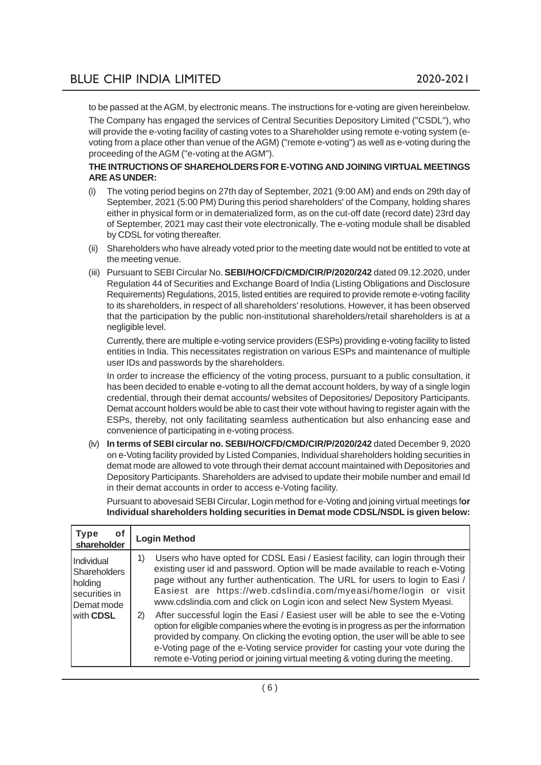to be passed at the AGM, by electronic means. The instructions for e-voting are given hereinbelow.

The Company has engaged the services of Central Securities Depository Limited ("CSDL"), who will provide the e-voting facility of casting votes to a Shareholder using remote e-voting system (e-voting from a place other than venue of the AGM) ("remote e-voting") as well as e-voting during the proceeding of the AGM ("e-voting at the AGM").

**THE INTRUCTIONS OF SHAREHOLDERS FOR E-VOTING AND JOINING VIRTUAL MEETINGS ARE AS UNDER:**

(i) The voting period begins on 27th day of September, 2021 (9:00 AM) and ends on 29th day of September, 2021 (5:00 PM) During this period shareholders' of the Company, holding shares either in physical form or in dematerialized form, as on the cut-off date (record date) 23rd day of September, 2021 may cast their vote electronically. The e-voting module shall be disabled by CDSL for voting thereafter.

(ii) Shareholders who have already voted prior to the meeting date would not be entitled to vote at the meeting venue.

(iii) Pursuant to SEBI Circular No. **SEBI/HO/CFD/CMD/CIR/P/2020/242** dated 09.12.2020, under Regulation 44 of Securities and Exchange Board of India (Listing Obligations and Disclosure Requirements) Regulations, 2015, listed entities are required to provide remote e-voting facility to its shareholders, in respect of all shareholders' resolutions. However, it has been observed that the participation by the public non-institutional shareholders/retail shareholders is at a negligible level.

Currently, there are multiple e-voting service providers (ESPs) providing e-voting facility to listed entities in India. This necessitates registration on various ESPs and maintenance of multiple user IDs and passwords by the shareholders.

In order to increase the efficiency of the voting process, pursuant to a public consultation, it has been decided to enable e-voting to all the demat account holders, by way of a single login credential, through their demat accounts/ websites of Depositories/ Depository Participants. Demat account holders would be able to cast their vote without having to register again with the ESPs, thereby, not only facilitating seamless authentication but also enhancing ease and convenience of participating in e-voting process.

(iv) **In terms of SEBI circular no. SEBI/HO/CFD/CMD/CIR/P/2020/242** dated December 9, 2020 on e-Voting facility provided by Listed Companies, Individual shareholders holding securities in demat mode are allowed to vote through their demat account maintained with Depositories and Depository Participants. Shareholders are advised to update their mobile number and email Id in their demat accounts in order to access e-Voting facility.

Pursuant to abovesaid SEBI Circular, Login method for e-Voting and joining virtual meetings f**or Individual shareholders holding securities in Demat mode CDSL/NSDL is given below:**

| Type of shareholder | Login Method |
|---|---|
| Individual Shareholders holding securities in Demat mode with **CDSL** | 1) Users who have opted for CDSL Easi / Easiest facility, can login through their existing user id and password. Option will be made available to reach e-Voting page without any further authentication. The URL for users to login to Easi / Easiest are https://web.cdslindia.com/myeasi/home/login or visit www.cdslindia.com and click on Login icon and select New System Myeasi.<br>2) After successful login the Easi / Easiest user will be able to see the e-Voting option for eligible companies where the evoting is in progress as per the information provided by company. On clicking the evoting option, the user will be able to see e-Voting page of the e-Voting service provider for casting your vote during the remote e-Voting period or joining virtual meeting & voting during the meeting. |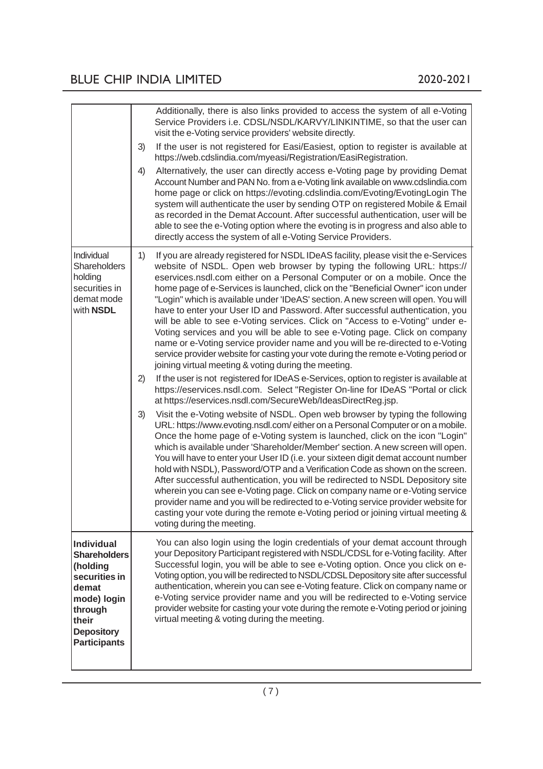| | |
|---|---|
| | Additionally, there is also links provided to access the system of all e-Voting Service Providers i.e. CDSL/NSDL/KARVY/LINKINTIME, so that the user can visit the e-Voting service providers' website directly.<br>3) If the user is not registered for Easi/Easiest, option to register is available at https://web.cdslindia.com/myeasi/Registration/EasiRegistration.<br>4) Alternatively, the user can directly access e-Voting page by providing Demat Account Number and PAN No. from a e-Voting link available on www.cdslindia.com home page or click on https://evoting.cdslindia.com/Evoting/EvotingLogin The system will authenticate the user by sending OTP on registered Mobile & Email as recorded in the Demat Account. After successful authentication, user will be able to see the e-Voting option where the evoting is in progress and also able to directly access the system of all e-Voting Service Providers. |
| Individual Shareholders holding securities in demat mode with **NSDL** | 1) If you are already registered for NSDL IDeAS facility, please visit the e-Services website of NSDL. Open web browser by typing the following URL: https://eservices.nsdl.com either on a Personal Computer or on a mobile. Once the home page of e-Services is launched, click on the "Beneficial Owner" icon under "Login" which is available under 'IDeAS' section. A new screen will open. You will have to enter your User ID and Password. After successful authentication, you will be able to see e-Voting services. Click on "Access to e-Voting" under e-Voting services and you will be able to see e-Voting page. Click on company name or e-Voting service provider name and you will be re-directed to e-Voting service provider website for casting your vote during the remote e-Voting period or joining virtual meeting & voting during the meeting.<br>2) If the user is not registered for IDeAS e-Services, option to register is available at https://eservices.nsdl.com. Select "Register On-line for IDeAS "Portal or click at https://eservices.nsdl.com/SecureWeb/IdeasDirectReg.jsp.<br>3) Visit the e-Voting website of NSDL. Open web browser by typing the following URL: https://www.evoting.nsdl.com/ either on a Personal Computer or on a mobile. Once the home page of e-Voting system is launched, click on the icon "Login" which is available under 'Shareholder/Member' section. A new screen will open. You will have to enter your User ID (i.e. your sixteen digit demat account number hold with NSDL), Password/OTP and a Verification Code as shown on the screen. After successful authentication, you will be redirected to NSDL Depository site wherein you can see e-Voting page. Click on company name or e-Voting service provider name and you will be redirected to e-Voting service provider website for casting your vote during the remote e-Voting period or joining virtual meeting & voting during the meeting. |
| **Individual Shareholders (holding securities in demat mode) login through their Depository Participants** | You can also login using the login credentials of your demat account through your Depository Participant registered with NSDL/CDSL for e-Voting facility. After Successful login, you will be able to see e-Voting option. Once you click on e-Voting option, you will be redirected to NSDL/CDSL Depository site after successful authentication, wherein you can see e-Voting feature. Click on company name or e-Voting service provider name and you will be redirected to e-Voting service provider website for casting your vote during the remote e-Voting period or joining virtual meeting & voting during the meeting. |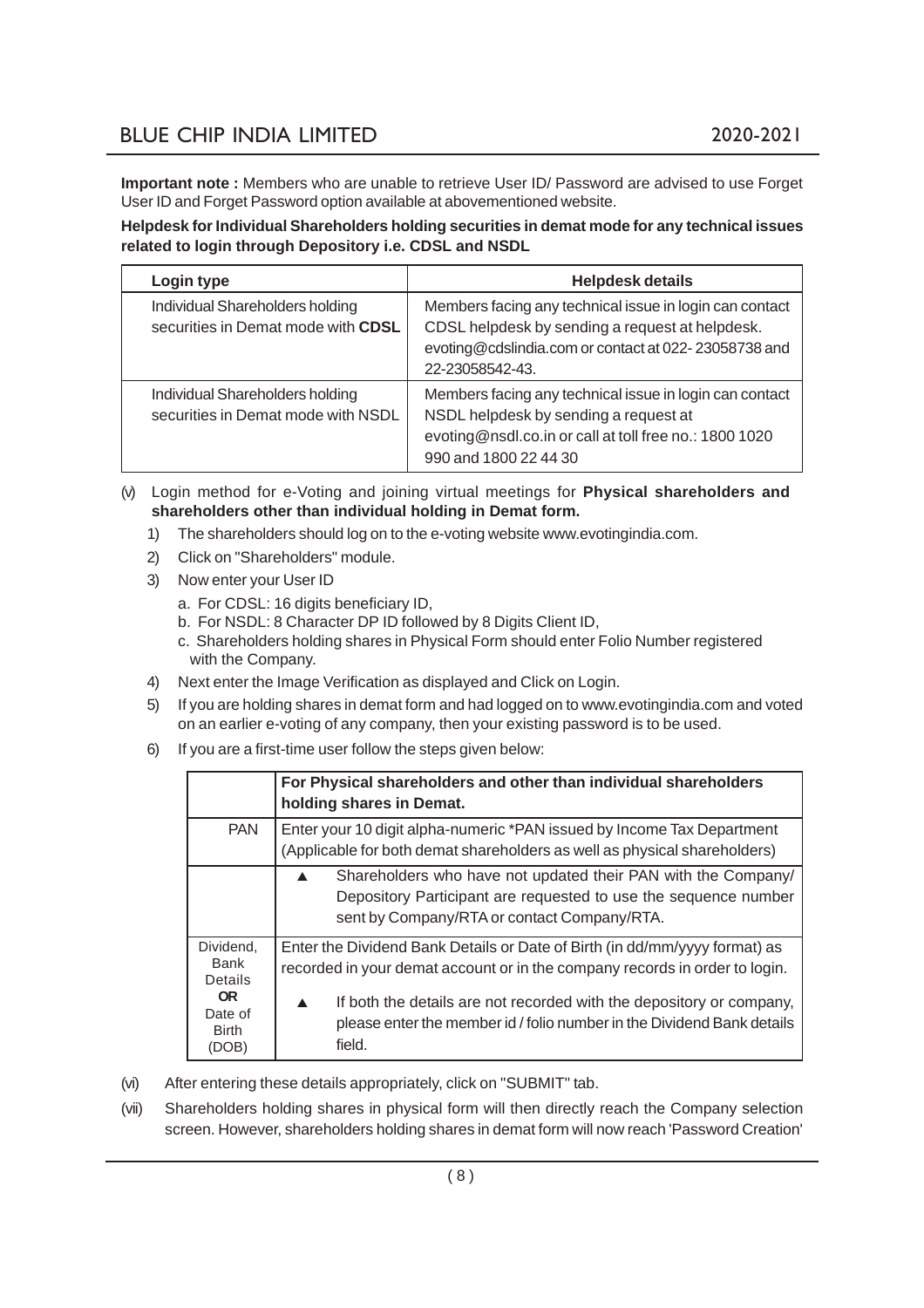**Important note :** Members who are unable to retrieve User ID/ Password are advised to use Forget User ID and Forget Password option available at abovementioned website.

**Helpdesk for Individual Shareholders holding securities in demat mode for any technical issues related to login through Depository i.e. CDSL and NSDL**

| Login type | Helpdesk details |
|---|---|
| Individual Shareholders holding securities in Demat mode with **CDSL** | Members facing any technical issue in login can contact CDSL helpdesk by sending a request at helpdesk. evoting@cdslindia.com or contact at 022- 23058738 and 22-23058542-43. |
| Individual Shareholders holding securities in Demat mode with NSDL | Members facing any technical issue in login can contact NSDL helpdesk by sending a request at evoting@nsdl.co.in or call at toll free no.: 1800 1020 990 and 1800 22 44 30 |

(v) Login method for e-Voting and joining virtual meetings for **Physical shareholders and shareholders other than individual holding in Demat form.**

1) The shareholders should log on to the e-voting website www.evotingindia.com.
2) Click on "Shareholders" module.
3) Now enter your User ID
   a. For CDSL: 16 digits beneficiary ID,
   b. For NSDL: 8 Character DP ID followed by 8 Digits Client ID,
   c. Shareholders holding shares in Physical Form should enter Folio Number registered with the Company.
4) Next enter the Image Verification as displayed and Click on Login.
5) If you are holding shares in demat form and had logged on to www.evotingindia.com and voted on an earlier e-voting of any company, then your existing password is to be used.
6) If you are a first-time user follow the steps given below:

| | **For Physical shareholders and other than individual shareholders holding shares in Demat.** |
|---|---|
| PAN | Enter your 10 digit alpha-numeric *PAN issued by Income Tax Department (Applicable for both demat shareholders as well as physical shareholders) |
| | ▲ Shareholders who have not updated their PAN with the Company/ Depository Participant are requested to use the sequence number sent by Company/RTA or contact Company/RTA. |
| Dividend, Bank Details **OR** Date of Birth (DOB) | Enter the Dividend Bank Details or Date of Birth (in dd/mm/yyyy format) as recorded in your demat account or in the company records in order to login. ▲ If both the details are not recorded with the depository or company, please enter the member id / folio number in the Dividend Bank details field. |

(vi) After entering these details appropriately, click on "SUBMIT" tab.

(vii) Shareholders holding shares in physical form will then directly reach the Company selection screen. However, shareholders holding shares in demat form will now reach 'Password Creation'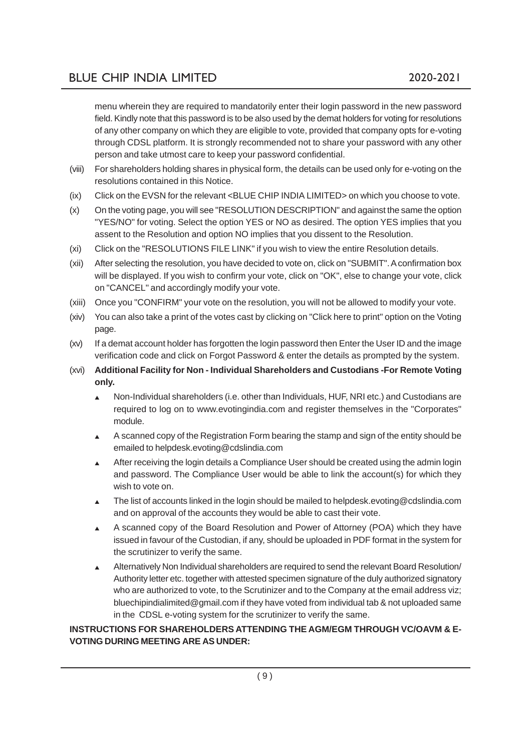menu wherein they are required to mandatorily enter their login password in the new password field. Kindly note that this password is to be also used by the demat holders for voting for resolutions of any other company on which they are eligible to vote, provided that company opts for e-voting through CDSL platform. It is strongly recommended not to share your password with any other person and take utmost care to keep your password confidential.

(viii) For shareholders holding shares in physical form, the details can be used only for e-voting on the resolutions contained in this Notice.

(ix) Click on the EVSN for the relevant <BLUE CHIP INDIA LIMITED> on which you choose to vote.

(x) On the voting page, you will see "RESOLUTION DESCRIPTION" and against the same the option "YES/NO" for voting. Select the option YES or NO as desired. The option YES implies that you assent to the Resolution and option NO implies that you dissent to the Resolution.

(xi) Click on the "RESOLUTIONS FILE LINK" if you wish to view the entire Resolution details.

(xii) After selecting the resolution, you have decided to vote on, click on "SUBMIT". A confirmation box will be displayed. If you wish to confirm your vote, click on "OK", else to change your vote, click on "CANCEL" and accordingly modify your vote.

(xiii) Once you "CONFIRM" your vote on the resolution, you will not be allowed to modify your vote.

(xiv) You can also take a print of the votes cast by clicking on "Click here to print" option on the Voting page.

(xv) If a demat account holder has forgotten the login password then Enter the User ID and the image verification code and click on Forgot Password & enter the details as prompted by the system.

(xvi) **Additional Facility for Non - Individual Shareholders and Custodians -For Remote Voting only.**

- Non-Individual shareholders (i.e. other than Individuals, HUF, NRI etc.) and Custodians are required to log on to www.evotingindia.com and register themselves in the "Corporates" module.
- A scanned copy of the Registration Form bearing the stamp and sign of the entity should be emailed to helpdesk.evoting@cdslindia.com
- After receiving the login details a Compliance User should be created using the admin login and password. The Compliance User would be able to link the account(s) for which they wish to vote on.
- The list of accounts linked in the login should be mailed to helpdesk.evoting@cdslindia.com and on approval of the accounts they would be able to cast their vote.
- A scanned copy of the Board Resolution and Power of Attorney (POA) which they have issued in favour of the Custodian, if any, should be uploaded in PDF format in the system for the scrutinizer to verify the same.
- Alternatively Non Individual shareholders are required to send the relevant Board Resolution/ Authority letter etc. together with attested specimen signature of the duly authorized signatory who are authorized to vote, to the Scrutinizer and to the Company at the email address viz; bluechipindialimited@gmail.com if they have voted from individual tab & not uploaded same in the CDSL e-voting system for the scrutinizer to verify the same.

**INSTRUCTIONS FOR SHAREHOLDERS ATTENDING THE AGM/EGM THROUGH VC/OAVM & E-VOTING DURING MEETING ARE AS UNDER:**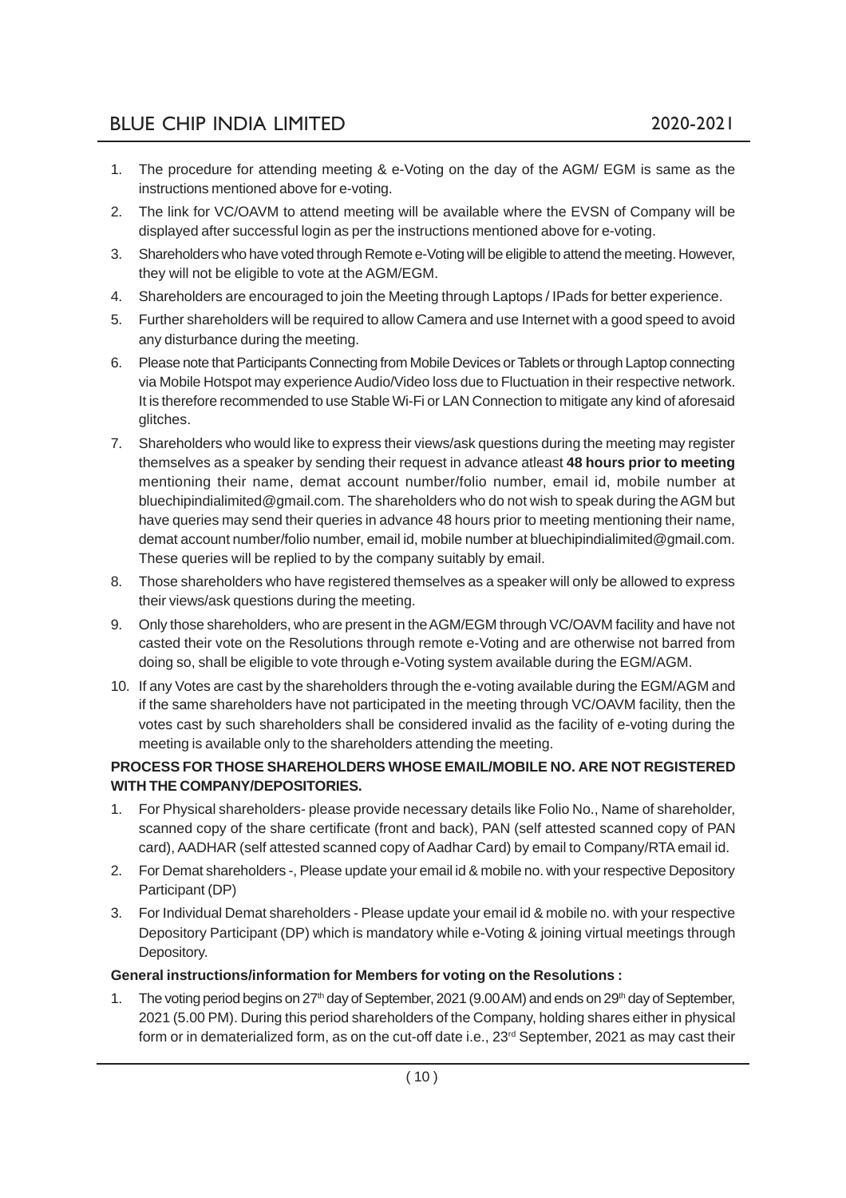1. The procedure for attending meeting & e-Voting on the day of the AGM/ EGM is same as the instructions mentioned above for e-voting.
2. The link for VC/OAVM to attend meeting will be available where the EVSN of Company will be displayed after successful login as per the instructions mentioned above for e-voting.
3. Shareholders who have voted through Remote e-Voting will be eligible to attend the meeting. However, they will not be eligible to vote at the AGM/EGM.
4. Shareholders are encouraged to join the Meeting through Laptops / IPads for better experience.
5. Further shareholders will be required to allow Camera and use Internet with a good speed to avoid any disturbance during the meeting.
6. Please note that Participants Connecting from Mobile Devices or Tablets or through Laptop connecting via Mobile Hotspot may experience Audio/Video loss due to Fluctuation in their respective network. It is therefore recommended to use Stable Wi-Fi or LAN Connection to mitigate any kind of aforesaid glitches.
7. Shareholders who would like to express their views/ask questions during the meeting may register themselves as a speaker by sending their request in advance atleast **48 hours prior to meeting** mentioning their name, demat account number/folio number, email id, mobile number at bluechipindialimited@gmail.com. The shareholders who do not wish to speak during the AGM but have queries may send their queries in advance 48 hours prior to meeting mentioning their name, demat account number/folio number, email id, mobile number at bluechipindialimited@gmail.com. These queries will be replied to by the company suitably by email.
8. Those shareholders who have registered themselves as a speaker will only be allowed to express their views/ask questions during the meeting.
9. Only those shareholders, who are present in the AGM/EGM through VC/OAVM facility and have not casted their vote on the Resolutions through remote e-Voting and are otherwise not barred from doing so, shall be eligible to vote through e-Voting system available during the EGM/AGM.
10. If any Votes are cast by the shareholders through the e-voting available during the EGM/AGM and if the same shareholders have not participated in the meeting through VC/OAVM facility, then the votes cast by such shareholders shall be considered invalid as the facility of e-voting during the meeting is available only to the shareholders attending the meeting.

**PROCESS FOR THOSE SHAREHOLDERS WHOSE EMAIL/MOBILE NO. ARE NOT REGISTERED WITH THE COMPANY/DEPOSITORIES.**

1. For Physical shareholders- please provide necessary details like Folio No., Name of shareholder, scanned copy of the share certificate (front and back), PAN (self attested scanned copy of PAN card), AADHAR (self attested scanned copy of Aadhar Card) by email to Company/RTA email id.
2. For Demat shareholders -, Please update your email id & mobile no. with your respective Depository Participant (DP)
3. For Individual Demat shareholders - Please update your email id & mobile no. with your respective Depository Participant (DP) which is mandatory while e-Voting & joining virtual meetings through Depository.

**General instructions/information for Members for voting on the Resolutions :**

1. The voting period begins on 27th day of September, 2021 (9.00 AM) and ends on 29th day of September, 2021 (5.00 PM). During this period shareholders of the Company, holding shares either in physical form or in dematerialized form, as on the cut-off date i.e., 23rd September, 2021 as may cast their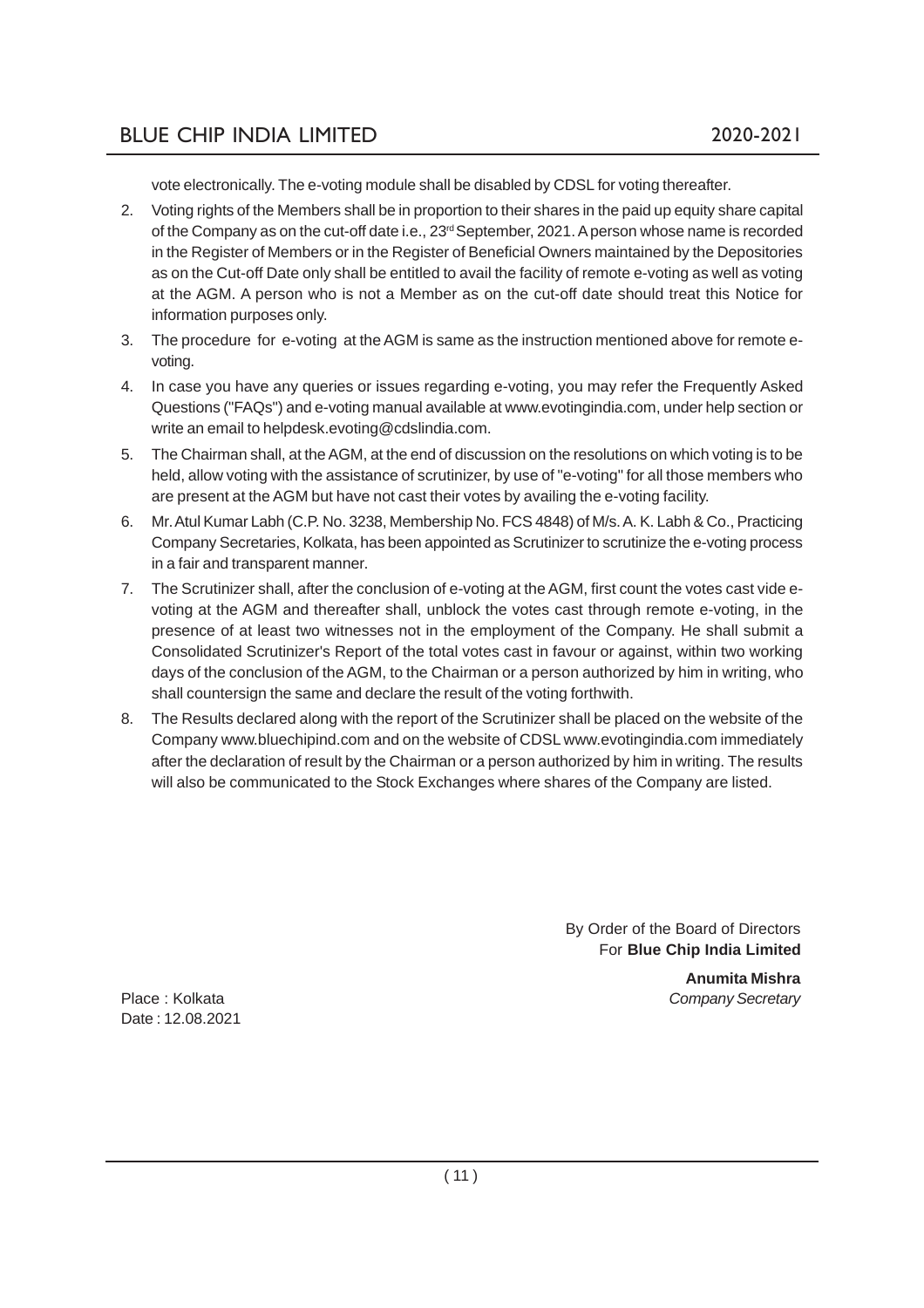vote electronically. The e-voting module shall be disabled by CDSL for voting thereafter.

2. Voting rights of the Members shall be in proportion to their shares in the paid up equity share capital of the Company as on the cut-off date i.e., 23rd September, 2021. A person whose name is recorded in the Register of Members or in the Register of Beneficial Owners maintained by the Depositories as on the Cut-off Date only shall be entitled to avail the facility of remote e-voting as well as voting at the AGM. A person who is not a Member as on the cut-off date should treat this Notice for information purposes only.
3. The procedure for e-voting at the AGM is same as the instruction mentioned above for remote e-voting.
4. In case you have any queries or issues regarding e-voting, you may refer the Frequently Asked Questions ("FAQs") and e-voting manual available at www.evotingindia.com, under help section or write an email to helpdesk.evoting@cdslindia.com.
5. The Chairman shall, at the AGM, at the end of discussion on the resolutions on which voting is to be held, allow voting with the assistance of scrutinizer, by use of "e-voting" for all those members who are present at the AGM but have not cast their votes by availing the e-voting facility.
6. Mr. Atul Kumar Labh (C.P. No. 3238, Membership No. FCS 4848) of M/s. A. K. Labh & Co., Practicing Company Secretaries, Kolkata, has been appointed as Scrutinizer to scrutinize the e-voting process in a fair and transparent manner.
7. The Scrutinizer shall, after the conclusion of e-voting at the AGM, first count the votes cast vide e-voting at the AGM and thereafter shall, unblock the votes cast through remote e-voting, in the presence of at least two witnesses not in the employment of the Company. He shall submit a Consolidated Scrutinizer's Report of the total votes cast in favour or against, within two working days of the conclusion of the AGM, to the Chairman or a person authorized by him in writing, who shall countersign the same and declare the result of the voting forthwith.
8. The Results declared along with the report of the Scrutinizer shall be placed on the website of the Company www.bluechipind.com and on the website of CDSL www.evotingindia.com immediately after the declaration of result by the Chairman or a person authorized by him in writing. The results will also be communicated to the Stock Exchanges where shares of the Company are listed.

By Order of the Board of Directors
For **Blue Chip India Limited**

**Anumita Mishra**
*Company Secretary*

Place : Kolkata
Date : 12.08.2021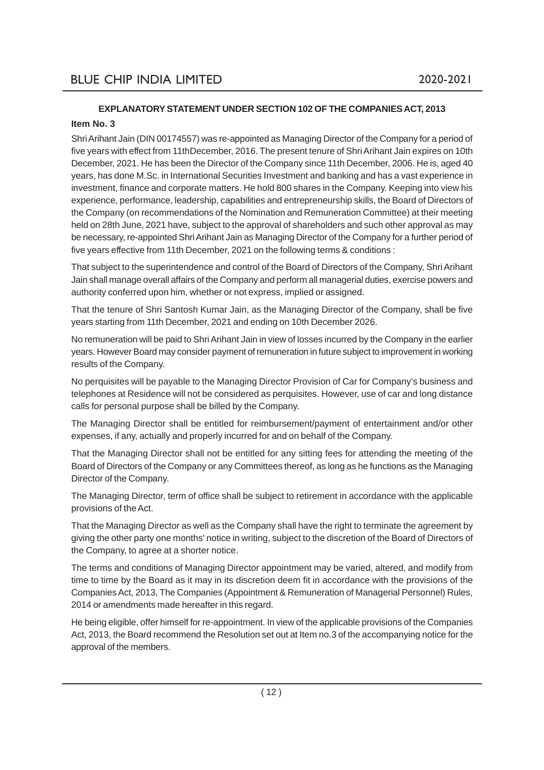## EXPLANATORY STATEMENT UNDER SECTION 102 OF THE COMPANIES ACT, 2013

**Item No. 3**

Shri Arihant Jain (DIN 00174557) was re-appointed as Managing Director of the Company for a period of five years with effect from 11thDecember, 2016. The present tenure of Shri Arihant Jain expires on 10th December, 2021. He has been the Director of the Company since 11th December, 2006. He is, aged 40 years, has done M.Sc. in International Securities Investment and banking and has a vast experience in investment, finance and corporate matters. He hold 800 shares in the Company. Keeping into view his experience, performance, leadership, capabilities and entrepreneurship skills, the Board of Directors of the Company (on recommendations of the Nomination and Remuneration Committee) at their meeting held on 28th June, 2021 have, subject to the approval of shareholders and such other approval as may be necessary, re-appointed Shri Arihant Jain as Managing Director of the Company for a further period of five years effective from 11th December, 2021 on the following terms & conditions :

That subject to the superintendence and control of the Board of Directors of the Company, Shri Arihant Jain shall manage overall affairs of the Company and perform all managerial duties, exercise powers and authority conferred upon him, whether or not express, implied or assigned.

That the tenure of Shri Santosh Kumar Jain, as the Managing Director of the Company, shall be five years starting from 11th December, 2021 and ending on 10th December 2026.

No remuneration will be paid to Shri Arihant Jain in view of losses incurred by the Company in the earlier years. However Board may consider payment of remuneration in future subject to improvement in working results of the Company.

No perquisites will be payable to the Managing Director Provision of Car for Company's business and telephones at Residence will not be considered as perquisites. However, use of car and long distance calls for personal purpose shall be billed by the Company.

The Managing Director shall be entitled for reimbursement/payment of entertainment and/or other expenses, if any, actually and properly incurred for and on behalf of the Company.

That the Managing Director shall not be entitled for any sitting fees for attending the meeting of the Board of Directors of the Company or any Committees thereof, as long as he functions as the Managing Director of the Company.

The Managing Director, term of office shall be subject to retirement in accordance with the applicable provisions of the Act.

That the Managing Director as well as the Company shall have the right to terminate the agreement by giving the other party one months' notice in writing, subject to the discretion of the Board of Directors of the Company, to agree at a shorter notice.

The terms and conditions of Managing Director appointment may be varied, altered, and modify from time to time by the Board as it may in its discretion deem fit in accordance with the provisions of the Companies Act, 2013, The Companies (Appointment & Remuneration of Managerial Personnel) Rules, 2014 or amendments made hereafter in this regard.

He being eligible, offer himself for re-appointment. In view of the applicable provisions of the Companies Act, 2013, the Board recommend the Resolution set out at Item no.3 of the accompanying notice for the approval of the members.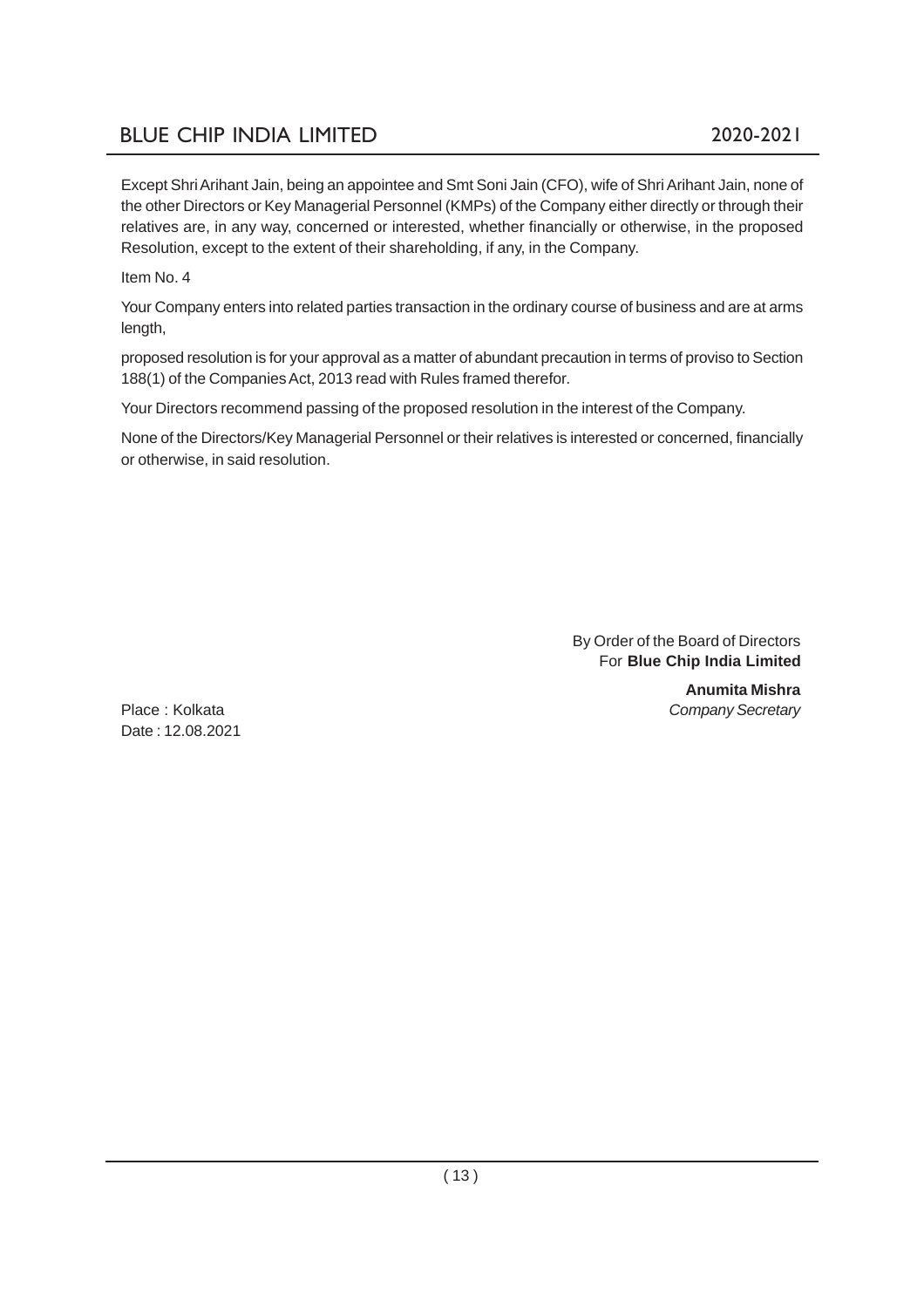Except Shri Arihant Jain, being an appointee and Smt Soni Jain (CFO), wife of Shri Arihant Jain, none of the other Directors or Key Managerial Personnel (KMPs) of the Company either directly or through their relatives are, in any way, concerned or interested, whether financially or otherwise, in the proposed Resolution, except to the extent of their shareholding, if any, in the Company.

Item No. 4

Your Company enters into related parties transaction in the ordinary course of business and are at arms length,

proposed resolution is for your approval as a matter of abundant precaution in terms of proviso to Section 188(1) of the Companies Act, 2013 read with Rules framed therefor.

Your Directors recommend passing of the proposed resolution in the interest of the Company.

None of the Directors/Key Managerial Personnel or their relatives is interested or concerned, financially or otherwise, in said resolution.

By Order of the Board of Directors
For **Blue Chip India Limited**

**Anumita Mishra**
*Company Secretary*

Place : Kolkata
Date : 12.08.2021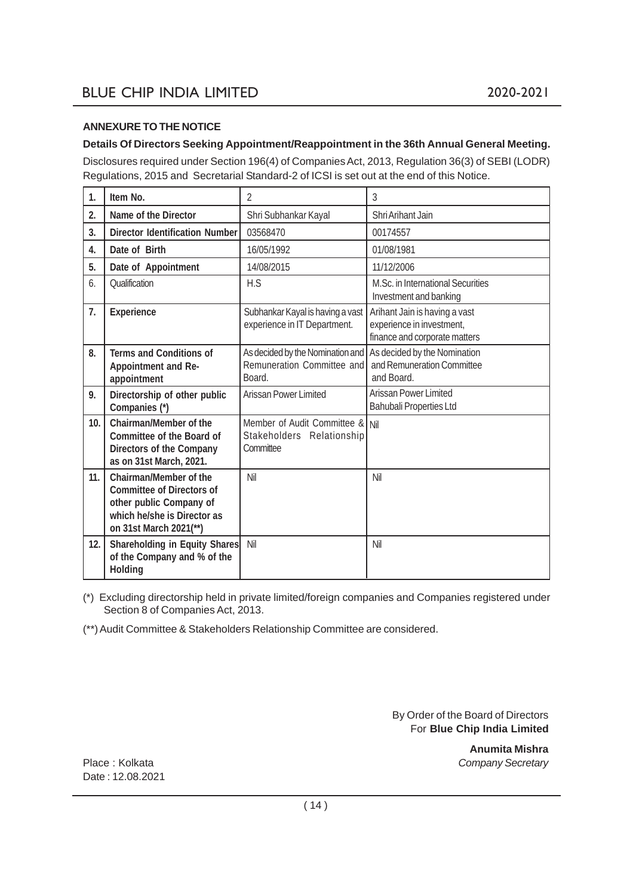**ANNEXURE TO THE NOTICE**

**Details Of Directors Seeking Appointment/Reappointment in the 36th Annual General Meeting.**

Disclosures required under Section 196(4) of Companies Act, 2013, Regulation 36(3) of SEBI (LODR) Regulations, 2015 and Secretarial Standard-2 of ICSI is set out at the end of this Notice.

| 1. | Item No. | 2 | 3 |
|---|---|---|---|
| 2. | Name of the Director | Shri Subhankar Kayal | Shri Arihant Jain |
| 3. | Director Identification Number | 03568470 | 00174557 |
| 4. | Date of Birth | 16/05/1992 | 01/08/1981 |
| 5. | Date of Appointment | 14/08/2015 | 11/12/2006 |
| 6. | Qualification | H.S | M.Sc. in International Securities Investment and banking |
| 7. | Experience | Subhankar Kayal is having a vast experience in IT Department. | Arihant Jain is having a vast experience in investment, finance and corporate matters |
| 8. | Terms and Conditions of Appointment and Re-appointment | As decided by the Nomination and Remuneration Committee and Board. | As decided by the Nomination and Remuneration Committee and Board. |
| 9. | Directorship of other public Companies (*) | Arissan Power Limited | Arissan Power Limited<br>Bahubali Properties Ltd |
| 10. | Chairman/Member of the Committee of the Board of Directors of the Company as on 31st March, 2021. | Member of Audit Committee & Stakeholders Relationship Committee | Nil |
| 11. | Chairman/Member of the Committee of Directors of other public Company of which he/she is Director as on 31st March 2021(**) | Nil | Nil |
| 12. | Shareholding in Equity Shares of the Company and % of the Holding | Nil | Nil |

(*) Excluding directorship held in private limited/foreign companies and Companies registered under Section 8 of Companies Act, 2013.

(**) Audit Committee & Stakeholders Relationship Committee are considered.

By Order of the Board of Directors
For **Blue Chip India Limited**

**Anumita Mishra**
*Company Secretary*

Place : Kolkata
Date : 12.08.2021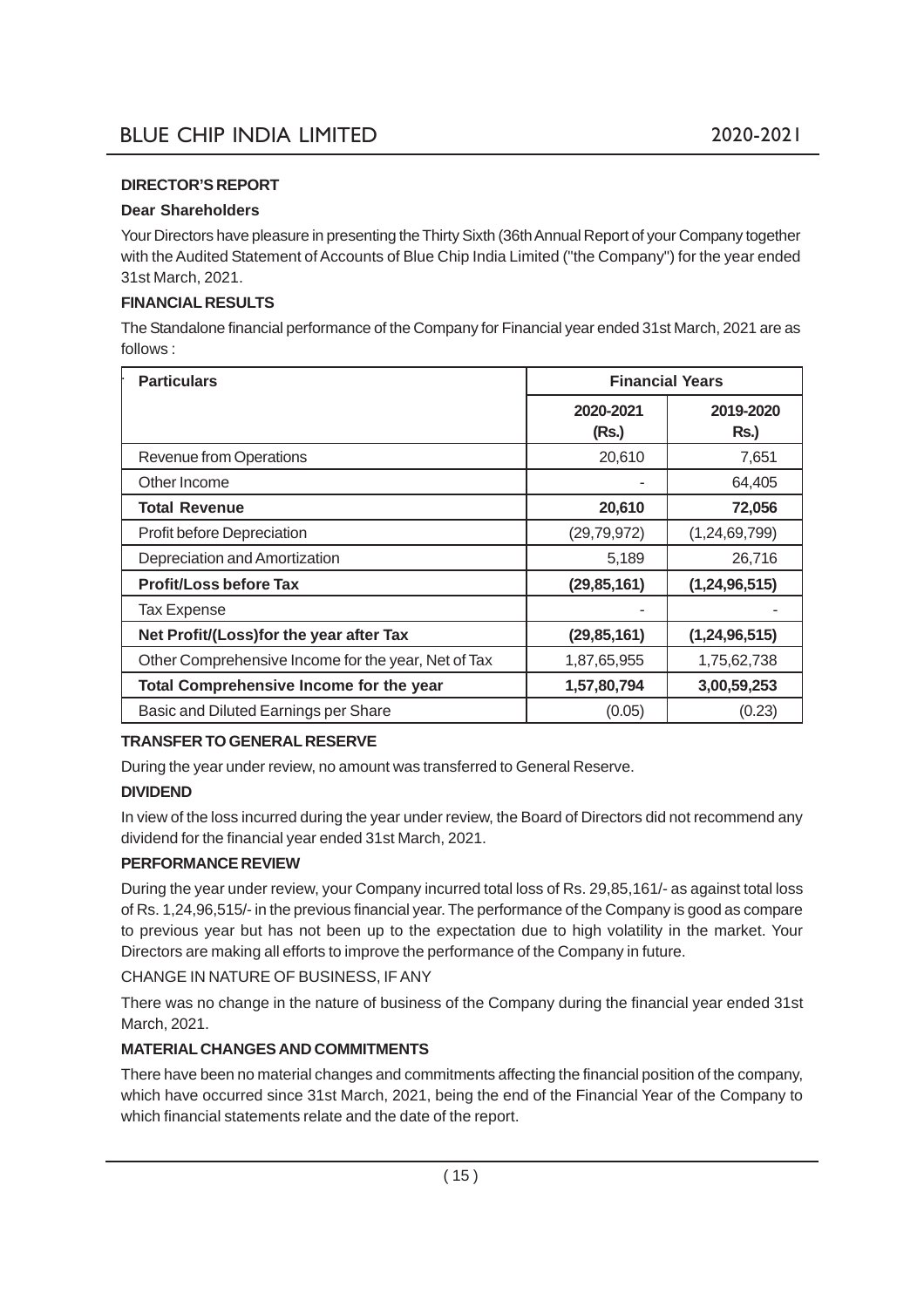## DIRECTOR'S REPORT

**Dear Shareholders**

Your Directors have pleasure in presenting the Thirty Sixth (36th Annual Report of your Company together with the Audited Statement of Accounts of Blue Chip India Limited ("the Company") for the year ended 31st March, 2021.

### FINANCIAL RESULTS

The Standalone financial performance of the Company for Financial year ended 31st March, 2021 are as follows :

| Particulars | Financial Years | |
|---|---|---|
| | 2020-2021 (Rs.) | 2019-2020 Rs.) |
| Revenue from Operations | 20,610 | 7,651 |
| Other Income | - | 64,405 |
| **Total Revenue** | **20,610** | **72,056** |
| Profit before Depreciation | (29,79,972) | (1,24,69,799) |
| Depreciation and Amortization | 5,189 | 26,716 |
| **Profit/Loss before Tax** | **(29,85,161)** | **(1,24,96,515)** |
| Tax Expense | - | - |
| **Net Profit/(Loss)for the year after Tax** | **(29,85,161)** | **(1,24,96,515)** |
| Other Comprehensive Income for the year, Net of Tax | 1,87,65,955 | 1,75,62,738 |
| **Total Comprehensive Income for the year** | **1,57,80,794** | **3,00,59,253** |
| Basic and Diluted Earnings per Share | (0.05) | (0.23) |

### TRANSFER TO GENERAL RESERVE

During the year under review, no amount was transferred to General Reserve.

### DIVIDEND

In view of the loss incurred during the year under review, the Board of Directors did not recommend any dividend for the financial year ended 31st March, 2021.

### PERFORMANCE REVIEW

During the year under review, your Company incurred total loss of Rs. 29,85,161/- as against total loss of Rs. 1,24,96,515/- in the previous financial year. The performance of the Company is good as compare to previous year but has not been up to the expectation due to high volatility in the market. Your Directors are making all efforts to improve the performance of the Company in future.

### CHANGE IN NATURE OF BUSINESS, IF ANY

There was no change in the nature of business of the Company during the financial year ended 31st March, 2021.

### MATERIAL CHANGES AND COMMITMENTS

There have been no material changes and commitments affecting the financial position of the company, which have occurred since 31st March, 2021, being the end of the Financial Year of the Company to which financial statements relate and the date of the report.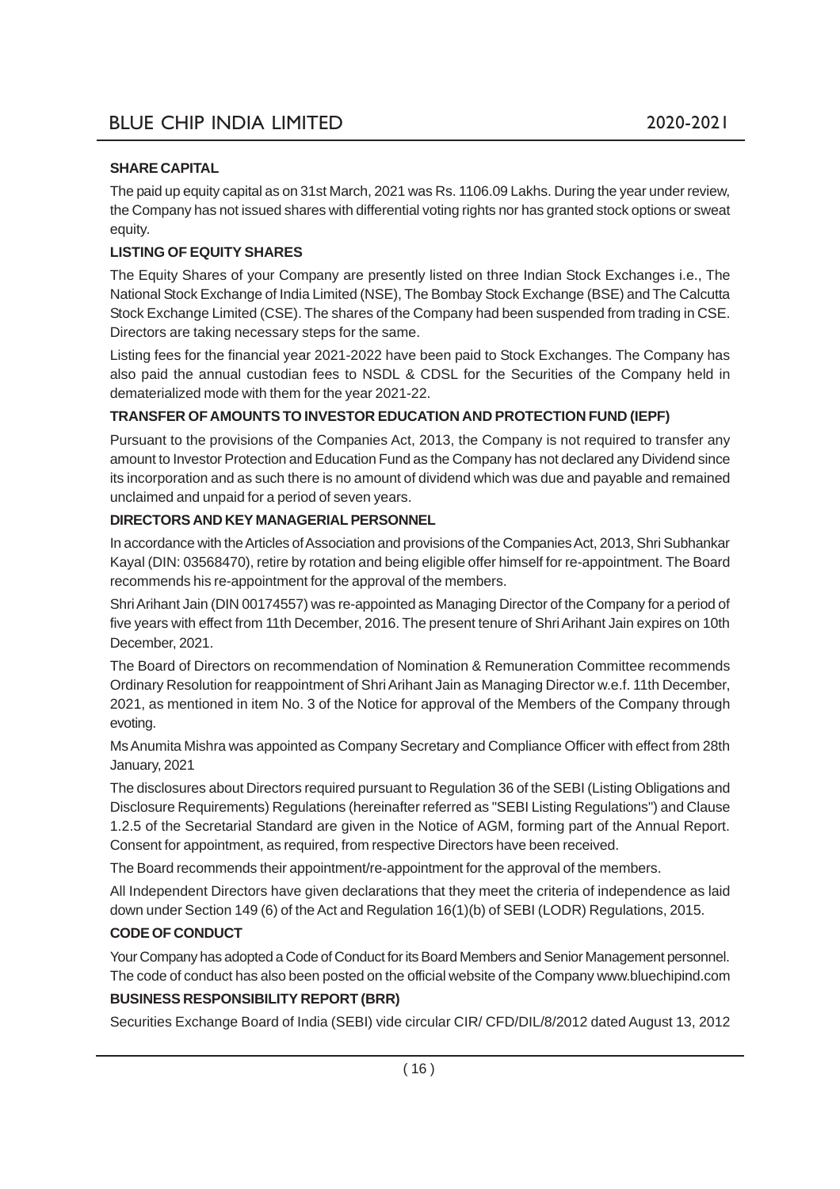**SHARE CAPITAL**

The paid up equity capital as on 31st March, 2021 was Rs. 1106.09 Lakhs. During the year under review, the Company has not issued shares with differential voting rights nor has granted stock options or sweat equity.

**LISTING OF EQUITY SHARES**

The Equity Shares of your Company are presently listed on three Indian Stock Exchanges i.e., The National Stock Exchange of India Limited (NSE), The Bombay Stock Exchange (BSE) and The Calcutta Stock Exchange Limited (CSE). The shares of the Company had been suspended from trading in CSE. Directors are taking necessary steps for the same.

Listing fees for the financial year 2021-2022 have been paid to Stock Exchanges. The Company has also paid the annual custodian fees to NSDL & CDSL for the Securities of the Company held in dematerialized mode with them for the year 2021-22.

**TRANSFER OF AMOUNTS TO INVESTOR EDUCATION AND PROTECTION FUND (IEPF)**

Pursuant to the provisions of the Companies Act, 2013, the Company is not required to transfer any amount to Investor Protection and Education Fund as the Company has not declared any Dividend since its incorporation and as such there is no amount of dividend which was due and payable and remained unclaimed and unpaid for a period of seven years.

**DIRECTORS AND KEY MANAGERIAL PERSONNEL**

In accordance with the Articles of Association and provisions of the Companies Act, 2013, Shri Subhankar Kayal (DIN: 03568470), retire by rotation and being eligible offer himself for re-appointment. The Board recommends his re-appointment for the approval of the members.

Shri Arihant Jain (DIN 00174557) was re-appointed as Managing Director of the Company for a period of five years with effect from 11th December, 2016. The present tenure of Shri Arihant Jain expires on 10th December, 2021.

The Board of Directors on recommendation of Nomination & Remuneration Committee recommends Ordinary Resolution for reappointment of Shri Arihant Jain as Managing Director w.e.f. 11th December, 2021, as mentioned in item No. 3 of the Notice for approval of the Members of the Company through evoting.

Ms Anumita Mishra was appointed as Company Secretary and Compliance Officer with effect from 28th January, 2021

The disclosures about Directors required pursuant to Regulation 36 of the SEBI (Listing Obligations and Disclosure Requirements) Regulations (hereinafter referred as "SEBI Listing Regulations") and Clause 1.2.5 of the Secretarial Standard are given in the Notice of AGM, forming part of the Annual Report. Consent for appointment, as required, from respective Directors have been received.

The Board recommends their appointment/re-appointment for the approval of the members.

All Independent Directors have given declarations that they meet the criteria of independence as laid down under Section 149 (6) of the Act and Regulation 16(1)(b) of SEBI (LODR) Regulations, 2015.

**CODE OF CONDUCT**

Your Company has adopted a Code of Conduct for its Board Members and Senior Management personnel. The code of conduct has also been posted on the official website of the Company www.bluechipind.com

**BUSINESS RESPONSIBILITY REPORT (BRR)**

Securities Exchange Board of India (SEBI) vide circular CIR/ CFD/DIL/8/2012 dated August 13, 2012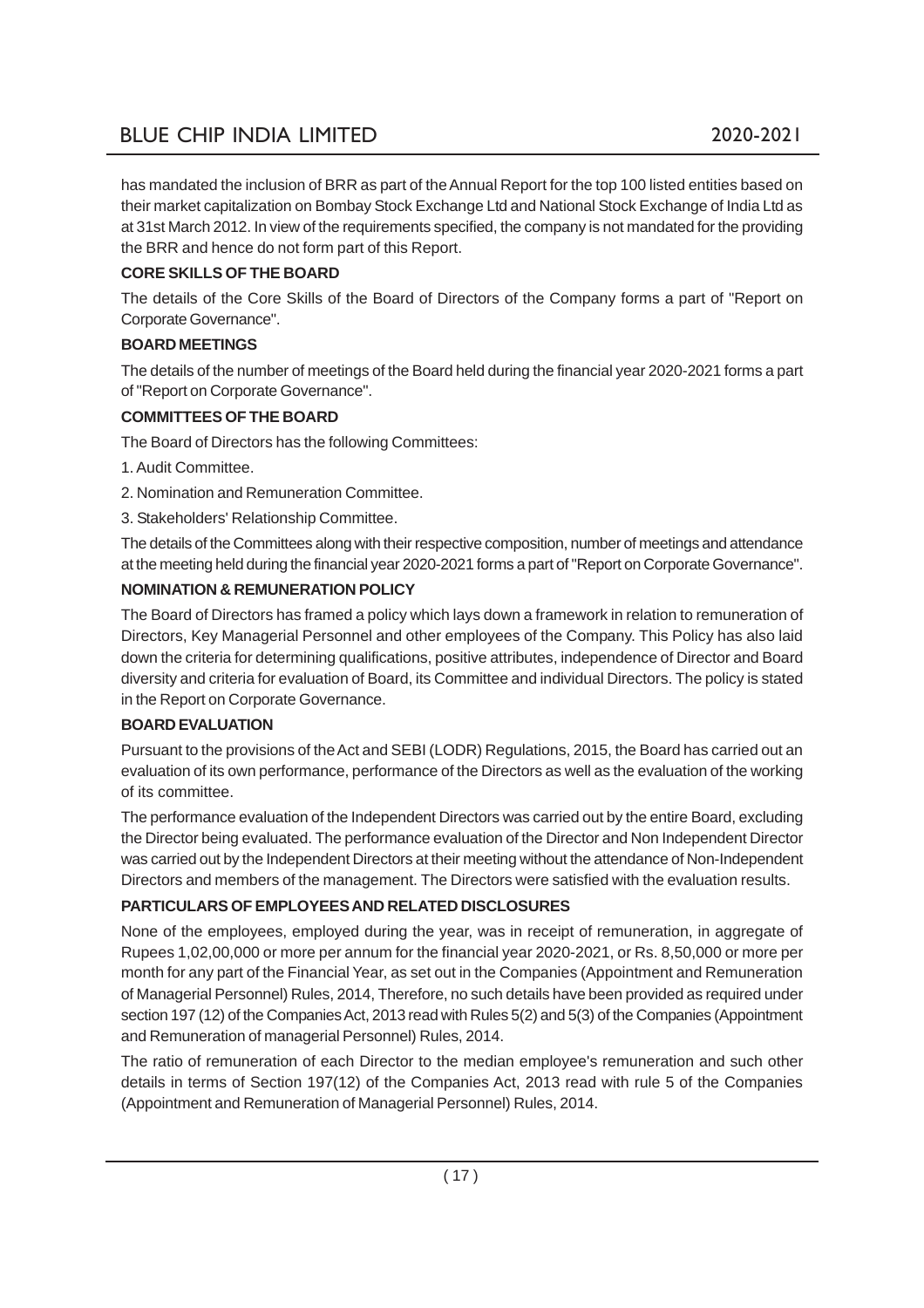has mandated the inclusion of BRR as part of the Annual Report for the top 100 listed entities based on their market capitalization on Bombay Stock Exchange Ltd and National Stock Exchange of India Ltd as at 31st March 2012. In view of the requirements specified, the company is not mandated for the providing the BRR and hence do not form part of this Report.

**CORE SKILLS OF THE BOARD**

The details of the Core Skills of the Board of Directors of the Company forms a part of "Report on Corporate Governance".

**BOARD MEETINGS**

The details of the number of meetings of the Board held during the financial year 2020-2021 forms a part of "Report on Corporate Governance".

**COMMITTEES OF THE BOARD**

The Board of Directors has the following Committees:

1. Audit Committee.
2. Nomination and Remuneration Committee.
3. Stakeholders' Relationship Committee.

The details of the Committees along with their respective composition, number of meetings and attendance at the meeting held during the financial year 2020-2021 forms a part of "Report on Corporate Governance".

**NOMINATION & REMUNERATION POLICY**

The Board of Directors has framed a policy which lays down a framework in relation to remuneration of Directors, Key Managerial Personnel and other employees of the Company. This Policy has also laid down the criteria for determining qualifications, positive attributes, independence of Director and Board diversity and criteria for evaluation of Board, its Committee and individual Directors. The policy is stated in the Report on Corporate Governance.

**BOARD EVALUATION**

Pursuant to the provisions of the Act and SEBI (LODR) Regulations, 2015, the Board has carried out an evaluation of its own performance, performance of the Directors as well as the evaluation of the working of its committee.

The performance evaluation of the Independent Directors was carried out by the entire Board, excluding the Director being evaluated. The performance evaluation of the Director and Non Independent Director was carried out by the Independent Directors at their meeting without the attendance of Non-Independent Directors and members of the management. The Directors were satisfied with the evaluation results.

**PARTICULARS OF EMPLOYEES AND RELATED DISCLOSURES**

None of the employees, employed during the year, was in receipt of remuneration, in aggregate of Rupees 1,02,00,000 or more per annum for the financial year 2020-2021, or Rs. 8,50,000 or more per month for any part of the Financial Year, as set out in the Companies (Appointment and Remuneration of Managerial Personnel) Rules, 2014, Therefore, no such details have been provided as required under section 197 (12) of the Companies Act, 2013 read with Rules 5(2) and 5(3) of the Companies (Appointment and Remuneration of managerial Personnel) Rules, 2014.

The ratio of remuneration of each Director to the median employee's remuneration and such other details in terms of Section 197(12) of the Companies Act, 2013 read with rule 5 of the Companies (Appointment and Remuneration of Managerial Personnel) Rules, 2014.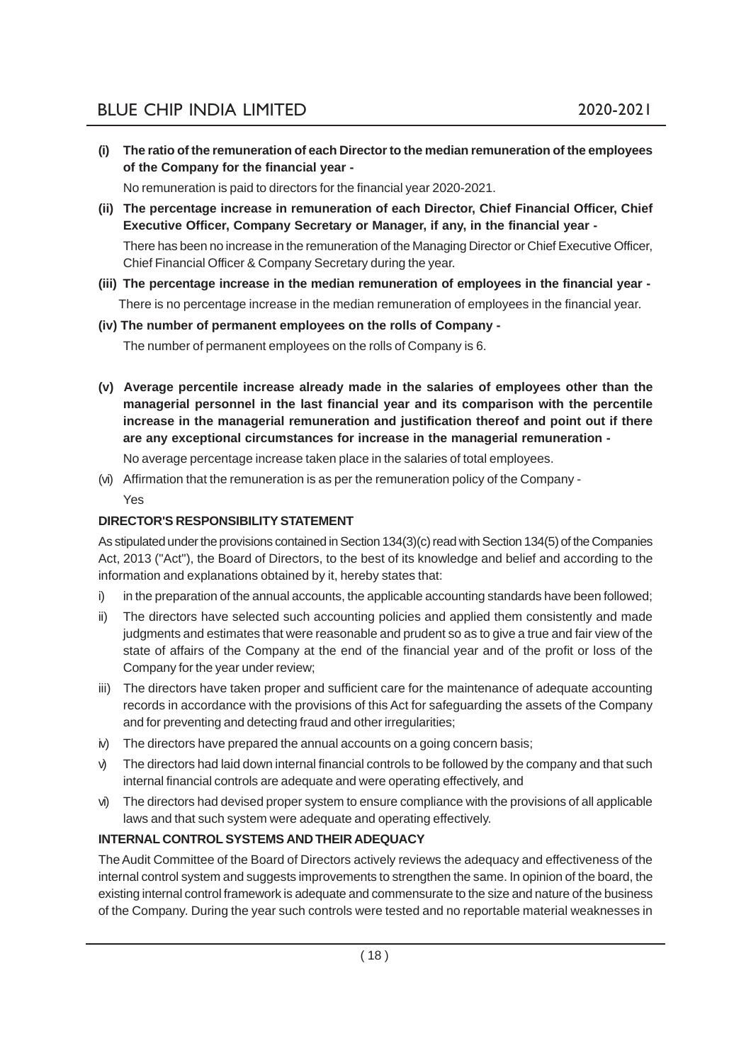**(i) The ratio of the remuneration of each Director to the median remuneration of the employees of the Company for the financial year -**

No remuneration is paid to directors for the financial year 2020-2021.

**(ii) The percentage increase in remuneration of each Director, Chief Financial Officer, Chief Executive Officer, Company Secretary or Manager, if any, in the financial year -**

There has been no increase in the remuneration of the Managing Director or Chief Executive Officer, Chief Financial Officer & Company Secretary during the year.

**(iii) The percentage increase in the median remuneration of employees in the financial year -**

There is no percentage increase in the median remuneration of employees in the financial year.

**(iv) The number of permanent employees on the rolls of Company -**

The number of permanent employees on the rolls of Company is 6.

**(v) Average percentile increase already made in the salaries of employees other than the managerial personnel in the last financial year and its comparison with the percentile increase in the managerial remuneration and justification thereof and point out if there are any exceptional circumstances for increase in the managerial remuneration -**

No average percentage increase taken place in the salaries of total employees.

(vi) Affirmation that the remuneration is as per the remuneration policy of the Company -

Yes

**DIRECTOR'S RESPONSIBILITY STATEMENT**

As stipulated under the provisions contained in Section 134(3)(c) read with Section 134(5) of the Companies Act, 2013 ("Act"), the Board of Directors, to the best of its knowledge and belief and according to the information and explanations obtained by it, hereby states that:

i) in the preparation of the annual accounts, the applicable accounting standards have been followed;

ii) The directors have selected such accounting policies and applied them consistently and made judgments and estimates that were reasonable and prudent so as to give a true and fair view of the state of affairs of the Company at the end of the financial year and of the profit or loss of the Company for the year under review;

iii) The directors have taken proper and sufficient care for the maintenance of adequate accounting records in accordance with the provisions of this Act for safeguarding the assets of the Company and for preventing and detecting fraud and other irregularities;

iv) The directors have prepared the annual accounts on a going concern basis;

v) The directors had laid down internal financial controls to be followed by the company and that such internal financial controls are adequate and were operating effectively, and

vi) The directors had devised proper system to ensure compliance with the provisions of all applicable laws and that such system were adequate and operating effectively.

**INTERNAL CONTROL SYSTEMS AND THEIR ADEQUACY**

The Audit Committee of the Board of Directors actively reviews the adequacy and effectiveness of the internal control system and suggests improvements to strengthen the same. In opinion of the board, the existing internal control framework is adequate and commensurate to the size and nature of the business of the Company. During the year such controls were tested and no reportable material weaknesses in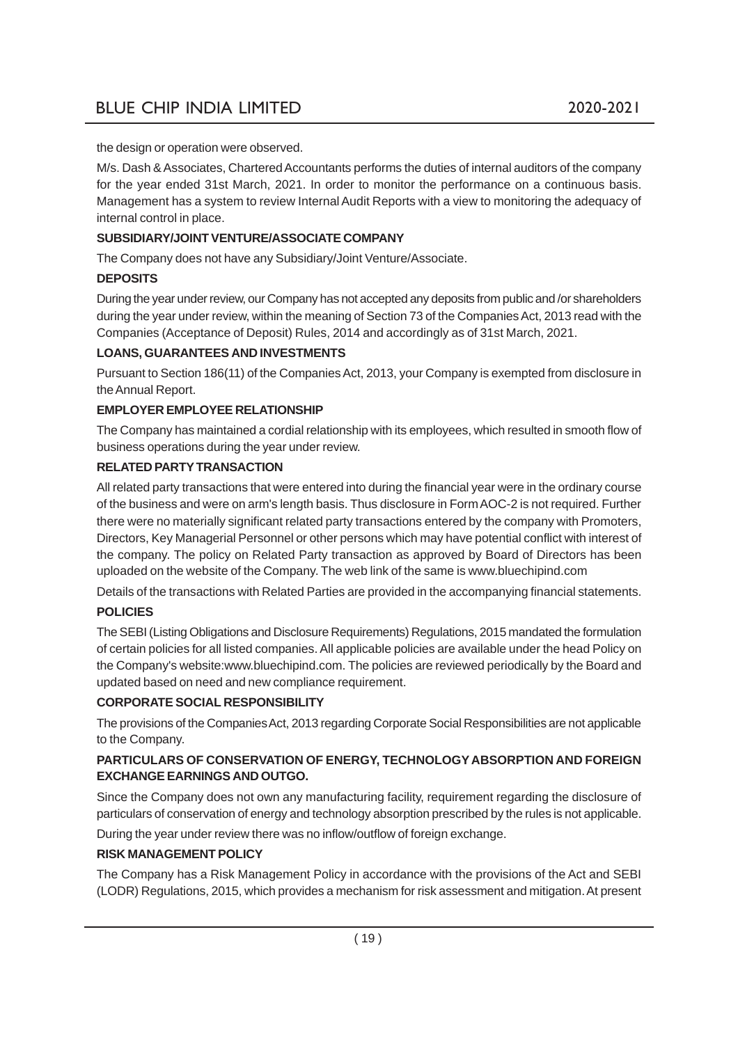the design or operation were observed.

M/s. Dash & Associates, Chartered Accountants performs the duties of internal auditors of the company for the year ended 31st March, 2021. In order to monitor the performance on a continuous basis. Management has a system to review Internal Audit Reports with a view to monitoring the adequacy of internal control in place.

**SUBSIDIARY/JOINT VENTURE/ASSOCIATE COMPANY**

The Company does not have any Subsidiary/Joint Venture/Associate.

**DEPOSITS**

During the year under review, our Company has not accepted any deposits from public and /or shareholders during the year under review, within the meaning of Section 73 of the Companies Act, 2013 read with the Companies (Acceptance of Deposit) Rules, 2014 and accordingly as of 31st March, 2021.

**LOANS, GUARANTEES AND INVESTMENTS**

Pursuant to Section 186(11) of the Companies Act, 2013, your Company is exempted from disclosure in the Annual Report.

**EMPLOYER EMPLOYEE RELATIONSHIP**

The Company has maintained a cordial relationship with its employees, which resulted in smooth flow of business operations during the year under review.

**RELATED PARTY TRANSACTION**

All related party transactions that were entered into during the financial year were in the ordinary course of the business and were on arm's length basis. Thus disclosure in Form AOC-2 is not required. Further there were no materially significant related party transactions entered by the company with Promoters, Directors, Key Managerial Personnel or other persons which may have potential conflict with interest of the company. The policy on Related Party transaction as approved by Board of Directors has been uploaded on the website of the Company. The web link of the same is www.bluechipind.com

Details of the transactions with Related Parties are provided in the accompanying financial statements.

**POLICIES**

The SEBI (Listing Obligations and Disclosure Requirements) Regulations, 2015 mandated the formulation of certain policies for all listed companies. All applicable policies are available under the head Policy on the Company's website:www.bluechipind.com. The policies are reviewed periodically by the Board and updated based on need and new compliance requirement.

**CORPORATE SOCIAL RESPONSIBILITY**

The provisions of the Companies Act, 2013 regarding Corporate Social Responsibilities are not applicable to the Company.

**PARTICULARS OF CONSERVATION OF ENERGY, TECHNOLOGY ABSORPTION AND FOREIGN EXCHANGE EARNINGS AND OUTGO.**

Since the Company does not own any manufacturing facility, requirement regarding the disclosure of particulars of conservation of energy and technology absorption prescribed by the rules is not applicable.

During the year under review there was no inflow/outflow of foreign exchange.

**RISK MANAGEMENT POLICY**

The Company has a Risk Management Policy in accordance with the provisions of the Act and SEBI (LODR) Regulations, 2015, which provides a mechanism for risk assessment and mitigation. At present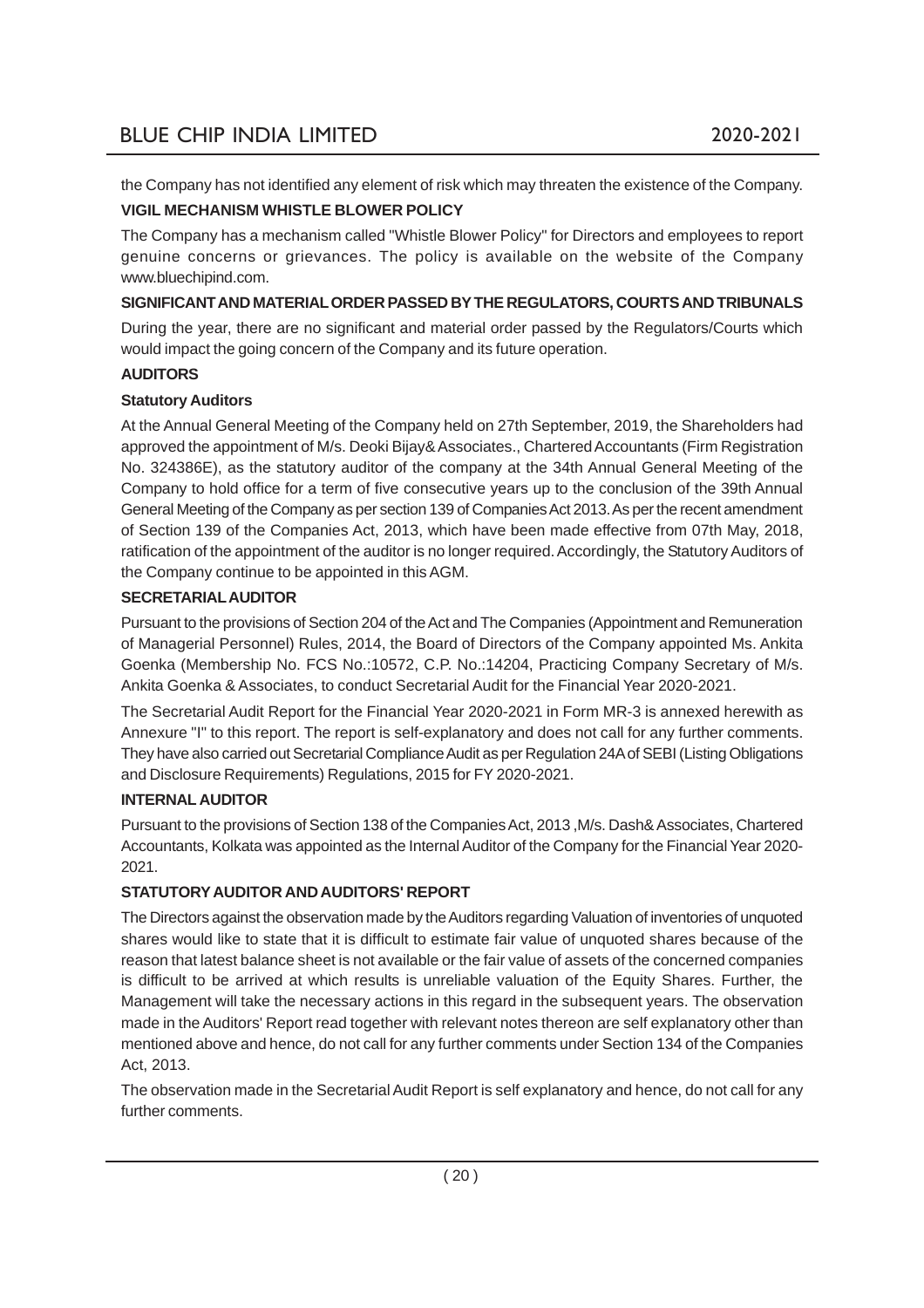the Company has not identified any element of risk which may threaten the existence of the Company.

**VIGIL MECHANISM WHISTLE BLOWER POLICY**

The Company has a mechanism called "Whistle Blower Policy" for Directors and employees to report genuine concerns or grievances. The policy is available on the website of the Company www.bluechipind.com.

**SIGNIFICANT AND MATERIAL ORDER PASSED BY THE REGULATORS, COURTS AND TRIBUNALS**

During the year, there are no significant and material order passed by the Regulators/Courts which would impact the going concern of the Company and its future operation.

**AUDITORS**

**Statutory Auditors**

At the Annual General Meeting of the Company held on 27th September, 2019, the Shareholders had approved the appointment of M/s. Deoki Bijay& Associates., Chartered Accountants (Firm Registration No. 324386E), as the statutory auditor of the company at the 34th Annual General Meeting of the Company to hold office for a term of five consecutive years up to the conclusion of the 39th Annual General Meeting of the Company as per section 139 of Companies Act 2013. As per the recent amendment of Section 139 of the Companies Act, 2013, which have been made effective from 07th May, 2018, ratification of the appointment of the auditor is no longer required. Accordingly, the Statutory Auditors of the Company continue to be appointed in this AGM.

**SECRETARIAL AUDITOR**

Pursuant to the provisions of Section 204 of the Act and The Companies (Appointment and Remuneration of Managerial Personnel) Rules, 2014, the Board of Directors of the Company appointed Ms. Ankita Goenka (Membership No. FCS No.:10572, C.P. No.:14204, Practicing Company Secretary of M/s. Ankita Goenka & Associates, to conduct Secretarial Audit for the Financial Year 2020-2021.

The Secretarial Audit Report for the Financial Year 2020-2021 in Form MR-3 is annexed herewith as Annexure "I" to this report. The report is self-explanatory and does not call for any further comments. They have also carried out Secretarial Compliance Audit as per Regulation 24A of SEBI (Listing Obligations and Disclosure Requirements) Regulations, 2015 for FY 2020-2021.

**INTERNAL AUDITOR**

Pursuant to the provisions of Section 138 of the Companies Act, 2013 ,M/s. Dash& Associates, Chartered Accountants, Kolkata was appointed as the Internal Auditor of the Company for the Financial Year 2020-2021.

**STATUTORY AUDITOR AND AUDITORS' REPORT**

The Directors against the observation made by the Auditors regarding Valuation of inventories of unquoted shares would like to state that it is difficult to estimate fair value of unquoted shares because of the reason that latest balance sheet is not available or the fair value of assets of the concerned companies is difficult to be arrived at which results is unreliable valuation of the Equity Shares. Further, the Management will take the necessary actions in this regard in the subsequent years. The observation made in the Auditors' Report read together with relevant notes thereon are self explanatory other than mentioned above and hence, do not call for any further comments under Section 134 of the Companies Act, 2013.

The observation made in the Secretarial Audit Report is self explanatory and hence, do not call for any further comments.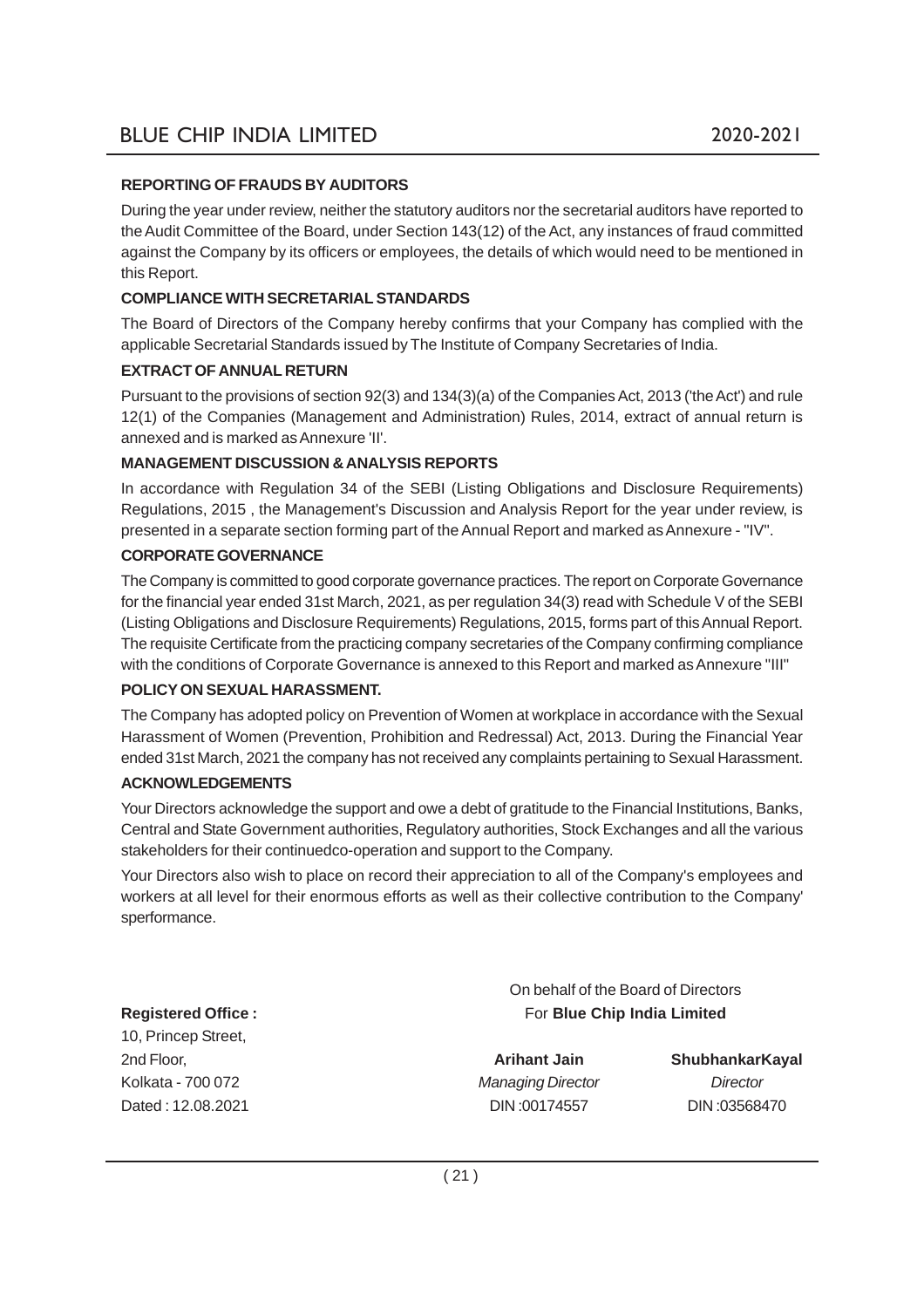**REPORTING OF FRAUDS BY AUDITORS**

During the year under review, neither the statutory auditors nor the secretarial auditors have reported to the Audit Committee of the Board, under Section 143(12) of the Act, any instances of fraud committed against the Company by its officers or employees, the details of which would need to be mentioned in this Report.

**COMPLIANCE WITH SECRETARIAL STANDARDS**

The Board of Directors of the Company hereby confirms that your Company has complied with the applicable Secretarial Standards issued by The Institute of Company Secretaries of India.

**EXTRACT OF ANNUAL RETURN**

Pursuant to the provisions of section 92(3) and 134(3)(a) of the Companies Act, 2013 ('the Act') and rule 12(1) of the Companies (Management and Administration) Rules, 2014, extract of annual return is annexed and is marked as Annexure 'II'.

**MANAGEMENT DISCUSSION & ANALYSIS REPORTS**

In accordance with Regulation 34 of the SEBI (Listing Obligations and Disclosure Requirements) Regulations, 2015 , the Management's Discussion and Analysis Report for the year under review, is presented in a separate section forming part of the Annual Report and marked as Annexure - "IV".

**CORPORATE GOVERNANCE**

The Company is committed to good corporate governance practices. The report on Corporate Governance for the financial year ended 31st March, 2021, as per regulation 34(3) read with Schedule V of the SEBI (Listing Obligations and Disclosure Requirements) Regulations, 2015, forms part of this Annual Report. The requisite Certificate from the practicing company secretaries of the Company confirming compliance with the conditions of Corporate Governance is annexed to this Report and marked as Annexure "III"

**POLICY ON SEXUAL HARASSMENT.**

The Company has adopted policy on Prevention of Women at workplace in accordance with the Sexual Harassment of Women (Prevention, Prohibition and Redressal) Act, 2013. During the Financial Year ended 31st March, 2021 the company has not received any complaints pertaining to Sexual Harassment.

**ACKNOWLEDGEMENTS**

Your Directors acknowledge the support and owe a debt of gratitude to the Financial Institutions, Banks, Central and State Government authorities, Regulatory authorities, Stock Exchanges and all the various stakeholders for their continuedco-operation and support to the Company.

Your Directors also wish to place on record their appreciation to all of the Company's employees and workers at all level for their enormous efforts as well as their collective contribution to the Company' sperformance.

On behalf of the Board of Directors
For **Blue Chip India Limited**

**Registered Office :**
10, Princep Street,
2nd Floor,
Kolkata - 700 072
Dated : 12.08.2021

**Arihant Jain**
*Managing Director*
DIN :00174557

**ShubhankarKayal**
*Director*
DIN :03568470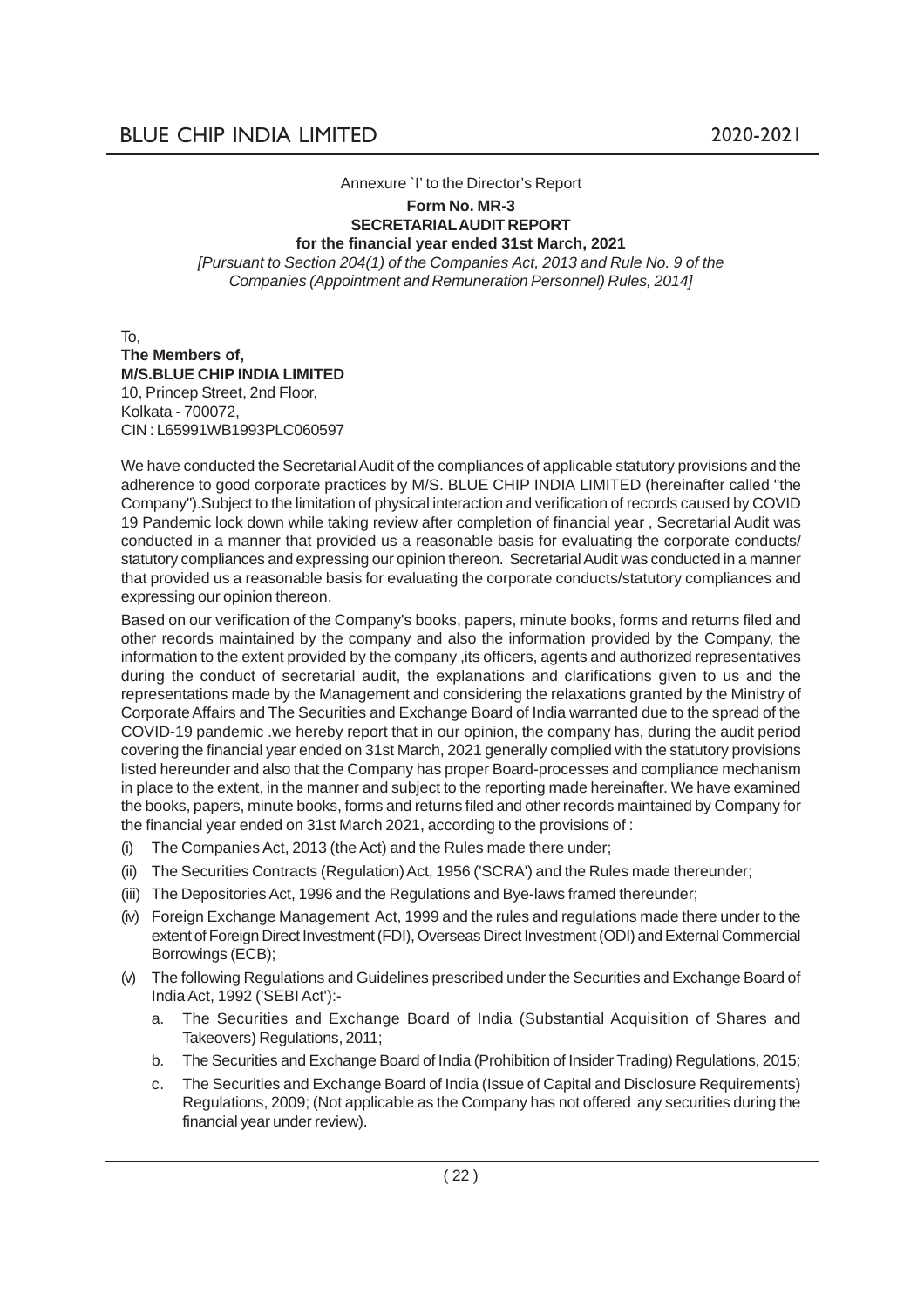Annexure `I' to the Director's Report

**Form No. MR-3**
**SECRETARIAL AUDIT REPORT**
**for the financial year ended 31st March, 2021**

*[Pursuant to Section 204(1) of the Companies Act, 2013 and Rule No. 9 of the Companies (Appointment and Remuneration Personnel) Rules, 2014]*

To,
**The Members of,**
**M/S.BLUE CHIP INDIA LIMITED**
10, Princep Street, 2nd Floor,
Kolkata - 700072,
CIN : L65991WB1993PLC060597

We have conducted the Secretarial Audit of the compliances of applicable statutory provisions and the adherence to good corporate practices by M/S. BLUE CHIP INDIA LIMITED (hereinafter called "the Company").Subject to the limitation of physical interaction and verification of records caused by COVID 19 Pandemic lock down while taking review after completion of financial year , Secretarial Audit was conducted in a manner that provided us a reasonable basis for evaluating the corporate conducts/ statutory compliances and expressing our opinion thereon. Secretarial Audit was conducted in a manner that provided us a reasonable basis for evaluating the corporate conducts/statutory compliances and expressing our opinion thereon.

Based on our verification of the Company's books, papers, minute books, forms and returns filed and other records maintained by the company and also the information provided by the Company, the information to the extent provided by the company ,its officers, agents and authorized representatives during the conduct of secretarial audit, the explanations and clarifications given to us and the representations made by the Management and considering the relaxations granted by the Ministry of Corporate Affairs and The Securities and Exchange Board of India warranted due to the spread of the COVID-19 pandemic .we hereby report that in our opinion, the company has, during the audit period covering the financial year ended on 31st March, 2021 generally complied with the statutory provisions listed hereunder and also that the Company has proper Board-processes and compliance mechanism in place to the extent, in the manner and subject to the reporting made hereinafter. We have examined the books, papers, minute books, forms and returns filed and other records maintained by Company for the financial year ended on 31st March 2021, according to the provisions of :

(i) The Companies Act, 2013 (the Act) and the Rules made there under;

(ii) The Securities Contracts (Regulation) Act, 1956 ('SCRA') and the Rules made thereunder;

(iii) The Depositories Act, 1996 and the Regulations and Bye-laws framed thereunder;

(iv) Foreign Exchange Management Act, 1999 and the rules and regulations made there under to the extent of Foreign Direct Investment (FDI), Overseas Direct Investment (ODI) and External Commercial Borrowings (ECB);

(v) The following Regulations and Guidelines prescribed under the Securities and Exchange Board of India Act, 1992 ('SEBI Act'):-

   a. The Securities and Exchange Board of India (Substantial Acquisition of Shares and Takeovers) Regulations, 2011;

   b. The Securities and Exchange Board of India (Prohibition of Insider Trading) Regulations, 2015;

   c. The Securities and Exchange Board of India (Issue of Capital and Disclosure Requirements) Regulations, 2009; (Not applicable as the Company has not offered any securities during the financial year under review).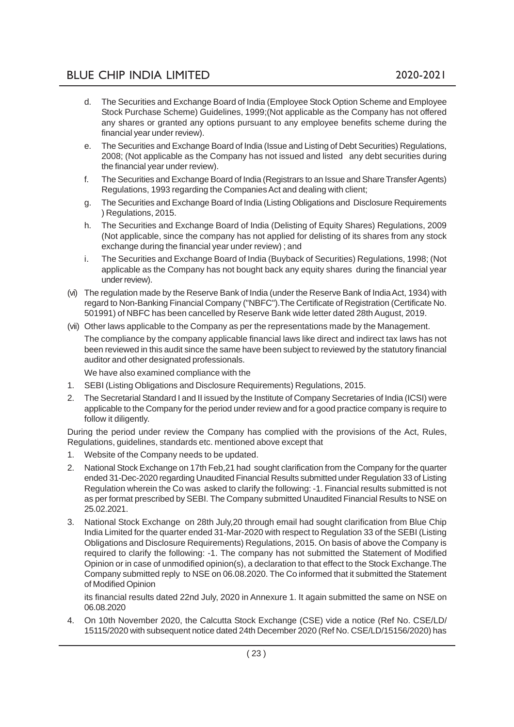d. The Securities and Exchange Board of India (Employee Stock Option Scheme and Employee Stock Purchase Scheme) Guidelines, 1999;(Not applicable as the Company has not offered any shares or granted any options pursuant to any employee benefits scheme during the financial year under review).

e. The Securities and Exchange Board of India (Issue and Listing of Debt Securities) Regulations, 2008; (Not applicable as the Company has not issued and listed any debt securities during the financial year under review).

f. The Securities and Exchange Board of India (Registrars to an Issue and Share Transfer Agents) Regulations, 1993 regarding the Companies Act and dealing with client;

g. The Securities and Exchange Board of India (Listing Obligations and Disclosure Requirements ) Regulations, 2015.

h. The Securities and Exchange Board of India (Delisting of Equity Shares) Regulations, 2009 (Not applicable, since the company has not applied for delisting of its shares from any stock exchange during the financial year under review) ; and

i. The Securities and Exchange Board of India (Buyback of Securities) Regulations, 1998; (Not applicable as the Company has not bought back any equity shares during the financial year under review).

(vi) The regulation made by the Reserve Bank of India (under the Reserve Bank of India Act, 1934) with regard to Non-Banking Financial Company ("NBFC").The Certificate of Registration (Certificate No. 501991) of NBFC has been cancelled by Reserve Bank wide letter dated 28th August, 2019.

(vii) Other laws applicable to the Company as per the representations made by the Management.

The compliance by the company applicable financial laws like direct and indirect tax laws has not been reviewed in this audit since the same have been subject to reviewed by the statutory financial auditor and other designated professionals.

We have also examined compliance with the

1. SEBI (Listing Obligations and Disclosure Requirements) Regulations, 2015.
2. The Secretarial Standard I and II issued by the Institute of Company Secretaries of India (ICSI) were applicable to the Company for the period under review and for a good practice company is require to follow it diligently.

During the period under review the Company has complied with the provisions of the Act, Rules, Regulations, guidelines, standards etc. mentioned above except that

1. Website of the Company needs to be updated.
2. National Stock Exchange on 17th Feb,21 had sought clarification from the Company for the quarter ended 31-Dec-2020 regarding Unaudited Financial Results submitted under Regulation 33 of Listing Regulation wherein the Co was asked to clarify the following: -1. Financial results submitted is not as per format prescribed by SEBI. The Company submitted Unaudited Financial Results to NSE on 25.02.2021.
3. National Stock Exchange on 28th July,20 through email had sought clarification from Blue Chip India Limited for the quarter ended 31-Mar-2020 with respect to Regulation 33 of the SEBI (Listing Obligations and Disclosure Requirements) Regulations, 2015. On basis of above the Company is required to clarify the following: -1. The company has not submitted the Statement of Modified Opinion or in case of unmodified opinion(s), a declaration to that effect to the Stock Exchange.The Company submitted reply to NSE on 06.08.2020. The Co informed that it submitted the Statement of Modified Opinion

   its financial results dated 22nd July, 2020 in Annexure 1. It again submitted the same on NSE on 06.08.2020
4. On 10th November 2020, the Calcutta Stock Exchange (CSE) vide a notice (Ref No. CSE/LD/ 15115/2020 with subsequent notice dated 24th December 2020 (Ref No. CSE/LD/15156/2020) has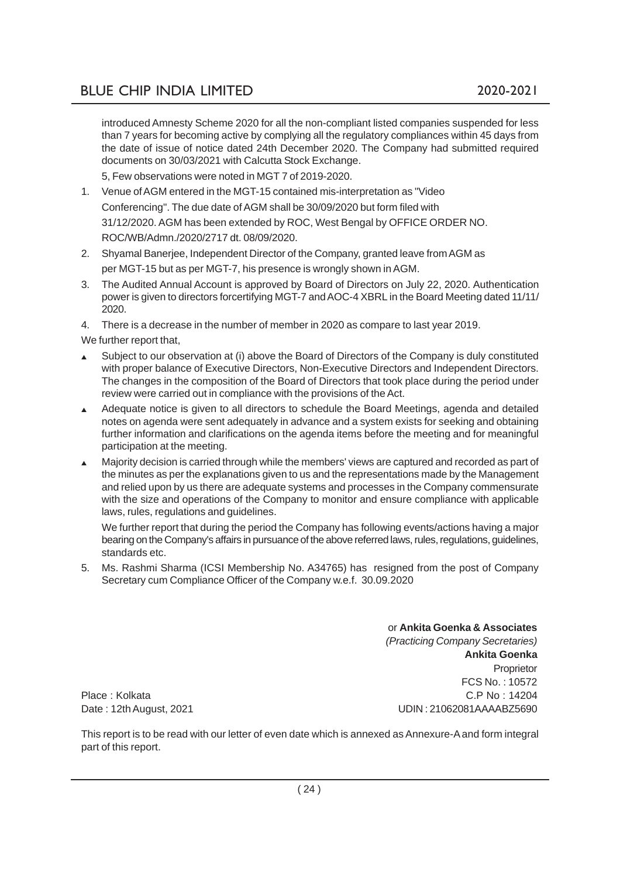introduced Amnesty Scheme 2020 for all the non-compliant listed companies suspended for less than 7 years for becoming active by complying all the regulatory compliances within 45 days from the date of issue of notice dated 24th December 2020. The Company had submitted required documents on 30/03/2021 with Calcutta Stock Exchange.

5, Few observations were noted in MGT 7 of 2019-2020.

1. Venue of AGM entered in the MGT-15 contained mis-interpretation as "Video Conferencing". The due date of AGM shall be 30/09/2020 but form filed with 31/12/2020. AGM has been extended by ROC, West Bengal by OFFICE ORDER NO. ROC/WB/Admn./2020/2717 dt. 08/09/2020.
2. Shyamal Banerjee, Independent Director of the Company, granted leave from AGM as per MGT-15 but as per MGT-7, his presence is wrongly shown in AGM.
3. The Audited Annual Account is approved by Board of Directors on July 22, 2020. Authentication power is given to directors forcertifying MGT-7 and AOC-4 XBRL in the Board Meeting dated 11/11/2020.
4. There is a decrease in the number of member in 2020 as compare to last year 2019.

We further report that,

- Subject to our observation at (i) above the Board of Directors of the Company is duly constituted with proper balance of Executive Directors, Non-Executive Directors and Independent Directors. The changes in the composition of the Board of Directors that took place during the period under review were carried out in compliance with the provisions of the Act.
- Adequate notice is given to all directors to schedule the Board Meetings, agenda and detailed notes on agenda were sent adequately in advance and a system exists for seeking and obtaining further information and clarifications on the agenda items before the meeting and for meaningful participation at the meeting.
- Majority decision is carried through while the members' views are captured and recorded as part of the minutes as per the explanations given to us and the representations made by the Management and relied upon by us there are adequate systems and processes in the Company commensurate with the size and operations of the Company to monitor and ensure compliance with applicable laws, rules, regulations and guidelines.

  We further report that during the period the Company has following events/actions having a major bearing on the Company's affairs in pursuance of the above referred laws, rules, regulations, guidelines, standards etc.

5. Ms. Rashmi Sharma (ICSI Membership No. A34765) has resigned from the post of Company Secretary cum Compliance Officer of the Company w.e.f. 30.09.2020

or **Ankita Goenka & Associates**
*(Practicing Company Secretaries)*
**Ankita Goenka**
Proprietor
FCS No. : 10572
C.P No : 14204
UDIN : 21062081AAAABZ5690

Place : Kolkata
Date : 12th August, 2021

This report is to be read with our letter of even date which is annexed as Annexure-A and form integral part of this report.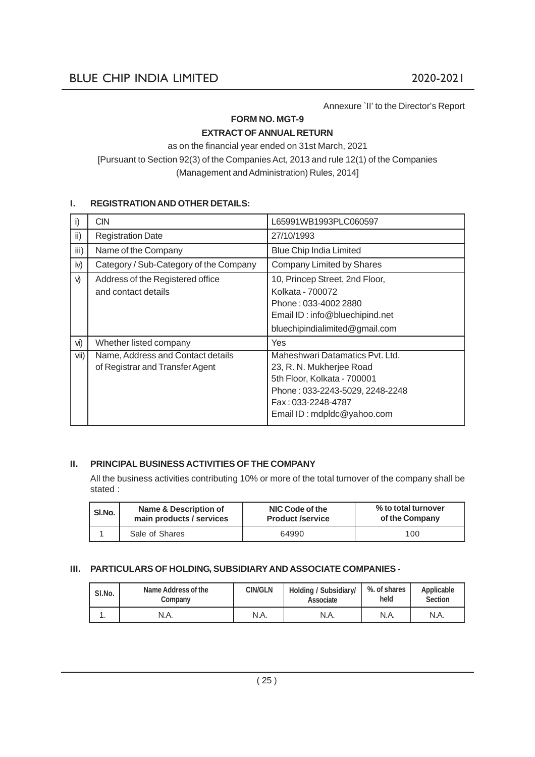Annexure `II' to the Director's Report

**FORM NO. MGT-9**

**EXTRACT OF ANNUAL RETURN**

as on the financial year ended on 31st March, 2021

[Pursuant to Section 92(3) of the Companies Act, 2013 and rule 12(1) of the Companies (Management and Administration) Rules, 2014]

## I. REGISTRATION AND OTHER DETAILS:

| | | |
|---|---|---|
| i) | CIN | L65991WB1993PLC060597 |
| ii) | Registration Date | 27/10/1993 |
| iii) | Name of the Company | Blue Chip India Limited |
| iv) | Category / Sub-Category of the Company | Company Limited by Shares |
| v) | Address of the Registered office and contact details | 10, Princep Street, 2nd Floor, Kolkata - 700072 Phone : 033-4002 2880 Email ID : info@bluechipind.net bluechipindialimited@gmail.com |
| vi) | Whether listed company | Yes |
| vii) | Name, Address and Contact details of Registrar and Transfer Agent | Maheshwari Datamatics Pvt. Ltd. 23, R. N. Mukherjee Road 5th Floor, Kolkata - 700001 Phone : 033-2243-5029, 2248-2248 Fax : 033-2248-4787 Email ID : mdpldc@yahoo.com |

## II. PRINCIPAL BUSINESS ACTIVITIES OF THE COMPANY

All the business activities contributing 10% or more of the total turnover of the company shall be stated :

| Sl.No. | Name & Description of main products / services | NIC Code of the Product /service | % to total turnover of the Company |
|---|---|---|---|
| 1 | Sale of Shares | 64990 | 100 |

## III. PARTICULARS OF HOLDING, SUBSIDIARY AND ASSOCIATE COMPANIES -

| Sl.No. | Name Address of the Company | CIN/GLN | Holding / Subsidiary/ Associate | %. of shares held | Applicable Section |
|---|---|---|---|---|---|
| 1. | N.A. | N.A. | N.A. | N.A. | N.A. |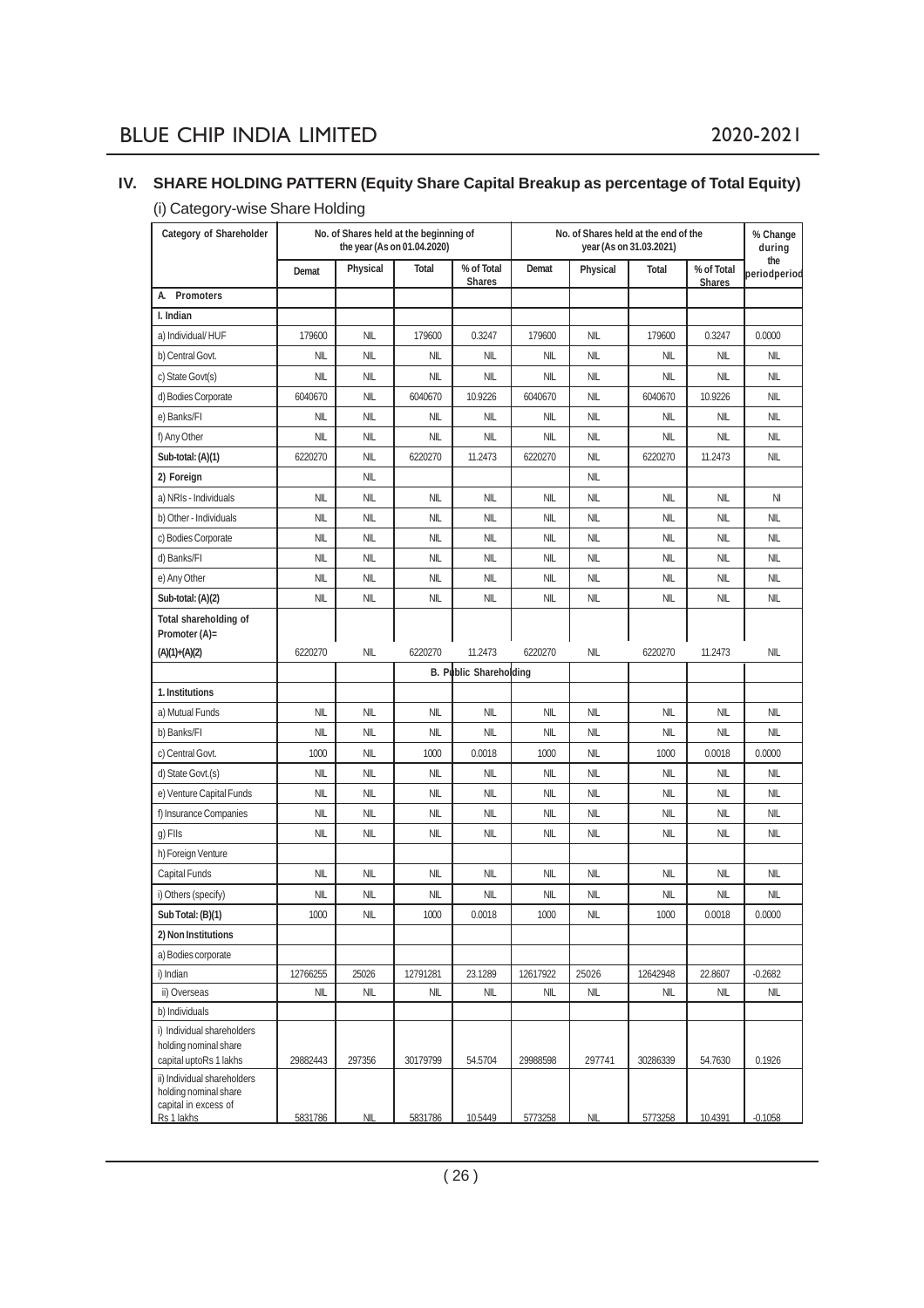## IV. SHARE HOLDING PATTERN (Equity Share Capital Breakup as percentage of Total Equity)

(i) Category-wise Share Holding

| Category of Shareholder | No. of Shares held at the beginning of the year (As on 01.04.2020) | | | | No. of Shares held at the end of the year (As on 31.03.2021) | | | | % Change during the periodperiod |
|---|---|---|---|---|---|---|---|---|---|
| | Demat | Physical | Total | % of Total Shares | Demat | Physical | Total | % of Total Shares | |
| **A. Promoters** | | | | | | | | | |
| **I. Indian** | | | | | | | | | |
| a) Individual/ HUF | 179600 | NIL | 179600 | 0.3247 | 179600 | NIL | 179600 | 0.3247 | 0.0000 |
| b) Central Govt. | NIL | NIL | NIL | NIL | NIL | NIL | NIL | NIL | NIL |
| c) State Govt(s) | NIL | NIL | NIL | NIL | NIL | NIL | NIL | NIL | NIL |
| d) Bodies Corporate | 6040670 | NIL | 6040670 | 10.9226 | 6040670 | NIL | 6040670 | 10.9226 | NIL |
| e) Banks/FI | NIL | NIL | NIL | NIL | NIL | NIL | NIL | NIL | NIL |
| f) Any Other | NIL | NIL | NIL | NIL | NIL | NIL | NIL | NIL | NIL |
| **Sub-total: (A)(1)** | 6220270 | NIL | 6220270 | 11.2473 | 6220270 | NIL | 6220270 | 11.2473 | NIL |
| **2) Foreign** | | NIL | | | | NIL | | | |
| a) NRIs - Individuals | NIL | NIL | NIL | NIL | NIL | NIL | NIL | NIL | NI |
| b) Other - Individuals | NIL | NIL | NIL | NIL | NIL | NIL | NIL | NIL | NIL |
| c) Bodies Corporate | NIL | NIL | NIL | NIL | NIL | NIL | NIL | NIL | NIL |
| d) Banks/FI | NIL | NIL | NIL | NIL | NIL | NIL | NIL | NIL | NIL |
| e) Any Other | NIL | NIL | NIL | NIL | NIL | NIL | NIL | NIL | NIL |
| **Sub-total: (A)(2)** | NIL | NIL | NIL | NIL | NIL | NIL | NIL | NIL | NIL |
| **Total shareholding of Promoter (A)= (A)(1)+(A)(2)** | 6220270 | NIL | 6220270 | 11.2473 | 6220270 | NIL | 6220270 | 11.2473 | NIL |
| | | | | **B. Public Shareholding** | | | | | |
| **1. Institutions** | | | | | | | | | |
| a) Mutual Funds | NIL | NIL | NIL | NIL | NIL | NIL | NIL | NIL | NIL |
| b) Banks/FI | NIL | NIL | NIL | NIL | NIL | NIL | NIL | NIL | NIL |
| c) Central Govt. | 1000 | NIL | 1000 | 0.0018 | 1000 | NIL | 1000 | 0.0018 | 0.0000 |
| d) State Govt.(s) | NIL | NIL | NIL | NIL | NIL | NIL | NIL | NIL | NIL |
| e) Venture Capital Funds | NIL | NIL | NIL | NIL | NIL | NIL | NIL | NIL | NIL |
| f) Insurance Companies | NIL | NIL | NIL | NIL | NIL | NIL | NIL | NIL | NIL |
| g) FIIs | NIL | NIL | NIL | NIL | NIL | NIL | NIL | NIL | NIL |
| h) Foreign Venture Capital Funds | NIL | NIL | NIL | NIL | NIL | NIL | NIL | NIL | NIL |
| i) Others (specify) | NIL | NIL | NIL | NIL | NIL | NIL | NIL | NIL | NIL |
| **Sub Total: (B)(1)** | 1000 | NIL | 1000 | 0.0018 | 1000 | NIL | 1000 | 0.0018 | 0.0000 |
| **2) Non Institutions** | | | | | | | | | |
| a) Bodies corporate | | | | | | | | | |
| i) Indian | 12766255 | 25026 | 12791281 | 23.1289 | 12617922 | 25026 | 12642948 | 22.8607 | -0.2682 |
| ii) Overseas | NIL | NIL | NIL | NIL | NIL | NIL | NIL | NIL | NIL |
| b) Individuals | | | | | | | | | |
| i) Individual shareholders holding nominal share capital uptoRs 1 lakhs | 29882443 | 297356 | 30179799 | 54.5704 | 29988598 | 297741 | 30286339 | 54.7630 | 0.1926 |
| ii) Individual shareholders holding nominal share capital in excess of Rs 1 lakhs | 5831786 | NIL | 5831786 | 10.5449 | 5773258 | NIL | 5773258 | 10.4391 | -0.1058 |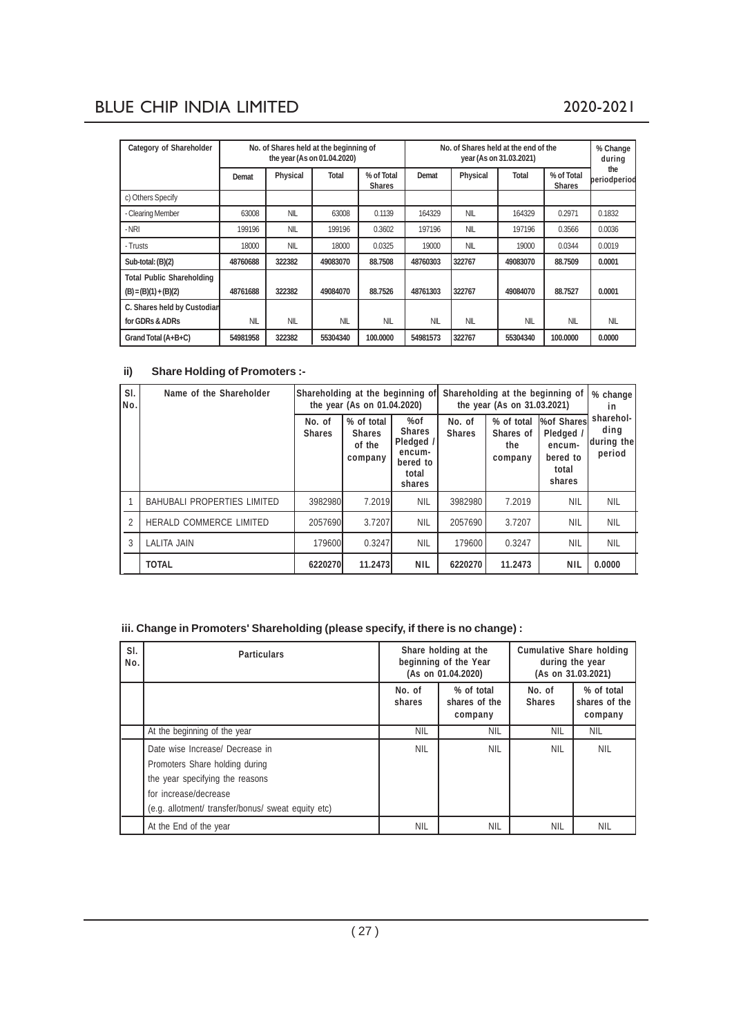| Category of Shareholder | No. of Shares held at the beginning of the year (As on 01.04.2020) | | | | No. of Shares held at the end of the year (As on 31.03.2021) | | | | % Change during the periodperiod |
|---|---|---|---|---|---|---|---|---|---|
| | Demat | Physical | Total | % of Total Shares | Demat | Physical | Total | % of Total Shares | |
| c) Others Specify | | | | | | | | | |
| - Clearing Member | 63008 | NIL | 63008 | 0.1139 | 164329 | NIL | 164329 | 0.2971 | 0.1832 |
| - NRI | 199196 | NIL | 199196 | 0.3602 | 197196 | NIL | 197196 | 0.3566 | 0.0036 |
| - Trusts | 18000 | NIL | 18000 | 0.0325 | 19000 | NIL | 19000 | 0.0344 | 0.0019 |
| **Sub-total: (B)(2)** | **48760688** | **322382** | **49083070** | **88.7508** | **48760303** | **322767** | **49083070** | **88.7509** | **0.0001** |
| **Total Public Shareholding (B) = (B)(1) + (B)(2)** | **48761688** | **322382** | **49084070** | **88.7526** | **48761303** | **322767** | **49084070** | **88.7527** | **0.0001** |
| **C. Shares held by Custodian for GDRs & ADRs** | NIL | NIL | NIL | NIL | NIL | NIL | NIL | NIL | NIL |
| **Grand Total (A+B+C)** | **54981958** | **322382** | **55304340** | **100.0000** | **54981573** | **322767** | **55304340** | **100.0000** | **0.0000** |

## ii) Share Holding of Promoters :-

| Sl. No. | Name of the Shareholder | Shareholding at the beginning of the year (As on 01.04.2020) | | | Shareholding at the beginning of the year (As on 31.03.2021) | | | % change in shareholding during the period |
|---|---|---|---|---|---|---|---|---|
| | | No. of Shares | % of total Shares of the company | %of Shares Pledged / encumbered to total shares | No. of Shares | % of total Shares of the company | %of Shares Pledged / encumbered to total shares | |
| 1 | BAHUBALI PROPERTIES LIMITED | 3982980 | 7.2019 | NIL | 3982980 | 7.2019 | NIL | NIL |
| 2 | HERALD COMMERCE LIMITED | 2057690 | 3.7207 | NIL | 2057690 | 3.7207 | NIL | NIL |
| 3 | LALITA JAIN | 179600 | 0.3247 | NIL | 179600 | 0.3247 | NIL | NIL |
| | **TOTAL** | **6220270** | **11.2473** | **NIL** | **6220270** | **11.2473** | **NIL** | **0.0000** |

## iii. Change in Promoters' Shareholding (please specify, if there is no change) :

| Sl. No. | Particulars | Share holding at the beginning of the Year (As on 01.04.2020) | | Cumulative Share holding during the year (As on 31.03.2021) | |
|---|---|---|---|---|---|
| | | No. of shares | % of total shares of the company | No. of Shares | % of total shares of the company |
| | At the beginning of the year | NIL | NIL | NIL | NIL |
| | Date wise Increase/ Decrease in Promoters Share holding during the year specifying the reasons for increase/decrease (e.g. allotment/ transfer/bonus/ sweat equity etc) | NIL | NIL | NIL | NIL |
| | At the End of the year | NIL | NIL | NIL | NIL |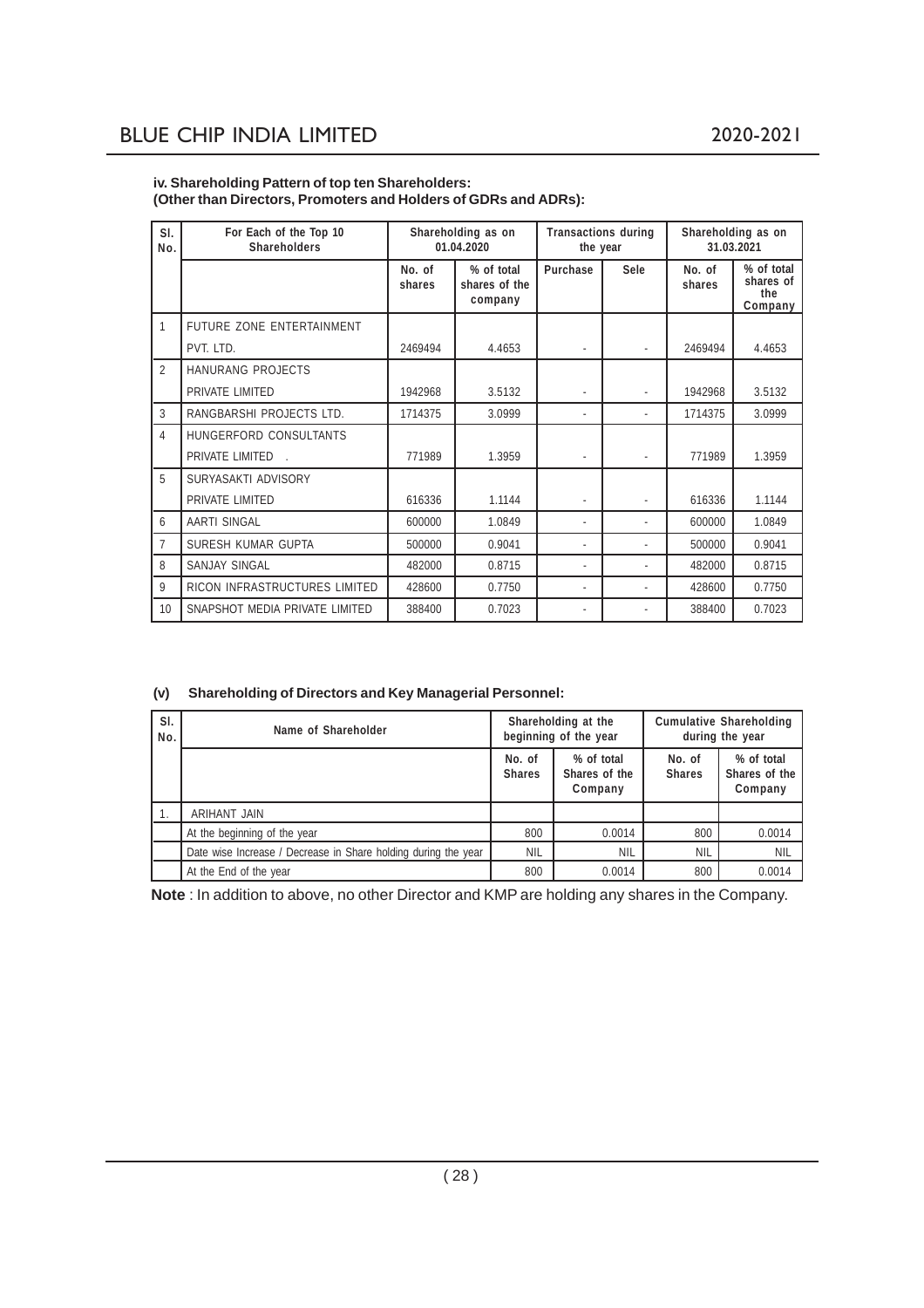**iv. Shareholding Pattern of top ten Shareholders: (Other than Directors, Promoters and Holders of GDRs and ADRs):**

| Sl. No. | For Each of the Top 10 Shareholders | Shareholding as on 01.04.2020 | | Transactions during the year | | Shareholding as on 31.03.2021 | |
|---|---|---|---|---|---|---|---|
| | | No. of shares | % of total shares of the company | Purchase | Sele | No. of shares | % of total shares of the Company |
| 1 | FUTURE ZONE ENTERTAINMENT PVT. LTD. | 2469494 | 4.4653 | - | - | 2469494 | 4.4653 |
| 2 | HANURANG PROJECTS PRIVATE LIMITED | 1942968 | 3.5132 | - | - | 1942968 | 3.5132 |
| 3 | RANGBARSHI PROJECTS LTD. | 1714375 | 3.0999 | - | - | 1714375 | 3.0999 |
| 4 | HUNGERFORD CONSULTANTS PRIVATE LIMITED . | 771989 | 1.3959 | - | - | 771989 | 1.3959 |
| 5 | SURYASAKTI ADVISORY PRIVATE LIMITED | 616336 | 1.1144 | - | - | 616336 | 1.1144 |
| 6 | AARTI SINGAL | 600000 | 1.0849 | - | - | 600000 | 1.0849 |
| 7 | SURESH KUMAR GUPTA | 500000 | 0.9041 | - | - | 500000 | 0.9041 |
| 8 | SANJAY SINGAL | 482000 | 0.8715 | - | - | 482000 | 0.8715 |
| 9 | RICON INFRASTRUCTURES LIMITED | 428600 | 0.7750 | - | - | 428600 | 0.7750 |
| 10 | SNAPSHOT MEDIA PRIVATE LIMITED | 388400 | 0.7023 | - | - | 388400 | 0.7023 |

**(v) Shareholding of Directors and Key Managerial Personnel:**

| Sl. No. | Name of Shareholder | Shareholding at the beginning of the year | | Cumulative Shareholding during the year | |
|---|---|---|---|---|---|
| | | No. of Shares | % of total Shares of the Company | No. of Shares | % of total Shares of the Company |
| 1. | ARIHANT JAIN | | | | |
| | At the beginning of the year | 800 | 0.0014 | 800 | 0.0014 |
| | Date wise Increase / Decrease in Share holding during the year | NIL | NIL | NIL | NIL |
| | At the End of the year | 800 | 0.0014 | 800 | 0.0014 |

**Note** : In addition to above, no other Director and KMP are holding any shares in the Company.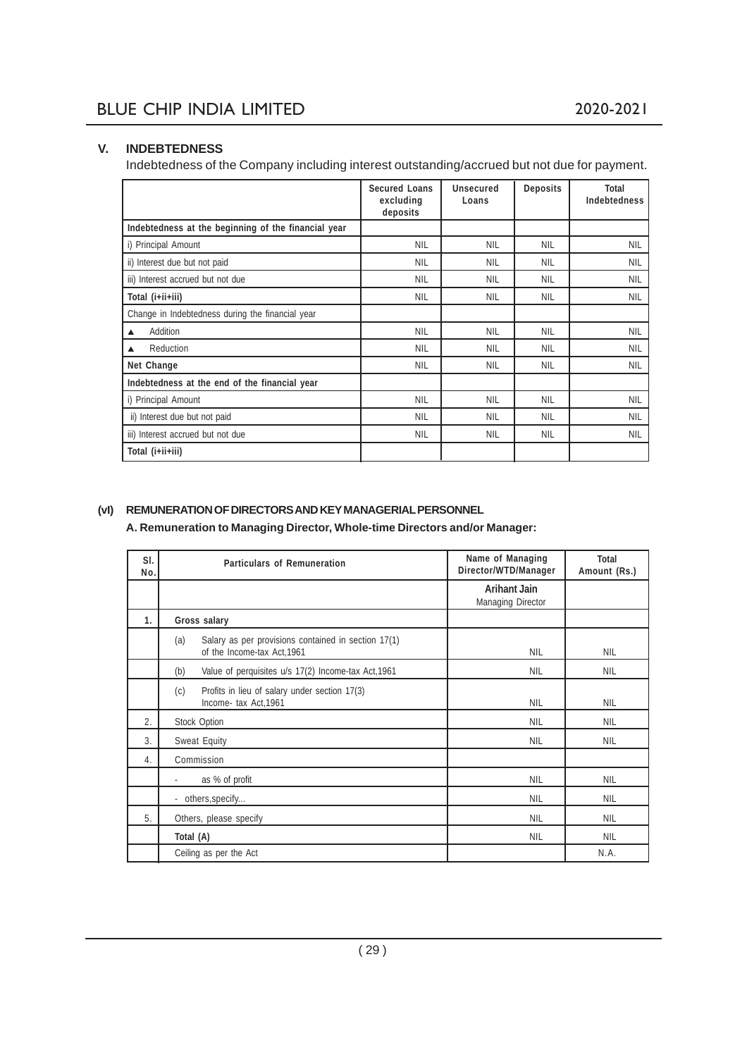## V. INDEBTEDNESS

Indebtedness of the Company including interest outstanding/accrued but not due for payment.

| | Secured Loans excluding deposits | Unsecured Loans | Deposits | Total Indebtedness |
|---|---|---|---|---|
| **Indebtedness at the beginning of the financial year** | | | | |
| i) Principal Amount | NIL | NIL | NIL | NIL |
| ii) Interest due but not paid | NIL | NIL | NIL | NIL |
| iii) Interest accrued but not due | NIL | NIL | NIL | NIL |
| **Total (i+ii+iii)** | NIL | NIL | NIL | NIL |
| Change in Indebtedness during the financial year | | | | |
| ▲ Addition | NIL | NIL | NIL | NIL |
| ▲ Reduction | NIL | NIL | NIL | NIL |
| **Net Change** | NIL | NIL | NIL | NIL |
| **Indebtedness at the end of the financial year** | | | | |
| i) Principal Amount | NIL | NIL | NIL | NIL |
| ii) Interest due but not paid | NIL | NIL | NIL | NIL |
| iii) Interest accrued but not due | NIL | NIL | NIL | NIL |
| **Total (i+ii+iii)** | | | | |

## (vI) REMUNERATION OF DIRECTORS AND KEY MANAGERIAL PERSONNEL

### A. Remuneration to Managing Director, Whole-time Directors and/or Manager:

| Sl. No. | Particulars of Remuneration | Name of Managing Director/WTD/Manager | Total Amount (Rs.) |
|---|---|---|---|
| | | **Arihant Jain** Managing Director | |
| 1. | **Gross salary** | | |
| | (a) Salary as per provisions contained in section 17(1) of the Income-tax Act,1961 | NIL | NIL |
| | (b) Value of perquisites u/s 17(2) Income-tax Act,1961 | NIL | NIL |
| | (c) Profits in lieu of salary under section 17(3) Income- tax Act,1961 | NIL | NIL |
| 2. | Stock Option | NIL | NIL |
| 3. | Sweat Equity | NIL | NIL |
| 4. | Commission | | |
| | - as % of profit | NIL | NIL |
| | - others,specify... | NIL | NIL |
| 5. | Others, please specify | NIL | NIL |
| | **Total (A)** | NIL | NIL |
| | Ceiling as per the Act | | N.A. |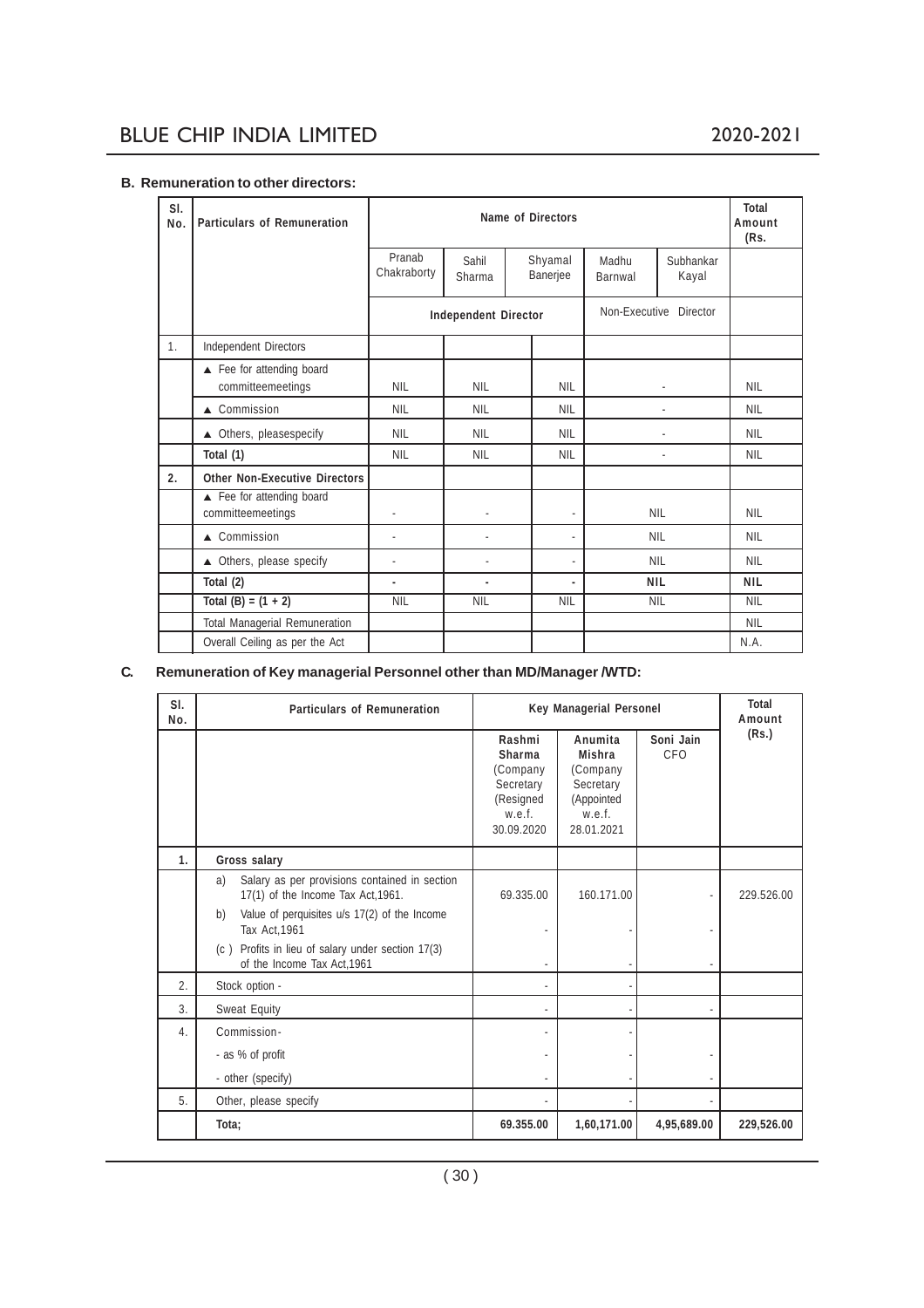**B. Remuneration to other directors:**

| Sl. No. | Particulars of Remuneration | Name of Directors | | | | | Total Amount (Rs. |
|---|---|---|---|---|---|---|---|
| | | Pranab Chakraborty | Sahil Sharma | Shyamal Banerjee | Madhu Barnwal | Subhankar Kayal | |
| | | Independent Director | | | Non-Executive Director | | |
| 1. | Independent Directors | | | | | | |
| | ▲ Fee for attending board committeemeetings | NIL | NIL | NIL | - | | NIL |
| | ▲ Commission | NIL | NIL | NIL | - | | NIL |
| | ▲ Others, pleasespecify | NIL | NIL | NIL | - | | NIL |
| | Total (1) | NIL | NIL | NIL | - | | NIL |
| **2.** | **Other Non-Executive Directors** | | | | | | |
| | ▲ Fee for attending board committeemeetings | - | - | - | NIL | | NIL |
| | ▲ Commission | - | - | - | NIL | | NIL |
| | ▲ Others, please specify | - | - | - | NIL | | NIL |
| | Total (2) | - | - | - | **NIL** | | **NIL** |
| | Total (B) = (1 + 2) | NIL | NIL | NIL | NIL | | NIL |
| | Total Managerial Remuneration | | | | | | NIL |
| | Overall Ceiling as per the Act | | | | | | N.A. |

**C. Remuneration of Key managerial Personnel other than MD/Manager /WTD:**

| Sl. No. | Particulars of Remuneration | Key Managerial Personel | | | Total Amount (Rs.) |
|---|---|---|---|---|---|
| | | **Rashmi Sharma** (Company Secretary (Resigned w.e.f. 30.09.2020 | **Anumita Mishra** (Company Secretary (Appointed w.e.f. 28.01.2021 | **Soni Jain** CFO | |
| **1.** | **Gross salary** | | | | |
| | a) Salary as per provisions contained in section 17(1) of the Income Tax Act,1961. | 69.335.00 | 160.171.00 | - | 229.526.00 |
| | b) Value of perquisites u/s 17(2) of the Income Tax Act,1961 | - | - | - | |
| | (c ) Profits in lieu of salary under section 17(3) of the Income Tax Act,1961 | - | - | - | |
| 2. | Stock option - | - | - | | |
| 3. | Sweat Equity | - | - | - | |
| 4. | Commission- | - | - | | |
| | - as % of profit | - | - | - | |
| | - other (specify) | - | - | - | |
| 5. | Other, please specify | - | - | - | |
| | **Tota;** | **69.355.00** | **1,60,171.00** | **4,95,689.00** | **229,526.00** |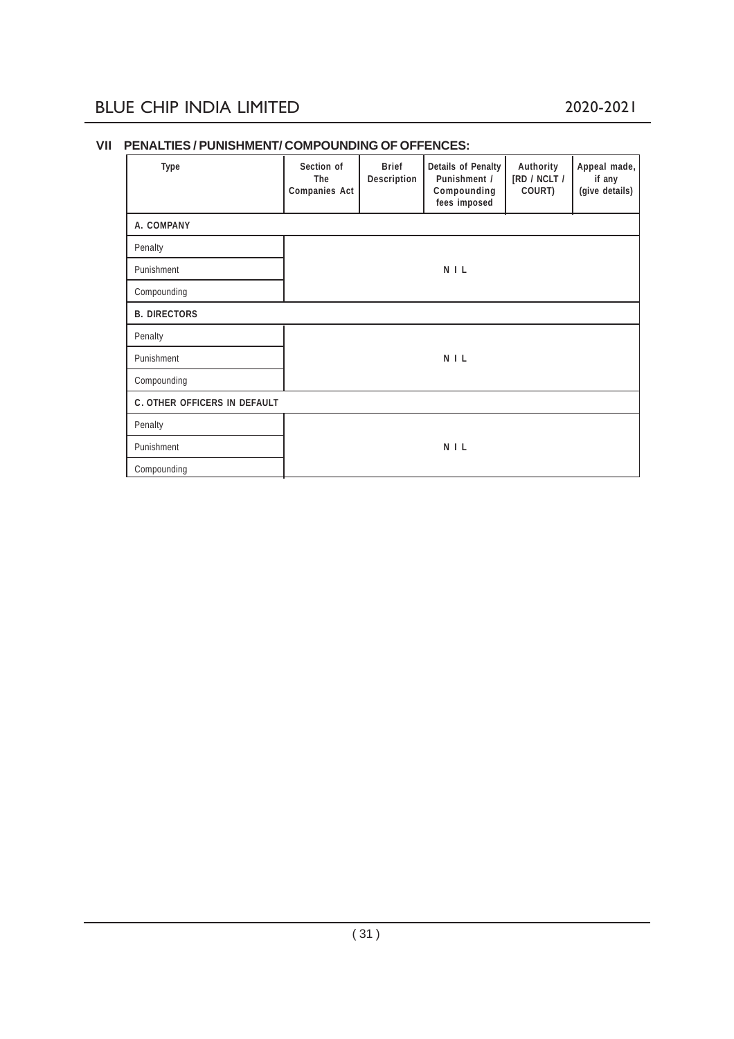## VII PENALTIES / PUNISHMENT/ COMPOUNDING OF OFFENCES:

| Type | Section of The Companies Act | Brief Description | Details of Penalty Punishment / Compounding fees imposed | Authority [RD / NCLT / COURT) | Appeal made, if any (give details) |
|---|---|---|---|---|---|
| **A. COMPANY** | | | | | |
| Penalty | | | | | |
| Punishment | | | NIL | | |
| Compounding | | | | | |
| **B. DIRECTORS** | | | | | |
| Penalty | | | | | |
| Punishment | | | NIL | | |
| Compounding | | | | | |
| **C. OTHER OFFICERS IN DEFAULT** | | | | | |
| Penalty | | | | | |
| Punishment | | | NIL | | |
| Compounding | | | | | |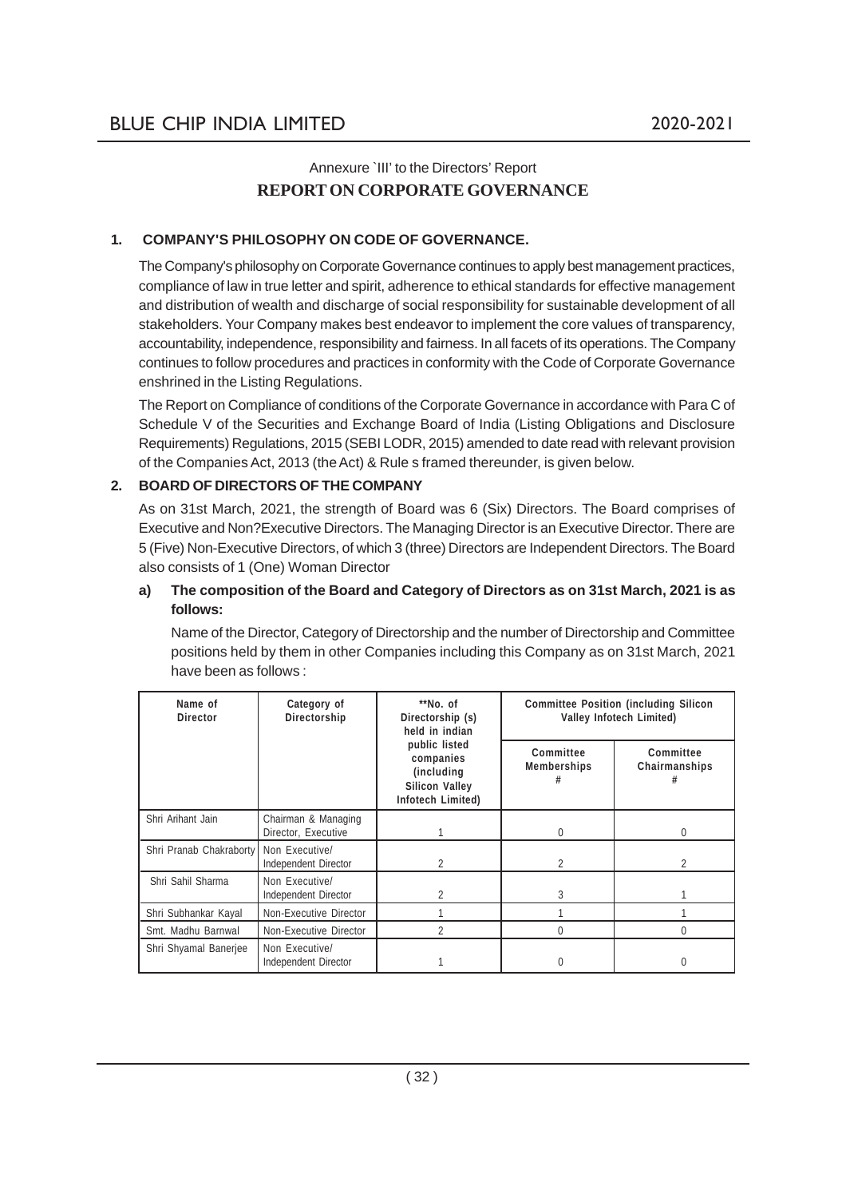Annexure `III' to the Directors' Report

# REPORT ON CORPORATE GOVERNANCE

## 1. COMPANY'S PHILOSOPHY ON CODE OF GOVERNANCE.

The Company's philosophy on Corporate Governance continues to apply best management practices, compliance of law in true letter and spirit, adherence to ethical standards for effective management and distribution of wealth and discharge of social responsibility for sustainable development of all stakeholders. Your Company makes best endeavor to implement the core values of transparency, accountability, independence, responsibility and fairness. In all facets of its operations. The Company continues to follow procedures and practices in conformity with the Code of Corporate Governance enshrined in the Listing Regulations.

The Report on Compliance of conditions of the Corporate Governance in accordance with Para C of Schedule V of the Securities and Exchange Board of India (Listing Obligations and Disclosure Requirements) Regulations, 2015 (SEBI LODR, 2015) amended to date read with relevant provision of the Companies Act, 2013 (the Act) & Rule s framed thereunder, is given below.

## 2. BOARD OF DIRECTORS OF THE COMPANY

As on 31st March, 2021, the strength of Board was 6 (Six) Directors. The Board comprises of Executive and Non?Executive Directors. The Managing Director is an Executive Director. There are 5 (Five) Non-Executive Directors, of which 3 (three) Directors are Independent Directors. The Board also consists of 1 (One) Woman Director

**a) The composition of the Board and Category of Directors as on 31st March, 2021 is as follows:**

Name of the Director, Category of Directorship and the number of Directorship and Committee positions held by them in other Companies including this Company as on 31st March, 2021 have been as follows :

| Name of Director | Category of Directorship | **No. of Directorship (s) held in indian public listed companies (including Silicon Valley Infotech Limited) | Committee Position (including Silicon Valley Infotech Limited) | |
|---|---|---|---|---|
| | | | Committee Memberships # | Committee Chairmanships # |
| Shri Arihant Jain | Chairman & Managing Director, Executive | 1 | 0 | 0 |
| Shri Pranab Chakraborty | Non Executive/ Independent Director | 2 | 2 | 2 |
| Shri Sahil Sharma | Non Executive/ Independent Director | 2 | 3 | 1 |
| Shri Subhankar Kayal | Non-Executive Director | 1 | 1 | 1 |
| Smt. Madhu Barnwal | Non-Executive Director | 2 | 0 | 0 |
| Shri Shyamal Banerjee | Non Executive/ Independent Director | 1 | 0 | 0 |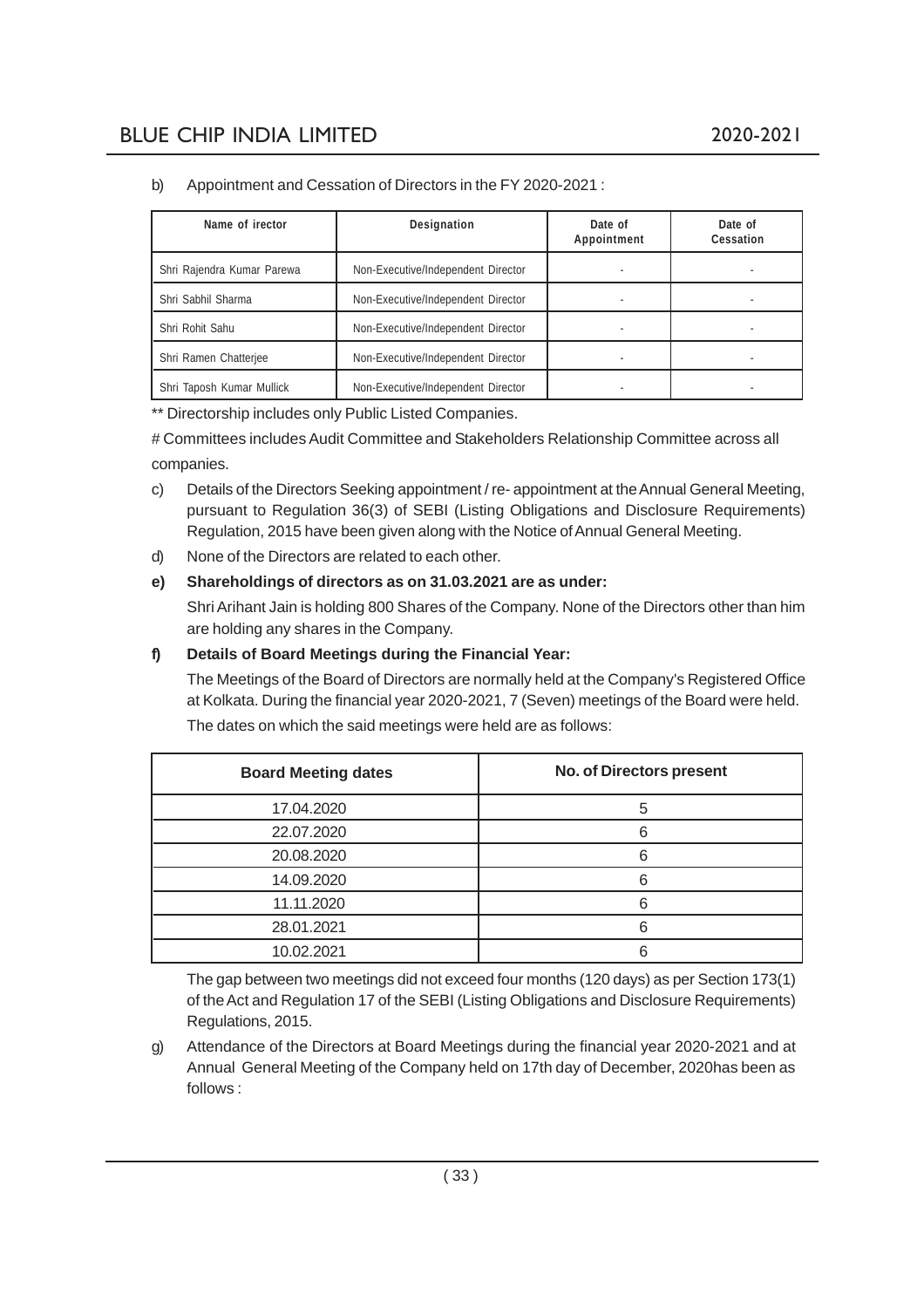b) Appointment and Cessation of Directors in the FY 2020-2021 :

| Name of irector | Designation | Date of Appointment | Date of Cessation |
|---|---|---|---|
| Shri Rajendra Kumar Parewa | Non-Executive/Independent Director | - | - |
| Shri Sabhil Sharma | Non-Executive/Independent Director | - | - |
| Shri Rohit Sahu | Non-Executive/Independent Director | - | - |
| Shri Ramen Chatterjee | Non-Executive/Independent Director | - | - |
| Shri Taposh Kumar Mullick | Non-Executive/Independent Director | - | - |

** Directorship includes only Public Listed Companies.

# Committees includes Audit Committee and Stakeholders Relationship Committee across all companies.

c) Details of the Directors Seeking appointment / re- appointment at the Annual General Meeting, pursuant to Regulation 36(3) of SEBI (Listing Obligations and Disclosure Requirements) Regulation, 2015 have been given along with the Notice of Annual General Meeting.

d) None of the Directors are related to each other.

**e) Shareholdings of directors as on 31.03.2021 are as under:**

Shri Arihant Jain is holding 800 Shares of the Company. None of the Directors other than him are holding any shares in the Company.

**f) Details of Board Meetings during the Financial Year:**

The Meetings of the Board of Directors are normally held at the Company's Registered Office at Kolkata. During the financial year 2020-2021, 7 (Seven) meetings of the Board were held. The dates on which the said meetings were held are as follows:

| Board Meeting dates | No. of Directors present |
|---|---|
| 17.04.2020 | 5 |
| 22.07.2020 | 6 |
| 20.08.2020 | 6 |
| 14.09.2020 | 6 |
| 11.11.2020 | 6 |
| 28.01.2021 | 6 |
| 10.02.2021 | 6 |

The gap between two meetings did not exceed four months (120 days) as per Section 173(1) of the Act and Regulation 17 of the SEBI (Listing Obligations and Disclosure Requirements) Regulations, 2015.

g) Attendance of the Directors at Board Meetings during the financial year 2020-2021 and at Annual General Meeting of the Company held on 17th day of December, 2020has been as follows :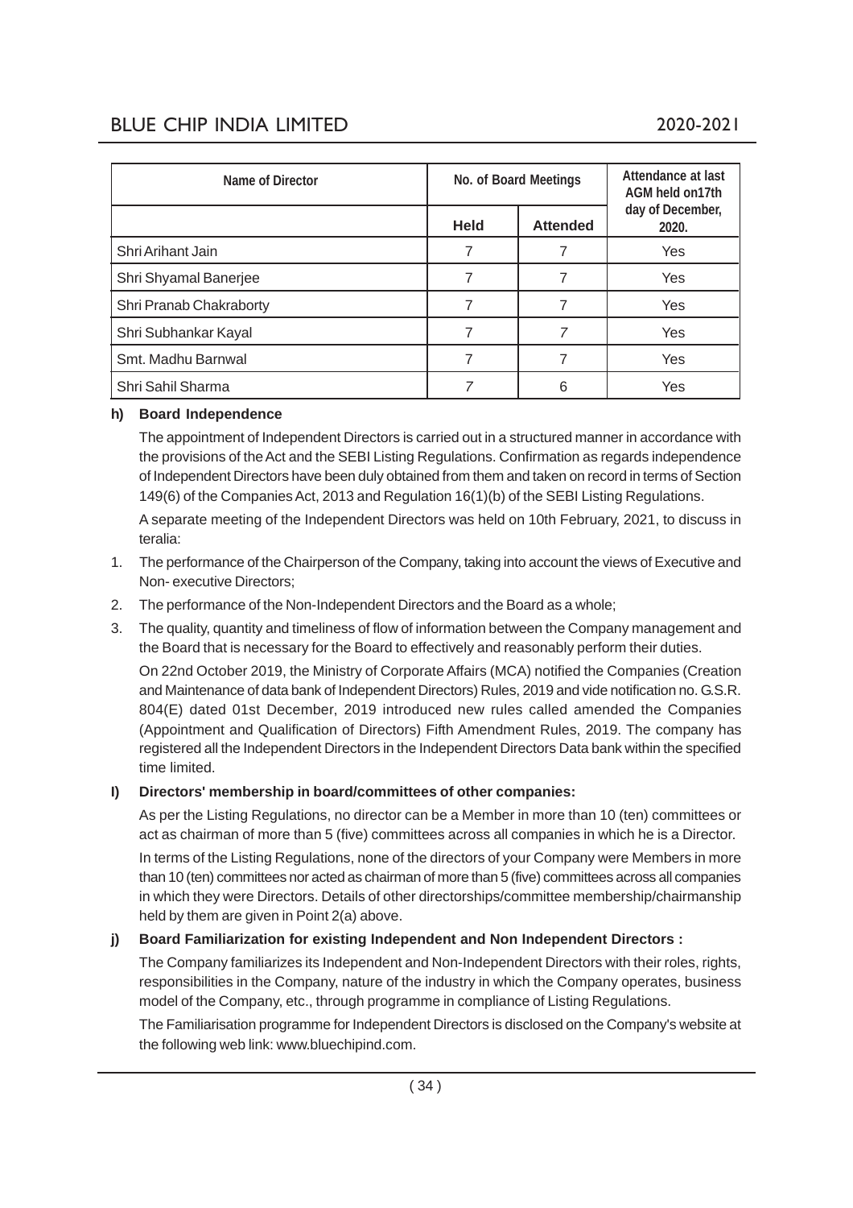| Name of Director | No. of Board Meetings | | Attendance at last AGM held on17th day of December, 2020. |
|---|---|---|---|
| | Held | Attended | |
| Shri Arihant Jain | 7 | 7 | Yes |
| Shri Shyamal Banerjee | 7 | 7 | Yes |
| Shri Pranab Chakraborty | 7 | 7 | Yes |
| Shri Subhankar Kayal | 7 | 7 | Yes |
| Smt. Madhu Barnwal | 7 | 7 | Yes |
| Shri Sahil Sharma | 7 | 6 | Yes |

**h) Board Independence**

The appointment of Independent Directors is carried out in a structured manner in accordance with the provisions of the Act and the SEBI Listing Regulations. Confirmation as regards independence of Independent Directors have been duly obtained from them and taken on record in terms of Section 149(6) of the Companies Act, 2013 and Regulation 16(1)(b) of the SEBI Listing Regulations.

A separate meeting of the Independent Directors was held on 10th February, 2021, to discuss in teralia:

1. The performance of the Chairperson of the Company, taking into account the views of Executive and Non- executive Directors;
2. The performance of the Non-Independent Directors and the Board as a whole;
3. The quality, quantity and timeliness of flow of information between the Company management and the Board that is necessary for the Board to effectively and reasonably perform their duties.

On 22nd October 2019, the Ministry of Corporate Affairs (MCA) notified the Companies (Creation and Maintenance of data bank of Independent Directors) Rules, 2019 and vide notification no. G.S.R. 804(E) dated 01st December, 2019 introduced new rules called amended the Companies (Appointment and Qualification of Directors) Fifth Amendment Rules, 2019. The company has registered all the Independent Directors in the Independent Directors Data bank within the specified time limited.

**I) Directors' membership in board/committees of other companies:**

As per the Listing Regulations, no director can be a Member in more than 10 (ten) committees or act as chairman of more than 5 (five) committees across all companies in which he is a Director.

In terms of the Listing Regulations, none of the directors of your Company were Members in more than 10 (ten) committees nor acted as chairman of more than 5 (five) committees across all companies in which they were Directors. Details of other directorships/committee membership/chairmanship held by them are given in Point 2(a) above.

**j) Board Familiarization for existing Independent and Non Independent Directors :**

The Company familiarizes its Independent and Non-Independent Directors with their roles, rights, responsibilities in the Company, nature of the industry in which the Company operates, business model of the Company, etc., through programme in compliance of Listing Regulations.

The Familiarisation programme for Independent Directors is disclosed on the Company's website at the following web link: www.bluechipind.com.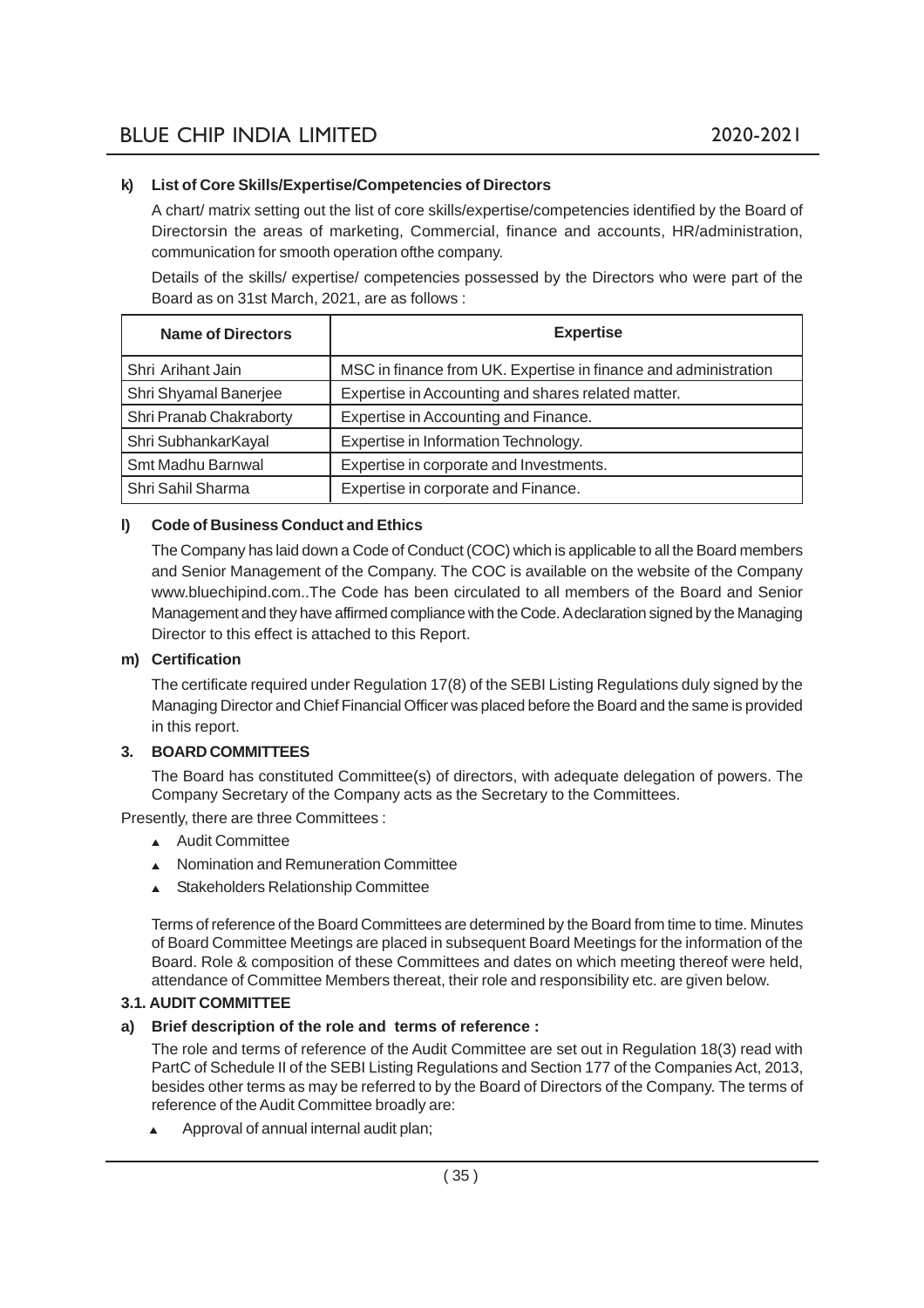**k) List of Core Skills/Expertise/Competencies of Directors**

A chart/ matrix setting out the list of core skills/expertise/competencies identified by the Board of Directorsin the areas of marketing, Commercial, finance and accounts, HR/administration, communication for smooth operation ofthe company.

Details of the skills/ expertise/ competencies possessed by the Directors who were part of the Board as on 31st March, 2021, are as follows :

| Name of Directors | Expertise |
|---|---|
| Shri Arihant Jain | MSC in finance from UK. Expertise in finance and administration |
| Shri Shyamal Banerjee | Expertise in Accounting and shares related matter. |
| Shri Pranab Chakraborty | Expertise in Accounting and Finance. |
| Shri SubhankarKayal | Expertise in Information Technology. |
| Smt Madhu Barnwal | Expertise in corporate and Investments. |
| Shri Sahil Sharma | Expertise in corporate and Finance. |

**l) Code of Business Conduct and Ethics**

The Company has laid down a Code of Conduct (COC) which is applicable to all the Board members and Senior Management of the Company. The COC is available on the website of the Company www.bluechipind.com..The Code has been circulated to all members of the Board and Senior Management and they have affirmed compliance with the Code. Adeclaration signed by the Managing Director to this effect is attached to this Report.

**m) Certification**

The certificate required under Regulation 17(8) of the SEBI Listing Regulations duly signed by the Managing Director and Chief Financial Officer was placed before the Board and the same is provided in this report.

## 3. BOARD COMMITTEES

The Board has constituted Committee(s) of directors, with adequate delegation of powers. The Company Secretary of the Company acts as the Secretary to the Committees.

Presently, there are three Committees :

- Audit Committee
- Nomination and Remuneration Committee
- Stakeholders Relationship Committee

Terms of reference of the Board Committees are determined by the Board from time to time. Minutes of Board Committee Meetings are placed in subsequent Board Meetings for the information of the Board. Role & composition of these Committees and dates on which meeting thereof were held, attendance of Committee Members thereat, their role and responsibility etc. are given below.

### 3.1. AUDIT COMMITTEE

**a) Brief description of the role and terms of reference :**

The role and terms of reference of the Audit Committee are set out in Regulation 18(3) read with PartC of Schedule II of the SEBI Listing Regulations and Section 177 of the Companies Act, 2013, besides other terms as may be referred to by the Board of Directors of the Company. The terms of reference of the Audit Committee broadly are:

- Approval of annual internal audit plan;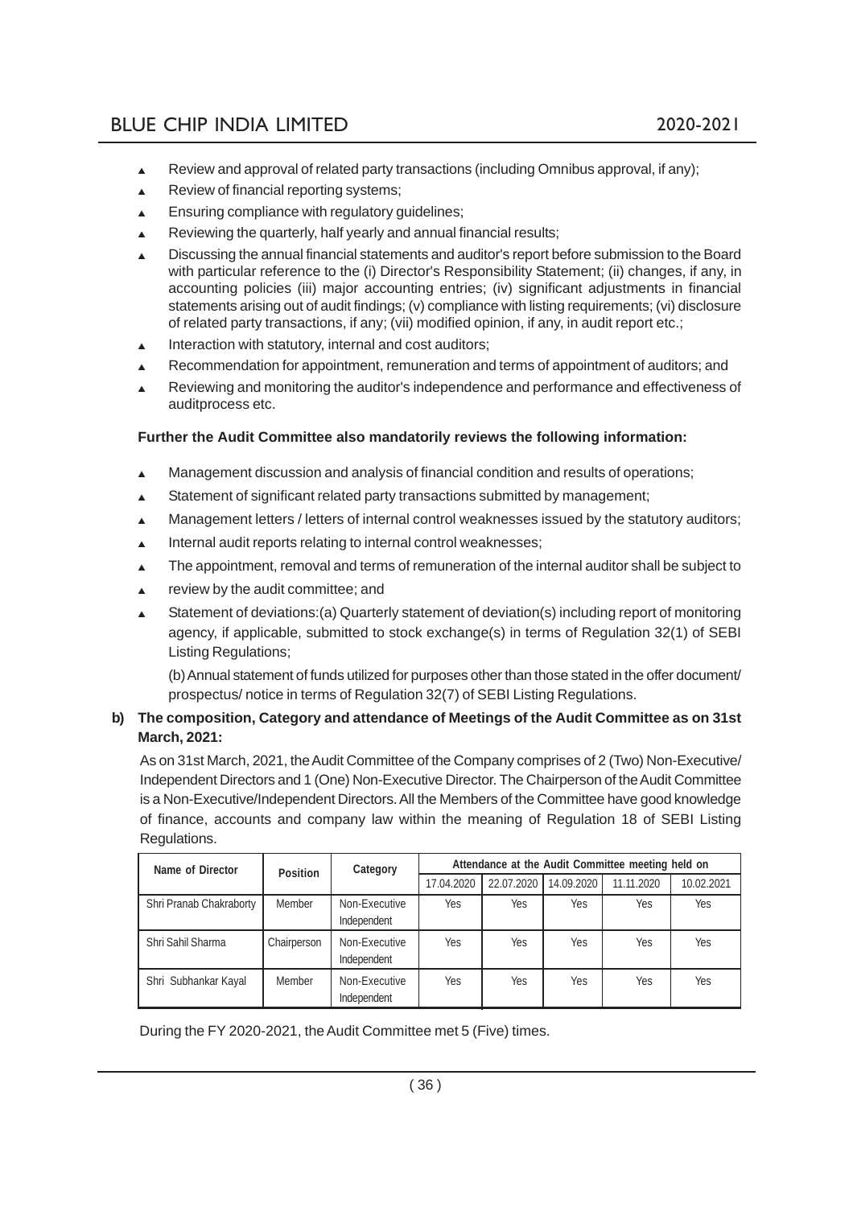- Review and approval of related party transactions (including Omnibus approval, if any);
- Review of financial reporting systems;
- Ensuring compliance with regulatory guidelines;
- Reviewing the quarterly, half yearly and annual financial results;
- Discussing the annual financial statements and auditor's report before submission to the Board with particular reference to the (i) Director's Responsibility Statement; (ii) changes, if any, in accounting policies (iii) major accounting entries; (iv) significant adjustments in financial statements arising out of audit findings; (v) compliance with listing requirements; (vi) disclosure of related party transactions, if any; (vii) modified opinion, if any, in audit report etc.;
- Interaction with statutory, internal and cost auditors;
- Recommendation for appointment, remuneration and terms of appointment of auditors; and
- Reviewing and monitoring the auditor's independence and performance and effectiveness of auditprocess etc.

**Further the Audit Committee also mandatorily reviews the following information:**

- Management discussion and analysis of financial condition and results of operations;
- Statement of significant related party transactions submitted by management;
- Management letters / letters of internal control weaknesses issued by the statutory auditors;
- Internal audit reports relating to internal control weaknesses;
- The appointment, removal and terms of remuneration of the internal auditor shall be subject to
- review by the audit committee; and
- Statement of deviations:(a) Quarterly statement of deviation(s) including report of monitoring agency, if applicable, submitted to stock exchange(s) in terms of Regulation 32(1) of SEBI Listing Regulations;

  (b) Annual statement of funds utilized for purposes other than those stated in the offer document/ prospectus/ notice in terms of Regulation 32(7) of SEBI Listing Regulations.

**b) The composition, Category and attendance of Meetings of the Audit Committee as on 31st March, 2021:**

As on 31st March, 2021, the Audit Committee of the Company comprises of 2 (Two) Non-Executive/ Independent Directors and 1 (One) Non-Executive Director. The Chairperson of the Audit Committee is a Non-Executive/Independent Directors. All the Members of the Committee have good knowledge of finance, accounts and company law within the meaning of Regulation 18 of SEBI Listing Regulations.

| Name of Director | Position | Category | Attendance at the Audit Committee meeting held on | | | | |
|---|---|---|---|---|---|---|---|
| | | | 17.04.2020 | 22.07.2020 | 14.09.2020 | 11.11.2020 | 10.02.2021 |
| Shri Pranab Chakraborty | Member | Non-Executive Independent | Yes | Yes | Yes | Yes | Yes |
| Shri Sahil Sharma | Chairperson | Non-Executive Independent | Yes | Yes | Yes | Yes | Yes |
| Shri Subhankar Kayal | Member | Non-Executive Independent | Yes | Yes | Yes | Yes | Yes |

During the FY 2020-2021, the Audit Committee met 5 (Five) times.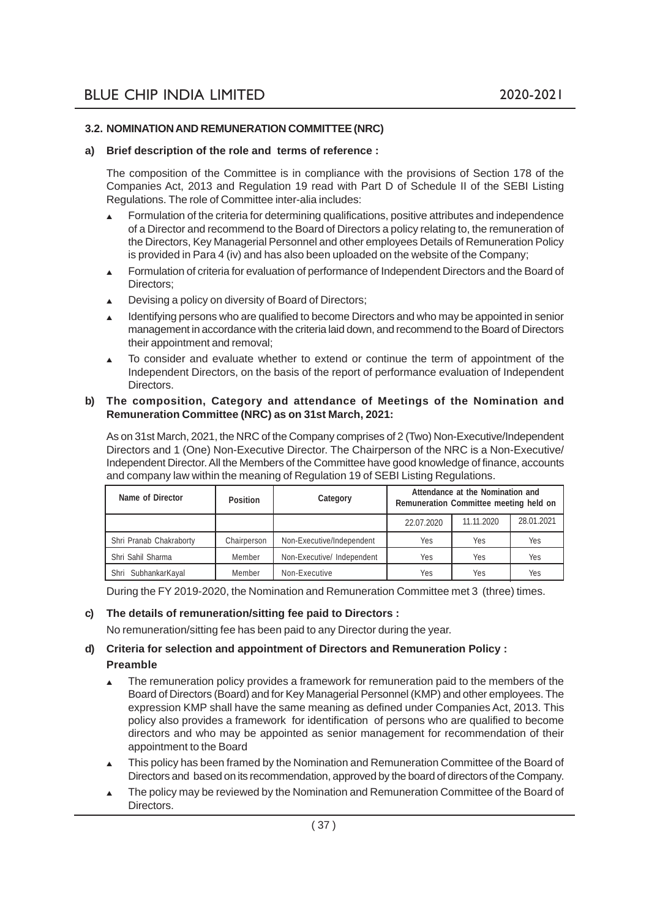### 3.2. NOMINATION AND REMUNERATION COMMITTEE (NRC)

**a) Brief description of the role and terms of reference :**

The composition of the Committee is in compliance with the provisions of Section 178 of the Companies Act, 2013 and Regulation 19 read with Part D of Schedule II of the SEBI Listing Regulations. The role of Committee inter-alia includes:

- Formulation of the criteria for determining qualifications, positive attributes and independence of a Director and recommend to the Board of Directors a policy relating to, the remuneration of the Directors, Key Managerial Personnel and other employees Details of Remuneration Policy is provided in Para 4 (iv) and has also been uploaded on the website of the Company;
- Formulation of criteria for evaluation of performance of Independent Directors and the Board of Directors;
- Devising a policy on diversity of Board of Directors;
- Identifying persons who are qualified to become Directors and who may be appointed in senior management in accordance with the criteria laid down, and recommend to the Board of Directors their appointment and removal;
- To consider and evaluate whether to extend or continue the term of appointment of the Independent Directors, on the basis of the report of performance evaluation of Independent Directors.

**b) The composition, Category and attendance of Meetings of the Nomination and Remuneration Committee (NRC) as on 31st March, 2021:**

As on 31st March, 2021, the NRC of the Company comprises of 2 (Two) Non-Executive/Independent Directors and 1 (One) Non-Executive Director. The Chairperson of the NRC is a Non-Executive/ Independent Director. All the Members of the Committee have good knowledge of finance, accounts and company law within the meaning of Regulation 19 of SEBI Listing Regulations.

| Name of Director | Position | Category | Attendance at the Nomination and Remuneration Committee meeting held on | | |
|---|---|---|---|---|---|
| | | | 22.07.2020 | 11.11.2020 | 28.01.2021 |
| Shri Pranab Chakraborty | Chairperson | Non-Executive/Independent | Yes | Yes | Yes |
| Shri Sahil Sharma | Member | Non-Executive/ Independent | Yes | Yes | Yes |
| Shri SubhankarKayal | Member | Non-Executive | Yes | Yes | Yes |

During the FY 2019-2020, the Nomination and Remuneration Committee met 3 (three) times.

**c) The details of remuneration/sitting fee paid to Directors :**

No remuneration/sitting fee has been paid to any Director during the year.

**d) Criteria for selection and appointment of Directors and Remuneration Policy :**

**Preamble**

- The remuneration policy provides a framework for remuneration paid to the members of the Board of Directors (Board) and for Key Managerial Personnel (KMP) and other employees. The expression KMP shall have the same meaning as defined under Companies Act, 2013. This policy also provides a framework for identification of persons who are qualified to become directors and who may be appointed as senior management for recommendation of their appointment to the Board
- This policy has been framed by the Nomination and Remuneration Committee of the Board of Directors and based on its recommendation, approved by the board of directors of the Company.
- The policy may be reviewed by the Nomination and Remuneration Committee of the Board of Directors.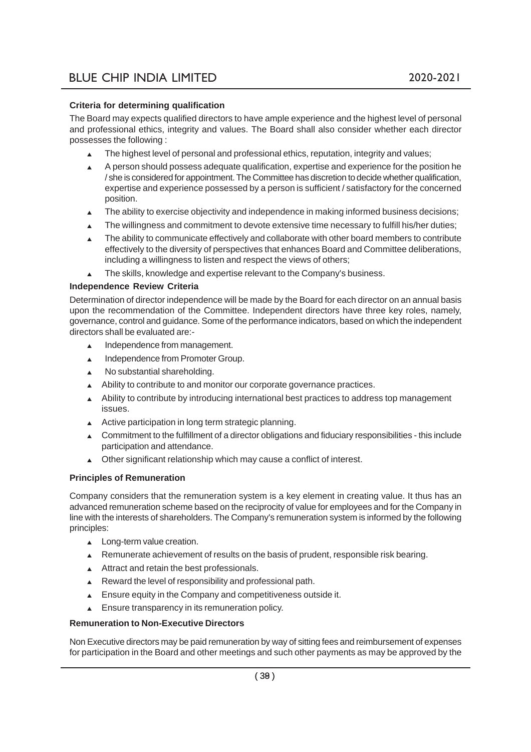**Criteria for determining qualification**

The Board may expects qualified directors to have ample experience and the highest level of personal and professional ethics, integrity and values. The Board shall also consider whether each director possesses the following :

- The highest level of personal and professional ethics, reputation, integrity and values;
- A person should possess adequate qualification, expertise and experience for the position he / she is considered for appointment. The Committee has discretion to decide whether qualification, expertise and experience possessed by a person is sufficient / satisfactory for the concerned position.
- The ability to exercise objectivity and independence in making informed business decisions;
- The willingness and commitment to devote extensive time necessary to fulfill his/her duties;
- The ability to communicate effectively and collaborate with other board members to contribute effectively to the diversity of perspectives that enhances Board and Committee deliberations, including a willingness to listen and respect the views of others;
- The skills, knowledge and expertise relevant to the Company's business.

**Independence Review Criteria**

Determination of director independence will be made by the Board for each director on an annual basis upon the recommendation of the Committee. Independent directors have three key roles, namely, governance, control and guidance. Some of the performance indicators, based on which the independent directors shall be evaluated are:-

- Independence from management.
- Independence from Promoter Group.
- No substantial shareholding.
- Ability to contribute to and monitor our corporate governance practices.
- Ability to contribute by introducing international best practices to address top management issues.
- Active participation in long term strategic planning.
- Commitment to the fulfillment of a director obligations and fiduciary responsibilities - this include participation and attendance.
- Other significant relationship which may cause a conflict of interest.

**Principles of Remuneration**

Company considers that the remuneration system is a key element in creating value. It thus has an advanced remuneration scheme based on the reciprocity of value for employees and for the Company in line with the interests of shareholders. The Company's remuneration system is informed by the following principles:

- Long-term value creation.
- Remunerate achievement of results on the basis of prudent, responsible risk bearing.
- Attract and retain the best professionals.
- Reward the level of responsibility and professional path.
- Ensure equity in the Company and competitiveness outside it.
- Ensure transparency in its remuneration policy.

**Remuneration to Non-Executive Directors**

Non Executive directors may be paid remuneration by way of sitting fees and reimbursement of expenses for participation in the Board and other meetings and such other payments as may be approved by the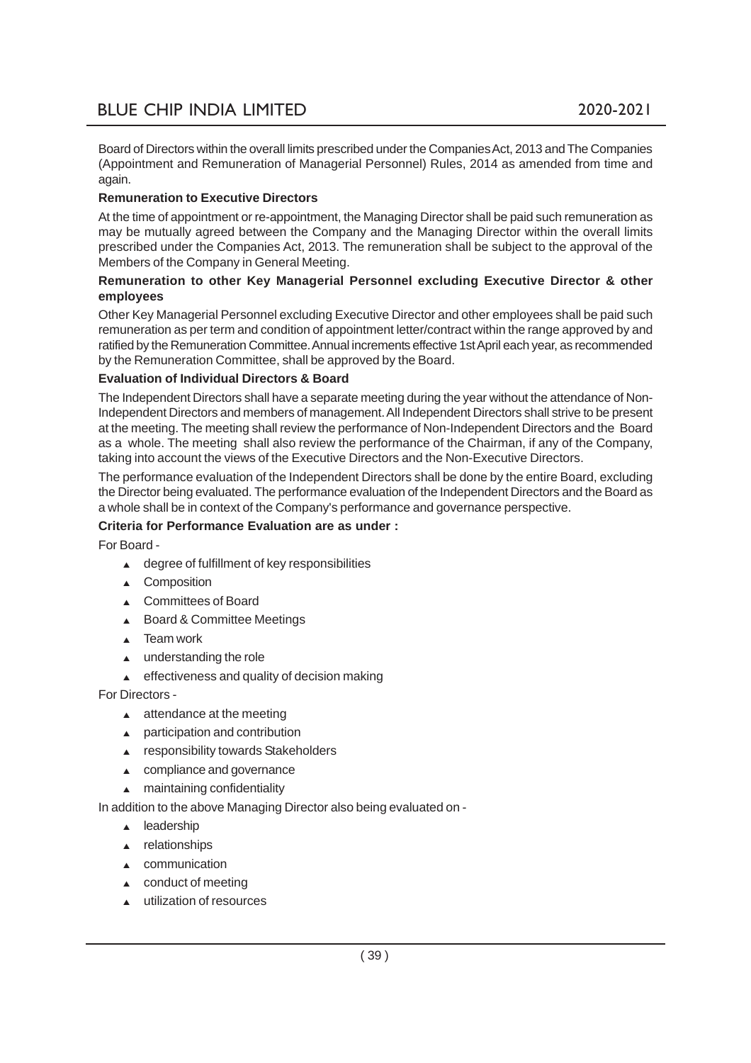Board of Directors within the overall limits prescribed under the Companies Act, 2013 and The Companies (Appointment and Remuneration of Managerial Personnel) Rules, 2014 as amended from time and again.

**Remuneration to Executive Directors**

At the time of appointment or re-appointment, the Managing Director shall be paid such remuneration as may be mutually agreed between the Company and the Managing Director within the overall limits prescribed under the Companies Act, 2013. The remuneration shall be subject to the approval of the Members of the Company in General Meeting.

**Remuneration to other Key Managerial Personnel excluding Executive Director & other employees**

Other Key Managerial Personnel excluding Executive Director and other employees shall be paid such remuneration as per term and condition of appointment letter/contract within the range approved by and ratified by the Remuneration Committee. Annual increments effective 1st April each year, as recommended by the Remuneration Committee, shall be approved by the Board.

**Evaluation of Individual Directors & Board**

The Independent Directors shall have a separate meeting during the year without the attendance of Non-Independent Directors and members of management. All Independent Directors shall strive to be present at the meeting. The meeting shall review the performance of Non-Independent Directors and the Board as a whole. The meeting shall also review the performance of the Chairman, if any of the Company, taking into account the views of the Executive Directors and the Non-Executive Directors.

The performance evaluation of the Independent Directors shall be done by the entire Board, excluding the Director being evaluated. The performance evaluation of the Independent Directors and the Board as a whole shall be in context of the Company's performance and governance perspective.

**Criteria for Performance Evaluation are as under :**

For Board -

- degree of fulfillment of key responsibilities
- Composition
- Committees of Board
- Board & Committee Meetings
- Team work
- understanding the role
- effectiveness and quality of decision making

For Directors -

- attendance at the meeting
- participation and contribution
- responsibility towards Stakeholders
- compliance and governance
- maintaining confidentiality

In addition to the above Managing Director also being evaluated on -

- leadership
- relationships
- communication
- conduct of meeting
- utilization of resources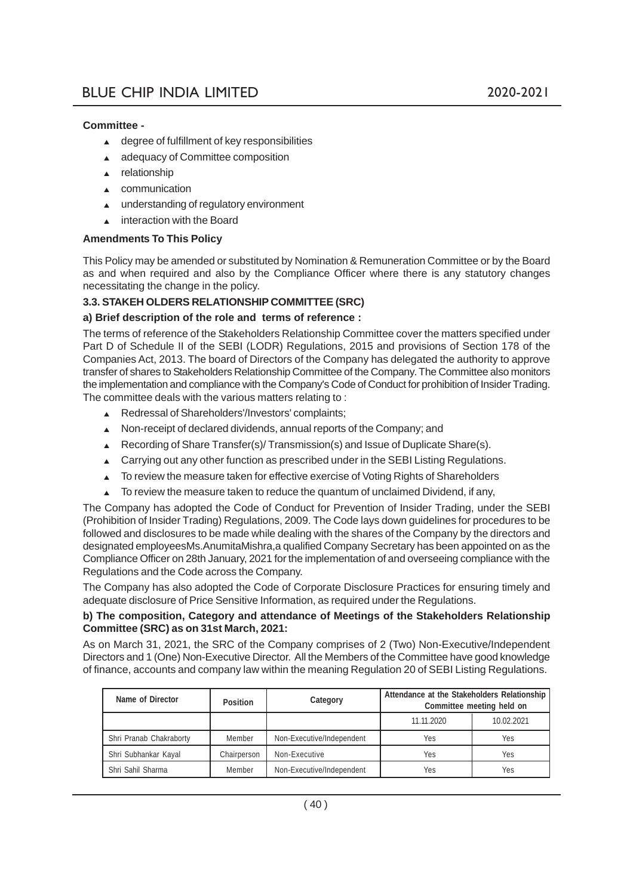**Committee -**

- degree of fulfillment of key responsibilities
- adequacy of Committee composition
- relationship
- communication
- understanding of regulatory environment
- interaction with the Board

**Amendments To This Policy**

This Policy may be amended or substituted by Nomination & Remuneration Committee or by the Board as and when required and also by the Compliance Officer where there is any statutory changes necessitating the change in the policy.

**3.3. STAKEH OLDERS RELATIONSHIP COMMITTEE (SRC)**

**a) Brief description of the role and terms of reference :**

The terms of reference of the Stakeholders Relationship Committee cover the matters specified under Part D of Schedule II of the SEBI (LODR) Regulations, 2015 and provisions of Section 178 of the Companies Act, 2013. The board of Directors of the Company has delegated the authority to approve transfer of shares to Stakeholders Relationship Committee of the Company. The Committee also monitors the implementation and compliance with the Company's Code of Conduct for prohibition of Insider Trading. The committee deals with the various matters relating to :

- Redressal of Shareholders'/Investors' complaints;
- Non-receipt of declared dividends, annual reports of the Company; and
- Recording of Share Transfer(s)/ Transmission(s) and Issue of Duplicate Share(s).
- Carrying out any other function as prescribed under in the SEBI Listing Regulations.
- To review the measure taken for effective exercise of Voting Rights of Shareholders
- To review the measure taken to reduce the quantum of unclaimed Dividend, if any,

The Company has adopted the Code of Conduct for Prevention of Insider Trading, under the SEBI (Prohibition of Insider Trading) Regulations, 2009. The Code lays down guidelines for procedures to be followed and disclosures to be made while dealing with the shares of the Company by the directors and designated employeesMs.AnumitaMishra,a qualified Company Secretary has been appointed on as the Compliance Officer on 28th January, 2021 for the implementation of and overseeing compliance with the Regulations and the Code across the Company.

The Company has also adopted the Code of Corporate Disclosure Practices for ensuring timely and adequate disclosure of Price Sensitive Information, as required under the Regulations.

**b) The composition, Category and attendance of Meetings of the Stakeholders Relationship Committee (SRC) as on 31st March, 2021:**

As on March 31, 2021, the SRC of the Company comprises of 2 (Two) Non-Executive/Independent Directors and 1 (One) Non-Executive Director. All the Members of the Committee have good knowledge of finance, accounts and company law within the meaning Regulation 20 of SEBI Listing Regulations.

| Name of Director | Position | Category | Attendance at the Stakeholders Relationship Committee meeting held on | |
|---|---|---|---|---|
| | | | 11.11.2020 | 10.02.2021 |
| Shri Pranab Chakraborty | Member | Non-Executive/Independent | Yes | Yes |
| Shri Subhankar Kayal | Chairperson | Non-Executive | Yes | Yes |
| Shri Sahil Sharma | Member | Non-Executive/Independent | Yes | Yes |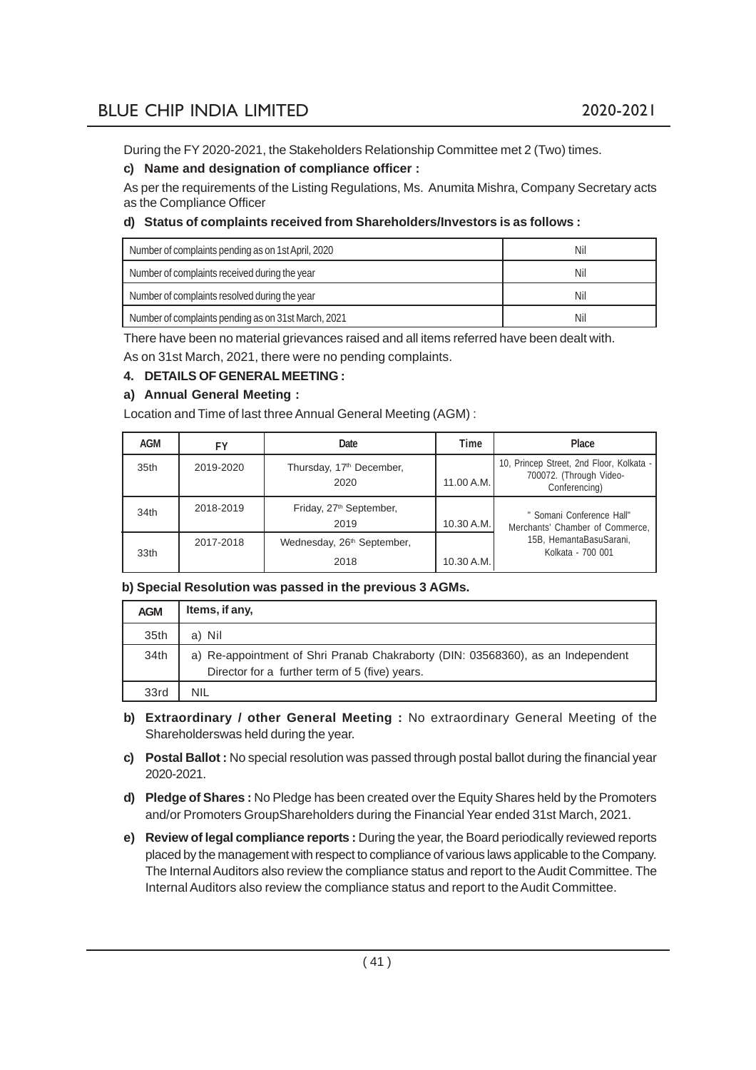During the FY 2020-2021, the Stakeholders Relationship Committee met 2 (Two) times.

**c) Name and designation of compliance officer :**

As per the requirements of the Listing Regulations, Ms. Anumita Mishra, Company Secretary acts as the Compliance Officer

**d) Status of complaints received from Shareholders/Investors is as follows :**

| | |
|---|---|
| Number of complaints pending as on 1st April, 2020 | Nil |
| Number of complaints received during the year | Nil |
| Number of complaints resolved during the year | Nil |
| Number of complaints pending as on 31st March, 2021 | Nil |

There have been no material grievances raised and all items referred have been dealt with.

As on 31st March, 2021, there were no pending complaints.

**4. DETAILS OF GENERAL MEETING :**

**a) Annual General Meeting :**

Location and Time of last three Annual General Meeting (AGM) :

| AGM | FY | Date | Time | Place |
|---|---|---|---|---|
| 35th | 2019-2020 | Thursday, 17th December, 2020 | 11.00 A.M. | 10, Princep Street, 2nd Floor, Kolkata - 700072. (Through Video-Conferencing) |
| 34th | 2018-2019 | Friday, 27th September, 2019 | 10.30 A.M. | " Somani Conference Hall" Merchants' Chamber of Commerce, 15B, HemantaBasuSarani, Kolkata - 700 001 |
| 33th | 2017-2018 | Wednesday, 26th September, 2018 | 10.30 A.M. | |

**b) Special Resolution was passed in the previous 3 AGMs.**

| AGM | Items, if any, |
|---|---|
| 35th | a) Nil |
| 34th | a) Re-appointment of Shri Pranab Chakraborty (DIN: 03568360), as an Independent Director for a further term of 5 (five) years. |
| 33rd | NIL |

**b) Extraordinary / other General Meeting :** No extraordinary General Meeting of the Shareholderswas held during the year.

**c) Postal Ballot :** No special resolution was passed through postal ballot during the financial year 2020-2021.

**d) Pledge of Shares :** No Pledge has been created over the Equity Shares held by the Promoters and/or Promoters GroupShareholders during the Financial Year ended 31st March, 2021.

**e) Review of legal compliance reports :** During the year, the Board periodically reviewed reports placed by the management with respect to compliance of various laws applicable to the Company. The Internal Auditors also review the compliance status and report to the Audit Committee. The Internal Auditors also review the compliance status and report to the Audit Committee.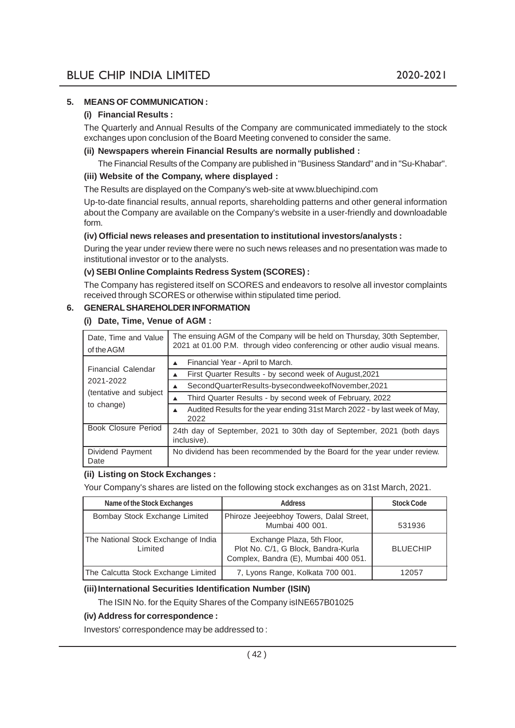## 5. MEANS OF COMMUNICATION :

### (i) Financial Results :

The Quarterly and Annual Results of the Company are communicated immediately to the stock exchanges upon conclusion of the Board Meeting convened to consider the same.

### (ii) Newspapers wherein Financial Results are normally published :

The Financial Results of the Company are published in "Business Standard" and in "Su-Khabar".

### (iii) Website of the Company, where displayed :

The Results are displayed on the Company's web-site at www.bluechipind.com

Up-to-date financial results, annual reports, shareholding patterns and other general information about the Company are available on the Company's website in a user-friendly and downloadable form.

### (iv) Official news releases and presentation to institutional investors/analysts :

During the year under review there were no such news releases and no presentation was made to institutional investor or to the analysts.

### (v) SEBI Online Complaints Redress System (SCORES) :

The Company has registered itself on SCORES and endeavors to resolve all investor complaints received through SCORES or otherwise within stipulated time period.

## 6. GENERAL SHAREHOLDER INFORMATION

### (i) Date, Time, Venue of AGM :

| | |
|---|---|
| Date, Time and Value of the AGM | The ensuing AGM of the Company will be held on Thursday, 30th September, 2021 at 01.00 P.M. through video conferencing or other audio visual means. |
| Financial Calendar 2021-2022 (tentative and subject to change) | ▲ Financial Year - April to March. |
| | ▲ First Quarter Results - by second week of August,2021 |
| | ▲ SecondQuarterResults-bysecondweekofNovember,2021 |
| | ▲ Third Quarter Results - by second week of February, 2022 |
| | ▲ Audited Results for the year ending 31st March 2022 - by last week of May, 2022 |
| Book Closure Period | 24th day of September, 2021 to 30th day of September, 2021 (both days inclusive). |
| Dividend Payment Date | No dividend has been recommended by the Board for the year under review. |

### (ii) Listing on Stock Exchanges :

Your Company's shares are listed on the following stock exchanges as on 31st March, 2021.

| Name of the Stock Exchanges | Address | Stock Code |
|---|---|---|
| Bombay Stock Exchange Limited | Phiroze Jeejeebhoy Towers, Dalal Street, Mumbai 400 001. | 531936 |
| The National Stock Exchange of India Limited | Exchange Plaza, 5th Floor, Plot No. C/1, G Block, Bandra-Kurla Complex, Bandra (E), Mumbai 400 051. | BLUECHIP |
| The Calcutta Stock Exchange Limited | 7, Lyons Range, Kolkata 700 001. | 12057 |

### (iii) International Securities Identification Number (ISIN)

The ISIN No. for the Equity Shares of the Company isINE657B01025

### (iv) Address for correspondence :

Investors' correspondence may be addressed to :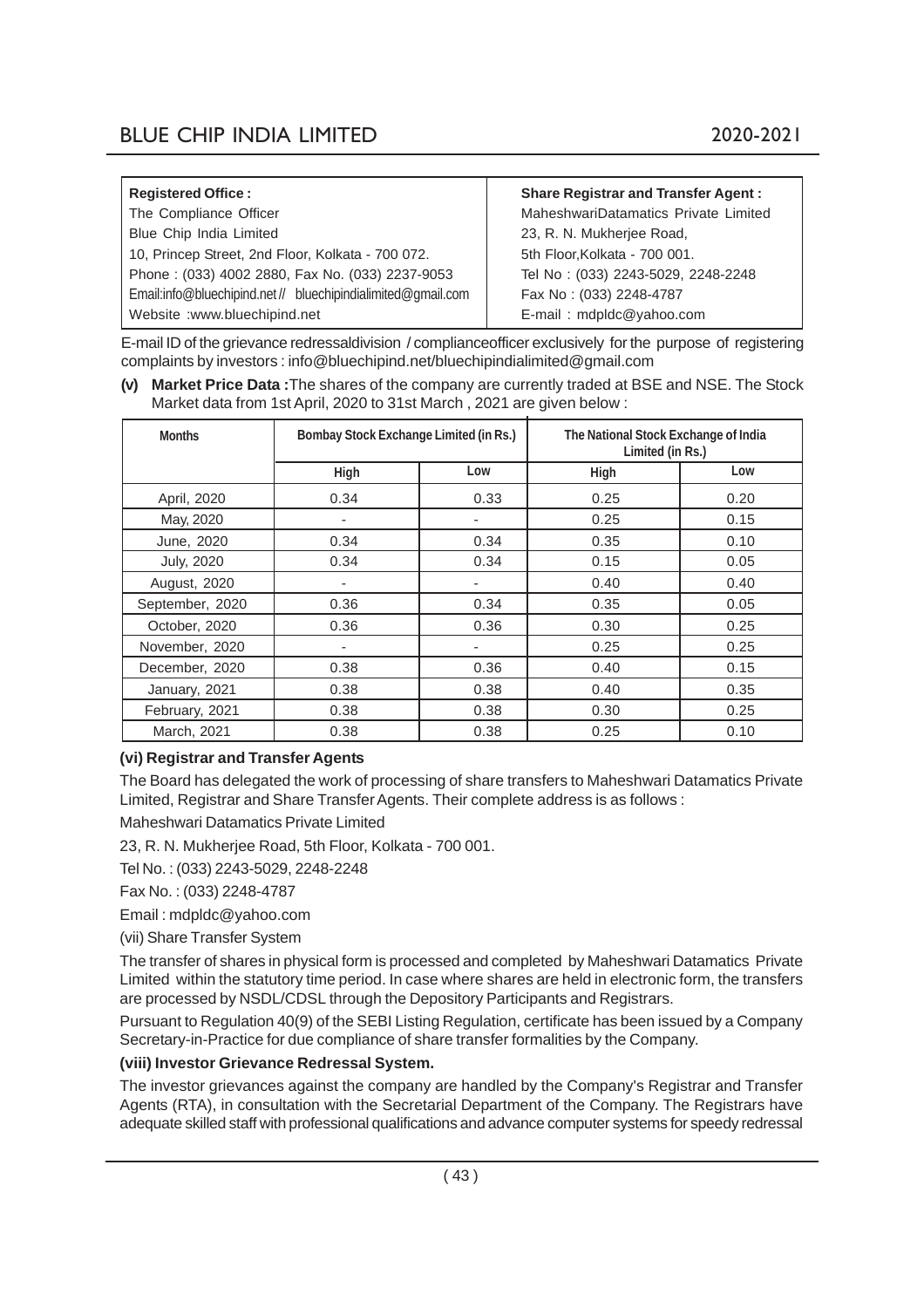| **Registered Office :** | **Share Registrar and Transfer Agent :** |
|---|---|
| The Compliance Officer | MaheshwariDatamatics Private Limited |
| Blue Chip India Limited | 23, R. N. Mukherjee Road, |
| 10, Princep Street, 2nd Floor, Kolkata - 700 072. | 5th Floor,Kolkata - 700 001. |
| Phone : (033) 4002 2880, Fax No. (033) 2237-9053 | Tel No : (033) 2243-5029, 2248-2248 |
| Email:info@bluechipind.net // bluechipindialimited@gmail.com | Fax No : (033) 2248-4787 |
| Website :www.bluechipind.net | E-mail : mdpldc@yahoo.com |

E-mail ID of the grievance redressaldivision / complianceofficer exclusively for the purpose of registering complaints by investors : info@bluechipind.net/bluechipindialimited@gmail.com

**(v) Market Price Data :** The shares of the company are currently traded at BSE and NSE. The Stock Market data from 1st April, 2020 to 31st March , 2021 are given below :

| Months | Bombay Stock Exchange Limited (in Rs.) | | The National Stock Exchange of India Limited (in Rs.) | |
|---|---|---|---|---|
| | High | Low | High | Low |
| April, 2020 | 0.34 | 0.33 | 0.25 | 0.20 |
| May, 2020 | - | - | 0.25 | 0.15 |
| June, 2020 | 0.34 | 0.34 | 0.35 | 0.10 |
| July, 2020 | 0.34 | 0.34 | 0.15 | 0.05 |
| August, 2020 | - | - | 0.40 | 0.40 |
| September, 2020 | 0.36 | 0.34 | 0.35 | 0.05 |
| October, 2020 | 0.36 | 0.36 | 0.30 | 0.25 |
| November, 2020 | - | - | 0.25 | 0.25 |
| December, 2020 | 0.38 | 0.36 | 0.40 | 0.15 |
| January, 2021 | 0.38 | 0.38 | 0.40 | 0.35 |
| February, 2021 | 0.38 | 0.38 | 0.30 | 0.25 |
| March, 2021 | 0.38 | 0.38 | 0.25 | 0.10 |

**(vi) Registrar and Transfer Agents**

The Board has delegated the work of processing of share transfers to Maheshwari Datamatics Private Limited, Registrar and Share Transfer Agents. Their complete address is as follows :

Maheshwari Datamatics Private Limited

23, R. N. Mukherjee Road, 5th Floor, Kolkata - 700 001.

Tel No. : (033) 2243-5029, 2248-2248

Fax No. : (033) 2248-4787

Email : mdpldc@yahoo.com

(vii) Share Transfer System

The transfer of shares in physical form is processed and completed by Maheshwari Datamatics Private Limited within the statutory time period. In case where shares are held in electronic form, the transfers are processed by NSDL/CDSL through the Depository Participants and Registrars.

Pursuant to Regulation 40(9) of the SEBI Listing Regulation, certificate has been issued by a Company Secretary-in-Practice for due compliance of share transfer formalities by the Company.

**(viii) Investor Grievance Redressal System.**

The investor grievances against the company are handled by the Company's Registrar and Transfer Agents (RTA), in consultation with the Secretarial Department of the Company. The Registrars have adequate skilled staff with professional qualifications and advance computer systems for speedy redressal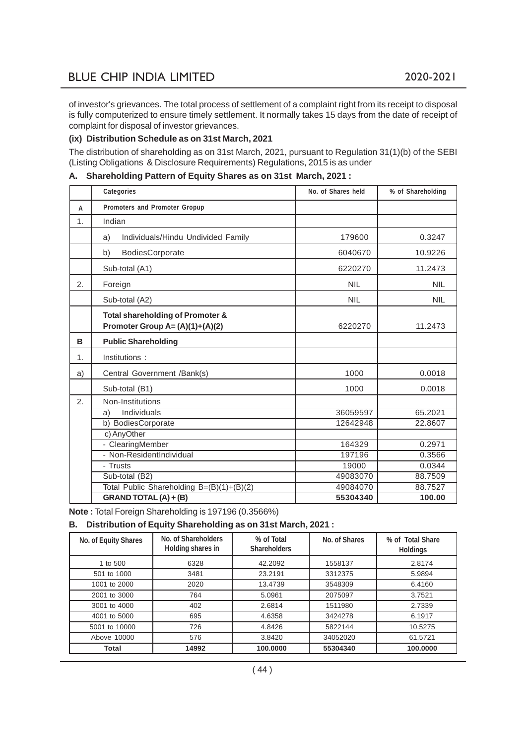of investor's grievances. The total process of settlement of a complaint right from its receipt to disposal is fully computerized to ensure timely settlement. It normally takes 15 days from the date of receipt of complaint for disposal of investor grievances.

**(ix) Distribution Schedule as on 31st March, 2021**

The distribution of shareholding as on 31st March, 2021, pursuant to Regulation 31(1)(b) of the SEBI (Listing Obligations & Disclosure Requirements) Regulations, 2015 is as under

**A. Shareholding Pattern of Equity Shares as on 31st March, 2021 :**

| | Categories | No. of Shares held | % of Shareholding |
|---|---|---|---|
| A | Promoters and Promoter Gropup | | |
| 1. | Indian | | |
| | a) Individuals/Hindu Undivided Family | 179600 | 0.3247 |
| | b) BodiesCorporate | 6040670 | 10.9226 |
| | Sub-total (A1) | 6220270 | 11.2473 |
| 2. | Foreign | NIL | NIL |
| | Sub-total (A2) | NIL | NIL |
| | **Total shareholding of Promoter & Promoter Group A= (A)(1)+(A)(2)** | 6220270 | 11.2473 |
| **B** | **Public Shareholding** | | |
| 1. | Institutions : | | |
| a) | Central Government /Bank(s) | 1000 | 0.0018 |
| | Sub-total (B1) | 1000 | 0.0018 |
| 2. | Non-Institutions | | |
| | a) Individuals | 36059597 | 65.2021 |
| | b) BodiesCorporate | 12642948 | 22.8607 |
| | c) AnyOther | | |
| | - ClearingMember | 164329 | 0.2971 |
| | - Non-ResidentIndividual | 197196 | 0.3566 |
| | - Trusts | 19000 | 0.0344 |
| | Sub-total (B2) | 49083070 | 88.7509 |
| | Total Public Shareholding B=(B)(1)+(B)(2) | 49084070 | 88.7527 |
| | **GRAND TOTAL (A) + (B)** | **55304340** | **100.00** |

**Note :** Total Foreign Shareholding is 197196 (0.3566%)

**B. Distribution of Equity Shareholding as on 31st March, 2021 :**

| No. of Equity Shares | No. of Shareholders Holding shares in | % of Total Shareholders | No. of Shares | % of Total Share Holdings |
|---|---|---|---|---|
| 1 to 500 | 6328 | 42.2092 | 1558137 | 2.8174 |
| 501 to 1000 | 3481 | 23.2191 | 3312375 | 5.9894 |
| 1001 to 2000 | 2020 | 13.4739 | 3548309 | 6.4160 |
| 2001 to 3000 | 764 | 5.0961 | 2075097 | 3.7521 |
| 3001 to 4000 | 402 | 2.6814 | 1511980 | 2.7339 |
| 4001 to 5000 | 695 | 4.6358 | 3424278 | 6.1917 |
| 5001 to 10000 | 726 | 4.8426 | 5822144 | 10.5275 |
| Above 10000 | 576 | 3.8420 | 34052020 | 61.5721 |
| **Total** | **14992** | **100.0000** | **55304340** | **100.0000** |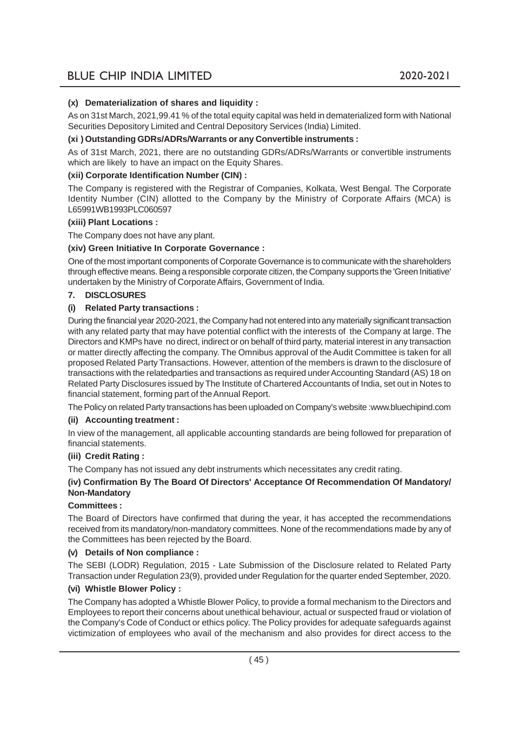**(x) Dematerialization of shares and liquidity :**

As on 31st March, 2021,99.41 % of the total equity capital was held in dematerialized form with National Securities Depository Limited and Central Depository Services (India) Limited.

**(xi ) Outstanding GDRs/ADRs/Warrants or any Convertible instruments :**

As of 31st March, 2021, there are no outstanding GDRs/ADRs/Warrants or convertible instruments which are likely to have an impact on the Equity Shares.

**(xii) Corporate Identification Number (CIN) :**

The Company is registered with the Registrar of Companies, Kolkata, West Bengal. The Corporate Identity Number (CIN) allotted to the Company by the Ministry of Corporate Affairs (MCA) is L65991WB1993PLC060597

**(xiii) Plant Locations :**

The Company does not have any plant.

**(xiv) Green Initiative In Corporate Governance :**

One of the most important components of Corporate Governance is to communicate with the shareholders through effective means. Being a responsible corporate citizen, the Company supports the 'Green Initiative' undertaken by the Ministry of Corporate Affairs, Government of India.

**7. DISCLOSURES**

**(i) Related Party transactions :**

During the financial year 2020-2021, the Company had not entered into any materially significant transaction with any related party that may have potential conflict with the interests of the Company at large. The Directors and KMPs have no direct, indirect or on behalf of third party, material interest in any transaction or matter directly affecting the company. The Omnibus approval of the Audit Committee is taken for all proposed Related Party Transactions. However, attention of the members is drawn to the disclosure of transactions with the relatedparties and transactions as required under Accounting Standard (AS) 18 on Related Party Disclosures issued by The Institute of Chartered Accountants of India, set out in Notes to financial statement, forming part of the Annual Report.

The Policy on related Party transactions has been uploaded on Company's website :www.bluechipind.com

**(ii) Accounting treatment :**

In view of the management, all applicable accounting standards are being followed for preparation of financial statements.

**(iii) Credit Rating :**

The Company has not issued any debt instruments which necessitates any credit rating.

**(iv) Confirmation By The Board Of Directors' Acceptance Of Recommendation Of Mandatory/ Non-Mandatory**

**Committees :**

The Board of Directors have confirmed that during the year, it has accepted the recommendations received from its mandatory/non-mandatory committees. None of the recommendations made by any of the Committees has been rejected by the Board.

**(v) Details of Non compliance :**

The SEBI (LODR) Regulation, 2015 - Late Submission of the Disclosure related to Related Party Transaction under Regulation 23(9), provided under Regulation for the quarter ended September, 2020.

**(vi) Whistle Blower Policy :**

The Company has adopted a Whistle Blower Policy, to provide a formal mechanism to the Directors and Employees to report their concerns about unethical behaviour, actual or suspected fraud or violation of the Company's Code of Conduct or ethics policy. The Policy provides for adequate safeguards against victimization of employees who avail of the mechanism and also provides for direct access to the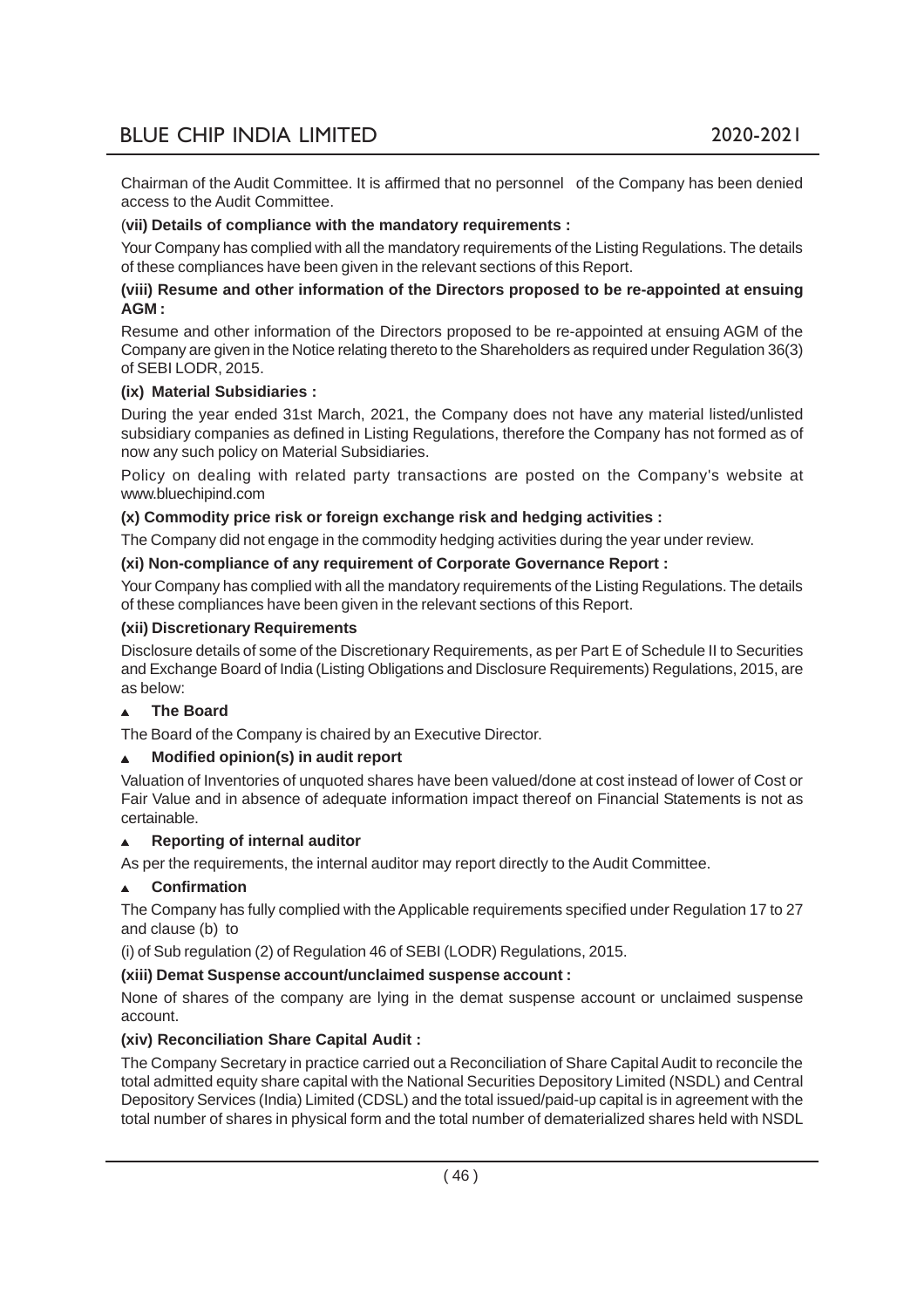Chairman of the Audit Committee. It is affirmed that no personnel of the Company has been denied access to the Audit Committee.

**(vii) Details of compliance with the mandatory requirements :**

Your Company has complied with all the mandatory requirements of the Listing Regulations. The details of these compliances have been given in the relevant sections of this Report.

**(viii) Resume and other information of the Directors proposed to be re-appointed at ensuing AGM :**

Resume and other information of the Directors proposed to be re-appointed at ensuing AGM of the Company are given in the Notice relating thereto to the Shareholders as required under Regulation 36(3) of SEBI LODR, 2015.

**(ix) Material Subsidiaries :**

During the year ended 31st March, 2021, the Company does not have any material listed/unlisted subsidiary companies as defined in Listing Regulations, therefore the Company has not formed as of now any such policy on Material Subsidiaries.

Policy on dealing with related party transactions are posted on the Company's website at www.bluechipind.com

**(x) Commodity price risk or foreign exchange risk and hedging activities :**

The Company did not engage in the commodity hedging activities during the year under review.

**(xi) Non-compliance of any requirement of Corporate Governance Report :**

Your Company has complied with all the mandatory requirements of the Listing Regulations. The details of these compliances have been given in the relevant sections of this Report.

**(xii) Discretionary Requirements**

Disclosure details of some of the Discretionary Requirements, as per Part E of Schedule II to Securities and Exchange Board of India (Listing Obligations and Disclosure Requirements) Regulations, 2015, are as below:

- **The Board**

The Board of the Company is chaired by an Executive Director.

- **Modified opinion(s) in audit report**

Valuation of Inventories of unquoted shares have been valued/done at cost instead of lower of Cost or Fair Value and in absence of adequate information impact thereof on Financial Statements is not as certainable.

- **Reporting of internal auditor**

As per the requirements, the internal auditor may report directly to the Audit Committee.

- **Confirmation**

The Company has fully complied with the Applicable requirements specified under Regulation 17 to 27 and clause (b) to

(i) of Sub regulation (2) of Regulation 46 of SEBI (LODR) Regulations, 2015.

**(xiii) Demat Suspense account/unclaimed suspense account :**

None of shares of the company are lying in the demat suspense account or unclaimed suspense account.

**(xiv) Reconciliation Share Capital Audit :**

The Company Secretary in practice carried out a Reconciliation of Share Capital Audit to reconcile the total admitted equity share capital with the National Securities Depository Limited (NSDL) and Central Depository Services (India) Limited (CDSL) and the total issued/paid-up capital is in agreement with the total number of shares in physical form and the total number of dematerialized shares held with NSDL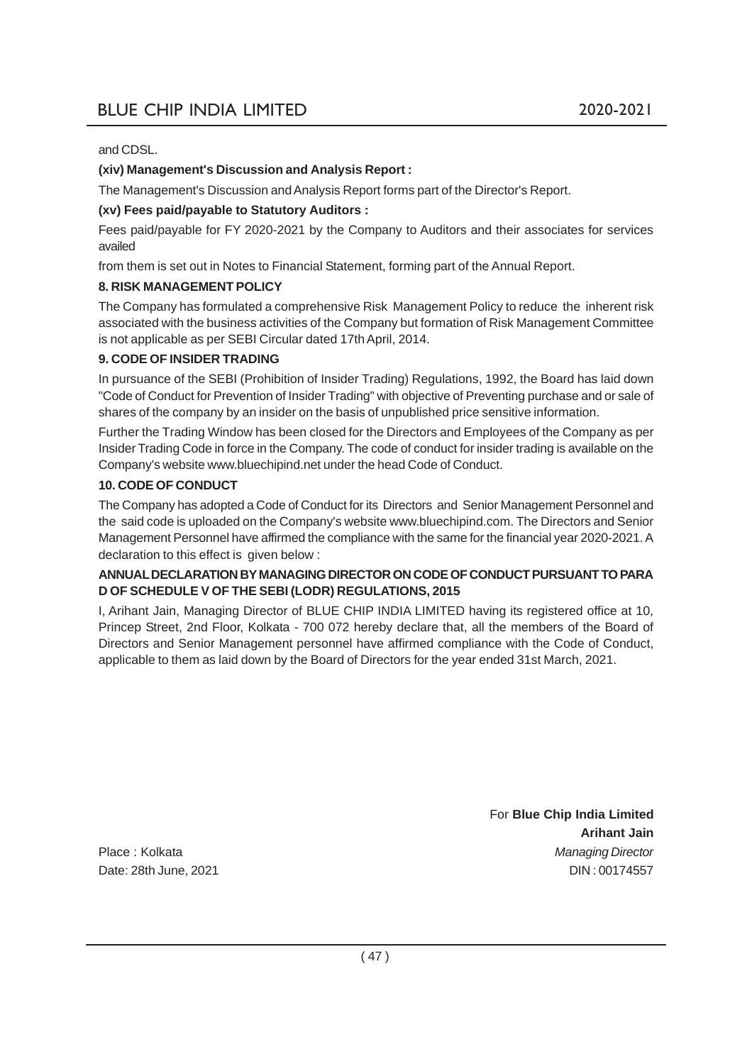and CDSL.

**(xiv) Management's Discussion and Analysis Report :**

The Management's Discussion and Analysis Report forms part of the Director's Report.

**(xv) Fees paid/payable to Statutory Auditors :**

Fees paid/payable for FY 2020-2021 by the Company to Auditors and their associates for services availed

from them is set out in Notes to Financial Statement, forming part of the Annual Report.

**8. RISK MANAGEMENT POLICY**

The Company has formulated a comprehensive Risk Management Policy to reduce the inherent risk associated with the business activities of the Company but formation of Risk Management Committee is not applicable as per SEBI Circular dated 17th April, 2014.

**9. CODE OF INSIDER TRADING**

In pursuance of the SEBI (Prohibition of Insider Trading) Regulations, 1992, the Board has laid down "Code of Conduct for Prevention of Insider Trading" with objective of Preventing purchase and or sale of shares of the company by an insider on the basis of unpublished price sensitive information.

Further the Trading Window has been closed for the Directors and Employees of the Company as per Insider Trading Code in force in the Company. The code of conduct for insider trading is available on the Company's website www.bluechipind.net under the head Code of Conduct.

**10. CODE OF CONDUCT**

The Company has adopted a Code of Conduct for its Directors and Senior Management Personnel and the said code is uploaded on the Company's website www.bluechipind.com. The Directors and Senior Management Personnel have affirmed the compliance with the same for the financial year 2020-2021. A declaration to this effect is given below :

**ANNUAL DECLARATION BY MANAGING DIRECTOR ON CODE OF CONDUCT PURSUANT TO PARA D OF SCHEDULE V OF THE SEBI (LODR) REGULATIONS, 2015**

I, Arihant Jain, Managing Director of BLUE CHIP INDIA LIMITED having its registered office at 10, Princep Street, 2nd Floor, Kolkata - 700 072 hereby declare that, all the members of the Board of Directors and Senior Management personnel have affirmed compliance with the Code of Conduct, applicable to them as laid down by the Board of Directors for the year ended 31st March, 2021.

For **Blue Chip India Limited**

**Arihant Jain**

*Managing Director*

DIN : 00174557

Place : Kolkata

Date: 28th June, 2021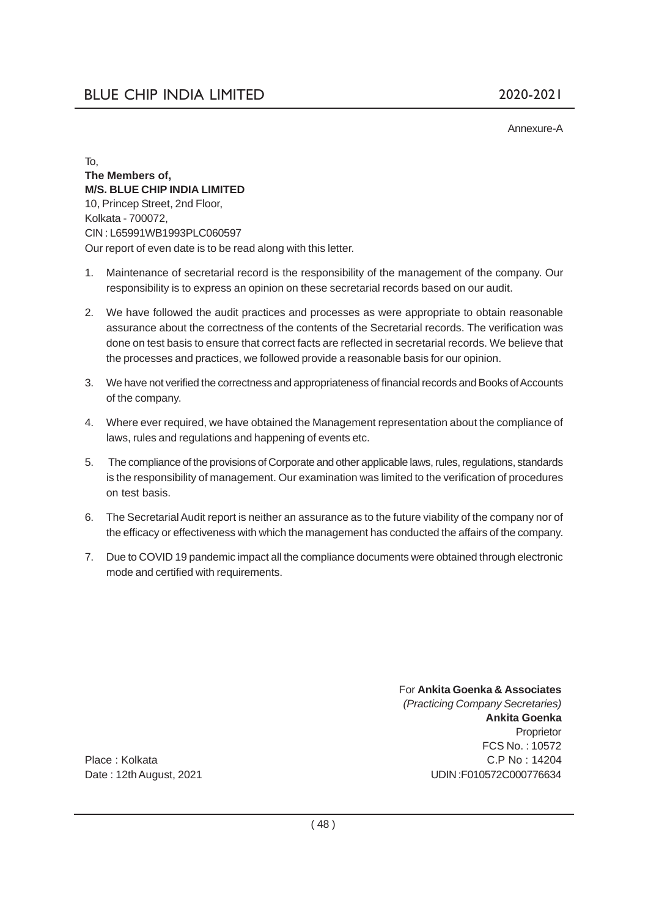Annexure-A

To,

**The Members of,**

**M/S. BLUE CHIP INDIA LIMITED**

10, Princep Street, 2nd Floor,

Kolkata - 700072,

CIN : L65991WB1993PLC060597

Our report of even date is to be read along with this letter.

1. Maintenance of secretarial record is the responsibility of the management of the company. Our responsibility is to express an opinion on these secretarial records based on our audit.
2. We have followed the audit practices and processes as were appropriate to obtain reasonable assurance about the correctness of the contents of the Secretarial records. The verification was done on test basis to ensure that correct facts are reflected in secretarial records. We believe that the processes and practices, we followed provide a reasonable basis for our opinion.
3. We have not verified the correctness and appropriateness of financial records and Books of Accounts of the company.
4. Where ever required, we have obtained the Management representation about the compliance of laws, rules and regulations and happening of events etc.
5. The compliance of the provisions of Corporate and other applicable laws, rules, regulations, standards is the responsibility of management. Our examination was limited to the verification of procedures on test basis.
6. The Secretarial Audit report is neither an assurance as to the future viability of the company nor of the efficacy or effectiveness with which the management has conducted the affairs of the company.
7. Due to COVID 19 pandemic impact all the compliance documents were obtained through electronic mode and certified with requirements.

For **Ankita Goenka & Associates**

*(Practicing Company Secretaries)*

**Ankita Goenka**

Proprietor

FCS No. : 10572

C.P No : 14204

UDIN :F010572C000776634

Place : Kolkata

Date : 12th August, 2021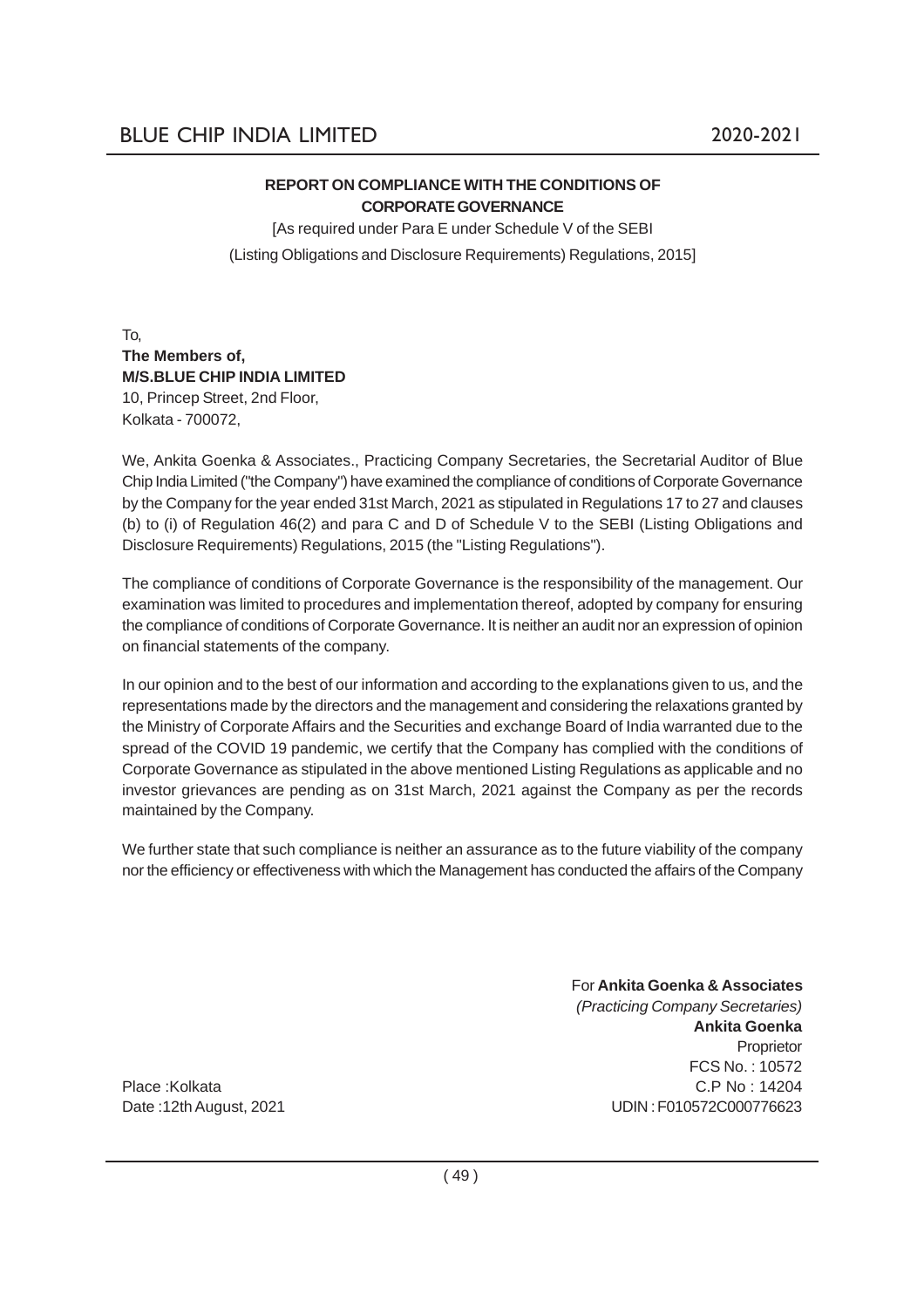## REPORT ON COMPLIANCE WITH THE CONDITIONS OF CORPORATE GOVERNANCE

[As required under Para E under Schedule V of the SEBI (Listing Obligations and Disclosure Requirements) Regulations, 2015]

To,
**The Members of,**
**M/S.BLUE CHIP INDIA LIMITED**
10, Princep Street, 2nd Floor,
Kolkata - 700072,

We, Ankita Goenka & Associates., Practicing Company Secretaries, the Secretarial Auditor of Blue Chip India Limited ("the Company") have examined the compliance of conditions of Corporate Governance by the Company for the year ended 31st March, 2021 as stipulated in Regulations 17 to 27 and clauses (b) to (i) of Regulation 46(2) and para C and D of Schedule V to the SEBI (Listing Obligations and Disclosure Requirements) Regulations, 2015 (the "Listing Regulations").

The compliance of conditions of Corporate Governance is the responsibility of the management. Our examination was limited to procedures and implementation thereof, adopted by company for ensuring the compliance of conditions of Corporate Governance. It is neither an audit nor an expression of opinion on financial statements of the company.

In our opinion and to the best of our information and according to the explanations given to us, and the representations made by the directors and the management and considering the relaxations granted by the Ministry of Corporate Affairs and the Securities and exchange Board of India warranted due to the spread of the COVID 19 pandemic, we certify that the Company has complied with the conditions of Corporate Governance as stipulated in the above mentioned Listing Regulations as applicable and no investor grievances are pending as on 31st March, 2021 against the Company as per the records maintained by the Company.

We further state that such compliance is neither an assurance as to the future viability of the company nor the efficiency or effectiveness with which the Management has conducted the affairs of the Company

For **Ankita Goenka & Associates**
*(Practicing Company Secretaries)*
**Ankita Goenka**
Proprietor
FCS No. : 10572
C.P No : 14204
UDIN : F010572C000776623

Place :Kolkata
Date :12th August, 2021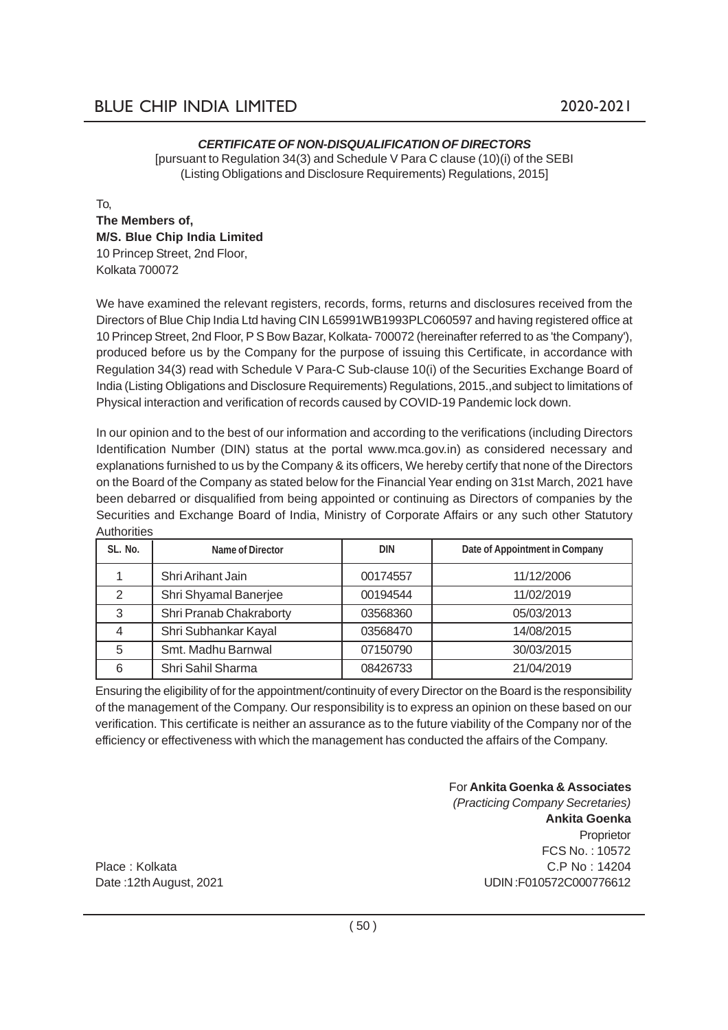### *CERTIFICATE OF NON-DISQUALIFICATION OF DIRECTORS*

[pursuant to Regulation 34(3) and Schedule V Para C clause (10)(i) of the SEBI (Listing Obligations and Disclosure Requirements) Regulations, 2015]

To,
**The Members of,**
**M/S. Blue Chip India Limited**
10 Princep Street, 2nd Floor,
Kolkata 700072

We have examined the relevant registers, records, forms, returns and disclosures received from the Directors of Blue Chip India Ltd having CIN L65991WB1993PLC060597 and having registered office at 10 Princep Street, 2nd Floor, P S Bow Bazar, Kolkata- 700072 (hereinafter referred to as 'the Company'), produced before us by the Company for the purpose of issuing this Certificate, in accordance with Regulation 34(3) read with Schedule V Para-C Sub-clause 10(i) of the Securities Exchange Board of India (Listing Obligations and Disclosure Requirements) Regulations, 2015.,and subject to limitations of Physical interaction and verification of records caused by COVID-19 Pandemic lock down.

In our opinion and to the best of our information and according to the verifications (including Directors Identification Number (DIN) status at the portal www.mca.gov.in) as considered necessary and explanations furnished to us by the Company & its officers, We hereby certify that none of the Directors on the Board of the Company as stated below for the Financial Year ending on 31st March, 2021 have been debarred or disqualified from being appointed or continuing as Directors of companies by the Securities and Exchange Board of India, Ministry of Corporate Affairs or any such other Statutory Authorities

| SL. No. | Name of Director | DIN | Date of Appointment in Company |
|---|---|---|---|
| 1 | Shri Arihant Jain | 00174557 | 11/12/2006 |
| 2 | Shri Shyamal Banerjee | 00194544 | 11/02/2019 |
| 3 | Shri Pranab Chakraborty | 03568360 | 05/03/2013 |
| 4 | Shri Subhankar Kayal | 03568470 | 14/08/2015 |
| 5 | Smt. Madhu Barnwal | 07150790 | 30/03/2015 |
| 6 | Shri Sahil Sharma | 08426733 | 21/04/2019 |

Ensuring the eligibility of for the appointment/continuity of every Director on the Board is the responsibility of the management of the Company. Our responsibility is to express an opinion on these based on our verification. This certificate is neither an assurance as to the future viability of the Company nor of the efficiency or effectiveness with which the management has conducted the affairs of the Company.

For **Ankita Goenka & Associates**
*(Practicing Company Secretaries)*
**Ankita Goenka**
Proprietor
FCS No. : 10572
C.P No : 14204
UDIN :F010572C000776612

Place : Kolkata
Date :12th August, 2021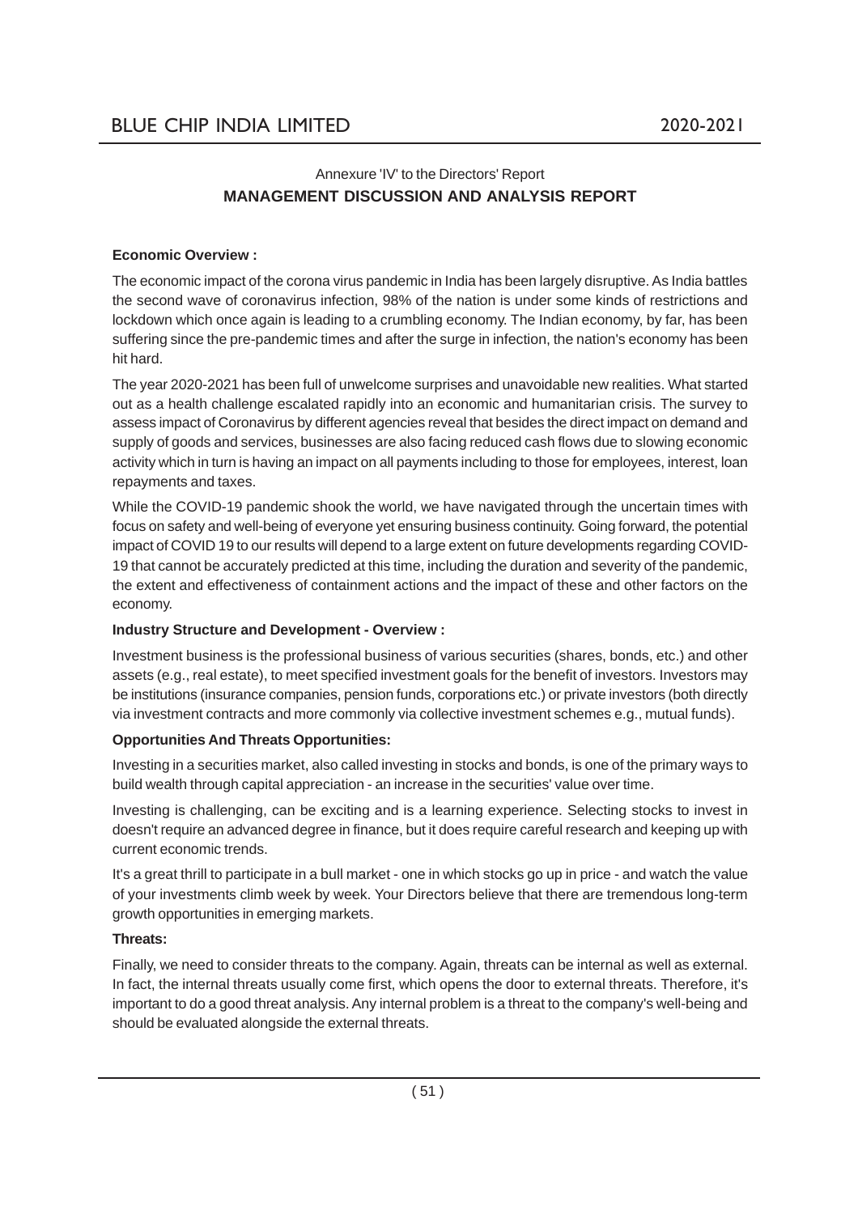Annexure 'IV' to the Directors' Report

## MANAGEMENT DISCUSSION AND ANALYSIS REPORT

**Economic Overview :**

The economic impact of the corona virus pandemic in India has been largely disruptive. As India battles the second wave of coronavirus infection, 98% of the nation is under some kinds of restrictions and lockdown which once again is leading to a crumbling economy. The Indian economy, by far, has been suffering since the pre-pandemic times and after the surge in infection, the nation's economy has been hit hard.

The year 2020-2021 has been full of unwelcome surprises and unavoidable new realities. What started out as a health challenge escalated rapidly into an economic and humanitarian crisis. The survey to assess impact of Coronavirus by different agencies reveal that besides the direct impact on demand and supply of goods and services, businesses are also facing reduced cash flows due to slowing economic activity which in turn is having an impact on all payments including to those for employees, interest, loan repayments and taxes.

While the COVID-19 pandemic shook the world, we have navigated through the uncertain times with focus on safety and well-being of everyone yet ensuring business continuity. Going forward, the potential impact of COVID 19 to our results will depend to a large extent on future developments regarding COVID-19 that cannot be accurately predicted at this time, including the duration and severity of the pandemic, the extent and effectiveness of containment actions and the impact of these and other factors on the economy.

**Industry Structure and Development - Overview :**

Investment business is the professional business of various securities (shares, bonds, etc.) and other assets (e.g., real estate), to meet specified investment goals for the benefit of investors. Investors may be institutions (insurance companies, pension funds, corporations etc.) or private investors (both directly via investment contracts and more commonly via collective investment schemes e.g., mutual funds).

**Opportunities And Threats Opportunities:**

Investing in a securities market, also called investing in stocks and bonds, is one of the primary ways to build wealth through capital appreciation - an increase in the securities' value over time.

Investing is challenging, can be exciting and is a learning experience. Selecting stocks to invest in doesn't require an advanced degree in finance, but it does require careful research and keeping up with current economic trends.

It's a great thrill to participate in a bull market - one in which stocks go up in price - and watch the value of your investments climb week by week. Your Directors believe that there are tremendous long-term growth opportunities in emerging markets.

**Threats:**

Finally, we need to consider threats to the company. Again, threats can be internal as well as external. In fact, the internal threats usually come first, which opens the door to external threats. Therefore, it's important to do a good threat analysis. Any internal problem is a threat to the company's well-being and should be evaluated alongside the external threats.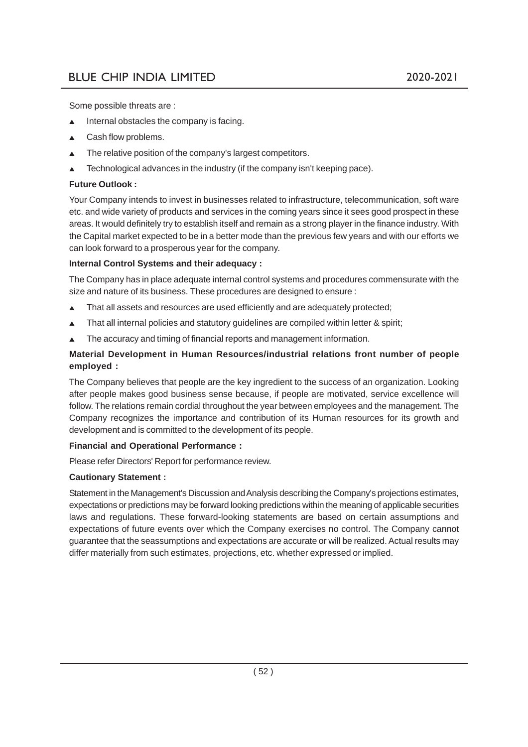Some possible threats are :

- Internal obstacles the company is facing.
- Cash flow problems.
- The relative position of the company's largest competitors.
- Technological advances in the industry (if the company isn't keeping pace).

**Future Outlook :**

Your Company intends to invest in businesses related to infrastructure, telecommunication, soft ware etc. and wide variety of products and services in the coming years since it sees good prospect in these areas. It would definitely try to establish itself and remain as a strong player in the finance industry. With the Capital market expected to be in a better mode than the previous few years and with our efforts we can look forward to a prosperous year for the company.

**Internal Control Systems and their adequacy :**

The Company has in place adequate internal control systems and procedures commensurate with the size and nature of its business. These procedures are designed to ensure :

- That all assets and resources are used efficiently and are adequately protected;
- That all internal policies and statutory guidelines are compiled within letter & spirit;
- The accuracy and timing of financial reports and management information.

**Material Development in Human Resources/industrial relations front number of people employed :**

The Company believes that people are the key ingredient to the success of an organization. Looking after people makes good business sense because, if people are motivated, service excellence will follow. The relations remain cordial throughout the year between employees and the management. The Company recognizes the importance and contribution of its Human resources for its growth and development and is committed to the development of its people.

**Financial and Operational Performance :**

Please refer Directors' Report for performance review.

**Cautionary Statement :**

Statement in the Management's Discussion and Analysis describing the Company's projections estimates, expectations or predictions may be forward looking predictions within the meaning of applicable securities laws and regulations. These forward-looking statements are based on certain assumptions and expectations of future events over which the Company exercises no control. The Company cannot guarantee that the seassumptions and expectations are accurate or will be realized. Actual results may differ materially from such estimates, projections, etc. whether expressed or implied.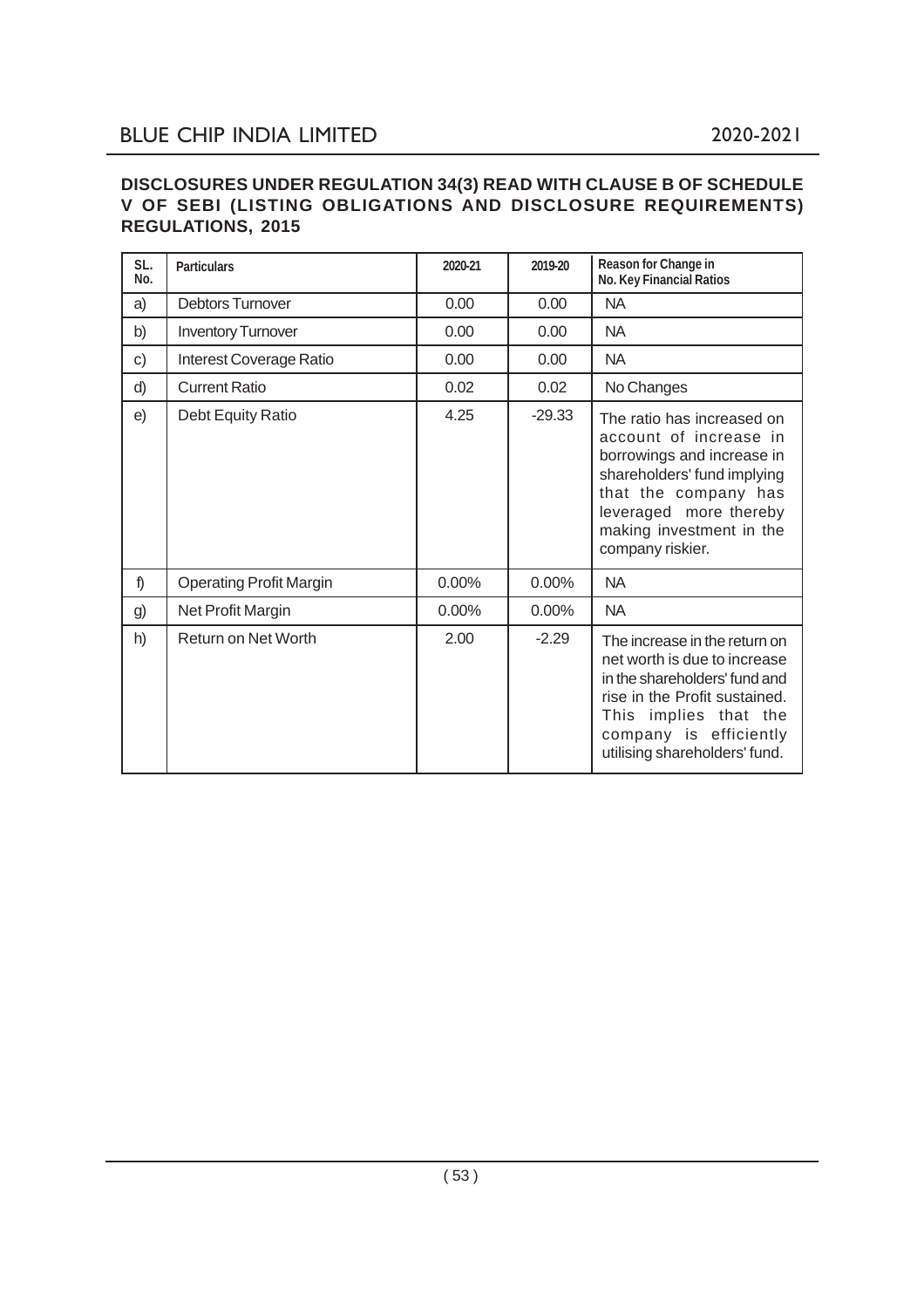**DISCLOSURES UNDER REGULATION 34(3) READ WITH CLAUSE B OF SCHEDULE V OF SEBI (LISTING OBLIGATIONS AND DISCLOSURE REQUIREMENTS) REGULATIONS, 2015**

| SL. No. | Particulars | 2020-21 | 2019-20 | Reason for Change in No. Key Financial Ratios |
|---|---|---|---|---|
| a) | Debtors Turnover | 0.00 | 0.00 | NA |
| b) | Inventory Turnover | 0.00 | 0.00 | NA |
| c) | Interest Coverage Ratio | 0.00 | 0.00 | NA |
| d) | Current Ratio | 0.02 | 0.02 | No Changes |
| e) | Debt Equity Ratio | 4.25 | -29.33 | The ratio has increased on account of increase in borrowings and increase in shareholders' fund implying that the company has leveraged more thereby making investment in the company riskier. |
| f) | Operating Profit Margin | 0.00% | 0.00% | NA |
| g) | Net Profit Margin | 0.00% | 0.00% | NA |
| h) | Return on Net Worth | 2.00 | -2.29 | The increase in the return on net worth is due to increase in the shareholders' fund and rise in the Profit sustained. This implies that the company is efficiently utilising shareholders' fund. |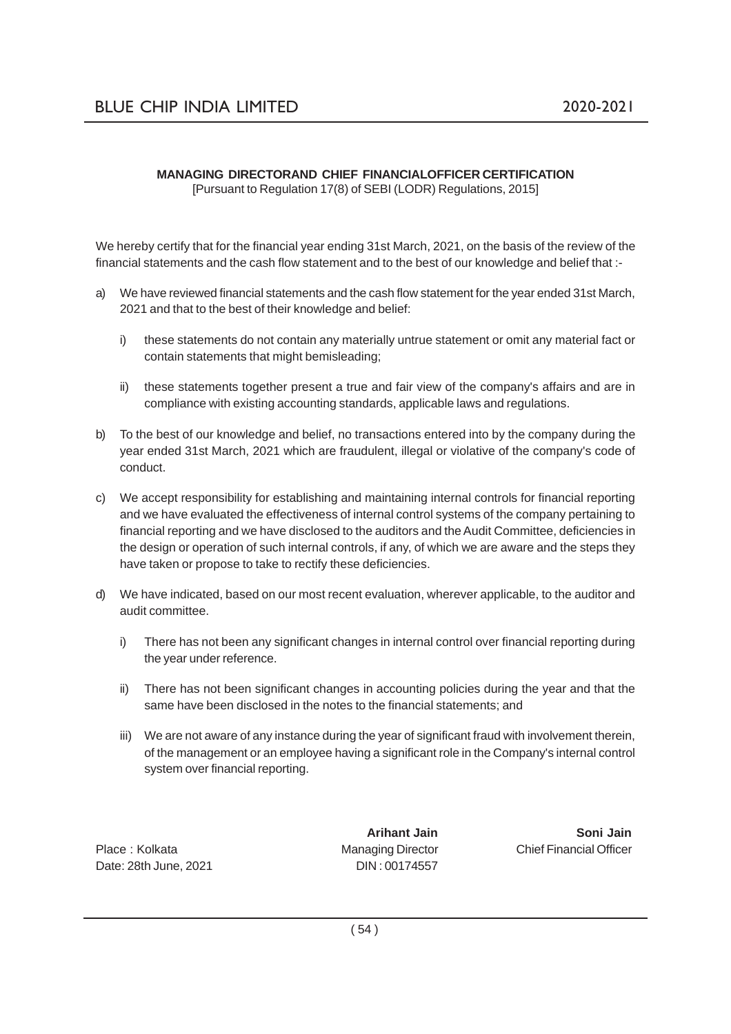## MANAGING DIRECTORAND CHIEF FINANCIALOFFICER CERTIFICATION

[Pursuant to Regulation 17(8) of SEBI (LODR) Regulations, 2015]

We hereby certify that for the financial year ending 31st March, 2021, on the basis of the review of the financial statements and the cash flow statement and to the best of our knowledge and belief that :-

a) We have reviewed financial statements and the cash flow statement for the year ended 31st March, 2021 and that to the best of their knowledge and belief:

   i) these statements do not contain any materially untrue statement or omit any material fact or contain statements that might bemisleading;

   ii) these statements together present a true and fair view of the company's affairs and are in compliance with existing accounting standards, applicable laws and regulations.

b) To the best of our knowledge and belief, no transactions entered into by the company during the year ended 31st March, 2021 which are fraudulent, illegal or violative of the company's code of conduct.

c) We accept responsibility for establishing and maintaining internal controls for financial reporting and we have evaluated the effectiveness of internal control systems of the company pertaining to financial reporting and we have disclosed to the auditors and the Audit Committee, deficiencies in the design or operation of such internal controls, if any, of which we are aware and the steps they have taken or propose to take to rectify these deficiencies.

d) We have indicated, based on our most recent evaluation, wherever applicable, to the auditor and audit committee.

   i) There has not been any significant changes in internal control over financial reporting during the year under reference.

   ii) There has not been significant changes in accounting policies during the year and that the same have been disclosed in the notes to the financial statements; and

   iii) We are not aware of any instance during the year of significant fraud with involvement therein, of the management or an employee having a significant role in the Company's internal control system over financial reporting.

| | **Arihant Jain** | **Soni Jain** |
|---|---|---|
| Place : Kolkata | Managing Director | Chief Financial Officer |
| Date: 28th June, 2021 | DIN : 00174557 | |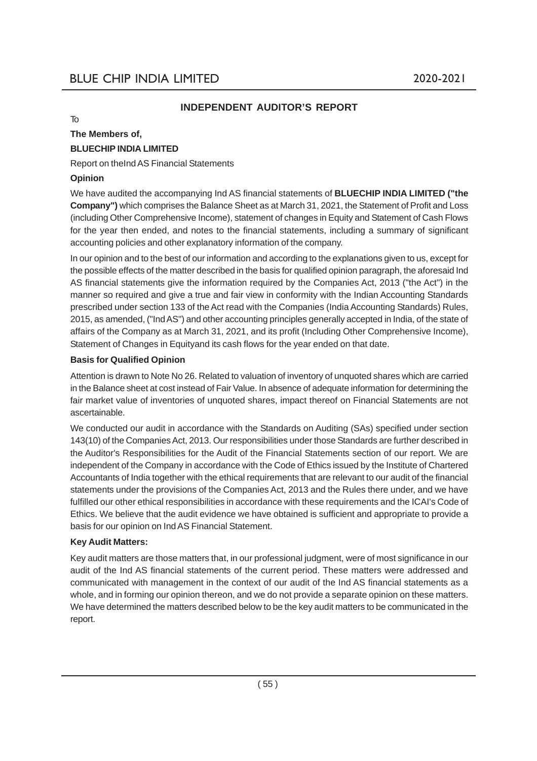## INDEPENDENT AUDITOR'S REPORT

To

**The Members of,**

**BLUECHIP INDIA LIMITED**

Report on theInd AS Financial Statements

**Opinion**

We have audited the accompanying Ind AS financial statements of **BLUECHIP INDIA LIMITED ("the Company")** which comprises the Balance Sheet as at March 31, 2021, the Statement of Profit and Loss (including Other Comprehensive Income), statement of changes in Equity and Statement of Cash Flows for the year then ended, and notes to the financial statements, including a summary of significant accounting policies and other explanatory information of the company.

In our opinion and to the best of our information and according to the explanations given to us, except for the possible effects of the matter described in the basis for qualified opinion paragraph, the aforesaid Ind AS financial statements give the information required by the Companies Act, 2013 ("the Act") in the manner so required and give a true and fair view in conformity with the Indian Accounting Standards prescribed under section 133 of the Act read with the Companies (India Accounting Standards) Rules, 2015, as amended, ("Ind AS") and other accounting principles generally accepted in India, of the state of affairs of the Company as at March 31, 2021, and its profit (Including Other Comprehensive Income), Statement of Changes in Equityand its cash flows for the year ended on that date.

**Basis for Qualified Opinion**

Attention is drawn to Note No 26. Related to valuation of inventory of unquoted shares which are carried in the Balance sheet at cost instead of Fair Value. In absence of adequate information for determining the fair market value of inventories of unquoted shares, impact thereof on Financial Statements are not ascertainable.

We conducted our audit in accordance with the Standards on Auditing (SAs) specified under section 143(10) of the Companies Act, 2013. Our responsibilities under those Standards are further described in the Auditor's Responsibilities for the Audit of the Financial Statements section of our report. We are independent of the Company in accordance with the Code of Ethics issued by the Institute of Chartered Accountants of India together with the ethical requirements that are relevant to our audit of the financial statements under the provisions of the Companies Act, 2013 and the Rules there under, and we have fulfilled our other ethical responsibilities in accordance with these requirements and the ICAI's Code of Ethics. We believe that the audit evidence we have obtained is sufficient and appropriate to provide a basis for our opinion on Ind AS Financial Statement.

**Key Audit Matters:**

Key audit matters are those matters that, in our professional judgment, were of most significance in our audit of the Ind AS financial statements of the current period. These matters were addressed and communicated with management in the context of our audit of the Ind AS financial statements as a whole, and in forming our opinion thereon, and we do not provide a separate opinion on these matters. We have determined the matters described below to be the key audit matters to be communicated in the report.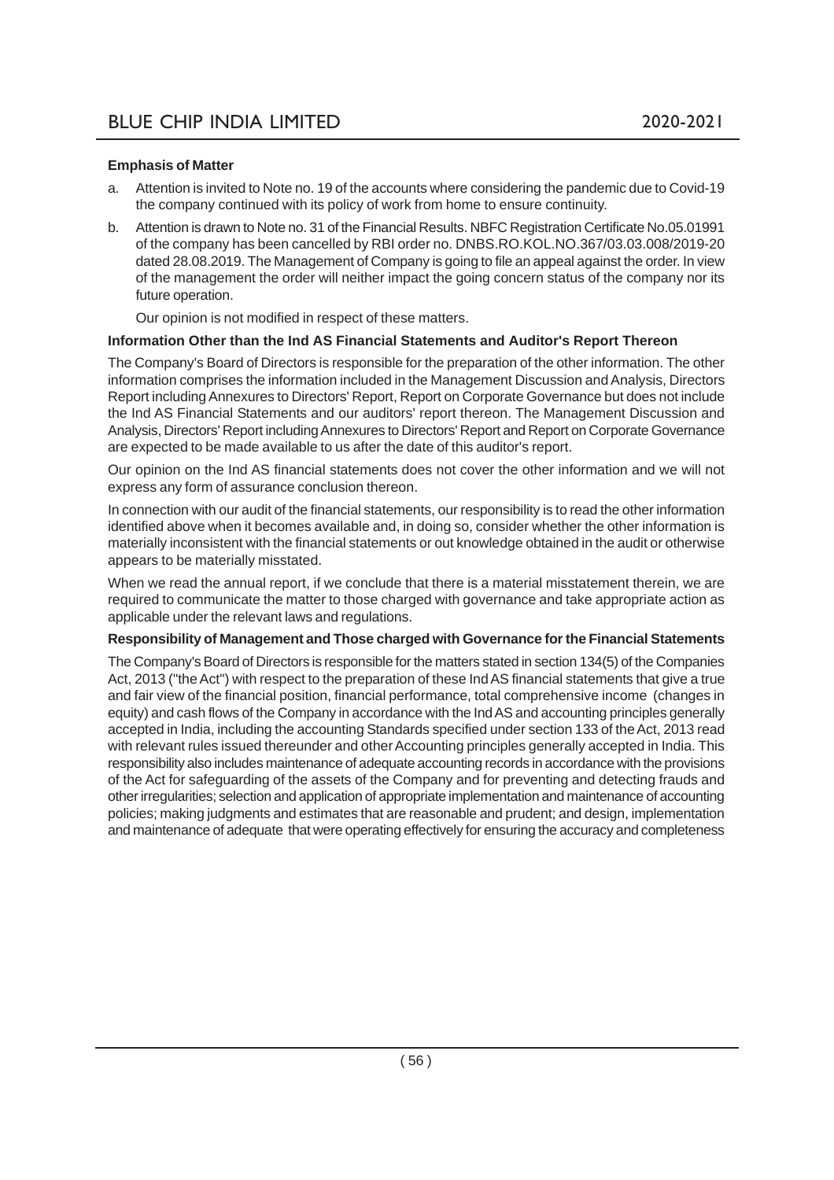**Emphasis of Matter**

a. Attention is invited to Note no. 19 of the accounts where considering the pandemic due to Covid-19 the company continued with its policy of work from home to ensure continuity.

b. Attention is drawn to Note no. 31 of the Financial Results. NBFC Registration Certificate No.05.01991 of the company has been cancelled by RBI order no. DNBS.RO.KOL.NO.367/03.03.008/2019-20 dated 28.08.2019. The Management of Company is going to file an appeal against the order. In view of the management the order will neither impact the going concern status of the company nor its future operation.

   Our opinion is not modified in respect of these matters.

**Information Other than the Ind AS Financial Statements and Auditor's Report Thereon**

The Company's Board of Directors is responsible for the preparation of the other information. The other information comprises the information included in the Management Discussion and Analysis, Directors Report including Annexures to Directors' Report, Report on Corporate Governance but does not include the Ind AS Financial Statements and our auditors' report thereon. The Management Discussion and Analysis, Directors' Report including Annexures to Directors' Report and Report on Corporate Governance are expected to be made available to us after the date of this auditor's report.

Our opinion on the Ind AS financial statements does not cover the other information and we will not express any form of assurance conclusion thereon.

In connection with our audit of the financial statements, our responsibility is to read the other information identified above when it becomes available and, in doing so, consider whether the other information is materially inconsistent with the financial statements or out knowledge obtained in the audit or otherwise appears to be materially misstated.

When we read the annual report, if we conclude that there is a material misstatement therein, we are required to communicate the matter to those charged with governance and take appropriate action as applicable under the relevant laws and regulations.

**Responsibility of Management and Those charged with Governance for the Financial Statements**

The Company's Board of Directors is responsible for the matters stated in section 134(5) of the Companies Act, 2013 ("the Act") with respect to the preparation of these Ind AS financial statements that give a true and fair view of the financial position, financial performance, total comprehensive income (changes in equity) and cash flows of the Company in accordance with the Ind AS and accounting principles generally accepted in India, including the accounting Standards specified under section 133 of the Act, 2013 read with relevant rules issued thereunder and other Accounting principles generally accepted in India. This responsibility also includes maintenance of adequate accounting records in accordance with the provisions of the Act for safeguarding of the assets of the Company and for preventing and detecting frauds and other irregularities; selection and application of appropriate implementation and maintenance of accounting policies; making judgments and estimates that are reasonable and prudent; and design, implementation and maintenance of adequate that were operating effectively for ensuring the accuracy and completeness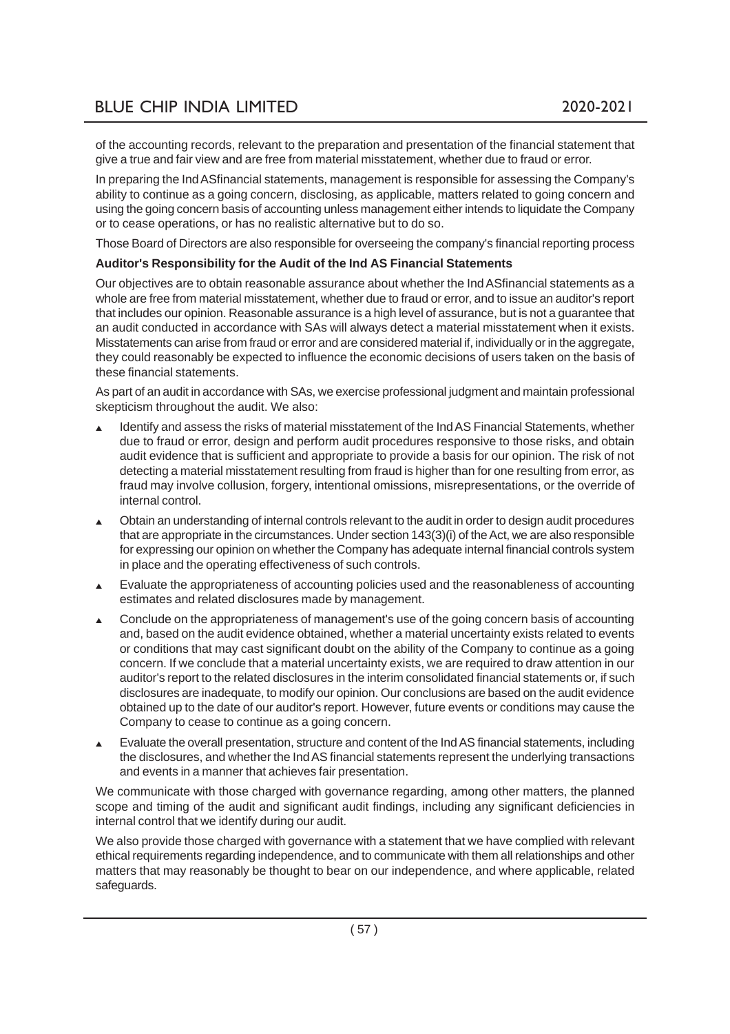of the accounting records, relevant to the preparation and presentation of the financial statement that give a true and fair view and are free from material misstatement, whether due to fraud or error.

In preparing the Ind ASfinancial statements, management is responsible for assessing the Company's ability to continue as a going concern, disclosing, as applicable, matters related to going concern and using the going concern basis of accounting unless management either intends to liquidate the Company or to cease operations, or has no realistic alternative but to do so.

Those Board of Directors are also responsible for overseeing the company's financial reporting process

**Auditor's Responsibility for the Audit of the Ind AS Financial Statements**

Our objectives are to obtain reasonable assurance about whether the Ind ASfinancial statements as a whole are free from material misstatement, whether due to fraud or error, and to issue an auditor's report that includes our opinion. Reasonable assurance is a high level of assurance, but is not a guarantee that an audit conducted in accordance with SAs will always detect a material misstatement when it exists. Misstatements can arise from fraud or error and are considered material if, individually or in the aggregate, they could reasonably be expected to influence the economic decisions of users taken on the basis of these financial statements.

As part of an audit in accordance with SAs, we exercise professional judgment and maintain professional skepticism throughout the audit. We also:

- Identify and assess the risks of material misstatement of the Ind AS Financial Statements, whether due to fraud or error, design and perform audit procedures responsive to those risks, and obtain audit evidence that is sufficient and appropriate to provide a basis for our opinion. The risk of not detecting a material misstatement resulting from fraud is higher than for one resulting from error, as fraud may involve collusion, forgery, intentional omissions, misrepresentations, or the override of internal control.
- Obtain an understanding of internal controls relevant to the audit in order to design audit procedures that are appropriate in the circumstances. Under section 143(3)(i) of the Act, we are also responsible for expressing our opinion on whether the Company has adequate internal financial controls system in place and the operating effectiveness of such controls.
- Evaluate the appropriateness of accounting policies used and the reasonableness of accounting estimates and related disclosures made by management.
- Conclude on the appropriateness of management's use of the going concern basis of accounting and, based on the audit evidence obtained, whether a material uncertainty exists related to events or conditions that may cast significant doubt on the ability of the Company to continue as a going concern. If we conclude that a material uncertainty exists, we are required to draw attention in our auditor's report to the related disclosures in the interim consolidated financial statements or, if such disclosures are inadequate, to modify our opinion. Our conclusions are based on the audit evidence obtained up to the date of our auditor's report. However, future events or conditions may cause the Company to cease to continue as a going concern.
- Evaluate the overall presentation, structure and content of the Ind AS financial statements, including the disclosures, and whether the Ind AS financial statements represent the underlying transactions and events in a manner that achieves fair presentation.

We communicate with those charged with governance regarding, among other matters, the planned scope and timing of the audit and significant audit findings, including any significant deficiencies in internal control that we identify during our audit.

We also provide those charged with governance with a statement that we have complied with relevant ethical requirements regarding independence, and to communicate with them all relationships and other matters that may reasonably be thought to bear on our independence, and where applicable, related safeguards.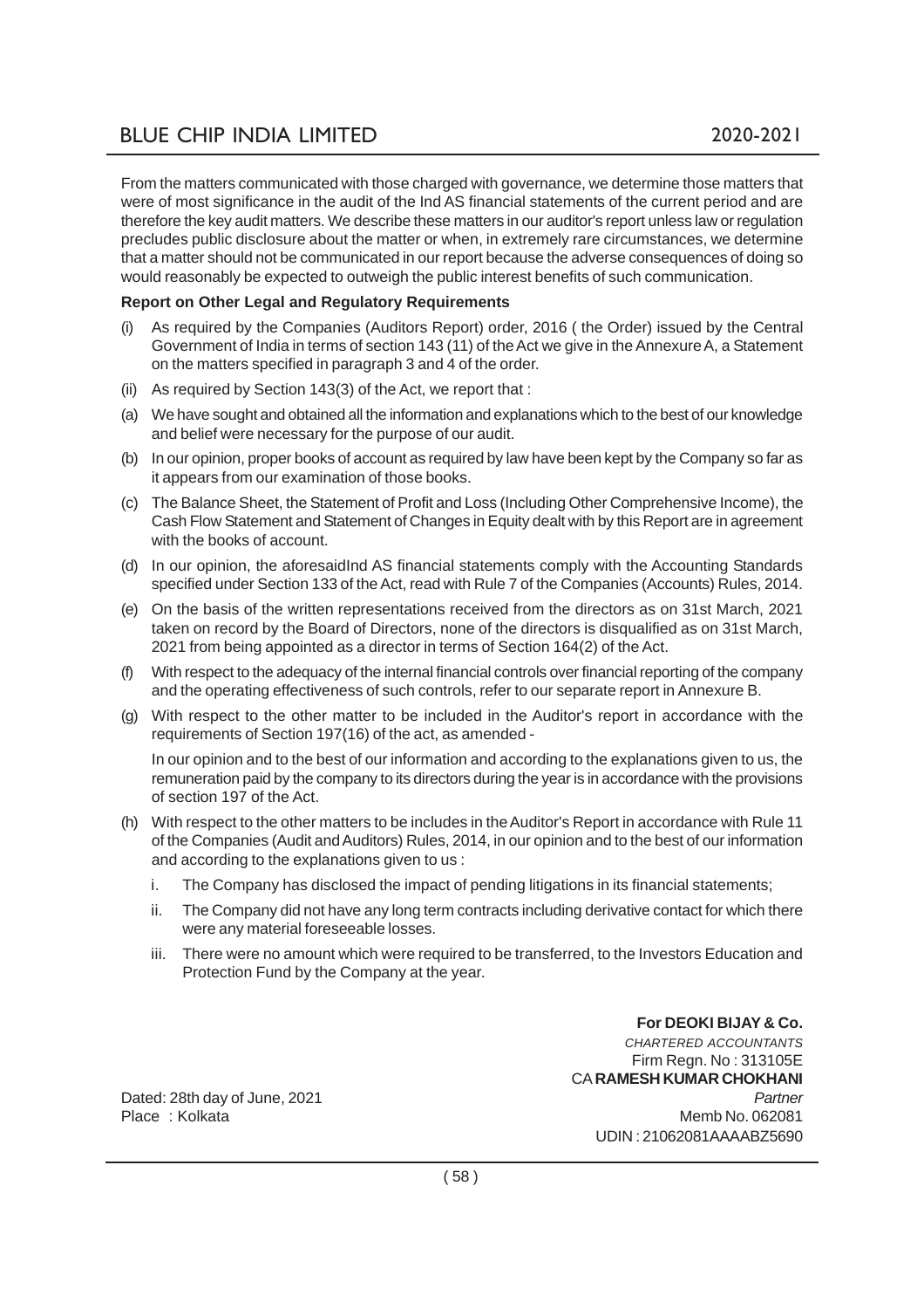From the matters communicated with those charged with governance, we determine those matters that were of most significance in the audit of the Ind AS financial statements of the current period and are therefore the key audit matters. We describe these matters in our auditor's report unless law or regulation precludes public disclosure about the matter or when, in extremely rare circumstances, we determine that a matter should not be communicated in our report because the adverse consequences of doing so would reasonably be expected to outweigh the public interest benefits of such communication.

**Report on Other Legal and Regulatory Requirements**

(i) As required by the Companies (Auditors Report) order, 2016 ( the Order) issued by the Central Government of India in terms of section 143 (11) of the Act we give in the Annexure A, a Statement on the matters specified in paragraph 3 and 4 of the order.

(ii) As required by Section 143(3) of the Act, we report that :

(a) We have sought and obtained all the information and explanations which to the best of our knowledge and belief were necessary for the purpose of our audit.

(b) In our opinion, proper books of account as required by law have been kept by the Company so far as it appears from our examination of those books.

(c) The Balance Sheet, the Statement of Profit and Loss (Including Other Comprehensive Income), the Cash Flow Statement and Statement of Changes in Equity dealt with by this Report are in agreement with the books of account.

(d) In our opinion, the aforesaidInd AS financial statements comply with the Accounting Standards specified under Section 133 of the Act, read with Rule 7 of the Companies (Accounts) Rules, 2014.

(e) On the basis of the written representations received from the directors as on 31st March, 2021 taken on record by the Board of Directors, none of the directors is disqualified as on 31st March, 2021 from being appointed as a director in terms of Section 164(2) of the Act.

(f) With respect to the adequacy of the internal financial controls over financial reporting of the company and the operating effectiveness of such controls, refer to our separate report in Annexure B.

(g) With respect to the other matter to be included in the Auditor's report in accordance with the requirements of Section 197(16) of the act, as amended -

In our opinion and to the best of our information and according to the explanations given to us, the remuneration paid by the company to its directors during the year is in accordance with the provisions of section 197 of the Act.

(h) With respect to the other matters to be includes in the Auditor's Report in accordance with Rule 11 of the Companies (Audit and Auditors) Rules, 2014, in our opinion and to the best of our information and according to the explanations given to us :

   i. The Company has disclosed the impact of pending litigations in its financial statements;

   ii. The Company did not have any long term contracts including derivative contact for which there were any material foreseeable losses.

   iii. There were no amount which were required to be transferred, to the Investors Education and Protection Fund by the Company at the year.

**For DEOKI BIJAY & Co.**
*CHARTERED ACCOUNTANTS*
Firm Regn. No : 313105E
CA **RAMESH KUMAR CHOKHANI**
*Partner*
Memb No. 062081
UDIN : 21062081AAAABZ5690

Dated: 28th day of June, 2021
Place : Kolkata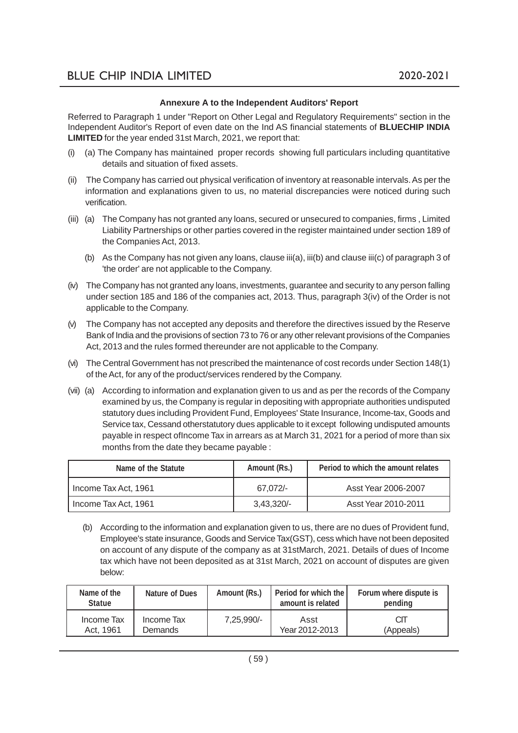### Annexure A to the Independent Auditors' Report

Referred to Paragraph 1 under "Report on Other Legal and Regulatory Requirements" section in the Independent Auditor's Report of even date on the Ind AS financial statements of **BLUECHIP INDIA LIMITED** for the year ended 31st March, 2021, we report that:

(i) (a) The Company has maintained proper records showing full particulars including quantitative details and situation of fixed assets.

(ii) The Company has carried out physical verification of inventory at reasonable intervals. As per the information and explanations given to us, no material discrepancies were noticed during such verification.

(iii) (a) The Company has not granted any loans, secured or unsecured to companies, firms , Limited Liability Partnerships or other parties covered in the register maintained under section 189 of the Companies Act, 2013.

(b) As the Company has not given any loans, clause iii(a), iii(b) and clause iii(c) of paragraph 3 of 'the order' are not applicable to the Company.

(iv) The Company has not granted any loans, investments, guarantee and security to any person falling under section 185 and 186 of the companies act, 2013. Thus, paragraph 3(iv) of the Order is not applicable to the Company.

(v) The Company has not accepted any deposits and therefore the directives issued by the Reserve Bank of India and the provisions of section 73 to 76 or any other relevant provisions of the Companies Act, 2013 and the rules formed thereunder are not applicable to the Company.

(vi) The Central Government has not prescribed the maintenance of cost records under Section 148(1) of the Act, for any of the product/services rendered by the Company.

(vii) (a) According to information and explanation given to us and as per the records of the Company examined by us, the Company is regular in depositing with appropriate authorities undisputed statutory dues including Provident Fund, Employees' State Insurance, Income-tax, Goods and Service tax, Cessand otherstatutory dues applicable to it except following undisputed amounts payable in respect ofIncome Tax in arrears as at March 31, 2021 for a period of more than six months from the date they became payable :

| Name of the Statute | Amount (Rs.) | Period to which the amount relates |
|---|---|---|
| Income Tax Act, 1961 | 67,072/- | Asst Year 2006-2007 |
| Income Tax Act, 1961 | 3,43,320/- | Asst Year 2010-2011 |

(b) According to the information and explanation given to us, there are no dues of Provident fund, Employee's state insurance, Goods and Service Tax(GST), cess which have not been deposited on account of any dispute of the company as at 31stMarch, 2021. Details of dues of Income tax which have not been deposited as at 31st March, 2021 on account of disputes are given below:

| Name of the Statue | Nature of Dues | Amount (Rs.) | Period for which the amount is related | Forum where dispute is pending |
|---|---|---|---|---|
| Income Tax Act, 1961 | Income Tax Demands | 7,25,990/- | Asst Year 2012-2013 | CIT (Appeals) |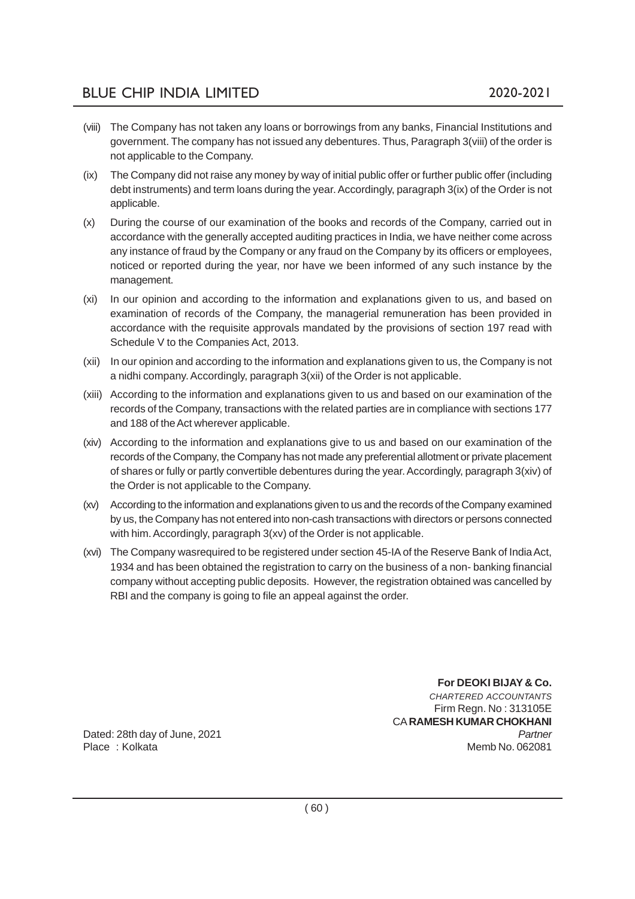(viii) The Company has not taken any loans or borrowings from any banks, Financial Institutions and government. The company has not issued any debentures. Thus, Paragraph 3(viii) of the order is not applicable to the Company.

(ix) The Company did not raise any money by way of initial public offer or further public offer (including debt instruments) and term loans during the year. Accordingly, paragraph 3(ix) of the Order is not applicable.

(x) During the course of our examination of the books and records of the Company, carried out in accordance with the generally accepted auditing practices in India, we have neither come across any instance of fraud by the Company or any fraud on the Company by its officers or employees, noticed or reported during the year, nor have we been informed of any such instance by the management.

(xi) In our opinion and according to the information and explanations given to us, and based on examination of records of the Company, the managerial remuneration has been provided in accordance with the requisite approvals mandated by the provisions of section 197 read with Schedule V to the Companies Act, 2013.

(xii) In our opinion and according to the information and explanations given to us, the Company is not a nidhi company. Accordingly, paragraph 3(xii) of the Order is not applicable.

(xiii) According to the information and explanations given to us and based on our examination of the records of the Company, transactions with the related parties are in compliance with sections 177 and 188 of the Act wherever applicable.

(xiv) According to the information and explanations give to us and based on our examination of the records of the Company, the Company has not made any preferential allotment or private placement of shares or fully or partly convertible debentures during the year. Accordingly, paragraph 3(xiv) of the Order is not applicable to the Company.

(xv) According to the information and explanations given to us and the records of the Company examined by us, the Company has not entered into non-cash transactions with directors or persons connected with him. Accordingly, paragraph 3(xv) of the Order is not applicable.

(xvi) The Company wasrequired to be registered under section 45-IA of the Reserve Bank of India Act, 1934 and has been obtained the registration to carry on the business of a non- banking financial company without accepting public deposits. However, the registration obtained was cancelled by RBI and the company is going to file an appeal against the order.

**For DEOKI BIJAY & Co.**
*CHARTERED ACCOUNTANTS*
Firm Regn. No : 313105E
CA **RAMESH KUMAR CHOKHANI**
*Partner*
Memb No. 062081

Dated: 28th day of June, 2021
Place : Kolkata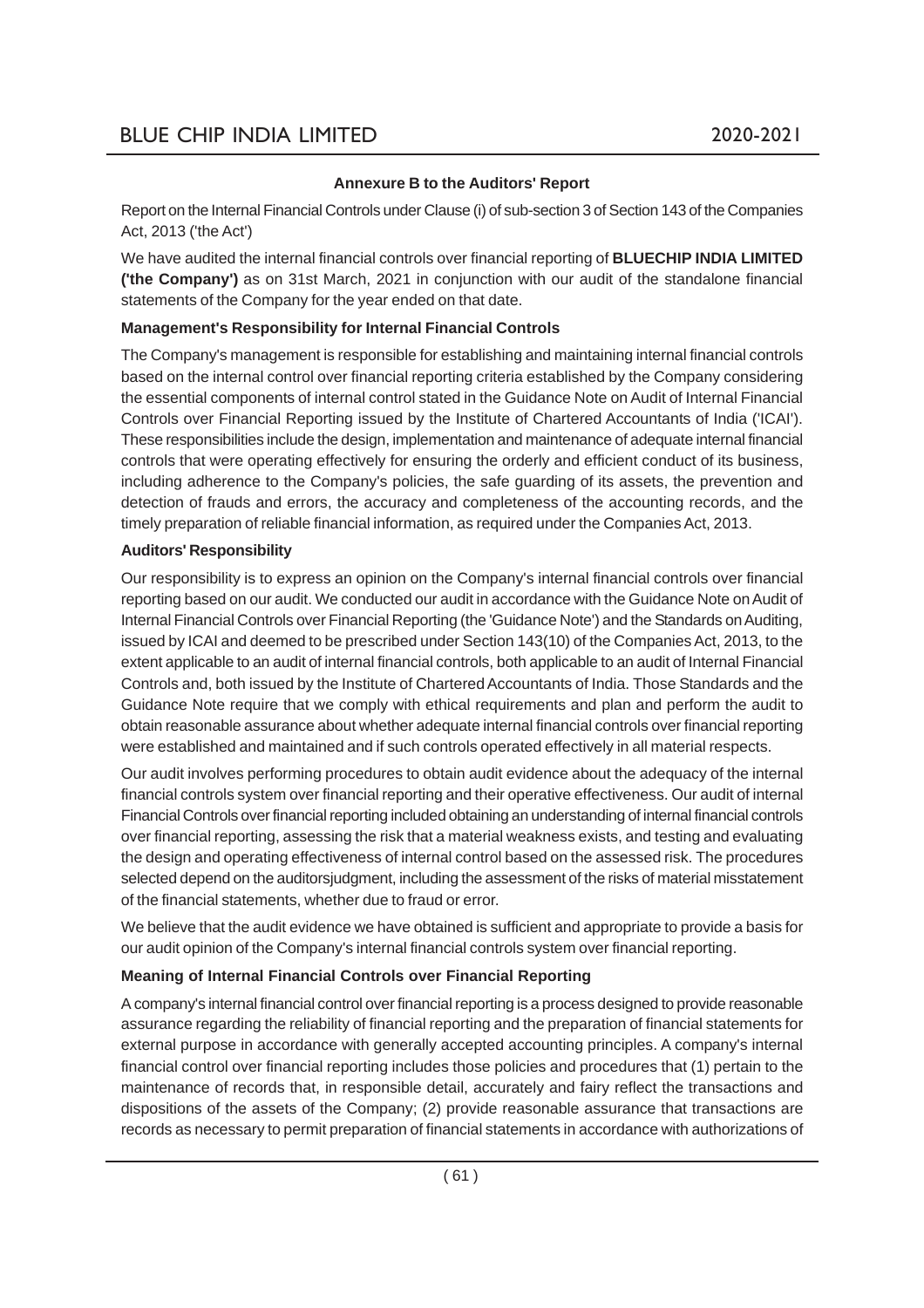**Annexure B to the Auditors' Report**

Report on the Internal Financial Controls under Clause (i) of sub-section 3 of Section 143 of the Companies Act, 2013 ('the Act')

We have audited the internal financial controls over financial reporting of **BLUECHIP INDIA LIMITED ('the Company')** as on 31st March, 2021 in conjunction with our audit of the standalone financial statements of the Company for the year ended on that date.

**Management's Responsibility for Internal Financial Controls**

The Company's management is responsible for establishing and maintaining internal financial controls based on the internal control over financial reporting criteria established by the Company considering the essential components of internal control stated in the Guidance Note on Audit of Internal Financial Controls over Financial Reporting issued by the Institute of Chartered Accountants of India ('ICAI'). These responsibilities include the design, implementation and maintenance of adequate internal financial controls that were operating effectively for ensuring the orderly and efficient conduct of its business, including adherence to the Company's policies, the safe guarding of its assets, the prevention and detection of frauds and errors, the accuracy and completeness of the accounting records, and the timely preparation of reliable financial information, as required under the Companies Act, 2013.

**Auditors' Responsibility**

Our responsibility is to express an opinion on the Company's internal financial controls over financial reporting based on our audit. We conducted our audit in accordance with the Guidance Note on Audit of Internal Financial Controls over Financial Reporting (the 'Guidance Note') and the Standards on Auditing, issued by ICAI and deemed to be prescribed under Section 143(10) of the Companies Act, 2013, to the extent applicable to an audit of internal financial controls, both applicable to an audit of Internal Financial Controls and, both issued by the Institute of Chartered Accountants of India. Those Standards and the Guidance Note require that we comply with ethical requirements and plan and perform the audit to obtain reasonable assurance about whether adequate internal financial controls over financial reporting were established and maintained and if such controls operated effectively in all material respects.

Our audit involves performing procedures to obtain audit evidence about the adequacy of the internal financial controls system over financial reporting and their operative effectiveness. Our audit of internal Financial Controls over financial reporting included obtaining an understanding of internal financial controls over financial reporting, assessing the risk that a material weakness exists, and testing and evaluating the design and operating effectiveness of internal control based on the assessed risk. The procedures selected depend on the auditorsjudgment, including the assessment of the risks of material misstatement of the financial statements, whether due to fraud or error.

We believe that the audit evidence we have obtained is sufficient and appropriate to provide a basis for our audit opinion of the Company's internal financial controls system over financial reporting.

**Meaning of Internal Financial Controls over Financial Reporting**

A company's internal financial control over financial reporting is a process designed to provide reasonable assurance regarding the reliability of financial reporting and the preparation of financial statements for external purpose in accordance with generally accepted accounting principles. A company's internal financial control over financial reporting includes those policies and procedures that (1) pertain to the maintenance of records that, in responsible detail, accurately and fairy reflect the transactions and dispositions of the assets of the Company; (2) provide reasonable assurance that transactions are records as necessary to permit preparation of financial statements in accordance with authorizations of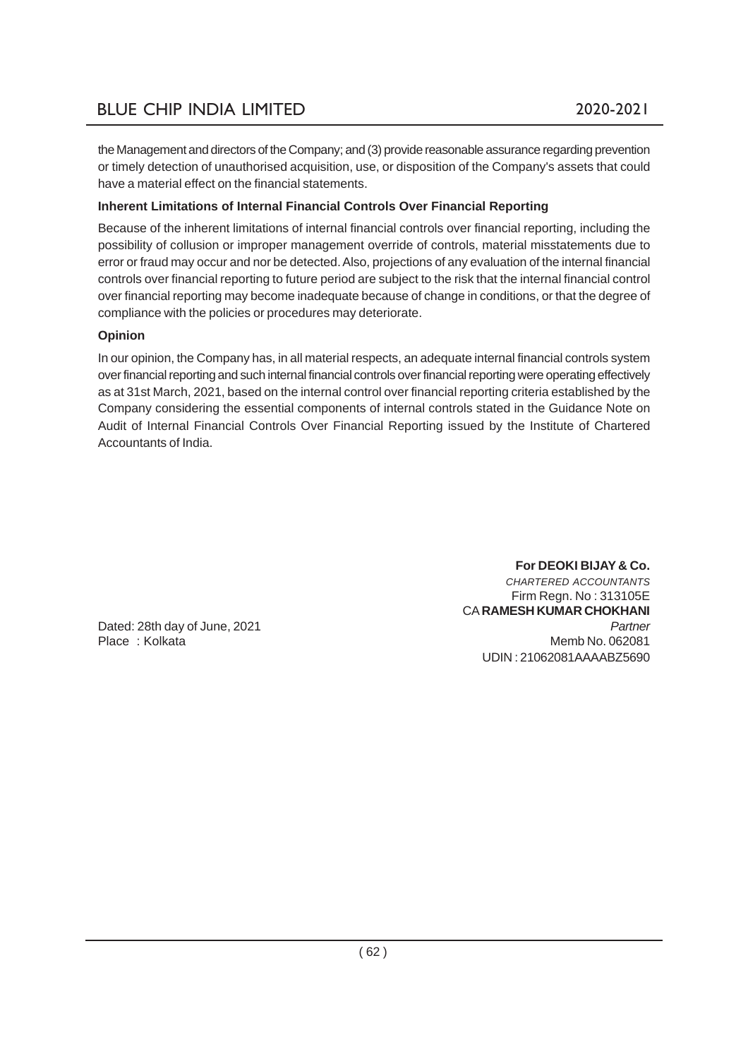the Management and directors of the Company; and (3) provide reasonable assurance regarding prevention or timely detection of unauthorised acquisition, use, or disposition of the Company's assets that could have a material effect on the financial statements.

**Inherent Limitations of Internal Financial Controls Over Financial Reporting**

Because of the inherent limitations of internal financial controls over financial reporting, including the possibility of collusion or improper management override of controls, material misstatements due to error or fraud may occur and nor be detected. Also, projections of any evaluation of the internal financial controls over financial reporting to future period are subject to the risk that the internal financial control over financial reporting may become inadequate because of change in conditions, or that the degree of compliance with the policies or procedures may deteriorate.

**Opinion**

In our opinion, the Company has, in all material respects, an adequate internal financial controls system over financial reporting and such internal financial controls over financial reporting were operating effectively as at 31st March, 2021, based on the internal control over financial reporting criteria established by the Company considering the essential components of internal controls stated in the Guidance Note on Audit of Internal Financial Controls Over Financial Reporting issued by the Institute of Chartered Accountants of India.

**For DEOKI BIJAY & Co.**
*CHARTERED ACCOUNTANTS*
Firm Regn. No : 313105E
CA **RAMESH KUMAR CHOKHANI**
*Partner*
Memb No. 062081
UDIN : 21062081AAAABZ5690

Dated: 28th day of June, 2021
Place : Kolkata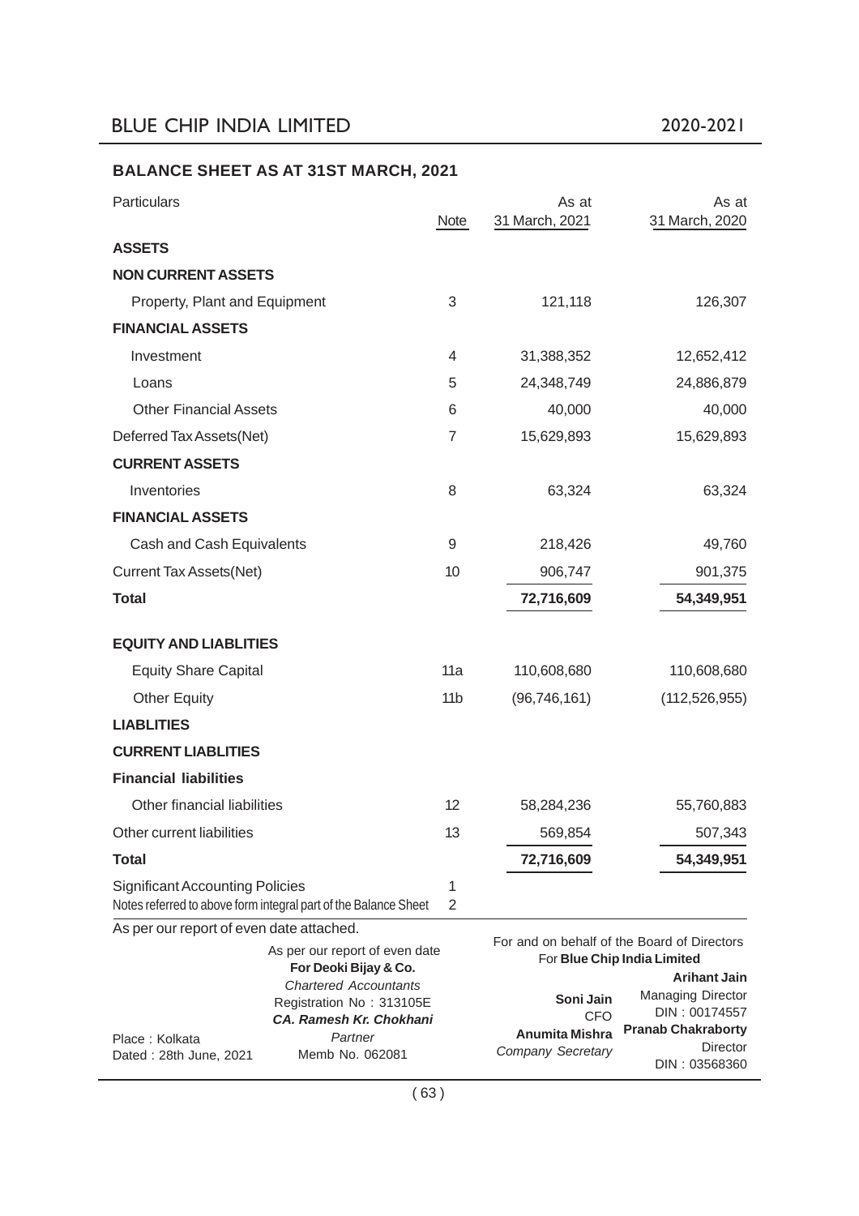## BALANCE SHEET AS AT 31ST MARCH, 2021

| Particulars | Note | As at 31 March, 2021 | As at 31 March, 2020 |
|---|---|---|---|
| **ASSETS** | | | |
| **NON CURRENT ASSETS** | | | |
| Property, Plant and Equipment | 3 | 121,118 | 126,307 |
| **FINANCIAL ASSETS** | | | |
| Investment | 4 | 31,388,352 | 12,652,412 |
| Loans | 5 | 24,348,749 | 24,886,879 |
| Other Financial Assets | 6 | 40,000 | 40,000 |
| Deferred Tax Assets(Net) | 7 | 15,629,893 | 15,629,893 |
| **CURRENT ASSETS** | | | |
| Inventories | 8 | 63,324 | 63,324 |
| **FINANCIAL ASSETS** | | | |
| Cash and Cash Equivalents | 9 | 218,426 | 49,760 |
| Current Tax Assets(Net) | 10 | 906,747 | 901,375 |
| **Total** | | **72,716,609** | **54,349,951** |
| **EQUITY AND LIABLITIES** | | | |
| Equity Share Capital | 11a | 110,608,680 | 110,608,680 |
| Other Equity | 11b | (96,746,161) | (112,526,955) |
| **LIABLITIES** | | | |
| **CURRENT LIABLITIES** | | | |
| **Financial liabilities** | | | |
| Other financial liabilities | 12 | 58,284,236 | 55,760,883 |
| Other current liabilities | 13 | 569,854 | 507,343 |
| **Total** | | **72,716,609** | **54,349,951** |
| Significant Accounting Policies | 1 | | |
| Notes referred to above form integral part of the Balance Sheet | 2 | | |

As per our report of even date attached.

As per our report of even date
**For Deoki Bijay & Co.**
*Chartered Accountants*
Registration No : 313105E
***CA. Ramesh Kr. Chokhani***
*Partner*
Memb No. 062081

Place : Kolkata
Dated : 28th June, 2021

For and on behalf of the Board of Directors
For **Blue Chip India Limited**

**Soni Jain**
CFO

**Anumita Mishra**
*Company Secretary*

**Arihant Jain**
Managing Director
DIN : 00174557

**Pranab Chakraborty**
Director
DIN : 03568360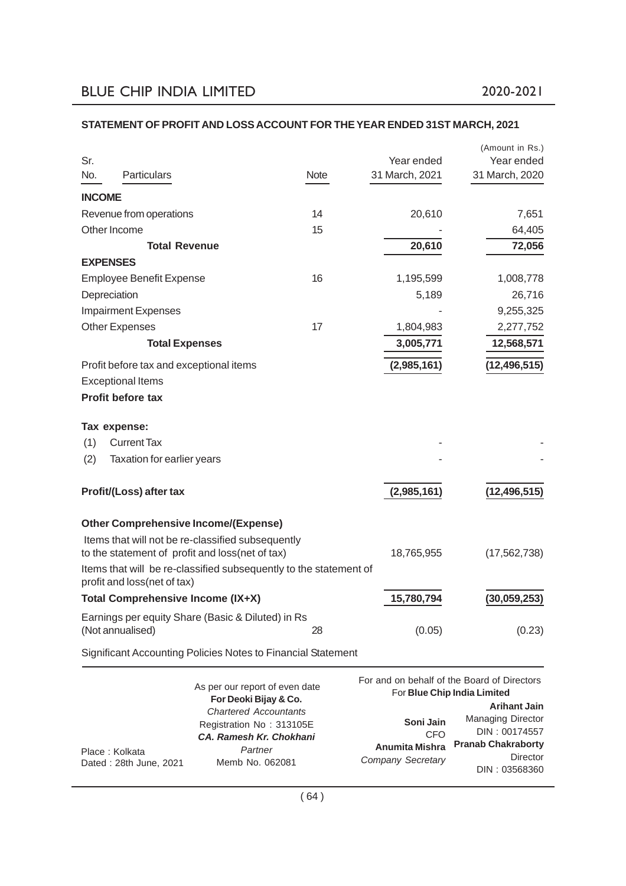## STATEMENT OF PROFIT AND LOSS ACCOUNT FOR THE YEAR ENDED 31ST MARCH, 2021

(Amount in Rs.)

| Sr. No. | Particulars | Note | Year ended 31 March, 2021 | Year ended 31 March, 2020 |
|---|---|---|---|---|
| | **INCOME** | | | |
| | Revenue from operations | 14 | 20,610 | 7,651 |
| | Other Income | 15 | - | 64,405 |
| | **Total Revenue** | | **20,610** | **72,056** |
| | **EXPENSES** | | | |
| | Employee Benefit Expense | 16 | 1,195,599 | 1,008,778 |
| | Depreciation | | 5,189 | 26,716 |
| | Impairment Expenses | | - | 9,255,325 |
| | Other Expenses | 17 | 1,804,983 | 2,277,752 |
| | **Total Expenses** | | **3,005,771** | **12,568,571** |
| | Profit before tax and exceptional items | | **(2,985,161)** | **(12,496,515)** |
| | Exceptional Items | | | |
| | **Profit before tax** | | | |
| | **Tax expense:** | | | |
| (1) | Current Tax | | - | - |
| (2) | Taxation for earlier years | | - | - |
| | **Profit/(Loss) after tax** | | **(2,985,161)** | **(12,496,515)** |
| | **Other Comprehensive Income/(Expense)** | | | |
| | Items that will not be re-classified subsequently to the statement of profit and loss(net of tax) | | 18,765,955 | (17,562,738) |
| | Items that will be re-classified subsequently to the statement of profit and loss(net of tax) | | | |
| | **Total Comprehensive Income (IX+X)** | | **15,780,794** | **(30,059,253)** |
| | Earnings per equity Share (Basic & Diluted) in Rs (Not annualised) | 28 | (0.05) | (0.23) |

Significant Accounting Policies Notes to Financial Statement

As per our report of even date
**For Deoki Bijay & Co.**
*Chartered Accountants*
Registration No : 313105E
***CA. Ramesh Kr. Chokhani***
*Partner*
Memb No. 062081

Place : Kolkata
Dated : 28th June, 2021

For and on behalf of the Board of Directors
For **Blue Chip India Limited**

**Soni Jain**
CFO

**Anumita Mishra**
*Company Secretary*

**Arihant Jain**
Managing Director
DIN : 00174557

**Pranab Chakraborty**
Director
DIN : 03568360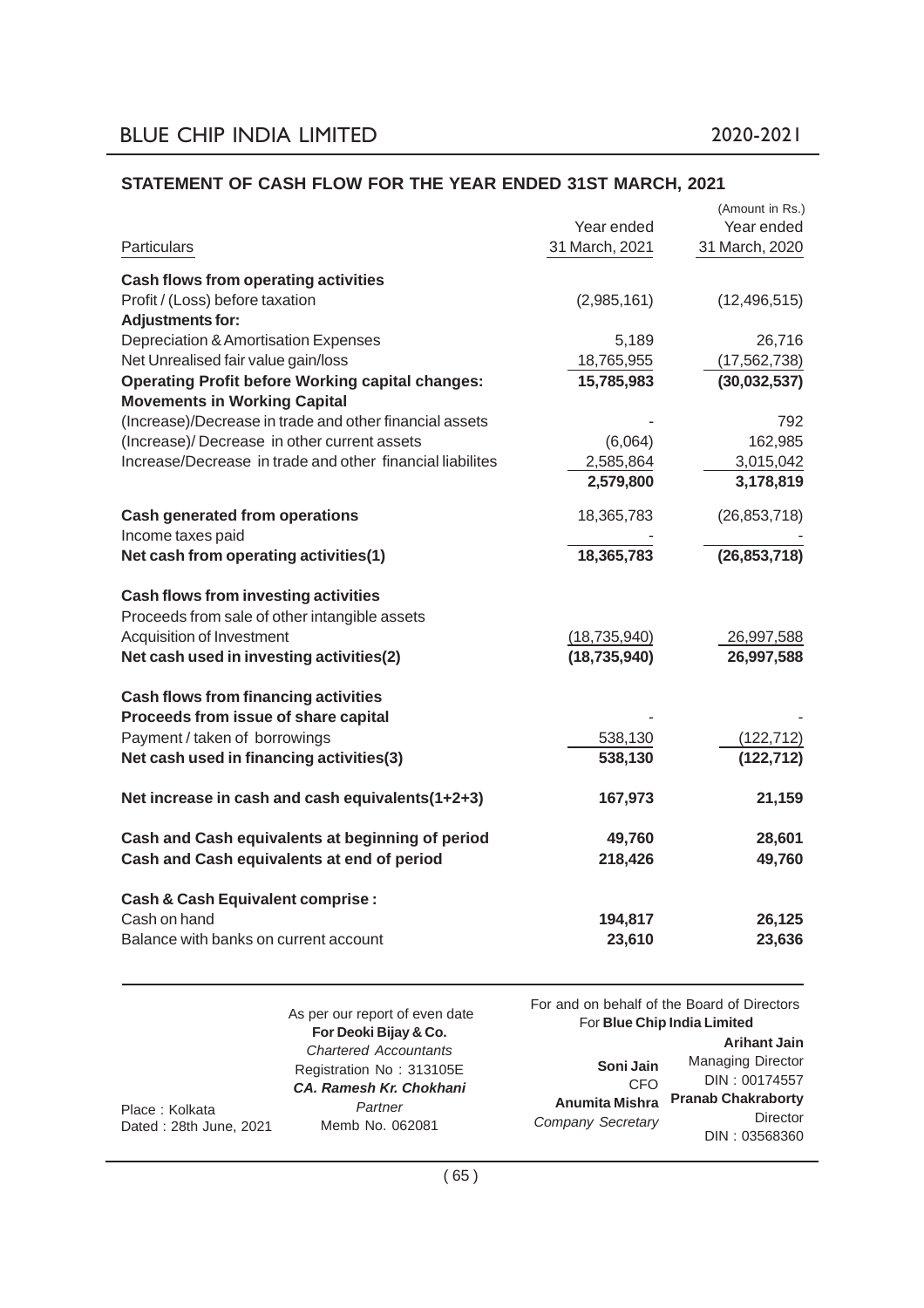## STATEMENT OF CASH FLOW FOR THE YEAR ENDED 31ST MARCH, 2021

(Amount in Rs.)

| Particulars | Year ended 31 March, 2021 | Year ended 31 March, 2020 |
|---|---|---|
| **Cash flows from operating activities** | | |
| Profit / (Loss) before taxation | (2,985,161) | (12,496,515) |
| **Adjustments for:** | | |
| Depreciation & Amortisation Expenses | 5,189 | 26,716 |
| Net Unrealised fair value gain/loss | 18,765,955 | (17,562,738) |
| **Operating Profit before Working capital changes:** | **15,785,983** | **(30,032,537)** |
| **Movements in Working Capital** | | |
| (Increase)/Decrease in trade and other financial assets | - | 792 |
| (Increase)/ Decrease in other current assets | (6,064) | 162,985 |
| Increase/Decrease in trade and other financial liabilites | 2,585,864 | 3,015,042 |
| | **2,579,800** | **3,178,819** |
| **Cash generated from operations** | 18,365,783 | (26,853,718) |
| Income taxes paid | - | - |
| **Net cash from operating activities(1)** | **18,365,783** | **(26,853,718)** |
| **Cash flows from investing activities** | | |
| Proceeds from sale of other intangible assets | | |
| Acquisition of Investment | (18,735,940) | 26,997,588 |
| **Net cash used in investing activities(2)** | **(18,735,940)** | **26,997,588** |
| **Cash flows from financing activities** | | |
| **Proceeds from issue of share capital** | - | - |
| Payment / taken of borrowings | 538,130 | (122,712) |
| **Net cash used in financing activities(3)** | **538,130** | **(122,712)** |
| **Net increase in cash and cash equivalents(1+2+3)** | **167,973** | **21,159** |
| **Cash and Cash equivalents at beginning of period** | **49,760** | **28,601** |
| **Cash and Cash equivalents at end of period** | **218,426** | **49,760** |
| **Cash & Cash Equivalent comprise :** | | |
| Cash on hand | **194,817** | **26,125** |
| Balance with banks on current account | **23,610** | **23,636** |

As per our report of even date
**For Deoki Bijay & Co.**
*Chartered Accountants*
Registration No : 313105E
***CA. Ramesh Kr. Chokhani***
*Partner*
Memb No. 062081

Place : Kolkata
Dated : 28th June, 2021

For and on behalf of the Board of Directors
For **Blue Chip India Limited**

**Soni Jain**
CFO

**Anumita Mishra**
*Company Secretary*

**Arihant Jain**
Managing Director
DIN : 00174557

**Pranab Chakraborty**
Director
DIN : 03568360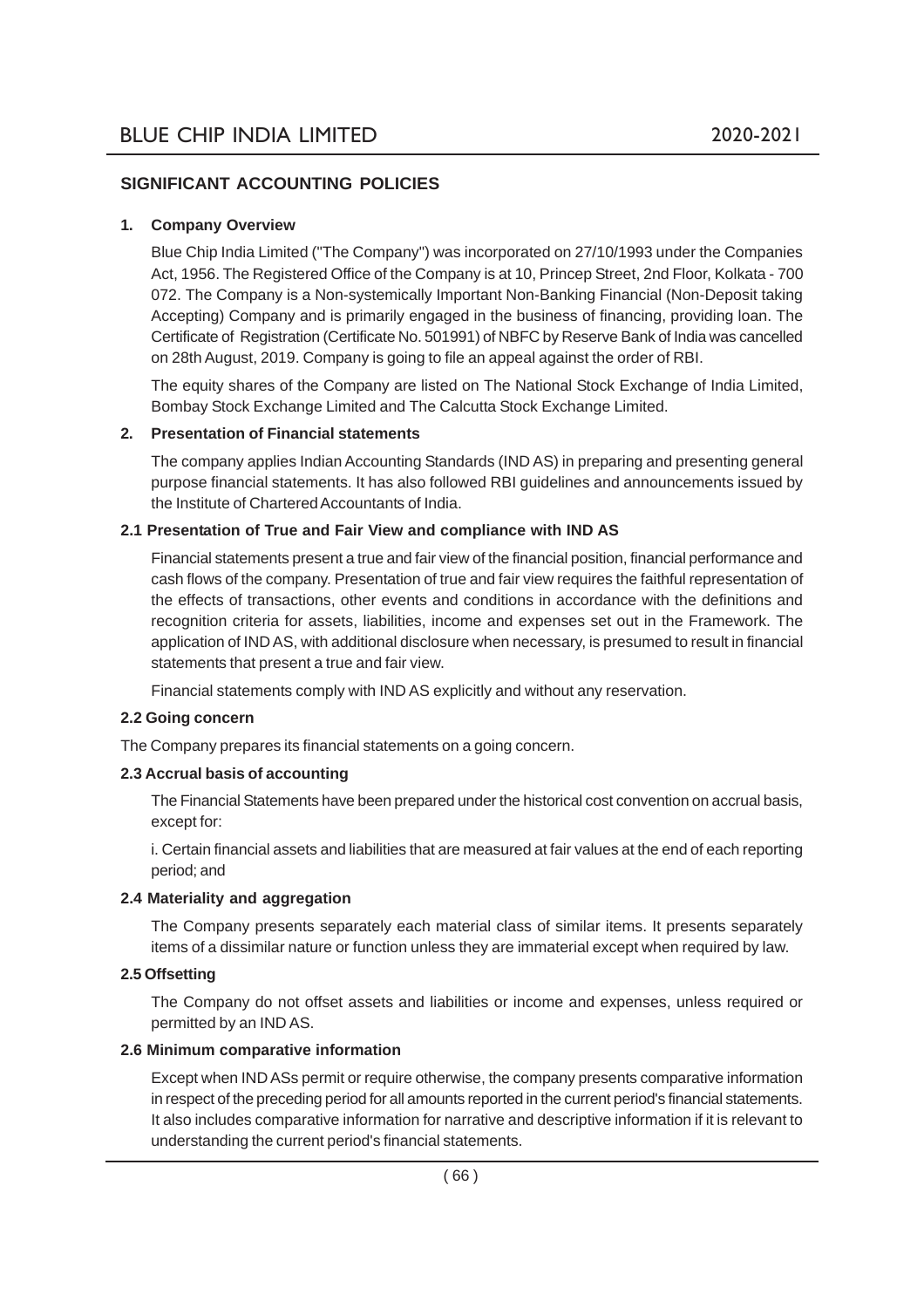## SIGNIFICANT ACCOUNTING POLICIES

### 1. Company Overview

Blue Chip India Limited ("The Company") was incorporated on 27/10/1993 under the Companies Act, 1956. The Registered Office of the Company is at 10, Princep Street, 2nd Floor, Kolkata - 700 072. The Company is a Non-systemically Important Non-Banking Financial (Non-Deposit taking Accepting) Company and is primarily engaged in the business of financing, providing loan. The Certificate of Registration (Certificate No. 501991) of NBFC by Reserve Bank of India was cancelled on 28th August, 2019. Company is going to file an appeal against the order of RBI.

The equity shares of the Company are listed on The National Stock Exchange of India Limited, Bombay Stock Exchange Limited and The Calcutta Stock Exchange Limited.

### 2. Presentation of Financial statements

The company applies Indian Accounting Standards (IND AS) in preparing and presenting general purpose financial statements. It has also followed RBI guidelines and announcements issued by the Institute of Chartered Accountants of India.

#### 2.1 Presentation of True and Fair View and compliance with IND AS

Financial statements present a true and fair view of the financial position, financial performance and cash flows of the company. Presentation of true and fair view requires the faithful representation of the effects of transactions, other events and conditions in accordance with the definitions and recognition criteria for assets, liabilities, income and expenses set out in the Framework. The application of IND AS, with additional disclosure when necessary, is presumed to result in financial statements that present a true and fair view.

Financial statements comply with IND AS explicitly and without any reservation.

#### 2.2 Going concern

The Company prepares its financial statements on a going concern.

#### 2.3 Accrual basis of accounting

The Financial Statements have been prepared under the historical cost convention on accrual basis, except for:

i. Certain financial assets and liabilities that are measured at fair values at the end of each reporting period; and

#### 2.4 Materiality and aggregation

The Company presents separately each material class of similar items. It presents separately items of a dissimilar nature or function unless they are immaterial except when required by law.

#### 2.5 Offsetting

The Company do not offset assets and liabilities or income and expenses, unless required or permitted by an IND AS.

#### 2.6 Minimum comparative information

Except when IND ASs permit or require otherwise, the company presents comparative information in respect of the preceding period for all amounts reported in the current period's financial statements. It also includes comparative information for narrative and descriptive information if it is relevant to understanding the current period's financial statements.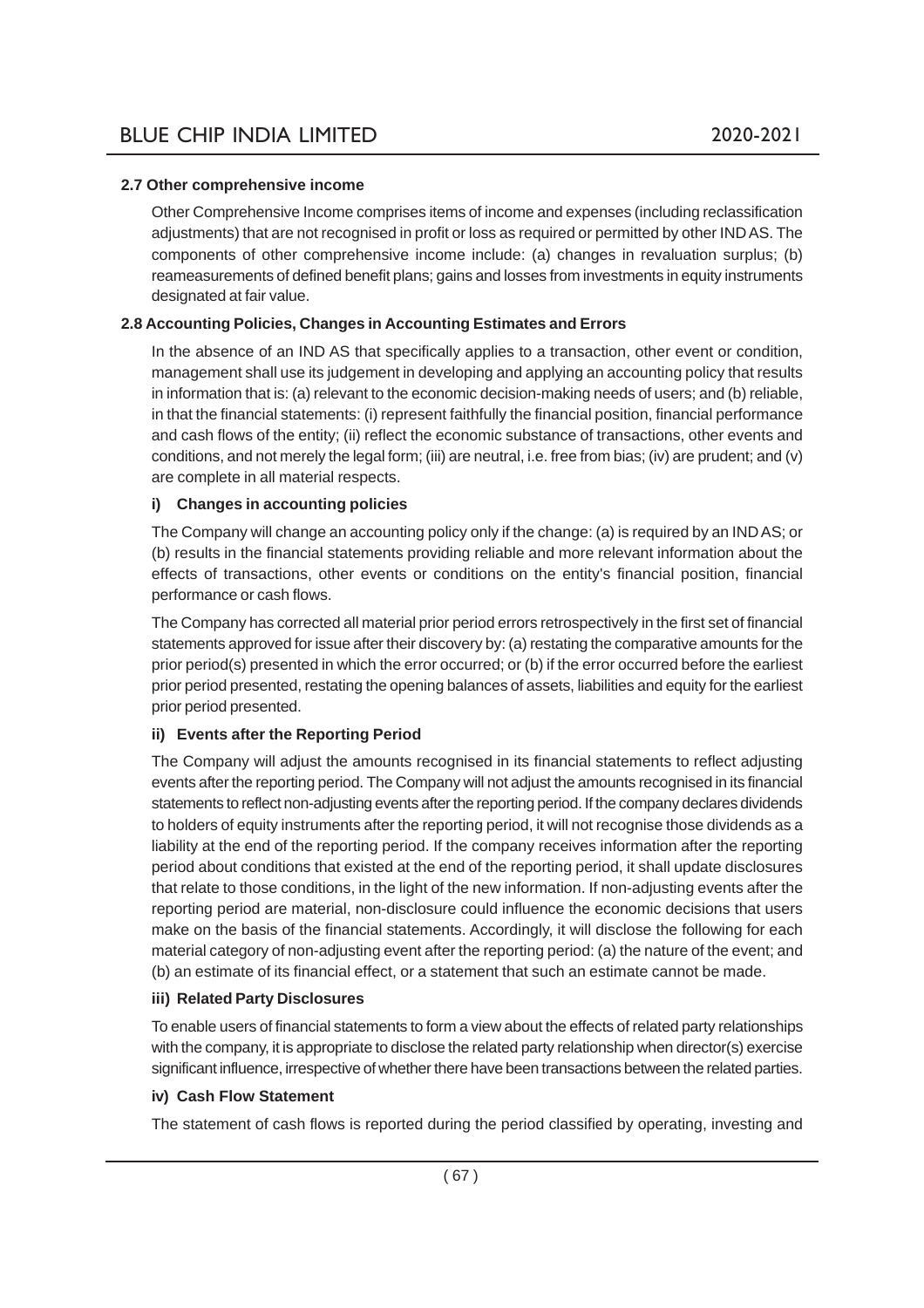### 2.7 Other comprehensive income

Other Comprehensive Income comprises items of income and expenses (including reclassification adjustments) that are not recognised in profit or loss as required or permitted by other IND AS. The components of other comprehensive income include: (a) changes in revaluation surplus; (b) reameasurements of defined benefit plans; gains and losses from investments in equity instruments designated at fair value.

### 2.8 Accounting Policies, Changes in Accounting Estimates and Errors

In the absence of an IND AS that specifically applies to a transaction, other event or condition, management shall use its judgement in developing and applying an accounting policy that results in information that is: (a) relevant to the economic decision-making needs of users; and (b) reliable, in that the financial statements: (i) represent faithfully the financial position, financial performance and cash flows of the entity; (ii) reflect the economic substance of transactions, other events and conditions, and not merely the legal form; (iii) are neutral, i.e. free from bias; (iv) are prudent; and (v) are complete in all material respects.

**i) Changes in accounting policies**

The Company will change an accounting policy only if the change: (a) is required by an IND AS; or (b) results in the financial statements providing reliable and more relevant information about the effects of transactions, other events or conditions on the entity's financial position, financial performance or cash flows.

The Company has corrected all material prior period errors retrospectively in the first set of financial statements approved for issue after their discovery by: (a) restating the comparative amounts for the prior period(s) presented in which the error occurred; or (b) if the error occurred before the earliest prior period presented, restating the opening balances of assets, liabilities and equity for the earliest prior period presented.

**ii) Events after the Reporting Period**

The Company will adjust the amounts recognised in its financial statements to reflect adjusting events after the reporting period. The Company will not adjust the amounts recognised in its financial statements to reflect non-adjusting events after the reporting period. If the company declares dividends to holders of equity instruments after the reporting period, it will not recognise those dividends as a liability at the end of the reporting period. If the company receives information after the reporting period about conditions that existed at the end of the reporting period, it shall update disclosures that relate to those conditions, in the light of the new information. If non-adjusting events after the reporting period are material, non-disclosure could influence the economic decisions that users make on the basis of the financial statements. Accordingly, it will disclose the following for each material category of non-adjusting event after the reporting period: (a) the nature of the event; and (b) an estimate of its financial effect, or a statement that such an estimate cannot be made.

**iii) Related Party Disclosures**

To enable users of financial statements to form a view about the effects of related party relationships with the company, it is appropriate to disclose the related party relationship when director(s) exercise significant influence, irrespective of whether there have been transactions between the related parties.

**iv) Cash Flow Statement**

The statement of cash flows is reported during the period classified by operating, investing and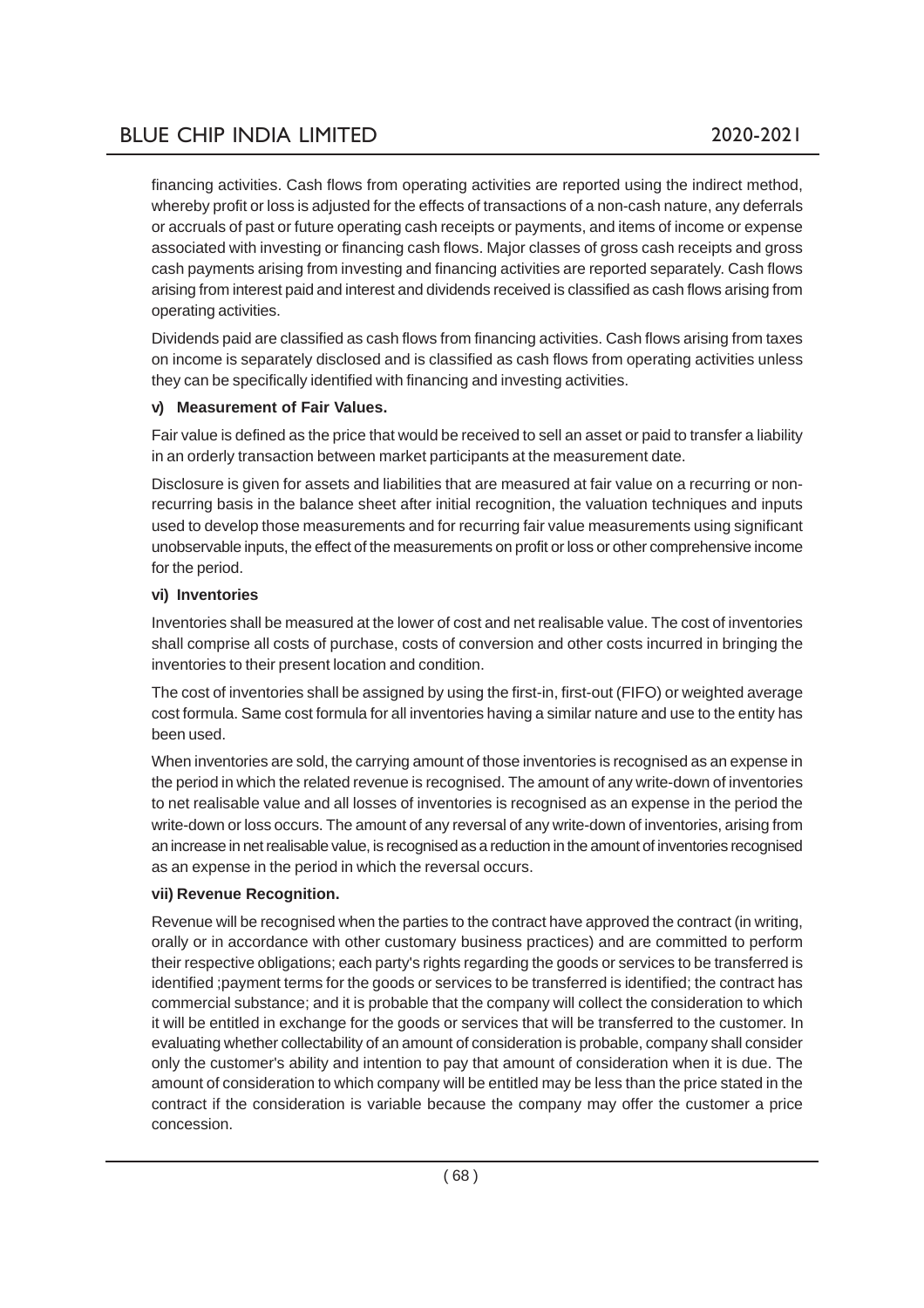financing activities. Cash flows from operating activities are reported using the indirect method, whereby profit or loss is adjusted for the effects of transactions of a non-cash nature, any deferrals or accruals of past or future operating cash receipts or payments, and items of income or expense associated with investing or financing cash flows. Major classes of gross cash receipts and gross cash payments arising from investing and financing activities are reported separately. Cash flows arising from interest paid and interest and dividends received is classified as cash flows arising from operating activities.

Dividends paid are classified as cash flows from financing activities. Cash flows arising from taxes on income is separately disclosed and is classified as cash flows from operating activities unless they can be specifically identified with financing and investing activities.

**v) Measurement of Fair Values.**

Fair value is defined as the price that would be received to sell an asset or paid to transfer a liability in an orderly transaction between market participants at the measurement date.

Disclosure is given for assets and liabilities that are measured at fair value on a recurring or non-recurring basis in the balance sheet after initial recognition, the valuation techniques and inputs used to develop those measurements and for recurring fair value measurements using significant unobservable inputs, the effect of the measurements on profit or loss or other comprehensive income for the period.

**vi) Inventories**

Inventories shall be measured at the lower of cost and net realisable value. The cost of inventories shall comprise all costs of purchase, costs of conversion and other costs incurred in bringing the inventories to their present location and condition.

The cost of inventories shall be assigned by using the first-in, first-out (FIFO) or weighted average cost formula. Same cost formula for all inventories having a similar nature and use to the entity has been used.

When inventories are sold, the carrying amount of those inventories is recognised as an expense in the period in which the related revenue is recognised. The amount of any write-down of inventories to net realisable value and all losses of inventories is recognised as an expense in the period the write-down or loss occurs. The amount of any reversal of any write-down of inventories, arising from an increase in net realisable value, is recognised as a reduction in the amount of inventories recognised as an expense in the period in which the reversal occurs.

**vii) Revenue Recognition.**

Revenue will be recognised when the parties to the contract have approved the contract (in writing, orally or in accordance with other customary business practices) and are committed to perform their respective obligations; each party's rights regarding the goods or services to be transferred is identified ;payment terms for the goods or services to be transferred is identified; the contract has commercial substance; and it is probable that the company will collect the consideration to which it will be entitled in exchange for the goods or services that will be transferred to the customer. In evaluating whether collectability of an amount of consideration is probable, company shall consider only the customer's ability and intention to pay that amount of consideration when it is due. The amount of consideration to which company will be entitled may be less than the price stated in the contract if the consideration is variable because the company may offer the customer a price concession.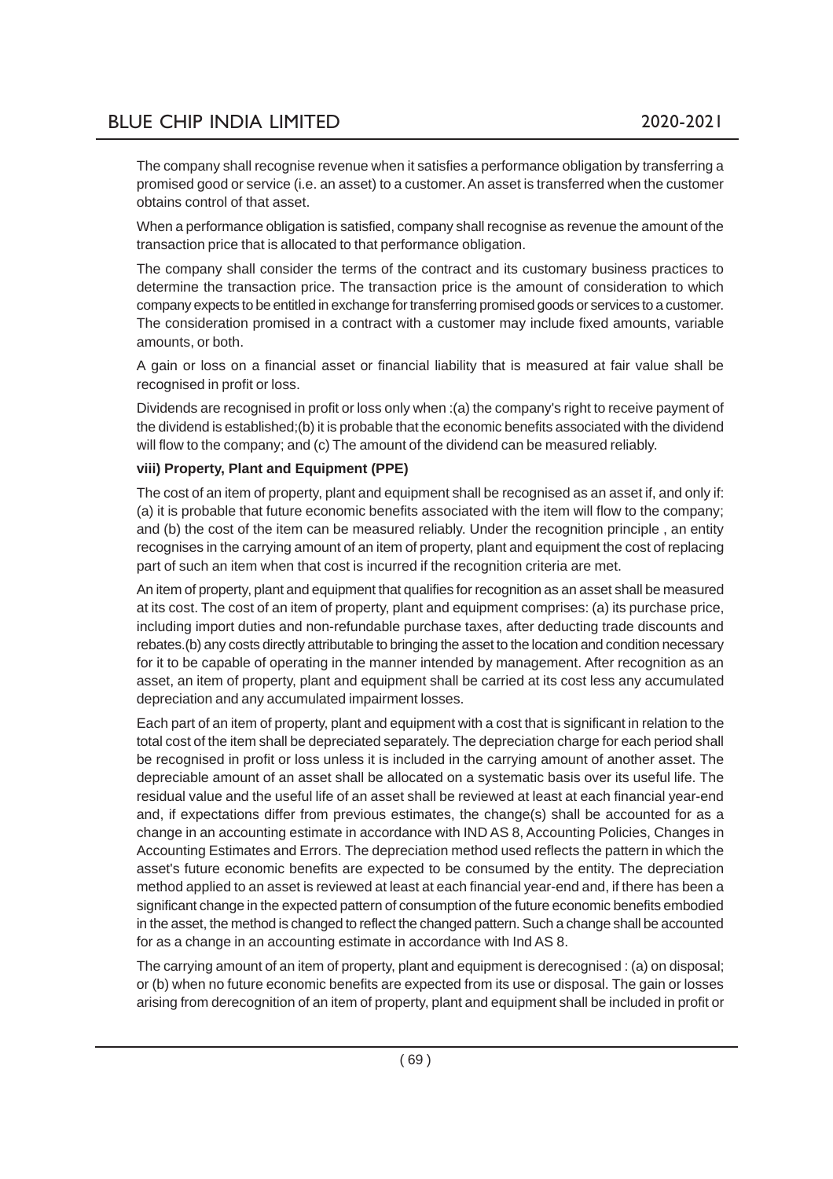The company shall recognise revenue when it satisfies a performance obligation by transferring a promised good or service (i.e. an asset) to a customer. An asset is transferred when the customer obtains control of that asset.

When a performance obligation is satisfied, company shall recognise as revenue the amount of the transaction price that is allocated to that performance obligation.

The company shall consider the terms of the contract and its customary business practices to determine the transaction price. The transaction price is the amount of consideration to which company expects to be entitled in exchange for transferring promised goods or services to a customer. The consideration promised in a contract with a customer may include fixed amounts, variable amounts, or both.

A gain or loss on a financial asset or financial liability that is measured at fair value shall be recognised in profit or loss.

Dividends are recognised in profit or loss only when :(a) the company's right to receive payment of the dividend is established;(b) it is probable that the economic benefits associated with the dividend will flow to the company; and (c) The amount of the dividend can be measured reliably.

**viii) Property, Plant and Equipment (PPE)**

The cost of an item of property, plant and equipment shall be recognised as an asset if, and only if: (a) it is probable that future economic benefits associated with the item will flow to the company; and (b) the cost of the item can be measured reliably. Under the recognition principle , an entity recognises in the carrying amount of an item of property, plant and equipment the cost of replacing part of such an item when that cost is incurred if the recognition criteria are met.

An item of property, plant and equipment that qualifies for recognition as an asset shall be measured at its cost. The cost of an item of property, plant and equipment comprises: (a) its purchase price, including import duties and non-refundable purchase taxes, after deducting trade discounts and rebates.(b) any costs directly attributable to bringing the asset to the location and condition necessary for it to be capable of operating in the manner intended by management. After recognition as an asset, an item of property, plant and equipment shall be carried at its cost less any accumulated depreciation and any accumulated impairment losses.

Each part of an item of property, plant and equipment with a cost that is significant in relation to the total cost of the item shall be depreciated separately. The depreciation charge for each period shall be recognised in profit or loss unless it is included in the carrying amount of another asset. The depreciable amount of an asset shall be allocated on a systematic basis over its useful life. The residual value and the useful life of an asset shall be reviewed at least at each financial year-end and, if expectations differ from previous estimates, the change(s) shall be accounted for as a change in an accounting estimate in accordance with IND AS 8, Accounting Policies, Changes in Accounting Estimates and Errors. The depreciation method used reflects the pattern in which the asset's future economic benefits are expected to be consumed by the entity. The depreciation method applied to an asset is reviewed at least at each financial year-end and, if there has been a significant change in the expected pattern of consumption of the future economic benefits embodied in the asset, the method is changed to reflect the changed pattern. Such a change shall be accounted for as a change in an accounting estimate in accordance with Ind AS 8.

The carrying amount of an item of property, plant and equipment is derecognised : (a) on disposal; or (b) when no future economic benefits are expected from its use or disposal. The gain or losses arising from derecognition of an item of property, plant and equipment shall be included in profit or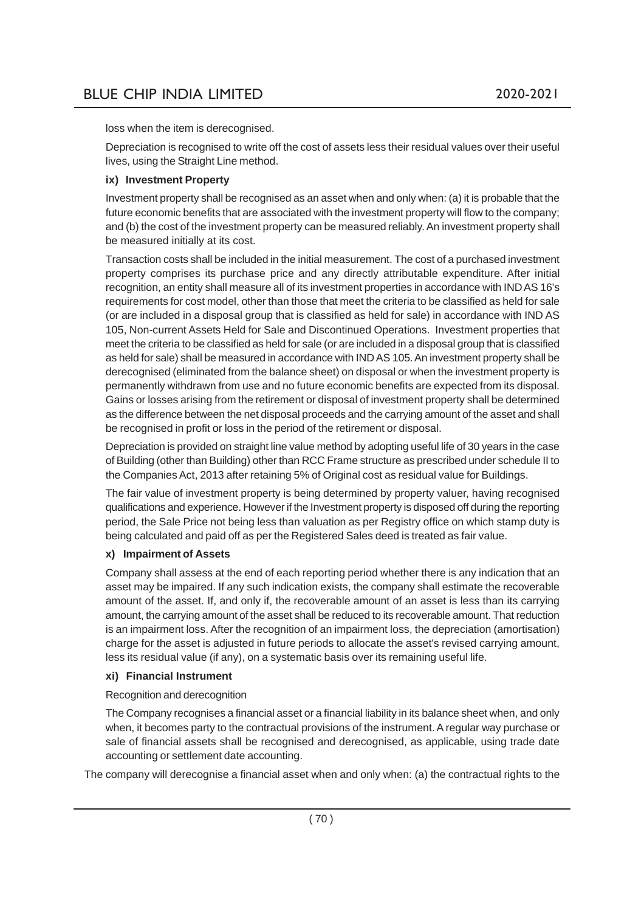loss when the item is derecognised.

Depreciation is recognised to write off the cost of assets less their residual values over their useful lives, using the Straight Line method.

**ix) Investment Property**

Investment property shall be recognised as an asset when and only when: (a) it is probable that the future economic benefits that are associated with the investment property will flow to the company; and (b) the cost of the investment property can be measured reliably. An investment property shall be measured initially at its cost.

Transaction costs shall be included in the initial measurement. The cost of a purchased investment property comprises its purchase price and any directly attributable expenditure. After initial recognition, an entity shall measure all of its investment properties in accordance with IND AS 16's requirements for cost model, other than those that meet the criteria to be classified as held for sale (or are included in a disposal group that is classified as held for sale) in accordance with IND AS 105, Non-current Assets Held for Sale and Discontinued Operations. Investment properties that meet the criteria to be classified as held for sale (or are included in a disposal group that is classified as held for sale) shall be measured in accordance with IND AS 105. An investment property shall be derecognised (eliminated from the balance sheet) on disposal or when the investment property is permanently withdrawn from use and no future economic benefits are expected from its disposal. Gains or losses arising from the retirement or disposal of investment property shall be determined as the difference between the net disposal proceeds and the carrying amount of the asset and shall be recognised in profit or loss in the period of the retirement or disposal.

Depreciation is provided on straight line value method by adopting useful life of 30 years in the case of Building (other than Building) other than RCC Frame structure as prescribed under schedule II to the Companies Act, 2013 after retaining 5% of Original cost as residual value for Buildings.

The fair value of investment property is being determined by property valuer, having recognised qualifications and experience. However if the Investment property is disposed off during the reporting period, the Sale Price not being less than valuation as per Registry office on which stamp duty is being calculated and paid off as per the Registered Sales deed is treated as fair value.

**x) Impairment of Assets**

Company shall assess at the end of each reporting period whether there is any indication that an asset may be impaired. If any such indication exists, the company shall estimate the recoverable amount of the asset. If, and only if, the recoverable amount of an asset is less than its carrying amount, the carrying amount of the asset shall be reduced to its recoverable amount. That reduction is an impairment loss. After the recognition of an impairment loss, the depreciation (amortisation) charge for the asset is adjusted in future periods to allocate the asset's revised carrying amount, less its residual value (if any), on a systematic basis over its remaining useful life.

**xi) Financial Instrument**

Recognition and derecognition

The Company recognises a financial asset or a financial liability in its balance sheet when, and only when, it becomes party to the contractual provisions of the instrument. A regular way purchase or sale of financial assets shall be recognised and derecognised, as applicable, using trade date accounting or settlement date accounting.

The company will derecognise a financial asset when and only when: (a) the contractual rights to the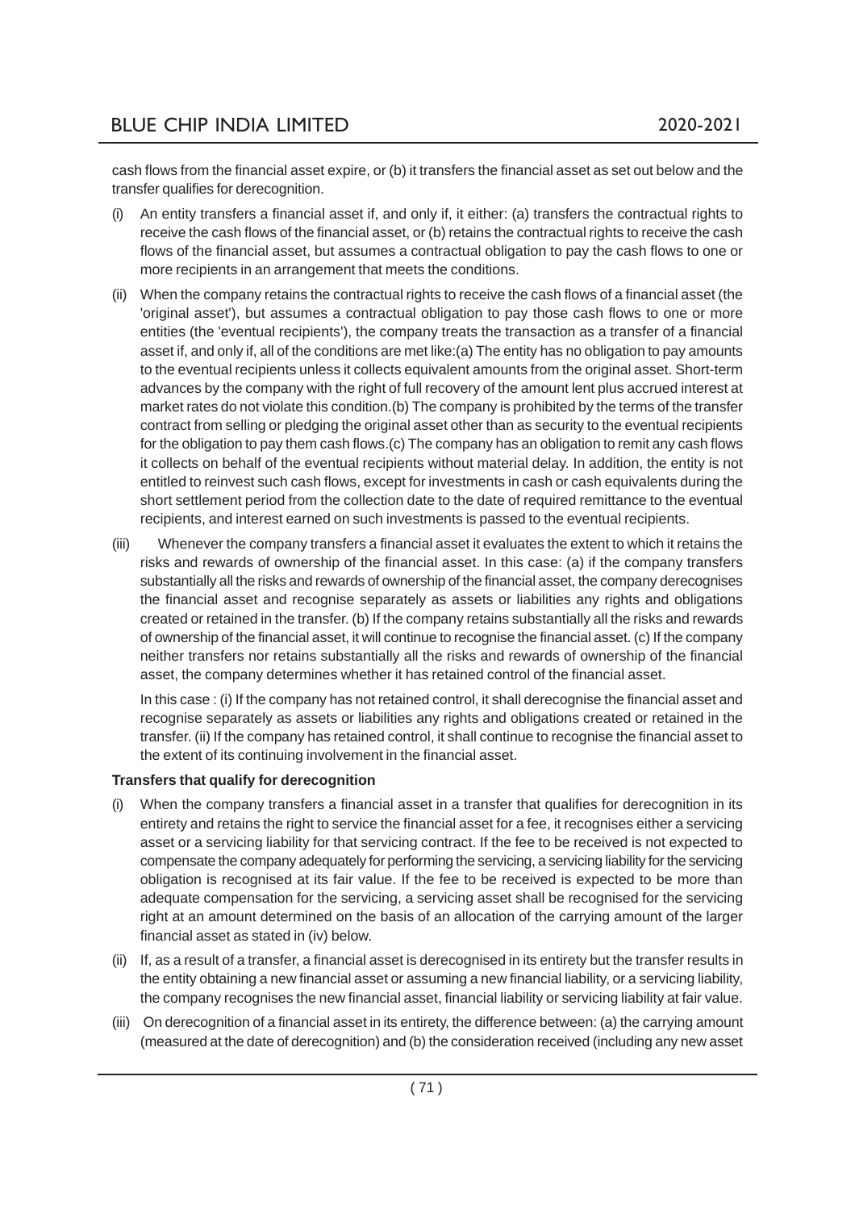cash flows from the financial asset expire, or (b) it transfers the financial asset as set out below and the transfer qualifies for derecognition.

(i) An entity transfers a financial asset if, and only if, it either: (a) transfers the contractual rights to receive the cash flows of the financial asset, or (b) retains the contractual rights to receive the cash flows of the financial asset, but assumes a contractual obligation to pay the cash flows to one or more recipients in an arrangement that meets the conditions.

(ii) When the company retains the contractual rights to receive the cash flows of a financial asset (the 'original asset'), but assumes a contractual obligation to pay those cash flows to one or more entities (the 'eventual recipients'), the company treats the transaction as a transfer of a financial asset if, and only if, all of the conditions are met like:(a) The entity has no obligation to pay amounts to the eventual recipients unless it collects equivalent amounts from the original asset. Short-term advances by the company with the right of full recovery of the amount lent plus accrued interest at market rates do not violate this condition.(b) The company is prohibited by the terms of the transfer contract from selling or pledging the original asset other than as security to the eventual recipients for the obligation to pay them cash flows.(c) The company has an obligation to remit any cash flows it collects on behalf of the eventual recipients without material delay. In addition, the entity is not entitled to reinvest such cash flows, except for investments in cash or cash equivalents during the short settlement period from the collection date to the date of required remittance to the eventual recipients, and interest earned on such investments is passed to the eventual recipients.

(iii) Whenever the company transfers a financial asset it evaluates the extent to which it retains the risks and rewards of ownership of the financial asset. In this case: (a) if the company transfers substantially all the risks and rewards of ownership of the financial asset, the company derecognises the financial asset and recognise separately as assets or liabilities any rights and obligations created or retained in the transfer. (b) If the company retains substantially all the risks and rewards of ownership of the financial asset, it will continue to recognise the financial asset. (c) If the company neither transfers nor retains substantially all the risks and rewards of ownership of the financial asset, the company determines whether it has retained control of the financial asset.

In this case : (i) If the company has not retained control, it shall derecognise the financial asset and recognise separately as assets or liabilities any rights and obligations created or retained in the transfer. (ii) If the company has retained control, it shall continue to recognise the financial asset to the extent of its continuing involvement in the financial asset.

**Transfers that qualify for derecognition**

(i) When the company transfers a financial asset in a transfer that qualifies for derecognition in its entirety and retains the right to service the financial asset for a fee, it recognises either a servicing asset or a servicing liability for that servicing contract. If the fee to be received is not expected to compensate the company adequately for performing the servicing, a servicing liability for the servicing obligation is recognised at its fair value. If the fee to be received is expected to be more than adequate compensation for the servicing, a servicing asset shall be recognised for the servicing right at an amount determined on the basis of an allocation of the carrying amount of the larger financial asset as stated in (iv) below.

(ii) If, as a result of a transfer, a financial asset is derecognised in its entirety but the transfer results in the entity obtaining a new financial asset or assuming a new financial liability, or a servicing liability, the company recognises the new financial asset, financial liability or servicing liability at fair value.

(iii) On derecognition of a financial asset in its entirety, the difference between: (a) the carrying amount (measured at the date of derecognition) and (b) the consideration received (including any new asset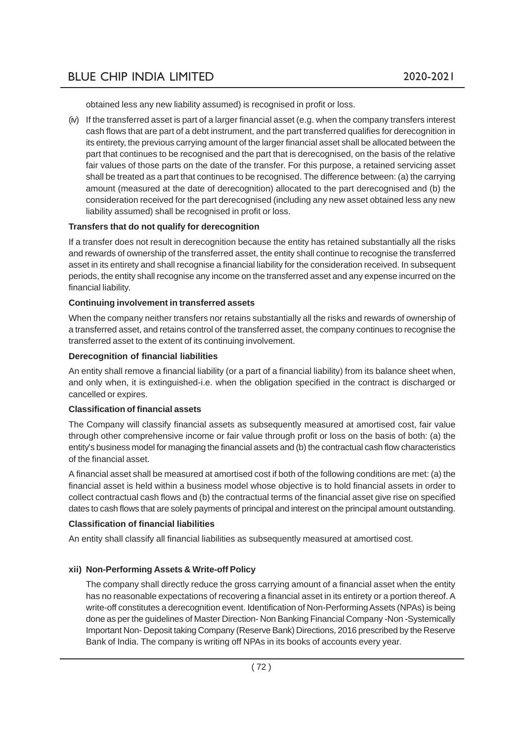obtained less any new liability assumed) is recognised in profit or loss.

(iv) If the transferred asset is part of a larger financial asset (e.g. when the company transfers interest cash flows that are part of a debt instrument, and the part transferred qualifies for derecognition in its entirety, the previous carrying amount of the larger financial asset shall be allocated between the part that continues to be recognised and the part that is derecognised, on the basis of the relative fair values of those parts on the date of the transfer. For this purpose, a retained servicing asset shall be treated as a part that continues to be recognised. The difference between: (a) the carrying amount (measured at the date of derecognition) allocated to the part derecognised and (b) the consideration received for the part derecognised (including any new asset obtained less any new liability assumed) shall be recognised in profit or loss.

**Transfers that do not qualify for derecognition**

If a transfer does not result in derecognition because the entity has retained substantially all the risks and rewards of ownership of the transferred asset, the entity shall continue to recognise the transferred asset in its entirety and shall recognise a financial liability for the consideration received. In subsequent periods, the entity shall recognise any income on the transferred asset and any expense incurred on the financial liability.

**Continuing involvement in transferred assets**

When the company neither transfers nor retains substantially all the risks and rewards of ownership of a transferred asset, and retains control of the transferred asset, the company continues to recognise the transferred asset to the extent of its continuing involvement.

**Derecognition of financial liabilities**

An entity shall remove a financial liability (or a part of a financial liability) from its balance sheet when, and only when, it is extinguished-i.e. when the obligation specified in the contract is discharged or cancelled or expires.

**Classification of financial assets**

The Company will classify financial assets as subsequently measured at amortised cost, fair value through other comprehensive income or fair value through profit or loss on the basis of both: (a) the entity's business model for managing the financial assets and (b) the contractual cash flow characteristics of the financial asset.

A financial asset shall be measured at amortised cost if both of the following conditions are met: (a) the financial asset is held within a business model whose objective is to hold financial assets in order to collect contractual cash flows and (b) the contractual terms of the financial asset give rise on specified dates to cash flows that are solely payments of principal and interest on the principal amount outstanding.

**Classification of financial liabilities**

An entity shall classify all financial liabilities as subsequently measured at amortised cost.

**xii) Non-Performing Assets & Write-off Policy**

The company shall directly reduce the gross carrying amount of a financial asset when the entity has no reasonable expectations of recovering a financial asset in its entirety or a portion thereof. A write-off constitutes a derecognition event. Identification of Non-Performing Assets (NPAs) is being done as per the guidelines of Master Direction- Non Banking Financial Company -Non -Systemically Important Non- Deposit taking Company (Reserve Bank) Directions, 2016 prescribed by the Reserve Bank of India. The company is writing off NPAs in its books of accounts every year.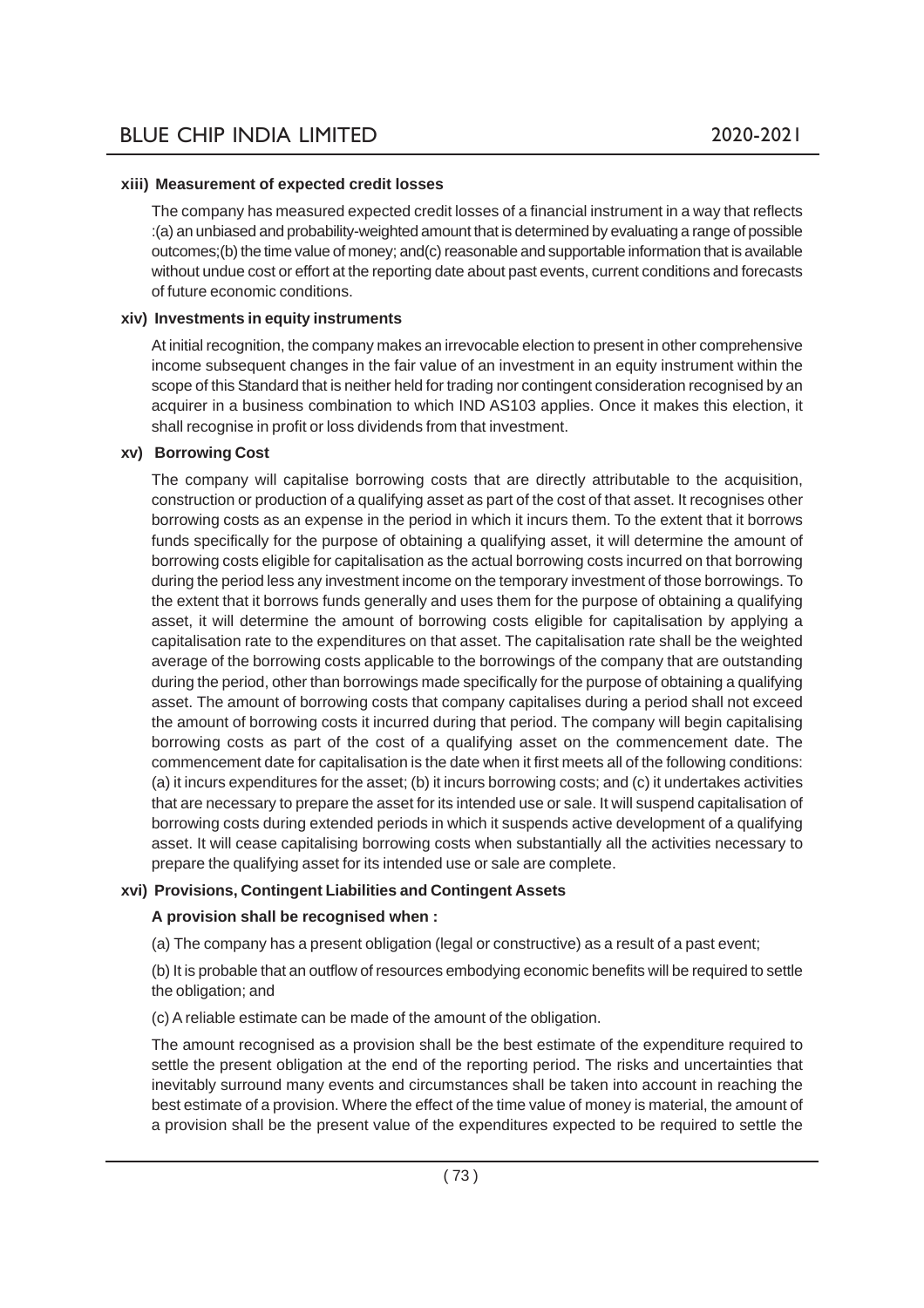**xiii) Measurement of expected credit losses**

The company has measured expected credit losses of a financial instrument in a way that reflects :(a) an unbiased and probability-weighted amount that is determined by evaluating a range of possible outcomes;(b) the time value of money; and(c) reasonable and supportable information that is available without undue cost or effort at the reporting date about past events, current conditions and forecasts of future economic conditions.

**xiv) Investments in equity instruments**

At initial recognition, the company makes an irrevocable election to present in other comprehensive income subsequent changes in the fair value of an investment in an equity instrument within the scope of this Standard that is neither held for trading nor contingent consideration recognised by an acquirer in a business combination to which IND AS103 applies. Once it makes this election, it shall recognise in profit or loss dividends from that investment.

**xv) Borrowing Cost**

The company will capitalise borrowing costs that are directly attributable to the acquisition, construction or production of a qualifying asset as part of the cost of that asset. It recognises other borrowing costs as an expense in the period in which it incurs them. To the extent that it borrows funds specifically for the purpose of obtaining a qualifying asset, it will determine the amount of borrowing costs eligible for capitalisation as the actual borrowing costs incurred on that borrowing during the period less any investment income on the temporary investment of those borrowings. To the extent that it borrows funds generally and uses them for the purpose of obtaining a qualifying asset, it will determine the amount of borrowing costs eligible for capitalisation by applying a capitalisation rate to the expenditures on that asset. The capitalisation rate shall be the weighted average of the borrowing costs applicable to the borrowings of the company that are outstanding during the period, other than borrowings made specifically for the purpose of obtaining a qualifying asset. The amount of borrowing costs that company capitalises during a period shall not exceed the amount of borrowing costs it incurred during that period. The company will begin capitalising borrowing costs as part of the cost of a qualifying asset on the commencement date. The commencement date for capitalisation is the date when it first meets all of the following conditions: (a) it incurs expenditures for the asset; (b) it incurs borrowing costs; and (c) it undertakes activities that are necessary to prepare the asset for its intended use or sale. It will suspend capitalisation of borrowing costs during extended periods in which it suspends active development of a qualifying asset. It will cease capitalising borrowing costs when substantially all the activities necessary to prepare the qualifying asset for its intended use or sale are complete.

**xvi) Provisions, Contingent Liabilities and Contingent Assets**

**A provision shall be recognised when :**

(a) The company has a present obligation (legal or constructive) as a result of a past event;

(b) It is probable that an outflow of resources embodying economic benefits will be required to settle the obligation; and

(c) A reliable estimate can be made of the amount of the obligation.

The amount recognised as a provision shall be the best estimate of the expenditure required to settle the present obligation at the end of the reporting period. The risks and uncertainties that inevitably surround many events and circumstances shall be taken into account in reaching the best estimate of a provision. Where the effect of the time value of money is material, the amount of a provision shall be the present value of the expenditures expected to be required to settle the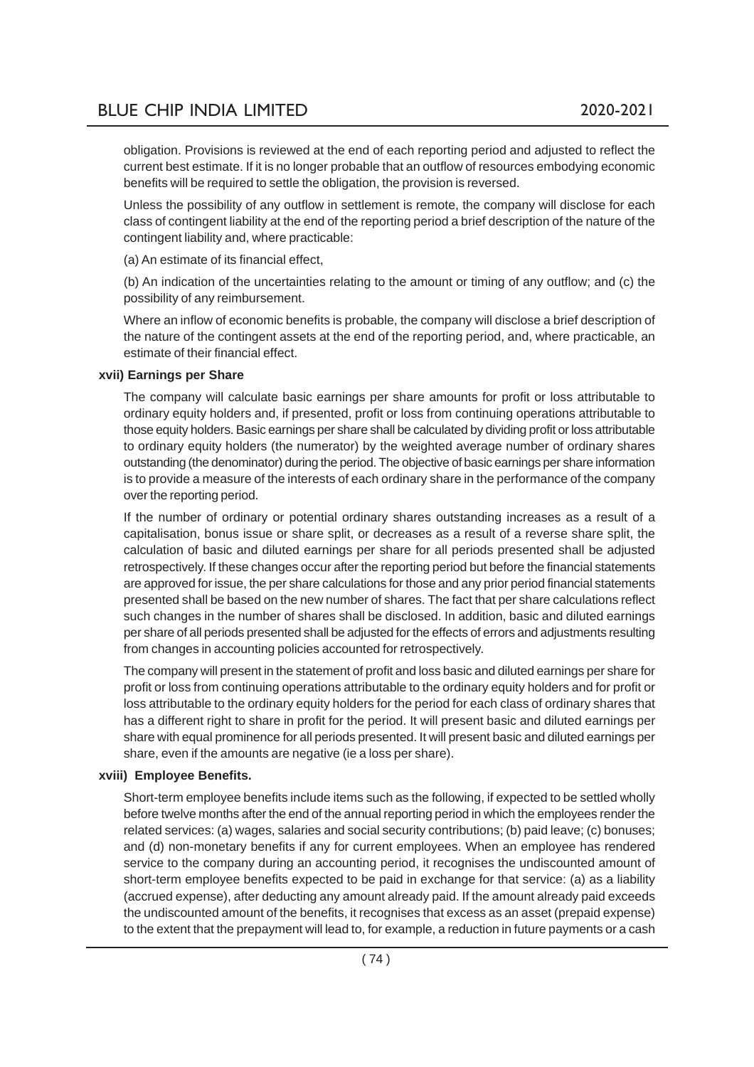obligation. Provisions is reviewed at the end of each reporting period and adjusted to reflect the current best estimate. If it is no longer probable that an outflow of resources embodying economic benefits will be required to settle the obligation, the provision is reversed.

Unless the possibility of any outflow in settlement is remote, the company will disclose for each class of contingent liability at the end of the reporting period a brief description of the nature of the contingent liability and, where practicable:

(a) An estimate of its financial effect,

(b) An indication of the uncertainties relating to the amount or timing of any outflow; and (c) the possibility of any reimbursement.

Where an inflow of economic benefits is probable, the company will disclose a brief description of the nature of the contingent assets at the end of the reporting period, and, where practicable, an estimate of their financial effect.

**xvii) Earnings per Share**

The company will calculate basic earnings per share amounts for profit or loss attributable to ordinary equity holders and, if presented, profit or loss from continuing operations attributable to those equity holders. Basic earnings per share shall be calculated by dividing profit or loss attributable to ordinary equity holders (the numerator) by the weighted average number of ordinary shares outstanding (the denominator) during the period. The objective of basic earnings per share information is to provide a measure of the interests of each ordinary share in the performance of the company over the reporting period.

If the number of ordinary or potential ordinary shares outstanding increases as a result of a capitalisation, bonus issue or share split, or decreases as a result of a reverse share split, the calculation of basic and diluted earnings per share for all periods presented shall be adjusted retrospectively. If these changes occur after the reporting period but before the financial statements are approved for issue, the per share calculations for those and any prior period financial statements presented shall be based on the new number of shares. The fact that per share calculations reflect such changes in the number of shares shall be disclosed. In addition, basic and diluted earnings per share of all periods presented shall be adjusted for the effects of errors and adjustments resulting from changes in accounting policies accounted for retrospectively.

The company will present in the statement of profit and loss basic and diluted earnings per share for profit or loss from continuing operations attributable to the ordinary equity holders and for profit or loss attributable to the ordinary equity holders for the period for each class of ordinary shares that has a different right to share in profit for the period. It will present basic and diluted earnings per share with equal prominence for all periods presented. It will present basic and diluted earnings per share, even if the amounts are negative (ie a loss per share).

**xviii) Employee Benefits.**

Short-term employee benefits include items such as the following, if expected to be settled wholly before twelve months after the end of the annual reporting period in which the employees render the related services: (a) wages, salaries and social security contributions; (b) paid leave; (c) bonuses; and (d) non-monetary benefits if any for current employees. When an employee has rendered service to the company during an accounting period, it recognises the undiscounted amount of short-term employee benefits expected to be paid in exchange for that service: (a) as a liability (accrued expense), after deducting any amount already paid. If the amount already paid exceeds the undiscounted amount of the benefits, it recognises that excess as an asset (prepaid expense) to the extent that the prepayment will lead to, for example, a reduction in future payments or a cash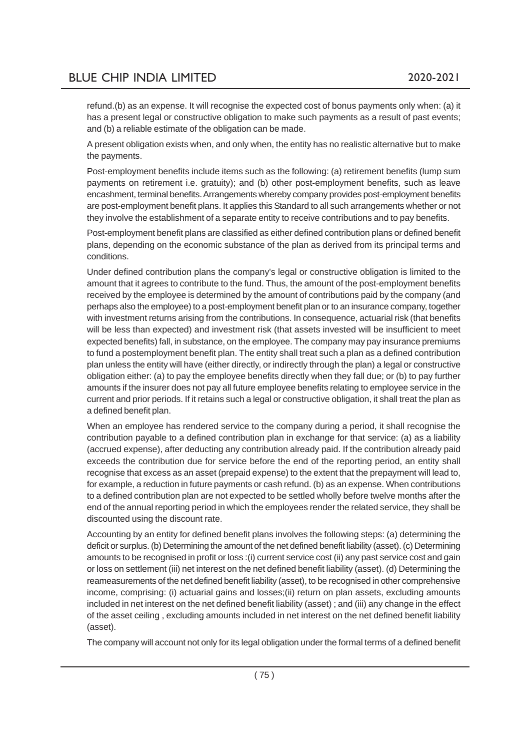refund.(b) as an expense. It will recognise the expected cost of bonus payments only when: (a) it has a present legal or constructive obligation to make such payments as a result of past events; and (b) a reliable estimate of the obligation can be made.

A present obligation exists when, and only when, the entity has no realistic alternative but to make the payments.

Post-employment benefits include items such as the following: (a) retirement benefits (lump sum payments on retirement i.e. gratuity); and (b) other post-employment benefits, such as leave encashment, terminal benefits. Arrangements whereby company provides post-employment benefits are post-employment benefit plans. It applies this Standard to all such arrangements whether or not they involve the establishment of a separate entity to receive contributions and to pay benefits.

Post-employment benefit plans are classified as either defined contribution plans or defined benefit plans, depending on the economic substance of the plan as derived from its principal terms and conditions.

Under defined contribution plans the company's legal or constructive obligation is limited to the amount that it agrees to contribute to the fund. Thus, the amount of the post-employment benefits received by the employee is determined by the amount of contributions paid by the company (and perhaps also the employee) to a post-employment benefit plan or to an insurance company, together with investment returns arising from the contributions. In consequence, actuarial risk (that benefits will be less than expected) and investment risk (that assets invested will be insufficient to meet expected benefits) fall, in substance, on the employee. The company may pay insurance premiums to fund a postemployment benefit plan. The entity shall treat such a plan as a defined contribution plan unless the entity will have (either directly, or indirectly through the plan) a legal or constructive obligation either: (a) to pay the employee benefits directly when they fall due; or (b) to pay further amounts if the insurer does not pay all future employee benefits relating to employee service in the current and prior periods. If it retains such a legal or constructive obligation, it shall treat the plan as a defined benefit plan.

When an employee has rendered service to the company during a period, it shall recognise the contribution payable to a defined contribution plan in exchange for that service: (a) as a liability (accrued expense), after deducting any contribution already paid. If the contribution already paid exceeds the contribution due for service before the end of the reporting period, an entity shall recognise that excess as an asset (prepaid expense) to the extent that the prepayment will lead to, for example, a reduction in future payments or cash refund. (b) as an expense. When contributions to a defined contribution plan are not expected to be settled wholly before twelve months after the end of the annual reporting period in which the employees render the related service, they shall be discounted using the discount rate.

Accounting by an entity for defined benefit plans involves the following steps: (a) determining the deficit or surplus. (b) Determining the amount of the net defined benefit liability (asset). (c) Determining amounts to be recognised in profit or loss :(i) current service cost (ii) any past service cost and gain or loss on settlement (iii) net interest on the net defined benefit liability (asset). (d) Determining the reameasurements of the net defined benefit liability (asset), to be recognised in other comprehensive income, comprising: (i) actuarial gains and losses;(ii) return on plan assets, excluding amounts included in net interest on the net defined benefit liability (asset) ; and (iii) any change in the effect of the asset ceiling , excluding amounts included in net interest on the net defined benefit liability (asset).

The company will account not only for its legal obligation under the formal terms of a defined benefit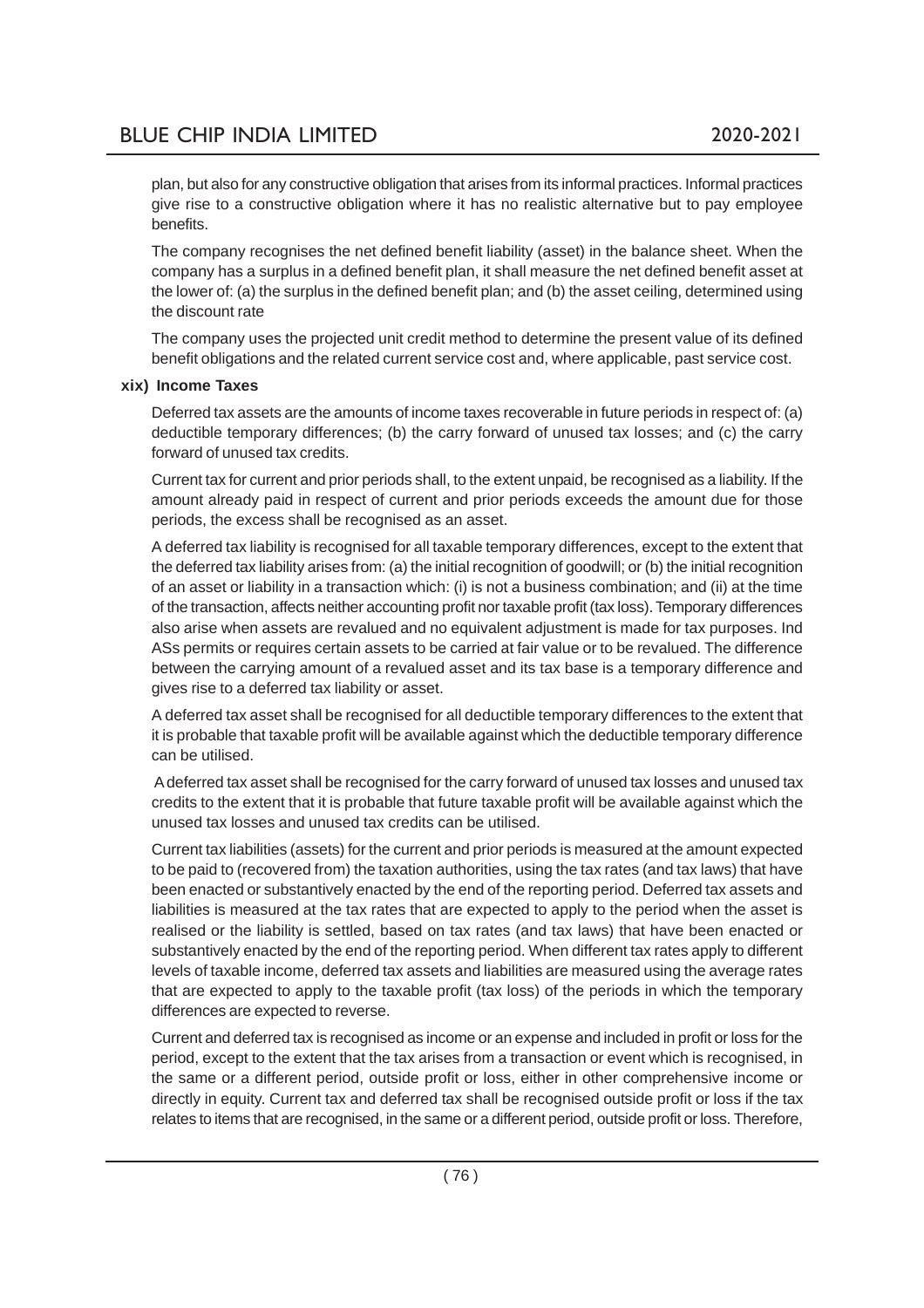plan, but also for any constructive obligation that arises from its informal practices. Informal practices give rise to a constructive obligation where it has no realistic alternative but to pay employee benefits.

The company recognises the net defined benefit liability (asset) in the balance sheet. When the company has a surplus in a defined benefit plan, it shall measure the net defined benefit asset at the lower of: (a) the surplus in the defined benefit plan; and (b) the asset ceiling, determined using the discount rate

The company uses the projected unit credit method to determine the present value of its defined benefit obligations and the related current service cost and, where applicable, past service cost.

**xix) Income Taxes**

Deferred tax assets are the amounts of income taxes recoverable in future periods in respect of: (a) deductible temporary differences; (b) the carry forward of unused tax losses; and (c) the carry forward of unused tax credits.

Current tax for current and prior periods shall, to the extent unpaid, be recognised as a liability. If the amount already paid in respect of current and prior periods exceeds the amount due for those periods, the excess shall be recognised as an asset.

A deferred tax liability is recognised for all taxable temporary differences, except to the extent that the deferred tax liability arises from: (a) the initial recognition of goodwill; or (b) the initial recognition of an asset or liability in a transaction which: (i) is not a business combination; and (ii) at the time of the transaction, affects neither accounting profit nor taxable profit (tax loss). Temporary differences also arise when assets are revalued and no equivalent adjustment is made for tax purposes. Ind ASs permits or requires certain assets to be carried at fair value or to be revalued. The difference between the carrying amount of a revalued asset and its tax base is a temporary difference and gives rise to a deferred tax liability or asset.

A deferred tax asset shall be recognised for all deductible temporary differences to the extent that it is probable that taxable profit will be available against which the deductible temporary difference can be utilised.

A deferred tax asset shall be recognised for the carry forward of unused tax losses and unused tax credits to the extent that it is probable that future taxable profit will be available against which the unused tax losses and unused tax credits can be utilised.

Current tax liabilities (assets) for the current and prior periods is measured at the amount expected to be paid to (recovered from) the taxation authorities, using the tax rates (and tax laws) that have been enacted or substantively enacted by the end of the reporting period. Deferred tax assets and liabilities is measured at the tax rates that are expected to apply to the period when the asset is realised or the liability is settled, based on tax rates (and tax laws) that have been enacted or substantively enacted by the end of the reporting period. When different tax rates apply to different levels of taxable income, deferred tax assets and liabilities are measured using the average rates that are expected to apply to the taxable profit (tax loss) of the periods in which the temporary differences are expected to reverse.

Current and deferred tax is recognised as income or an expense and included in profit or loss for the period, except to the extent that the tax arises from a transaction or event which is recognised, in the same or a different period, outside profit or loss, either in other comprehensive income or directly in equity. Current tax and deferred tax shall be recognised outside profit or loss if the tax relates to items that are recognised, in the same or a different period, outside profit or loss. Therefore,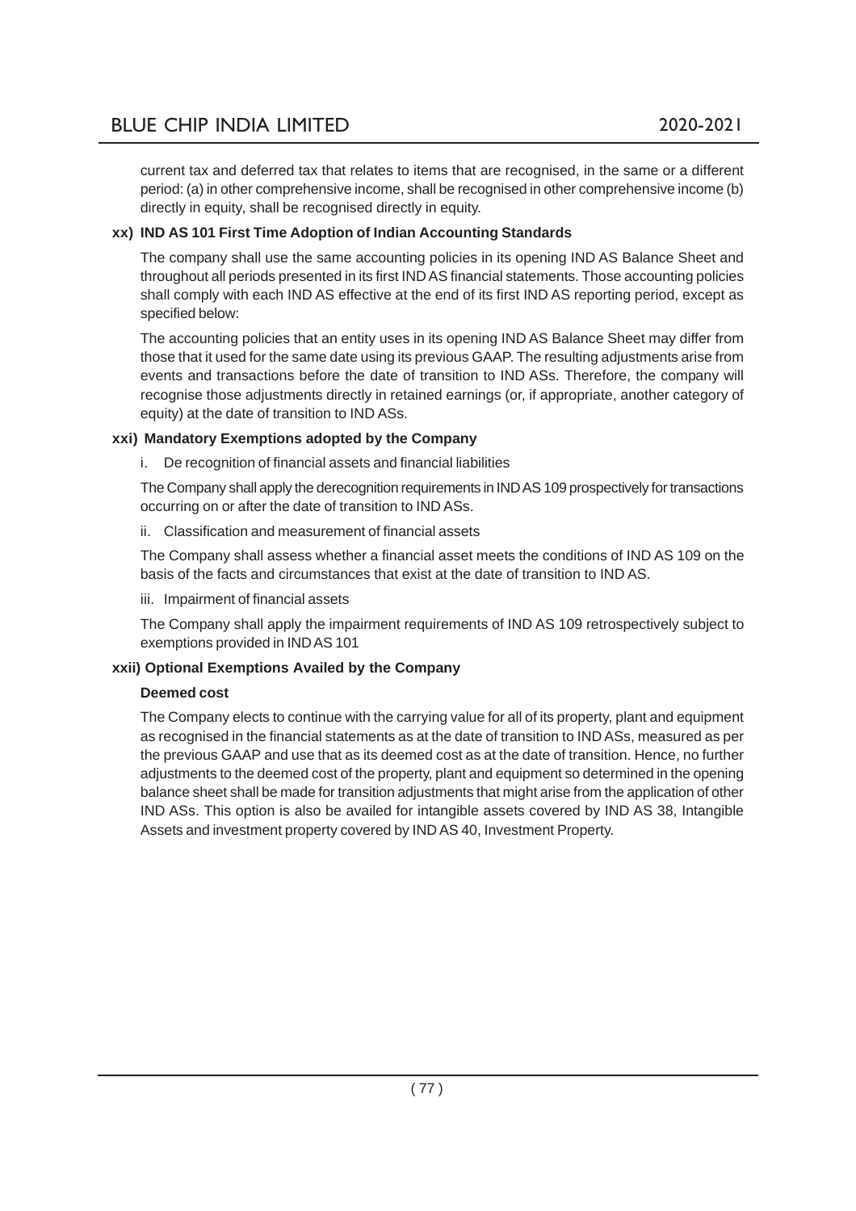current tax and deferred tax that relates to items that are recognised, in the same or a different period: (a) in other comprehensive income, shall be recognised in other comprehensive income (b) directly in equity, shall be recognised directly in equity.

**xx) IND AS 101 First Time Adoption of Indian Accounting Standards**

The company shall use the same accounting policies in its opening IND AS Balance Sheet and throughout all periods presented in its first IND AS financial statements. Those accounting policies shall comply with each IND AS effective at the end of its first IND AS reporting period, except as specified below:

The accounting policies that an entity uses in its opening IND AS Balance Sheet may differ from those that it used for the same date using its previous GAAP. The resulting adjustments arise from events and transactions before the date of transition to IND ASs. Therefore, the company will recognise those adjustments directly in retained earnings (or, if appropriate, another category of equity) at the date of transition to IND ASs.

**xxi) Mandatory Exemptions adopted by the Company**

i. De recognition of financial assets and financial liabilities

The Company shall apply the derecognition requirements in IND AS 109 prospectively for transactions occurring on or after the date of transition to IND ASs.

ii. Classification and measurement of financial assets

The Company shall assess whether a financial asset meets the conditions of IND AS 109 on the basis of the facts and circumstances that exist at the date of transition to IND AS.

iii. Impairment of financial assets

The Company shall apply the impairment requirements of IND AS 109 retrospectively subject to exemptions provided in IND AS 101

**xxii) Optional Exemptions Availed by the Company**

**Deemed cost**

The Company elects to continue with the carrying value for all of its property, plant and equipment as recognised in the financial statements as at the date of transition to IND ASs, measured as per the previous GAAP and use that as its deemed cost as at the date of transition. Hence, no further adjustments to the deemed cost of the property, plant and equipment so determined in the opening balance sheet shall be made for transition adjustments that might arise from the application of other IND ASs. This option is also be availed for intangible assets covered by IND AS 38, Intangible Assets and investment property covered by IND AS 40, Investment Property.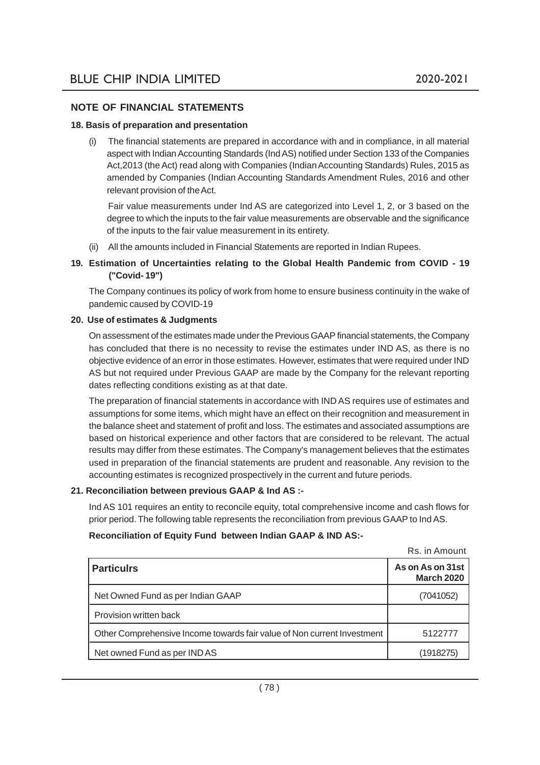## NOTE OF FINANCIAL STATEMENTS

### 18. Basis of preparation and presentation

(i) The financial statements are prepared in accordance with and in compliance, in all material aspect with Indian Accounting Standards (Ind AS) notified under Section 133 of the Companies Act,2013 (the Act) read along with Companies (Indian Accounting Standards) Rules, 2015 as amended by Companies (Indian Accounting Standards Amendment Rules, 2016 and other relevant provision of the Act.

Fair value measurements under Ind AS are categorized into Level 1, 2, or 3 based on the degree to which the inputs to the fair value measurements are observable and the significance of the inputs to the fair value measurement in its entirety.

(ii) All the amounts included in Financial Statements are reported in Indian Rupees.

### 19. Estimation of Uncertainties relating to the Global Health Pandemic from COVID - 19 ("Covid- 19")

The Company continues its policy of work from home to ensure business continuity in the wake of pandemic caused by COVID-19

### 20. Use of estimates & Judgments

On assessment of the estimates made under the Previous GAAP financial statements, the Company has concluded that there is no necessity to revise the estimates under IND AS, as there is no objective evidence of an error in those estimates. However, estimates that were required under IND AS but not required under Previous GAAP are made by the Company for the relevant reporting dates reflecting conditions existing as at that date.

The preparation of financial statements in accordance with IND AS requires use of estimates and assumptions for some items, which might have an effect on their recognition and measurement in the balance sheet and statement of profit and loss. The estimates and associated assumptions are based on historical experience and other factors that are considered to be relevant. The actual results may differ from these estimates. The Company's management believes that the estimates used in preparation of the financial statements are prudent and reasonable. Any revision to the accounting estimates is recognized prospectively in the current and future periods.

### 21. Reconciliation between previous GAAP & Ind AS :-

Ind AS 101 requires an entity to reconcile equity, total comprehensive income and cash flows for prior period. The following table represents the reconciliation from previous GAAP to Ind AS.

**Reconciliation of Equity Fund between Indian GAAP & IND AS:-**

Rs. in Amount

| Particulrs | As on As on 31st March 2020 |
|---|---|
| Net Owned Fund as per Indian GAAP | (7041052) |
| Provision written back | |
| Other Comprehensive Income towards fair value of Non current Investment | 5122777 |
| Net owned Fund as per IND AS | (1918275) |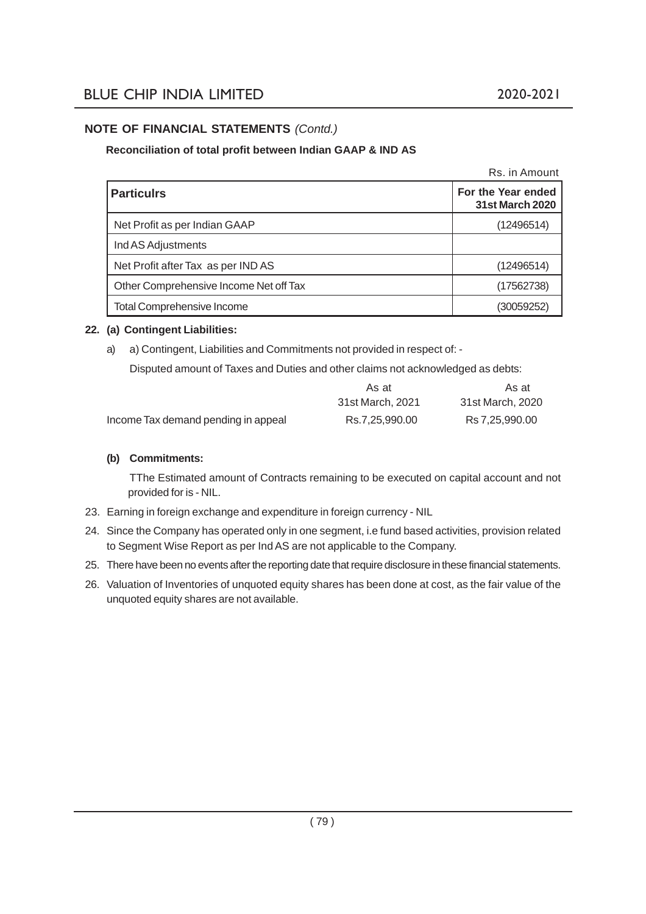## NOTE OF FINANCIAL STATEMENTS *(Contd.)*

**Reconciliation of total profit between Indian GAAP & IND AS**

Rs. in Amount

| Particulrs | For the Year ended 31st March 2020 |
|---|---|
| Net Profit as per Indian GAAP | (12496514) |
| Ind AS Adjustments | |
| Net Profit after Tax as per IND AS | (12496514) |
| Other Comprehensive Income Net off Tax | (17562738) |
| Total Comprehensive Income | (30059252) |

**22. (a) Contingent Liabilities:**

a) a) Contingent, Liabilities and Commitments not provided in respect of: -

Disputed amount of Taxes and Duties and other claims not acknowledged as debts:

| | As at 31st March, 2021 | As at 31st March, 2020 |
|---|---|---|
| Income Tax demand pending in appeal | Rs.7,25,990.00 | Rs 7,25,990.00 |

**(b) Commitments:**

TThe Estimated amount of Contracts remaining to be executed on capital account and not provided for is - NIL.

23. Earning in foreign exchange and expenditure in foreign currency - NIL

24. Since the Company has operated only in one segment, i.e fund based activities, provision related to Segment Wise Report as per Ind AS are not applicable to the Company.

25. There have been no events after the reporting date that require disclosure in these financial statements.

26. Valuation of Inventories of unquoted equity shares has been done at cost, as the fair value of the unquoted equity shares are not available.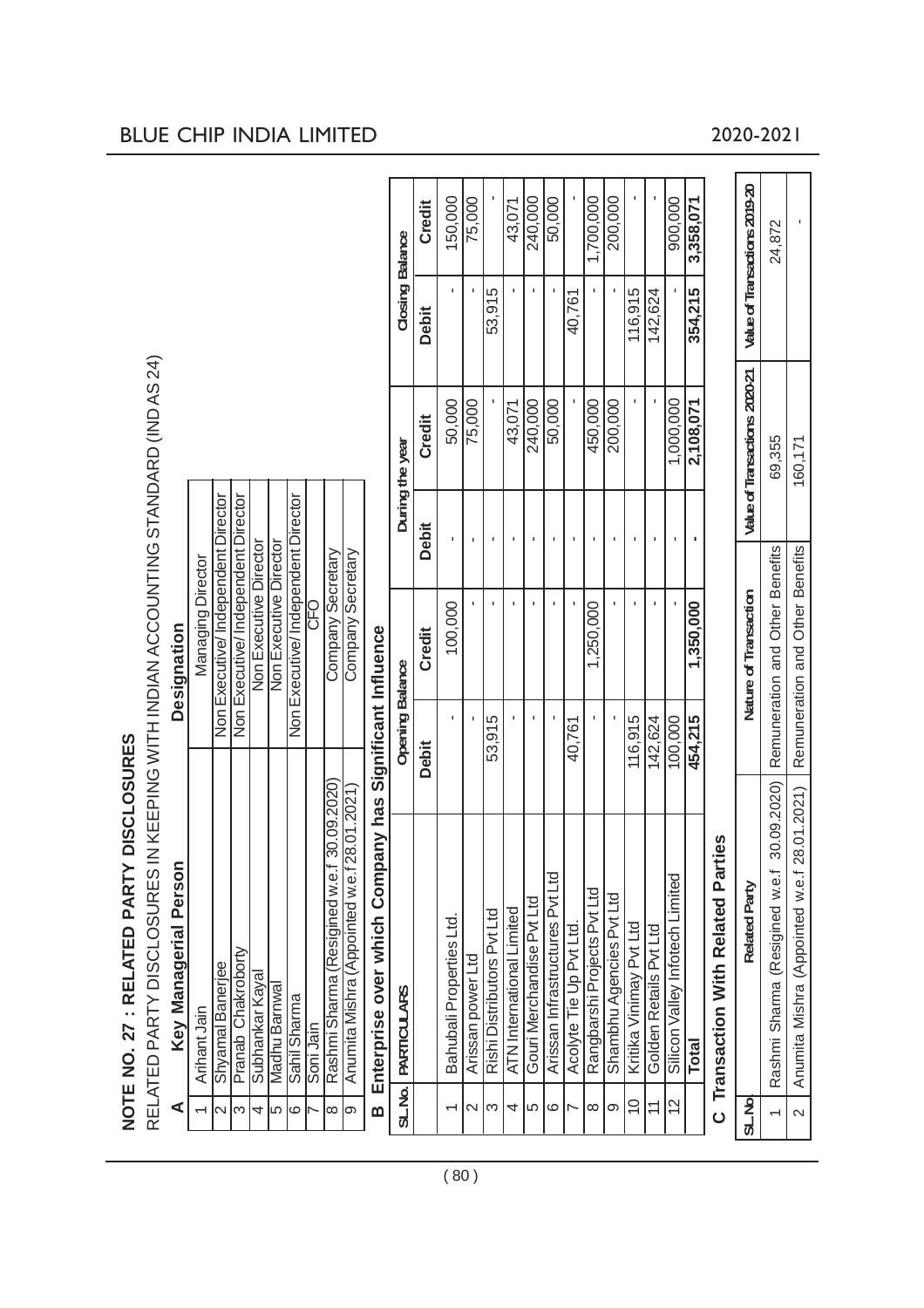## NOTE NO. 27 : RELATED PARTY DISCLOSURES

RELATED PARTY DISCLOSURES IN KEEPING WITH INDIAN ACCOUNTING STANDARD (IND AS 24)

### A Key Managerial Person

| | Key Managerial Person | Designation |
|---|---|---|
| 1 | Arihant Jain | Managing Director |
| 2 | Shyamal Banerjee | Non Executive/ Independent Director |
| 3 | Pranab Chakroborty | Non Executive/ Independent Director |
| 4 | Subhankar Kayal | Non Executive Director |
| 5 | Madhu Barnwal | Non Executive Director |
| 6 | Sahil Sharma | Non Executive/ Independent Director |
| 7 | Soni Jain | CFO |
| 8 | Rashmi Sharma (Resigined w.e.f 30.09.2020) | Company Secretary |
| 9 | Anumita Mishra (Appointed w.e.f 28.01.2021) | Company Secretary |

### B Enterprise over which Company has Significant Influence

| SL.No. | PARTICULARS | Opening Balance | | During the year | | Closing Balance | |
|---|---|---|---|---|---|---|---|
| | | Debit | Credit | Debit | Credit | Debit | Credit |
| 1 | Bahubali Properties Ltd. | - | 100,000 | - | 50,000 | - | 150,000 |
| 2 | Arissan power Ltd | - | - | - | 75,000 | - | 75,000 |
| 3 | Rishi Distributors Pvt Ltd | 53,915 | - | - | - | 53,915 | - |
| 4 | ATN International Limited | - | - | - | 43,071 | - | 43,071 |
| 5 | Gouri Merchandise Pvt Ltd | - | - | - | 240,000 | - | 240,000 |
| 6 | Arissan Infrastructures Pvt Ltd | - | - | - | 50,000 | - | 50,000 |
| 7 | Acolyte Tie Up Pvt Ltd. | 40,761 | - | - | - | 40,761 | - |
| 8 | Rangbarshi Projects Pvt Ltd | - | 1,250,000 | - | 450,000 | - | 1,700,000 |
| 9 | Shambhu Agencies Pvt Ltd | - | - | - | 200,000 | - | 200,000 |
| 10 | Kritika Vinimay Pvt Ltd | 116,915 | - | - | - | 116,915 | - |
| 11 | Golden Retails Pvt Ltd | 142,624 | - | - | - | 142,624 | - |
| 12 | Silicon Valley Infotech Limited | 100,000 | - | - | 1,000,000 | - | 900,000 |
| | **Total** | **454,215** | **1,350,000** | **-** | **2,108,071** | **354,215** | **3,358,071** |

### C Transaction With Related Parties

| SL.No. | Related Party | Nature of Transaction | Value of Transactions 2020-21 | Value of Transactions 2019-20 |
|---|---|---|---|---|
| 1 | Rashmi Sharma (Resigined w.e.f 30.09.2020) | Remuneration and Other Benefits | 69,355 | 24,872 |
| 2 | Anumita Mishra (Appointed w.e.f 28.01.2021) | Remuneration and Other Benefits | 160,171 | - |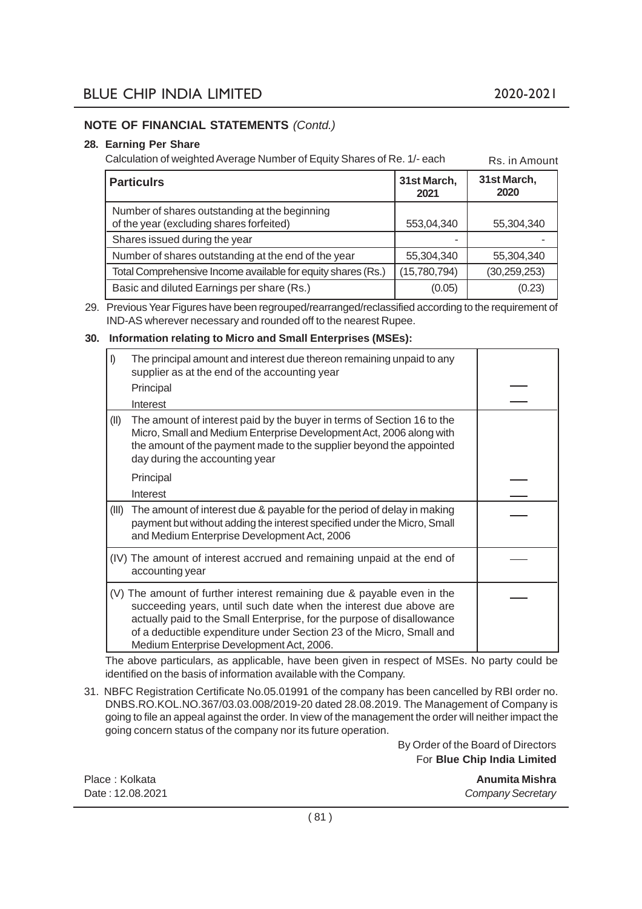## NOTE OF FINANCIAL STATEMENTS *(Contd.)*

### 28. Earning Per Share

Calculation of weighted Average Number of Equity Shares of Re. 1/- each

Rs. in Amount

| Particulrs | 31st March, 2021 | 31st March, 2020 |
|---|---|---|
| Number of shares outstanding at the beginning of the year (excluding shares forfeited) | 553,04,340 | 55,304,340 |
| Shares issued during the year | - | - |
| Number of shares outstanding at the end of the year | 55,304,340 | 55,304,340 |
| Total Comprehensive Income available for equity shares (Rs.) | (15,780,794) | (30,259,253) |
| Basic and diluted Earnings per share (Rs.) | (0.05) | (0.23) |

29. Previous Year Figures have been regrouped/rearranged/reclassified according to the requirement of IND-AS wherever necessary and rounded off to the nearest Rupee.

### 30. Information relating to Micro and Small Enterprises (MSEs):

| | |
|---|---|
| I) The principal amount and interest due thereon remaining unpaid to any supplier as at the end of the accounting year | |
| Principal | — |
| Interest | — |
| (II) The amount of interest paid by the buyer in terms of Section 16 to the Micro, Small and Medium Enterprise Development Act, 2006 along with the amount of the payment made to the supplier beyond the appointed day during the accounting year | |
| Principal | — |
| Interest | — |
| (III) The amount of interest due & payable for the period of delay in making payment but without adding the interest specified under the Micro, Small and Medium Enterprise Development Act, 2006 | — |
| (IV) The amount of interest accrued and remaining unpaid at the end of accounting year | — |
| (V) The amount of further interest remaining due & payable even in the succeeding years, until such date when the interest due above are actually paid to the Small Enterprise, for the purpose of disallowance of a deductible expenditure under Section 23 of the Micro, Small and Medium Enterprise Development Act, 2006. | — |

The above particulars, as applicable, have been given in respect of MSEs. No party could be identified on the basis of information available with the Company.

31. NBFC Registration Certificate No.05.01991 of the company has been cancelled by RBI order no. DNBS.RO.KOL.NO.367/03.03.008/2019-20 dated 28.08.2019. The Management of Company is going to file an appeal against the order. In view of the management the order will neither impact the going concern status of the company nor its future operation.

By Order of the Board of Directors
For **Blue Chip India Limited**

Place : Kolkata
Date : 12.08.2021

**Anumita Mishra**
*Company Secretary*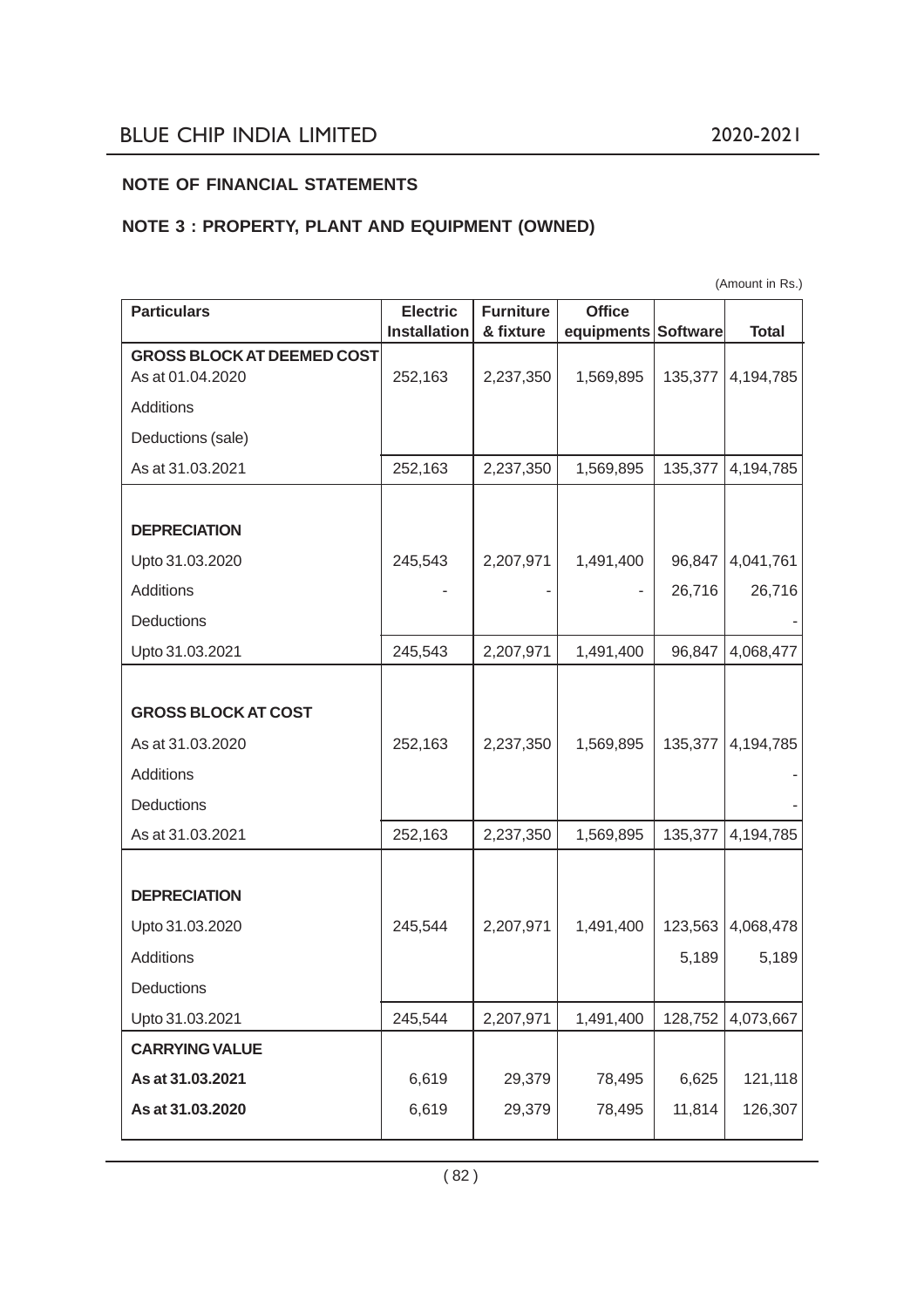## NOTE OF FINANCIAL STATEMENTS

### NOTE 3 : PROPERTY, PLANT AND EQUIPMENT (OWNED)

(Amount in Rs.)

| Particulars | Electric Installation | Furniture & fixture | Office equipments | Software | Total |
|---|---|---|---|---|---|
| **GROSS BLOCK AT DEEMED COST** | | | | | |
| As at 01.04.2020 | 252,163 | 2,237,350 | 1,569,895 | 135,377 | 4,194,785 |
| Additions | | | | | |
| Deductions (sale) | | | | | |
| As at 31.03.2021 | 252,163 | 2,237,350 | 1,569,895 | 135,377 | 4,194,785 |
| **DEPRECIATION** | | | | | |
| Upto 31.03.2020 | 245,543 | 2,207,971 | 1,491,400 | 96,847 | 4,041,761 |
| Additions | - | - | - | 26,716 | 26,716 |
| Deductions | | | | | - |
| Upto 31.03.2021 | 245,543 | 2,207,971 | 1,491,400 | 96,847 | 4,068,477 |
| **GROSS BLOCK AT COST** | | | | | |
| As at 31.03.2020 | 252,163 | 2,237,350 | 1,569,895 | 135,377 | 4,194,785 |
| Additions | | | | | - |
| Deductions | | | | | - |
| As at 31.03.2021 | 252,163 | 2,237,350 | 1,569,895 | 135,377 | 4,194,785 |
| **DEPRECIATION** | | | | | |
| Upto 31.03.2020 | 245,544 | 2,207,971 | 1,491,400 | 123,563 | 4,068,478 |
| Additions | | | | 5,189 | 5,189 |
| Deductions | | | | | |
| Upto 31.03.2021 | 245,544 | 2,207,971 | 1,491,400 | 128,752 | 4,073,667 |
| **CARRYING VALUE** | | | | | |
| **As at 31.03.2021** | 6,619 | 29,379 | 78,495 | 6,625 | 121,118 |
| **As at 31.03.2020** | 6,619 | 29,379 | 78,495 | 11,814 | 126,307 |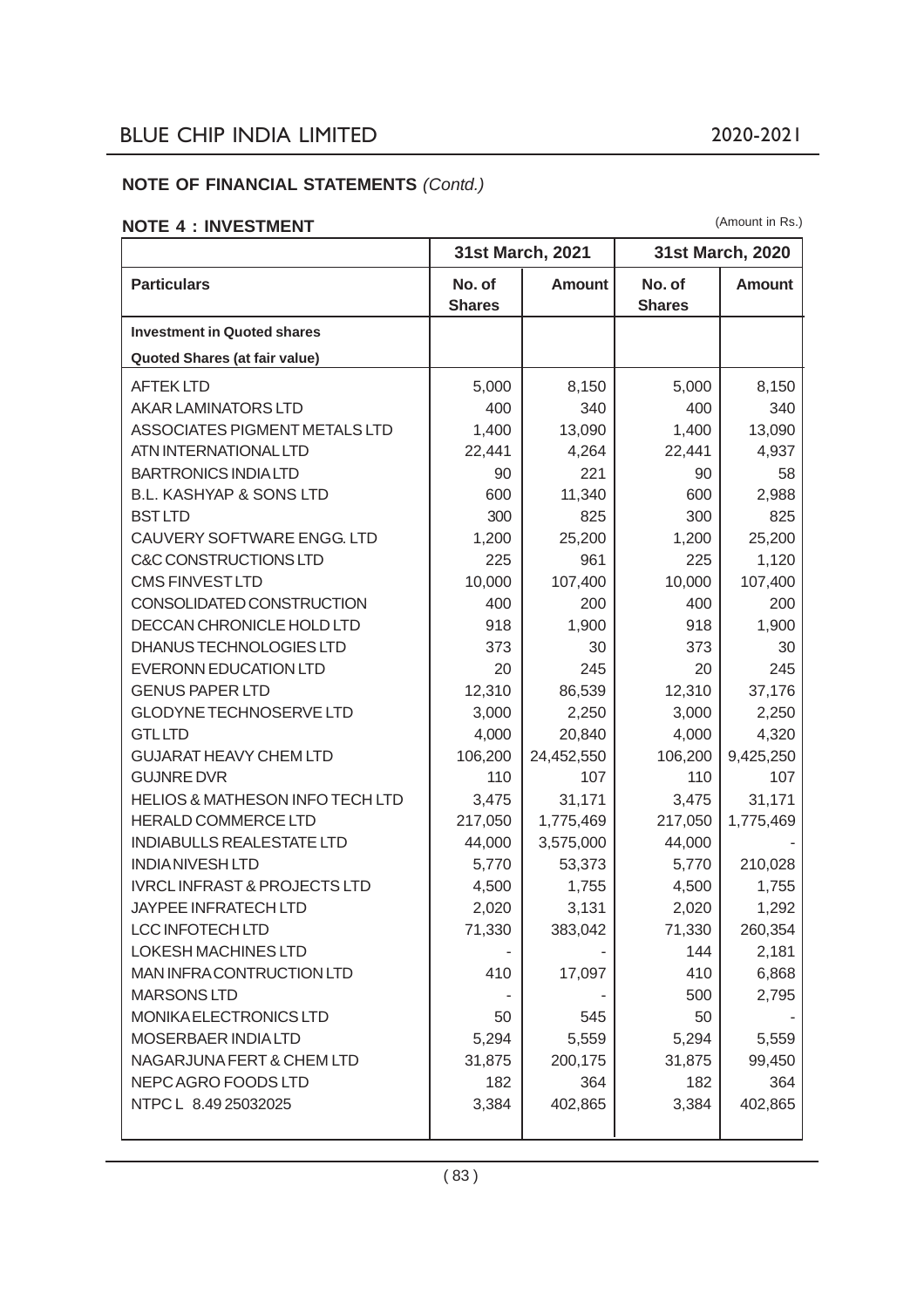## NOTE OF FINANCIAL STATEMENTS *(Contd.)*

### NOTE 4 : INVESTMENT

(Amount in Rs.)

| | 31st March, 2021 | | 31st March, 2020 | |
|---|---|---|---|---|
| **Particulars** | **No. of Shares** | **Amount** | **No. of Shares** | **Amount** |
| **Investment in Quoted shares** | | | | |
| **Quoted Shares (at fair value)** | | | | |
| AFTEK LTD | 5,000 | 8,150 | 5,000 | 8,150 |
| AKAR LAMINATORS LTD | 400 | 340 | 400 | 340 |
| ASSOCIATES PIGMENT METALS LTD | 1,400 | 13,090 | 1,400 | 13,090 |
| ATN INTERNATIONAL LTD | 22,441 | 4,264 | 22,441 | 4,937 |
| BARTRONICS INDIA LTD | 90 | 221 | 90 | 58 |
| B.L. KASHYAP & SONS LTD | 600 | 11,340 | 600 | 2,988 |
| BST LTD | 300 | 825 | 300 | 825 |
| CAUVERY SOFTWARE ENGG. LTD | 1,200 | 25,200 | 1,200 | 25,200 |
| C&C CONSTRUCTIONS LTD | 225 | 961 | 225 | 1,120 |
| CMS FINVEST LTD | 10,000 | 107,400 | 10,000 | 107,400 |
| CONSOLIDATED CONSTRUCTION | 400 | 200 | 400 | 200 |
| DECCAN CHRONICLE HOLD LTD | 918 | 1,900 | 918 | 1,900 |
| DHANUS TECHNOLOGIES LTD | 373 | 30 | 373 | 30 |
| EVERONN EDUCATION LTD | 20 | 245 | 20 | 245 |
| GENUS PAPER LTD | 12,310 | 86,539 | 12,310 | 37,176 |
| GLODYNE TECHNOSERVE LTD | 3,000 | 2,250 | 3,000 | 2,250 |
| GTL LTD | 4,000 | 20,840 | 4,000 | 4,320 |
| GUJARAT HEAVY CHEM LTD | 106,200 | 24,452,550 | 106,200 | 9,425,250 |
| GUJNRE DVR | 110 | 107 | 110 | 107 |
| HELIOS & MATHESON INFO TECH LTD | 3,475 | 31,171 | 3,475 | 31,171 |
| HERALD COMMERCE LTD | 217,050 | 1,775,469 | 217,050 | 1,775,469 |
| INDIABULLS REALESTATE LTD | 44,000 | 3,575,000 | 44,000 | - |
| INDIA NIVESH LTD | 5,770 | 53,373 | 5,770 | 210,028 |
| IVRCL INFRAST & PROJECTS LTD | 4,500 | 1,755 | 4,500 | 1,755 |
| JAYPEE INFRATECH LTD | 2,020 | 3,131 | 2,020 | 1,292 |
| LCC INFOTECH LTD | 71,330 | 383,042 | 71,330 | 260,354 |
| LOKESH MACHINES LTD | - | - | 144 | 2,181 |
| MAN INFRA CONTRUCTION LTD | 410 | 17,097 | 410 | 6,868 |
| MARSONS LTD | - | - | 500 | 2,795 |
| MONIKA ELECTRONICS LTD | 50 | 545 | 50 | - |
| MOSERBAER INDIA LTD | 5,294 | 5,559 | 5,294 | 5,559 |
| NAGARJUNA FERT & CHEM LTD | 31,875 | 200,175 | 31,875 | 99,450 |
| NEPC AGRO FOODS LTD | 182 | 364 | 182 | 364 |
| NTPC L 8.49 25032025 | 3,384 | 402,865 | 3,384 | 402,865 |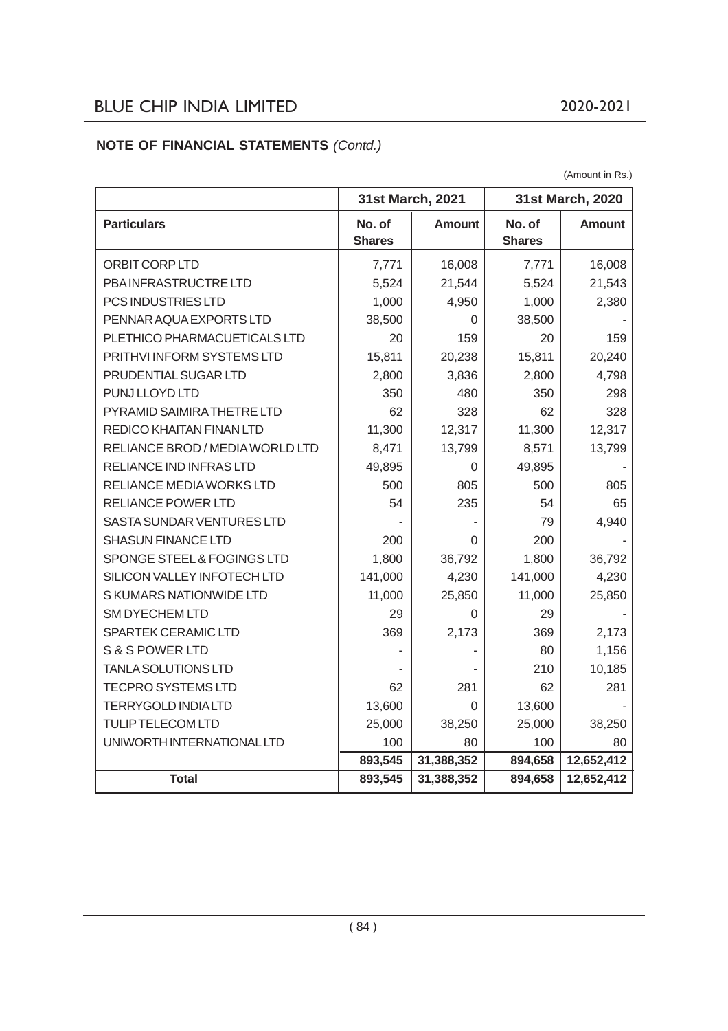**NOTE OF FINANCIAL STATEMENTS** *(Contd.)*

(Amount in Rs.)

| | 31st March, 2021 | | 31st March, 2020 | |
|---|---|---|---|---|
| **Particulars** | **No. of Shares** | **Amount** | **No. of Shares** | **Amount** |
| ORBIT CORP LTD | 7,771 | 16,008 | 7,771 | 16,008 |
| PBA INFRASTRUCTRE LTD | 5,524 | 21,544 | 5,524 | 21,543 |
| PCS INDUSTRIES LTD | 1,000 | 4,950 | 1,000 | 2,380 |
| PENNAR AQUA EXPORTS LTD | 38,500 | 0 | 38,500 | - |
| PLETHICO PHARMACUETICALS LTD | 20 | 159 | 20 | 159 |
| PRITHVI INFORM SYSTEMS LTD | 15,811 | 20,238 | 15,811 | 20,240 |
| PRUDENTIAL SUGAR LTD | 2,800 | 3,836 | 2,800 | 4,798 |
| PUNJ LLOYD LTD | 350 | 480 | 350 | 298 |
| PYRAMID SAIMIRA THETRE LTD | 62 | 328 | 62 | 328 |
| REDICO KHAITAN FINAN LTD | 11,300 | 12,317 | 11,300 | 12,317 |
| RELIANCE BROD / MEDIA WORLD LTD | 8,471 | 13,799 | 8,571 | 13,799 |
| RELIANCE IND INFRAS LTD | 49,895 | 0 | 49,895 | - |
| RELIANCE MEDIA WORKS LTD | 500 | 805 | 500 | 805 |
| RELIANCE POWER LTD | 54 | 235 | 54 | 65 |
| SASTA SUNDAR VENTURES LTD | - | - | 79 | 4,940 |
| SHASUN FINANCE LTD | 200 | 0 | 200 | - |
| SPONGE STEEL & FOGINGS LTD | 1,800 | 36,792 | 1,800 | 36,792 |
| SILICON VALLEY INFOTECH LTD | 141,000 | 4,230 | 141,000 | 4,230 |
| S KUMARS NATIONWIDE LTD | 11,000 | 25,850 | 11,000 | 25,850 |
| SM DYECHEM LTD | 29 | 0 | 29 | - |
| SPARTEK CERAMIC LTD | 369 | 2,173 | 369 | 2,173 |
| S & S POWER LTD | - | - | 80 | 1,156 |
| TANLA SOLUTIONS LTD | - | - | 210 | 10,185 |
| TECPRO SYSTEMS LTD | 62 | 281 | 62 | 281 |
| TERRYGOLD INDIA LTD | 13,600 | 0 | 13,600 | - |
| TULIP TELECOM LTD | 25,000 | 38,250 | 25,000 | 38,250 |
| UNIWORTH INTERNATIONAL LTD | 100 | 80 | 100 | 80 |
| | **893,545** | **31,388,352** | **894,658** | **12,652,412** |
| **Total** | **893,545** | **31,388,352** | **894,658** | **12,652,412** |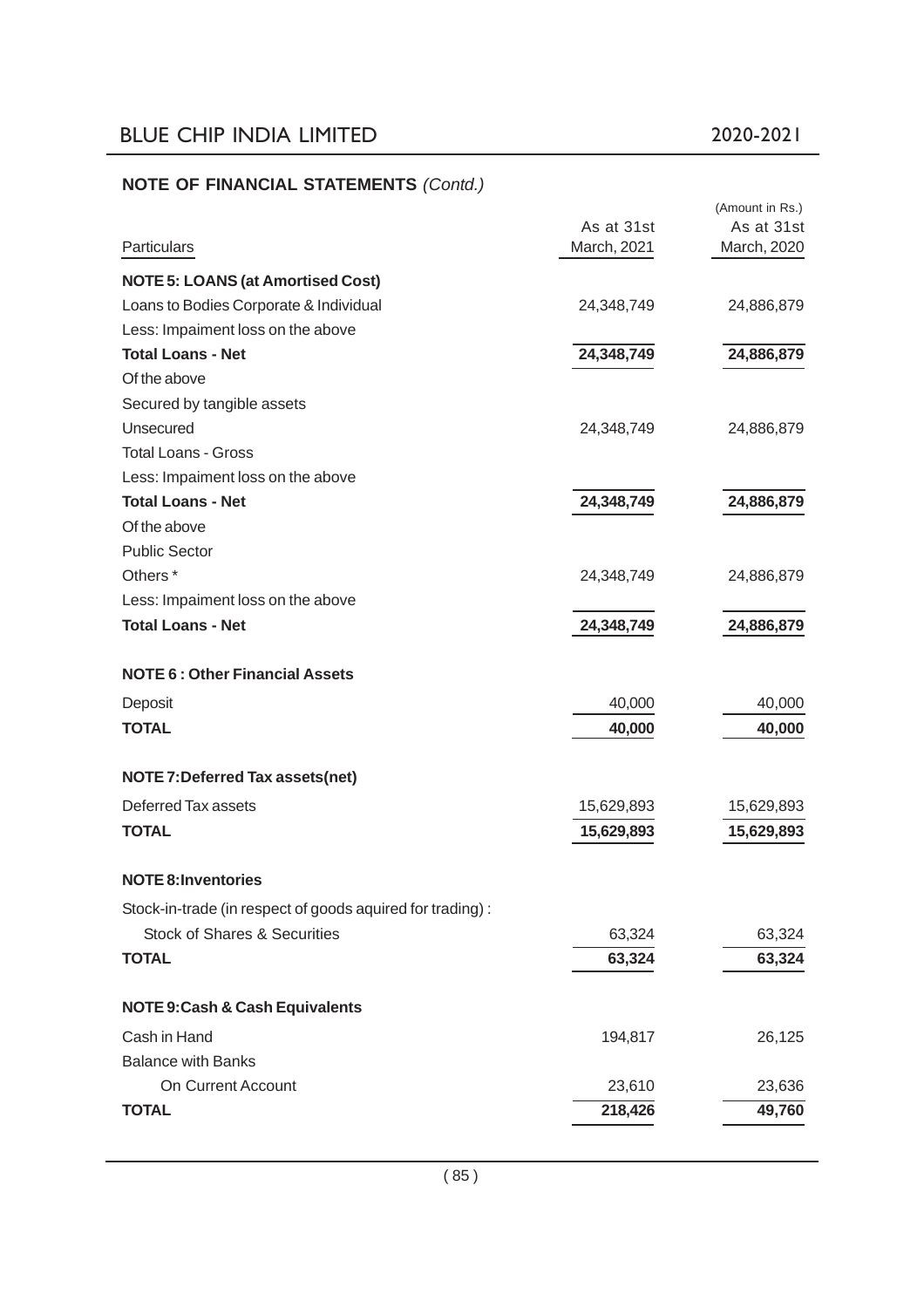## NOTE OF FINANCIAL STATEMENTS *(Contd.)*

(Amount in Rs.)

| Particulars | As at 31st March, 2021 | As at 31st March, 2020 |
|---|---|---|
| **NOTE 5: LOANS (at Amortised Cost)** | | |
| Loans to Bodies Corporate & Individual | 24,348,749 | 24,886,879 |
| Less: Impaiment loss on the above | | |
| **Total Loans - Net** | **24,348,749** | **24,886,879** |
| Of the above | | |
| Secured by tangible assets | | |
| Unsecured | 24,348,749 | 24,886,879 |
| Total Loans - Gross | | |
| Less: Impaiment loss on the above | | |
| **Total Loans - Net** | **24,348,749** | **24,886,879** |
| Of the above | | |
| Public Sector | | |
| Others * | 24,348,749 | 24,886,879 |
| Less: Impaiment loss on the above | | |
| **Total Loans - Net** | **24,348,749** | **24,886,879** |
| **NOTE 6 : Other Financial Assets** | | |
| Deposit | 40,000 | 40,000 |
| **TOTAL** | **40,000** | **40,000** |
| **NOTE 7:Deferred Tax assets(net)** | | |
| Deferred Tax assets | 15,629,893 | 15,629,893 |
| **TOTAL** | **15,629,893** | **15,629,893** |
| **NOTE 8:Inventories** | | |
| Stock-in-trade (in respect of goods aquired for trading) : | | |
| Stock of Shares & Securities | 63,324 | 63,324 |
| **TOTAL** | **63,324** | **63,324** |
| **NOTE 9:Cash & Cash Equivalents** | | |
| Cash in Hand | 194,817 | 26,125 |
| Balance with Banks | | |
| On Current Account | 23,610 | 23,636 |
| **TOTAL** | **218,426** | **49,760** |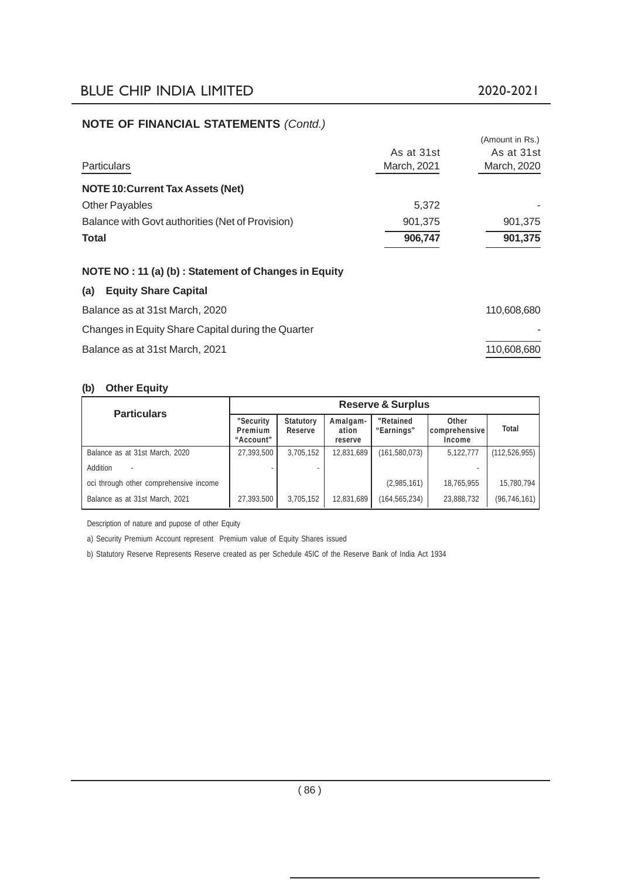## NOTE OF FINANCIAL STATEMENTS *(Contd.)*

(Amount in Rs.)

| Particulars | As at 31st March, 2021 | As at 31st March, 2020 |
|---|---|---|
| **NOTE 10:Current Tax Assets (Net)** | | |
| Other Payables | 5,372 | - |
| Balance with Govt authorities (Net of Provision) | 901,375 | 901,375 |
| **Total** | **906,747** | **901,375** |

### NOTE NO : 11 (a) (b) : Statement of Changes in Equity

#### (a) Equity Share Capital

| | |
|---|---|
| Balance as at 31st March, 2020 | 110,608,680 |
| Changes in Equity Share Capital during the Quarter | - |
| Balance as at 31st March, 2021 | 110,608,680 |

#### (b) Other Equity

| Particulars | Reserve & Surplus | | | | | |
|---|---|---|---|---|---|---|
| | "Security Premium "Account" | Statutory Reserve | Amalgam-ation reserve | "Retained "Earnings" | Other comprehensive Income | Total |
| Balance as at 31st March, 2020 | 27,393,500 | 3,705,152 | 12,831,689 | (161,580,073) | 5,122,777 | (112,526,955) |
| Addition - | - | - | | | - | |
| oci through other comprehensive income | | | | (2,985,161) | 18,765,955 | 15,780,794 |
| Balance as at 31st March, 2021 | 27,393,500 | 3,705,152 | 12,831,689 | (164,565,234) | 23,888,732 | (96,746,161) |

Description of nature and pupose of other Equity

a) Security Premium Account represent Premium value of Equity Shares issued

b) Statutory Reserve Represents Reserve created as per Schedule 45IC of the Reserve Bank of India Act 1934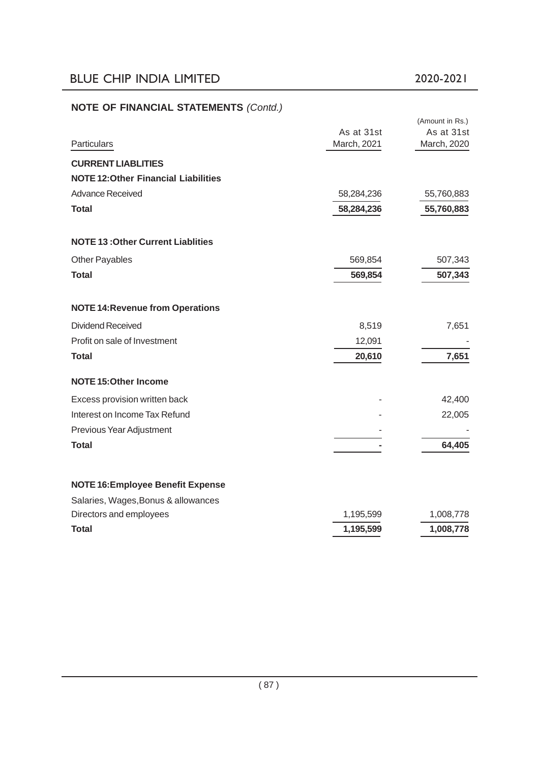## NOTE OF FINANCIAL STATEMENTS *(Contd.)*

(Amount in Rs.)

| Particulars | As at 31st March, 2021 | As at 31st March, 2020 |
|---|---|---|
| **CURRENT LIABLITIES** | | |
| **NOTE 12:Other Financial Liabilities** | | |
| Advance Received | 58,284,236 | 55,760,883 |
| **Total** | **58,284,236** | **55,760,883** |
| | | |
| **NOTE 13 :Other Current Liablities** | | |
| Other Payables | 569,854 | 507,343 |
| **Total** | **569,854** | **507,343** |
| | | |
| **NOTE 14:Revenue from Operations** | | |
| Dividend Received | 8,519 | 7,651 |
| Profit on sale of Investment | 12,091 | - |
| **Total** | **20,610** | **7,651** |
| | | |
| **NOTE 15:Other Income** | | |
| Excess provision written back | - | 42,400 |
| Interest on Income Tax Refund | - | 22,005 |
| Previous Year Adjustment | - | - |
| **Total** | **-** | **64,405** |
| | | |
| **NOTE 16:Employee Benefit Expense** | | |
| Salaries, Wages,Bonus & allowances | | |
| Directors and employees | 1,195,599 | 1,008,778 |
| **Total** | **1,195,599** | **1,008,778** |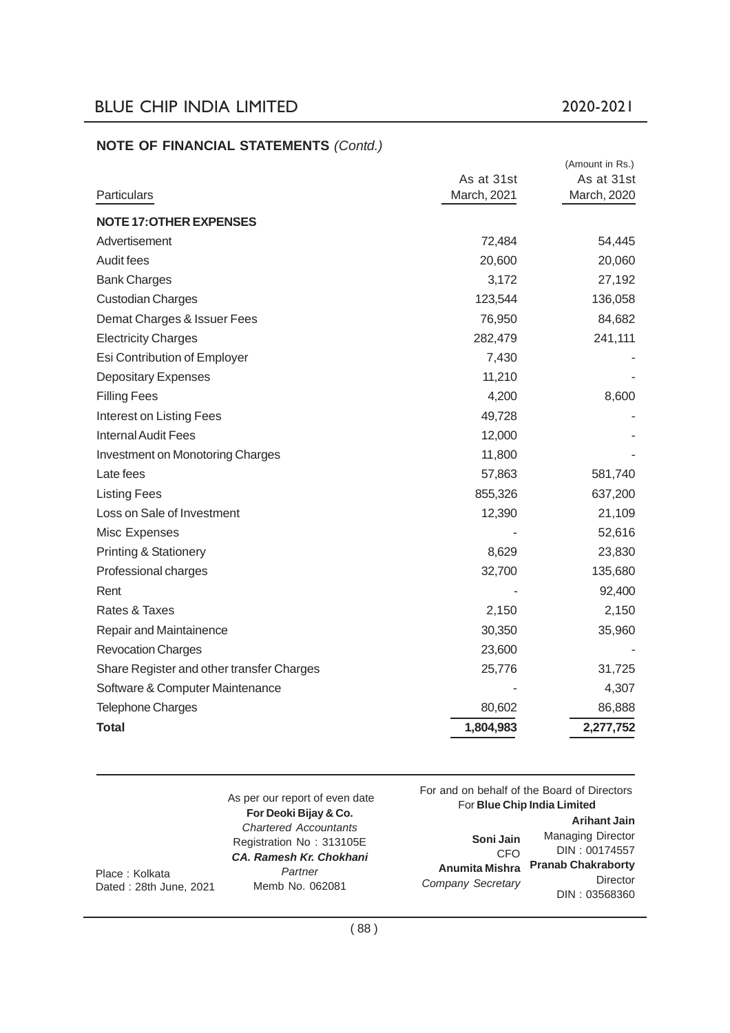## NOTE OF FINANCIAL STATEMENTS *(Contd.)*

(Amount in Rs.)

| Particulars | As at 31st March, 2021 | As at 31st March, 2020 |
|---|---|---|
| **NOTE 17:OTHER EXPENSES** | | |
| Advertisement | 72,484 | 54,445 |
| Audit fees | 20,600 | 20,060 |
| Bank Charges | 3,172 | 27,192 |
| Custodian Charges | 123,544 | 136,058 |
| Demat Charges & Issuer Fees | 76,950 | 84,682 |
| Electricity Charges | 282,479 | 241,111 |
| Esi Contribution of Employer | 7,430 | - |
| Depositary Expenses | 11,210 | - |
| Filling Fees | 4,200 | 8,600 |
| Interest on Listing Fees | 49,728 | - |
| Internal Audit Fees | 12,000 | - |
| Investment on Monotoring Charges | 11,800 | - |
| Late fees | 57,863 | 581,740 |
| Listing Fees | 855,326 | 637,200 |
| Loss on Sale of Investment | 12,390 | 21,109 |
| Misc Expenses | - | 52,616 |
| Printing & Stationery | 8,629 | 23,830 |
| Professional charges | 32,700 | 135,680 |
| Rent | - | 92,400 |
| Rates & Taxes | 2,150 | 2,150 |
| Repair and Maintainence | 30,350 | 35,960 |
| Revocation Charges | 23,600 | - |
| Share Register and other transfer Charges | 25,776 | 31,725 |
| Software & Computer Maintenance | - | 4,307 |
| Telephone Charges | 80,602 | 86,888 |
| **Total** | **1,804,983** | **2,277,752** |

As per our report of even date
**For Deoki Bijay & Co.**
*Chartered Accountants*
Registration No : 313105E
***CA. Ramesh Kr. Chokhani***
*Partner*
Memb No. 062081

Place : Kolkata
Dated : 28th June, 2021

For and on behalf of the Board of Directors
For **Blue Chip India Limited**

**Soni Jain**
CFO

**Anumita Mishra**
*Company Secretary*

**Arihant Jain**
Managing Director
DIN : 00174557

**Pranab Chakraborty**
Director
DIN : 03568360